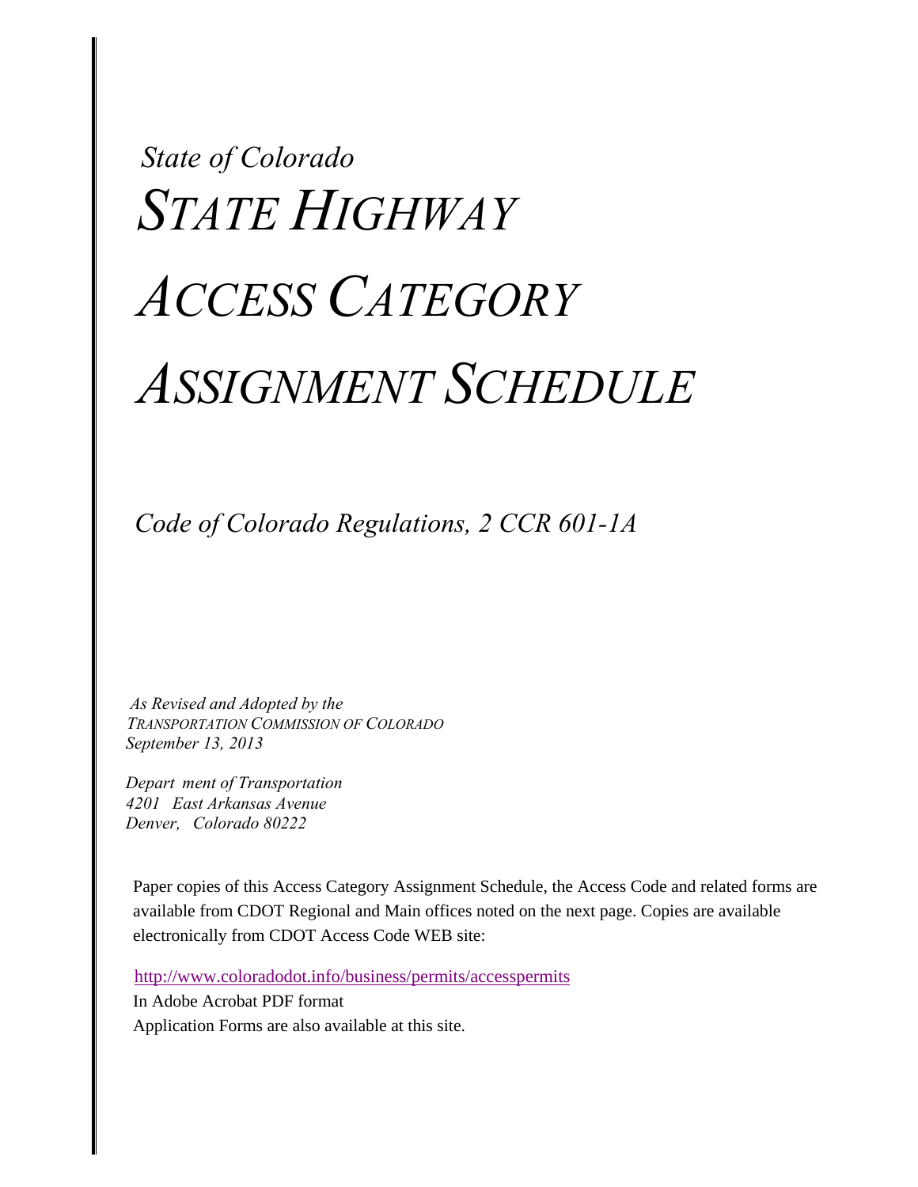*State of Colorado*

# *STATE HIGHWAY ACCESS CATEGORY ASSIGNMENT SCHEDULE*

*Code of Colorado Regulations, 2 CCR 601-1A*

*As Revised and Adopted by the*
*TRANSPORTATION COMMISSION OF COLORADO*
*September 13, 2013*

*Depart ment of Transportation*
*4201 East Arkansas Avenue*
*Denver, Colorado 80222*

Paper copies of this Access Category Assignment Schedule, the Access Code and related forms are available from CDOT Regional and Main offices noted on the next page. Copies are available electronically from CDOT Access Code WEB site:

http://www.coloradodot.info/business/permits/accesspermits
In Adobe Acrobat PDF format
Application Forms are also available at this site.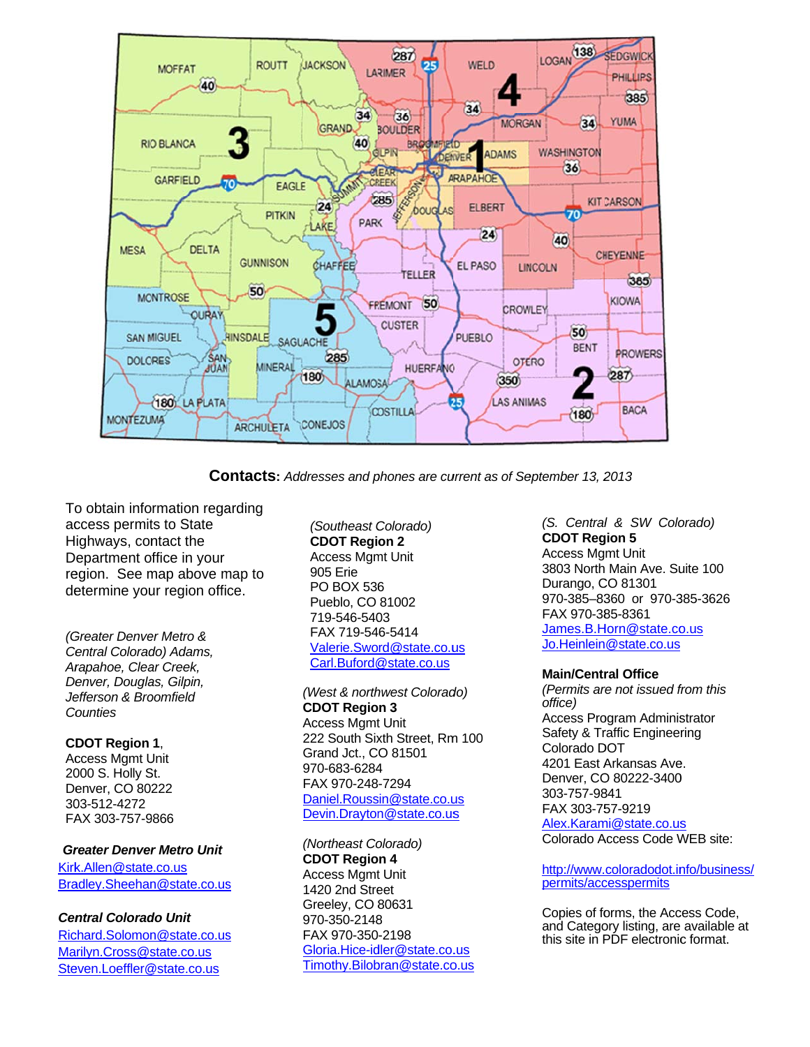**Contacts:** *Addresses and phones are current as of September 13, 2013*

To obtain information regarding access permits to State Highways, contact the Department office in your region. See map above map to determine your region office.

*(Greater Denver Metro & Central Colorado) Adams, Arapahoe, Clear Creek, Denver, Douglas, Gilpin, Jefferson & Broomfield Counties*

**CDOT Region 1**,
Access Mgmt Unit
2000 S. Holly St.
Denver, CO 80222
303-512-4272
FAX 303-757-9866

***Greater Denver Metro Unit***
Kirk.Allen@state.co.us
Bradley.Sheehan@state.co.us

***Central Colorado Unit***
Richard.Solomon@state.co.us
Marilyn.Cross@state.co.us
Steven.Loeffler@state.co.us

*(Southeast Colorado)*
**CDOT Region 2**
Access Mgmt Unit
905 Erie
PO BOX 536
Pueblo, CO 81002
719-546-5403
FAX 719-546-5414
Valerie.Sword@state.co.us
Carl.Buford@state.co.us

*(West & northwest Colorado)*
**CDOT Region 3**
Access Mgmt Unit
222 South Sixth Street, Rm 100
Grand Jct., CO 81501
970-683-6284
FAX 970-248-7294
Daniel.Roussin@state.co.us
Devin.Drayton@state.co.us

*(Northeast Colorado)*
**CDOT Region 4**
Access Mgmt Unit
1420 2nd Street
Greeley, CO 80631
970-350-2148
FAX 970-350-2198
Gloria.Hice-idler@state.co.us
Timothy.Bilobran@state.co.us

*(S. Central & SW Colorado)*
**CDOT Region 5**
Access Mgmt Unit
3803 North Main Ave. Suite 100
Durango, CO 81301
970-385–8360 or 970-385-3626
FAX 970-385-8361
James.B.Horn@state.co.us
Jo.Heinlein@state.co.us

**Main/Central Office**
*(Permits are not issued from this office)*
Access Program Administrator
Safety & Traffic Engineering
Colorado DOT
4201 East Arkansas Ave.
Denver, CO 80222-3400
303-757-9841
FAX 303-757-9219
Alex.Karami@state.co.us
Colorado Access Code WEB site:

http://www.coloradodot.info/business/permits/accesspermits

Copies of forms, the Access Code, and Category listing, are available at this site in PDF electronic format.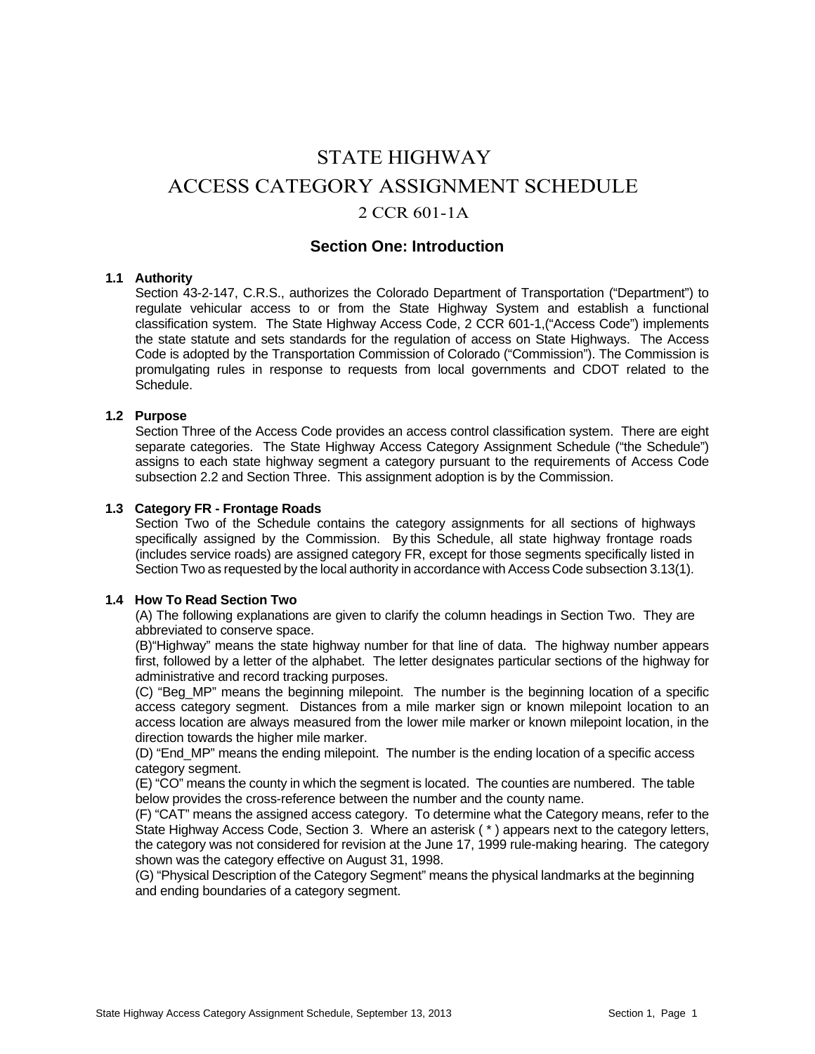# STATE HIGHWAY ACCESS CATEGORY ASSIGNMENT SCHEDULE

## 2 CCR 601-1A

## Section One: Introduction

### 1.1 Authority

Section 43-2-147, C.R.S., authorizes the Colorado Department of Transportation ("Department") to regulate vehicular access to or from the State Highway System and establish a functional classification system. The State Highway Access Code, 2 CCR 601-1,("Access Code") implements the state statute and sets standards for the regulation of access on State Highways. The Access Code is adopted by the Transportation Commission of Colorado ("Commission"). The Commission is promulgating rules in response to requests from local governments and CDOT related to the Schedule.

### 1.2 Purpose

Section Three of the Access Code provides an access control classification system. There are eight separate categories. The State Highway Access Category Assignment Schedule ("the Schedule") assigns to each state highway segment a category pursuant to the requirements of Access Code subsection 2.2 and Section Three. This assignment adoption is by the Commission.

### 1.3 Category FR - Frontage Roads

Section Two of the Schedule contains the category assignments for all sections of highways specifically assigned by the Commission. By this Schedule, all state highway frontage roads (includes service roads) are assigned category FR, except for those segments specifically listed in Section Two as requested by the local authority in accordance with Access Code subsection 3.13(1).

### 1.4 How To Read Section Two

(A) The following explanations are given to clarify the column headings in Section Two. They are abbreviated to conserve space.

(B)"Highway" means the state highway number for that line of data. The highway number appears first, followed by a letter of the alphabet. The letter designates particular sections of the highway for administrative and record tracking purposes.

(C) "Beg_MP" means the beginning milepoint. The number is the beginning location of a specific access category segment. Distances from a mile marker sign or known milepoint location to an access location are always measured from the lower mile marker or known milepoint location, in the direction towards the higher mile marker.

(D) "End_MP" means the ending milepoint. The number is the ending location of a specific access category segment.

(E) "CO" means the county in which the segment is located. The counties are numbered. The table below provides the cross-reference between the number and the county name.

(F) "CAT" means the assigned access category. To determine what the Category means, refer to the State Highway Access Code, Section 3. Where an asterisk ( * ) appears next to the category letters, the category was not considered for revision at the June 17, 1999 rule-making hearing. The category shown was the category effective on August 31, 1998.

(G) "Physical Description of the Category Segment" means the physical landmarks at the beginning and ending boundaries of a category segment.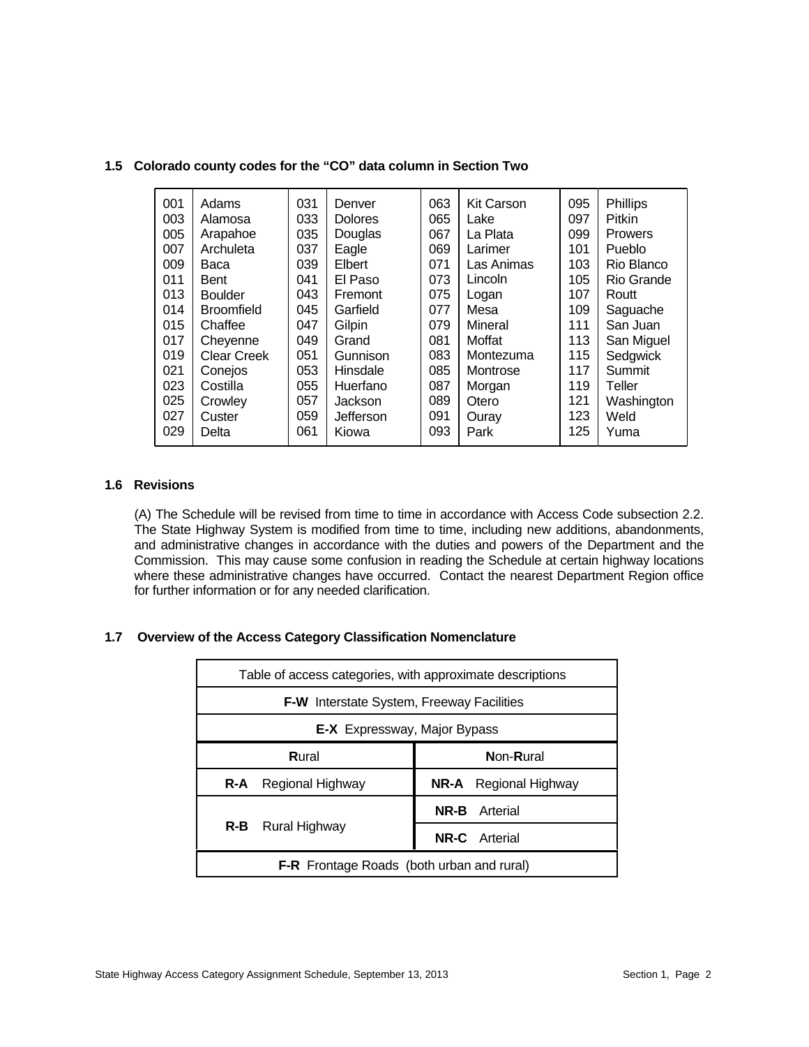### 1.5 Colorado county codes for the "CO" data column in Section Two

| Code | County | Code | County | Code | County | Code | County |
|---|---|---|---|---|---|---|---|
| 001 | Adams | 031 | Denver | 063 | Kit Carson | 095 | Phillips |
| 003 | Alamosa | 033 | Dolores | 065 | Lake | 097 | Pitkin |
| 005 | Arapahoe | 035 | Douglas | 067 | La Plata | 099 | Prowers |
| 007 | Archuleta | 037 | Eagle | 069 | Larimer | 101 | Pueblo |
| 009 | Baca | 039 | Elbert | 071 | Las Animas | 103 | Rio Blanco |
| 011 | Bent | 041 | El Paso | 073 | Lincoln | 105 | Rio Grande |
| 013 | Boulder | 043 | Fremont | 075 | Logan | 107 | Routt |
| 014 | Broomfield | 045 | Garfield | 077 | Mesa | 109 | Saguache |
| 015 | Chaffee | 047 | Gilpin | 079 | Mineral | 111 | San Juan |
| 017 | Cheyenne | 049 | Grand | 081 | Moffat | 113 | San Miguel |
| 019 | Clear Creek | 051 | Gunnison | 083 | Montezuma | 115 | Sedgwick |
| 021 | Conejos | 053 | Hinsdale | 085 | Montrose | 117 | Summit |
| 023 | Costilla | 055 | Huerfano | 087 | Morgan | 119 | Teller |
| 025 | Crowley | 057 | Jackson | 089 | Otero | 121 | Washington |
| 027 | Custer | 059 | Jefferson | 091 | Ouray | 123 | Weld |
| 029 | Delta | 061 | Kiowa | 093 | Park | 125 | Yuma |

### 1.6 Revisions

(A) The Schedule will be revised from time to time in accordance with Access Code subsection 2.2. The State Highway System is modified from time to time, including new additions, abandonments, and administrative changes in accordance with the duties and powers of the Department and the Commission. This may cause some confusion in reading the Schedule at certain highway locations where these administrative changes have occurred. Contact the nearest Department Region office for further information or for any needed clarification.

### 1.7 Overview of the Access Category Classification Nomenclature

| Table of access categories, with approximate descriptions | |
|---|---|
| **F-W** Interstate System, Freeway Facilities | |
| **E-X** Expressway, Major Bypass | |
| **R**ural | **N**on-**R**ural |
| **R-A** Regional Highway | **NR-A** Regional Highway |
| **R-B** Rural Highway | **NR-B** Arterial |
| | **NR-C** Arterial |
| **F-R** Frontage Roads (both urban and rural) | |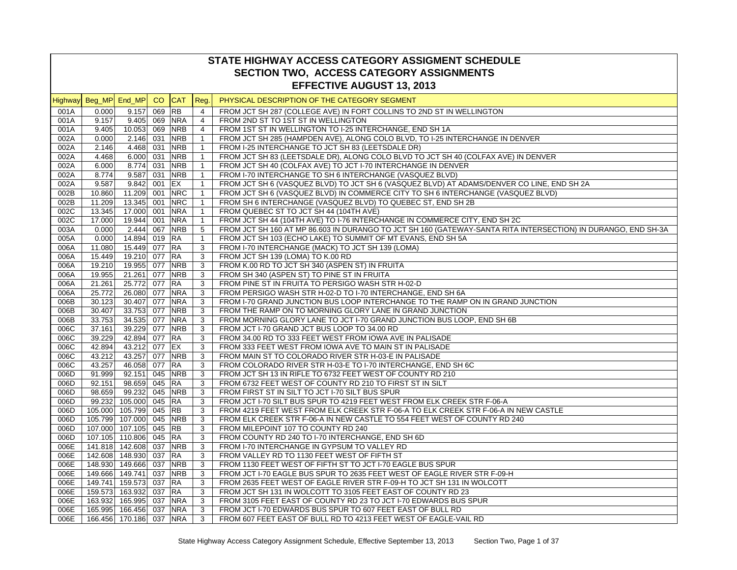# STATE HIGHWAY ACCESS CATEGORY ASSIGMENT SCHEDULE
## SECTION TWO, ACCESS CATEGORY ASSIGNMENTS
### EFFECTIVE AUGUST 13, 2013

| Highway | Beg_MP | End_MP | CO | CAT | Reg. | PHYSICAL DESCRIPTION OF THE CATEGORY SEGMENT |
|---|---|---|---|---|---|---|
| 001A | 0.000 | 9.157 | 069 | RB | 4 | FROM JCT SH 287 (COLLEGE AVE) IN FORT COLLINS TO 2ND ST IN WELLINGTON |
| 001A | 9.157 | 9.405 | 069 | NRA | 4 | FROM 2ND ST TO 1ST ST IN WELLINGTON |
| 001A | 9.405 | 10.053 | 069 | NRB | 4 | FROM 1ST ST IN WELLINGTON TO I-25 INTERCHANGE, END SH 1A |
| 002A | 0.000 | 2.146 | 031 | NRB | 1 | FROM JCT SH 285 (HAMPDEN AVE), ALONG COLO BLVD, TO I-25 INTERCHANGE IN DENVER |
| 002A | 2.146 | 4.468 | 031 | NRB | 1 | FROM I-25 INTERCHANGE TO JCT SH 83 (LEETSDALE DR) |
| 002A | 4.468 | 6.000 | 031 | NRB | 1 | FROM JCT SH 83 (LEETSDALE DR), ALONG COLO BLVD TO JCT SH 40 (COLFAX AVE) IN DENVER |
| 002A | 6.000 | 8.774 | 031 | NRB | 1 | FROM JCT SH 40 (COLFAX AVE) TO JCT I-70 INTERCHANGE IN DENVER |
| 002A | 8.774 | 9.587 | 031 | NRB | 1 | FROM I-70 INTERCHANGE TO SH 6 INTERCHANGE (VASQUEZ BLVD) |
| 002A | 9.587 | 9.842 | 001 | EX | 1 | FROM JCT SH 6 (VASQUEZ BLVD) TO JCT SH 6 (VASQUEZ BLVD) AT ADAMS/DENVER CO LINE, END SH 2A |
| 002B | 10.860 | 11.209 | 001 | NRC | 1 | FROM JCT SH 6 (VASQUEZ BLVD) IN COMMERCE CITY TO SH 6 INTERCHANGE (VASQUEZ BLVD) |
| 002B | 11.209 | 13.345 | 001 | NRC | 1 | FROM SH 6 INTERCHANGE (VASQUEZ BLVD) TO QUEBEC ST, END SH 2B |
| 002C | 13.345 | 17.000 | 001 | NRA | 1 | FROM QUEBEC ST TO JCT SH 44 (104TH AVE) |
| 002C | 17.000 | 19.944 | 001 | NRA | 1 | FROM JCT SH 44 (104TH AVE) TO I-76 INTERCHANGE IN COMMERCE CITY, END SH 2C |
| 003A | 0.000 | 2.444 | 067 | NRB | 5 | FROM JCT SH 160 AT MP 86.603 IN DURANGO TO JCT SH 160 (GATEWAY-SANTA RITA INTERSECTION) IN DURANGO, END SH-3A |
| 005A | 0.000 | 14.894 | 019 | RA | 1 | FROM JCT SH 103 (ECHO LAKE) TO SUMMIT OF MT EVANS, END SH 5A |
| 006A | 11.080 | 15.449 | 077 | RA | 3 | FROM I-70 INTERCHANGE (MACK) TO JCT SH 139 (LOMA) |
| 006A | 15.449 | 19.210 | 077 | RA | 3 | FROM JCT SH 139 (LOMA) TO K.00 RD |
| 006A | 19.210 | 19.955 | 077 | NRB | 3 | FROM K.00 RD TO JCT SH 340 (ASPEN ST) IN FRUITA |
| 006A | 19.955 | 21.261 | 077 | NRB | 3 | FROM SH 340 (ASPEN ST) TO PINE ST IN FRUITA |
| 006A | 21.261 | 25.772 | 077 | RA | 3 | FROM PINE ST IN FRUITA TO PERSIGO WASH STR H-02-D |
| 006A | 25.772 | 26.080 | 077 | NRA | 3 | FROM PERSIGO WASH STR H-02-D TO I-70 INTERCHANGE, END SH 6A |
| 006B | 30.123 | 30.407 | 077 | NRA | 3 | FROM I-70 GRAND JUNCTION BUS LOOP INTERCHANGE TO THE RAMP ON IN GRAND JUNCTION |
| 006B | 30.407 | 33.753 | 077 | NRB | 3 | FROM THE RAMP ON TO MORNING GLORY LANE IN GRAND JUNCTION |
| 006B | 33.753 | 34.535 | 077 | NRA | 3 | FROM MORNING GLORY LANE TO JCT I-70 GRAND JUNCTION BUS LOOP, END SH 6B |
| 006C | 37.161 | 39.229 | 077 | NRB | 3 | FROM JCT I-70 GRAND JCT BUS LOOP TO 34.00 RD |
| 006C | 39.229 | 42.894 | 077 | RA | 3 | FROM 34.00 RD TO 333 FEET WEST FROM IOWA AVE IN PALISADE |
| 006C | 42.894 | 43.212 | 077 | EX | 3 | FROM 333 FEET WEST FROM IOWA AVE TO MAIN ST IN PALISADE |
| 006C | 43.212 | 43.257 | 077 | NRB | 3 | FROM MAIN ST TO COLORADO RIVER STR H-03-E IN PALISADE |
| 006C | 43.257 | 46.058 | 077 | RA | 3 | FROM COLORADO RIVER STR H-03-E TO I-70 INTERCHANGE, END SH 6C |
| 006D | 91.999 | 92.151 | 045 | NRB | 3 | FROM JCT SH 13 IN RIFLE TO 6732 FEET WEST OF COUNTY RD 210 |
| 006D | 92.151 | 98.659 | 045 | RA | 3 | FROM 6732 FEET WEST OF COUNTY RD 210 TO FIRST ST IN SILT |
| 006D | 98.659 | 99.232 | 045 | NRB | 3 | FROM FIRST ST IN SILT TO JCT I-70 SILT BUS SPUR |
| 006D | 99.232 | 105.000 | 045 | RA | 3 | FROM JCT I-70 SILT BUS SPUR TO 4219 FEET WEST FROM ELK CREEK STR F-06-A |
| 006D | 105.000 | 105.799 | 045 | RB | 3 | FROM 4219 FEET WEST FROM ELK CREEK STR F-06-A TO ELK CREEK STR F-06-A IN NEW CASTLE |
| 006D | 105.799 | 107.000 | 045 | NRB | 3 | FROM ELK CREEK STR F-06-A IN NEW CASTLE TO 554 FEET WEST OF COUNTY RD 240 |
| 006D | 107.000 | 107.105 | 045 | RB | 3 | FROM MILEPOINT 107 TO COUNTY RD 240 |
| 006D | 107.105 | 110.806 | 045 | RA | 3 | FROM COUNTY RD 240 TO I-70 INTERCHANGE, END SH 6D |
| 006E | 141.818 | 142.608 | 037 | NRB | 3 | FROM I-70 INTERCHANGE IN GYPSUM TO VALLEY RD |
| 006E | 142.608 | 148.930 | 037 | RA | 3 | FROM VALLEY RD TO 1130 FEET WEST OF FIFTH ST |
| 006E | 148.930 | 149.666 | 037 | NRB | 3 | FROM 1130 FEET WEST OF FIFTH ST TO JCT I-70 EAGLE BUS SPUR |
| 006E | 149.666 | 149.741 | 037 | NRB | 3 | FROM JCT I-70 EAGLE BUS SPUR TO 2635 FEET WEST OF EAGLE RIVER STR F-09-H |
| 006E | 149.741 | 159.573 | 037 | RA | 3 | FROM 2635 FEET WEST OF EAGLE RIVER STR F-09-H TO JCT SH 131 IN WOLCOTT |
| 006E | 159.573 | 163.932 | 037 | RA | 3 | FROM JCT SH 131 IN WOLCOTT TO 3105 FEET EAST OF COUNTY RD 23 |
| 006E | 163.932 | 165.995 | 037 | NRA | 3 | FROM 3105 FEET EAST OF COUNTY RD 23 TO JCT I-70 EDWARDS BUS SPUR |
| 006E | 165.995 | 166.456 | 037 | NRA | 3 | FROM JCT I-70 EDWARDS BUS SPUR TO 607 FEET EAST OF BULL RD |
| 006E | 166.456 | 170.186 | 037 | NRA | 3 | FROM 607 FEET EAST OF BULL RD TO 4213 FEET WEST OF EAGLE-VAIL RD |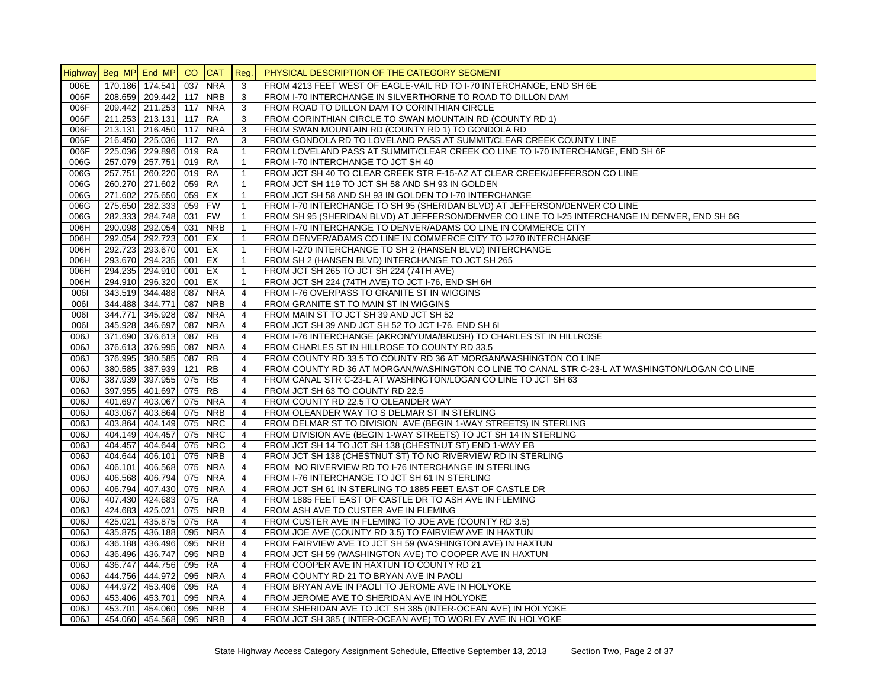| Highway | Beg_MP | End_MP | CO | CAT | Reg. | PHYSICAL DESCRIPTION OF THE CATEGORY SEGMENT |
|---|---|---|---|---|---|---|
| 006E | 170.186 | 174.541 | 037 | NRA | 3 | FROM 4213 FEET WEST OF EAGLE-VAIL RD TO I-70 INTERCHANGE, END SH 6E |
| 006F | 208.659 | 209.442 | 117 | NRB | 3 | FROM I-70 INTERCHANGE IN SILVERTHORNE TO ROAD TO DILLON DAM |
| 006F | 209.442 | 211.253 | 117 | NRA | 3 | FROM ROAD TO DILLON DAM TO CORINTHIAN CIRCLE |
| 006F | 211.253 | 213.131 | 117 | RA | 3 | FROM CORINTHIAN CIRCLE TO SWAN MOUNTAIN RD (COUNTY RD 1) |
| 006F | 213.131 | 216.450 | 117 | NRA | 3 | FROM SWAN MOUNTAIN RD (COUNTY RD 1) TO GONDOLA RD |
| 006F | 216.450 | 225.036 | 117 | RA | 3 | FROM GONDOLA RD TO LOVELAND PASS AT SUMMIT/CLEAR CREEK COUNTY LINE |
| 006F | 225.036 | 229.896 | 019 | RA | 1 | FROM LOVELAND PASS AT SUMMIT/CLEAR CREEK CO LINE TO I-70 INTERCHANGE, END SH 6F |
| 006G | 257.079 | 257.751 | 019 | RA | 1 | FROM I-70 INTERCHANGE TO JCT SH 40 |
| 006G | 257.751 | 260.220 | 019 | RA | 1 | FROM JCT SH 40 TO CLEAR CREEK STR F-15-AZ AT CLEAR CREEK/JEFFERSON CO LINE |
| 006G | 260.270 | 271.602 | 059 | RA | 1 | FROM JCT SH 119 TO JCT SH 58 AND SH 93 IN GOLDEN |
| 006G | 271.602 | 275.650 | 059 | EX | 1 | FROM JCT SH 58 AND SH 93 IN GOLDEN TO I-70 INTERCHANGE |
| 006G | 275.650 | 282.333 | 059 | FW | 1 | FROM I-70 INTERCHANGE TO SH 95 (SHERIDAN BLVD) AT JEFFERSON/DENVER CO LINE |
| 006G | 282.333 | 284.748 | 031 | FW | 1 | FROM SH 95 (SHERIDAN BLVD) AT JEFFERSON/DENVER CO LINE TO I-25 INTERCHANGE IN DENVER, END SH 6G |
| 006H | 290.098 | 292.054 | 031 | NRB | 1 | FROM I-70 INTERCHANGE TO DENVER/ADAMS CO LINE IN COMMERCE CITY |
| 006H | 292.054 | 292.723 | 001 | EX | 1 | FROM DENVER/ADAMS CO LINE IN COMMERCE CITY TO I-270 INTERCHANGE |
| 006H | 292.723 | 293.670 | 001 | EX | 1 | FROM I-270 INTERCHANGE TO SH 2 (HANSEN BLVD) INTERCHANGE |
| 006H | 293.670 | 294.235 | 001 | EX | 1 | FROM SH 2 (HANSEN BLVD) INTERCHANGE TO JCT SH 265 |
| 006H | 294.235 | 294.910 | 001 | EX | 1 | FROM JCT SH 265 TO JCT SH 224 (74TH AVE) |
| 006H | 294.910 | 296.320 | 001 | EX | 1 | FROM JCT SH 224 (74TH AVE) TO JCT I-76, END SH 6H |
| 006I | 343.519 | 344.488 | 087 | NRA | 4 | FROM I-76 OVERPASS TO GRANITE ST IN WIGGINS |
| 006I | 344.488 | 344.771 | 087 | NRB | 4 | FROM GRANITE ST TO MAIN ST IN WIGGINS |
| 006I | 344.771 | 345.928 | 087 | NRA | 4 | FROM MAIN ST TO JCT SH 39 AND JCT SH 52 |
| 006I | 345.928 | 346.697 | 087 | NRA | 4 | FROM JCT SH 39 AND JCT SH 52 TO JCT I-76, END SH 6I |
| 006J | 371.690 | 376.613 | 087 | RB | 4 | FROM I-76 INTERCHANGE (AKRON/YUMA/BRUSH) TO CHARLES ST IN HILLROSE |
| 006J | 376.613 | 376.995 | 087 | NRA | 4 | FROM CHARLES ST IN HILLROSE TO COUNTY RD 33.5 |
| 006J | 376.995 | 380.585 | 087 | RB | 4 | FROM COUNTY RD 33.5 TO COUNTY RD 36 AT MORGAN/WASHINGTON CO LINE |
| 006J | 380.585 | 387.939 | 121 | RB | 4 | FROM COUNTY RD 36 AT MORGAN/WASHINGTON CO LINE TO CANAL STR C-23-L AT WASHINGTON/LOGAN CO LINE |
| 006J | 387.939 | 397.955 | 075 | RB | 4 | FROM CANAL STR C-23-L AT WASHINGTON/LOGAN CO LINE TO JCT SH 63 |
| 006J | 397.955 | 401.697 | 075 | RB | 4 | FROM JCT SH 63 TO COUNTY RD 22.5 |
| 006J | 401.697 | 403.067 | 075 | NRA | 4 | FROM COUNTY RD 22.5 TO OLEANDER WAY |
| 006J | 403.067 | 403.864 | 075 | NRB | 4 | FROM OLEANDER WAY TO S DELMAR ST IN STERLING |
| 006J | 403.864 | 404.149 | 075 | NRC | 4 | FROM DELMAR ST TO DIVISION AVE (BEGIN 1-WAY STREETS) IN STERLING |
| 006J | 404.149 | 404.457 | 075 | NRC | 4 | FROM DIVISION AVE (BEGIN 1-WAY STREETS) TO JCT SH 14 IN STERLING |
| 006J | 404.457 | 404.644 | 075 | NRC | 4 | FROM JCT SH 14 TO JCT SH 138 (CHESTNUT ST) END 1-WAY EB |
| 006J | 404.644 | 406.101 | 075 | NRB | 4 | FROM JCT SH 138 (CHESTNUT ST) TO NO RIVERVIEW RD IN STERLING |
| 006J | 406.101 | 406.568 | 075 | NRA | 4 | FROM NO RIVERVIEW RD TO I-76 INTERCHANGE IN STERLING |
| 006J | 406.568 | 406.794 | 075 | NRA | 4 | FROM I-76 INTERCHANGE TO JCT SH 61 IN STERLING |
| 006J | 406.794 | 407.430 | 075 | NRA | 4 | FROM JCT SH 61 IN STERLING TO 1885 FEET EAST OF CASTLE DR |
| 006J | 407.430 | 424.683 | 075 | RA | 4 | FROM 1885 FEET EAST OF CASTLE DR TO ASH AVE IN FLEMING |
| 006J | 424.683 | 425.021 | 075 | NRB | 4 | FROM ASH AVE TO CUSTER AVE IN FLEMING |
| 006J | 425.021 | 435.875 | 075 | RA | 4 | FROM CUSTER AVE IN FLEMING TO JOE AVE (COUNTY RD 3.5) |
| 006J | 435.875 | 436.188 | 095 | NRA | 4 | FROM JOE AVE (COUNTY RD 3.5) TO FAIRVIEW AVE IN HAXTUN |
| 006J | 436.188 | 436.496 | 095 | NRB | 4 | FROM FAIRVIEW AVE TO JCT SH 59 (WASHINGTON AVE) IN HAXTUN |
| 006J | 436.496 | 436.747 | 095 | NRB | 4 | FROM JCT SH 59 (WASHINGTON AVE) TO COOPER AVE IN HAXTUN |
| 006J | 436.747 | 444.756 | 095 | RA | 4 | FROM COOPER AVE IN HAXTUN TO COUNTY RD 21 |
| 006J | 444.756 | 444.972 | 095 | NRA | 4 | FROM COUNTY RD 21 TO BRYAN AVE IN PAOLI |
| 006J | 444.972 | 453.406 | 095 | RA | 4 | FROM BRYAN AVE IN PAOLI TO JEROME AVE IN HOLYOKE |
| 006J | 453.406 | 453.701 | 095 | NRA | 4 | FROM JEROME AVE TO SHERIDAN AVE IN HOLYOKE |
| 006J | 453.701 | 454.060 | 095 | NRB | 4 | FROM SHERIDAN AVE TO JCT SH 385 (INTER-OCEAN AVE) IN HOLYOKE |
| 006J | 454.060 | 454.568 | 095 | NRB | 4 | FROM JCT SH 385 ( INTER-OCEAN AVE) TO WORLEY AVE IN HOLYOKE |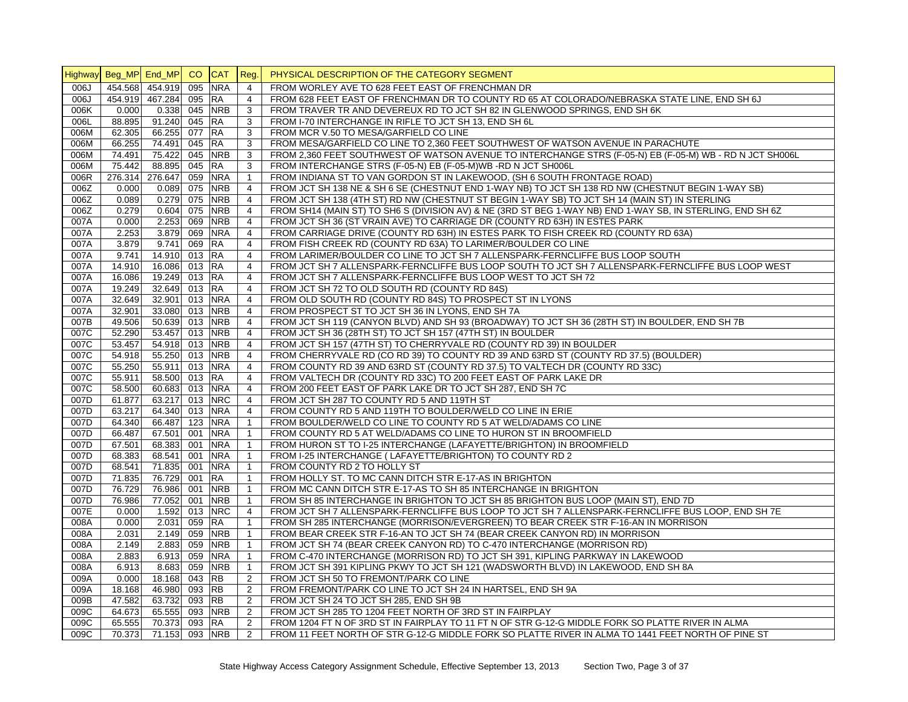| Highway | Beg_MP | End_MP | CO | CAT | Reg. | PHYSICAL DESCRIPTION OF THE CATEGORY SEGMENT |
|---|---|---|---|---|---|---|
| 006J | 454.568 | 454.919 | 095 | NRA | 4 | FROM WORLEY AVE TO 628 FEET EAST OF FRENCHMAN DR |
| 006J | 454.919 | 467.284 | 095 | RA | 4 | FROM 628 FEET EAST OF FRENCHMAN DR TO COUNTY RD 65 AT COLORADO/NEBRASKA STATE LINE, END SH 6J |
| 006K | 0.000 | 0.338 | 045 | NRB | 3 | FROM TRAVER TR AND DEVEREUX RD TO JCT SH 82 IN GLENWOOD SPRINGS, END SH 6K |
| 006L | 88.895 | 91.240 | 045 | RA | 3 | FROM I-70 INTERCHANGE IN RIFLE TO JCT SH 13, END SH 6L |
| 006M | 62.305 | 66.255 | 077 | RA | 3 | FROM MCR V.50 TO MESA/GARFIELD CO LINE |
| 006M | 66.255 | 74.491 | 045 | RA | 3 | FROM MESA/GARFIELD CO LINE TO 2,360 FEET SOUTHWEST OF WATSON AVENUE IN PARACHUTE |
| 006M | 74.491 | 75.422 | 045 | NRB | 3 | FROM 2,360 FEET SOUTHWEST OF WATSON AVENUE TO INTERCHANGE STRS (F-05-N) EB (F-05-M) WB - RD N JCT SH006L |
| 006M | 75.442 | 88.895 | 045 | RA | 3 | FROM INTERCHANGE STRS (F-05-N) EB (F-05-M)WB -RD N JCT SH006L |
| 006R | 276.314 | 276.647 | 059 | NRA | 1 | FROM INDIANA ST TO VAN GORDON ST IN LAKEWOOD, (SH 6 SOUTH FRONTAGE ROAD) |
| 006Z | 0.000 | 0.089 | 075 | NRB | 4 | FROM JCT SH 138 NE & SH 6 SE (CHESTNUT END 1-WAY NB) TO JCT SH 138 RD NW (CHESTNUT BEGIN 1-WAY SB) |
| 006Z | 0.089 | 0.279 | 075 | NRB | 4 | FROM JCT SH 138 (4TH ST) RD NW (CHESTNUT ST BEGIN 1-WAY SB) TO JCT SH 14 (MAIN ST) IN STERLING |
| 006Z | 0.279 | 0.604 | 075 | NRB | 4 | FROM SH14 (MAIN ST) TO SH6 S (DIVISION AV) & NE (3RD ST BEG 1-WAY NB) END 1-WAY SB, IN STERLING, END SH 6Z |
| 007A | 0.000 | 2.253 | 069 | NRB | 4 | FROM JCT SH 36 (ST VRAIN AVE) TO CARRIAGE DR (COUNTY RD 63H) IN ESTES PARK |
| 007A | 2.253 | 3.879 | 069 | NRA | 4 | FROM CARRIAGE DRIVE (COUNTY RD 63H) IN ESTES PARK TO FISH CREEK RD (COUNTY RD 63A) |
| 007A | 3.879 | 9.741 | 069 | RA | 4 | FROM FISH CREEK RD (COUNTY RD 63A) TO LARIMER/BOULDER CO LINE |
| 007A | 9.741 | 14.910 | 013 | RA | 4 | FROM LARIMER/BOULDER CO LINE TO JCT SH 7 ALLENSPARK-FERNCLIFFE BUS LOOP SOUTH |
| 007A | 14.910 | 16.086 | 013 | RA | 4 | FROM JCT SH 7 ALLENSPARK-FERNCLIFFE BUS LOOP SOUTH TO JCT SH 7 ALLENSPARK-FERNCLIFFE BUS LOOP WEST |
| 007A | 16.086 | 19.249 | 013 | RA | 4 | FROM JCT SH 7 ALLENSPARK-FERNCLIFFE BUS LOOP WEST TO JCT SH 72 |
| 007A | 19.249 | 32.649 | 013 | RA | 4 | FROM JCT SH 72 TO OLD SOUTH RD (COUNTY RD 84S) |
| 007A | 32.649 | 32.901 | 013 | NRA | 4 | FROM OLD SOUTH RD (COUNTY RD 84S) TO PROSPECT ST IN LYONS |
| 007A | 32.901 | 33.080 | 013 | NRB | 4 | FROM PROSPECT ST TO JCT SH 36 IN LYONS, END SH 7A |
| 007B | 49.506 | 50.639 | 013 | NRB | 4 | FROM JCT SH 119 (CANYON BLVD) AND SH 93 (BROADWAY) TO JCT SH 36 (28TH ST) IN BOULDER, END SH 7B |
| 007C | 52.290 | 53.457 | 013 | NRB | 4 | FROM JCT SH 36 (28TH ST) TO JCT SH 157 (47TH ST) IN BOULDER |
| 007C | 53.457 | 54.918 | 013 | NRB | 4 | FROM JCT SH 157 (47TH ST) TO CHERRYVALE RD (COUNTY RD 39) IN BOULDER |
| 007C | 54.918 | 55.250 | 013 | NRB | 4 | FROM CHERRYVALE RD (CO RD 39) TO COUNTY RD 39 AND 63RD ST (COUNTY RD 37.5) (BOULDER) |
| 007C | 55.250 | 55.911 | 013 | NRA | 4 | FROM COUNTY RD 39 AND 63RD ST (COUNTY RD 37.5) TO VALTECH DR (COUNTY RD 33C) |
| 007C | 55.911 | 58.500 | 013 | RA | 4 | FROM VALTECH DR (COUNTY RD 33C) TO 200 FEET EAST OF PARK LAKE DR |
| 007C | 58.500 | 60.683 | 013 | NRA | 4 | FROM 200 FEET EAST OF PARK LAKE DR TO JCT SH 287, END SH 7C |
| 007D | 61.877 | 63.217 | 013 | NRC | 4 | FROM JCT SH 287 TO COUNTY RD 5 AND 119TH ST |
| 007D | 63.217 | 64.340 | 013 | NRA | 4 | FROM COUNTY RD 5 AND 119TH TO BOULDER/WELD CO LINE IN ERIE |
| 007D | 64.340 | 66.487 | 123 | NRA | 1 | FROM BOULDER/WELD CO LINE TO COUNTY RD 5 AT WELD/ADAMS CO LINE |
| 007D | 66.487 | 67.501 | 001 | NRA | 1 | FROM COUNTY RD 5 AT WELD/ADAMS CO LINE TO HURON ST IN BROOMFIELD |
| 007D | 67.501 | 68.383 | 001 | NRA | 1 | FROM HURON ST TO I-25 INTERCHANGE (LAFAYETTE/BRIGHTON) IN BROOMFIELD |
| 007D | 68.383 | 68.541 | 001 | NRA | 1 | FROM I-25 INTERCHANGE ( LAFAYETTE/BRIGHTON) TO COUNTY RD 2 |
| 007D | 68.541 | 71.835 | 001 | NRA | 1 | FROM COUNTY RD 2 TO HOLLY ST |
| 007D | 71.835 | 76.729 | 001 | RA | 1 | FROM HOLLY ST. TO MC CANN DITCH STR E-17-AS IN BRIGHTON |
| 007D | 76.729 | 76.986 | 001 | NRB | 1 | FROM MC CANN DITCH STR E-17-AS TO SH 85 INTERCHANGE IN BRIGHTON |
| 007D | 76.986 | 77.052 | 001 | NRB | 1 | FROM SH 85 INTERCHANGE IN BRIGHTON TO JCT SH 85 BRIGHTON BUS LOOP (MAIN ST), END 7D |
| 007E | 0.000 | 1.592 | 013 | NRC | 4 | FROM JCT SH 7 ALLENSPARK-FERNCLIFFE BUS LOOP TO JCT SH 7 ALLENSPARK-FERNCLIFFE BUS LOOP, END SH 7E |
| 008A | 0.000 | 2.031 | 059 | RA | 1 | FROM SH 285 INTERCHANGE (MORRISON/EVERGREEN) TO BEAR CREEK STR F-16-AN IN MORRISON |
| 008A | 2.031 | 2.149 | 059 | NRB | 1 | FROM BEAR CREEK STR F-16-AN TO JCT SH 74 (BEAR CREEK CANYON RD) IN MORRISON |
| 008A | 2.149 | 2.883 | 059 | NRB | 1 | FROM JCT SH 74 (BEAR CREEK CANYON RD) TO C-470 INTERCHANGE (MORRISON RD) |
| 008A | 2.883 | 6.913 | 059 | NRA | 1 | FROM C-470 INTERCHANGE (MORRISON RD) TO JCT SH 391, KIPLING PARKWAY IN LAKEWOOD |
| 008A | 6.913 | 8.683 | 059 | NRB | 1 | FROM JCT SH 391 KIPLING PKWY TO JCT SH 121 (WADSWORTH BLVD) IN LAKEWOOD, END SH 8A |
| 009A | 0.000 | 18.168 | 043 | RB | 2 | FROM JCT SH 50 TO FREMONT/PARK CO LINE |
| 009A | 18.168 | 46.980 | 093 | RB | 2 | FROM FREMONT/PARK CO LINE TO JCT SH 24 IN HARTSEL, END SH 9A |
| 009B | 47.582 | 63.732 | 093 | RB | 2 | FROM JCT SH 24 TO JCT SH 285, END SH 9B |
| 009C | 64.673 | 65.555 | 093 | NRB | 2 | FROM JCT SH 285 TO 1204 FEET NORTH OF 3RD ST IN FAIRPLAY |
| 009C | 65.555 | 70.373 | 093 | RA | 2 | FROM 1204 FT N OF 3RD ST IN FAIRPLAY TO 11 FT N OF STR G-12-G MIDDLE FORK SO PLATTE RIVER IN ALMA |
| 009C | 70.373 | 71.153 | 093 | NRB | 2 | FROM 11 FEET NORTH OF STR G-12-G MIDDLE FORK SO PLATTE RIVER IN ALMA TO 1441 FEET NORTH OF PINE ST |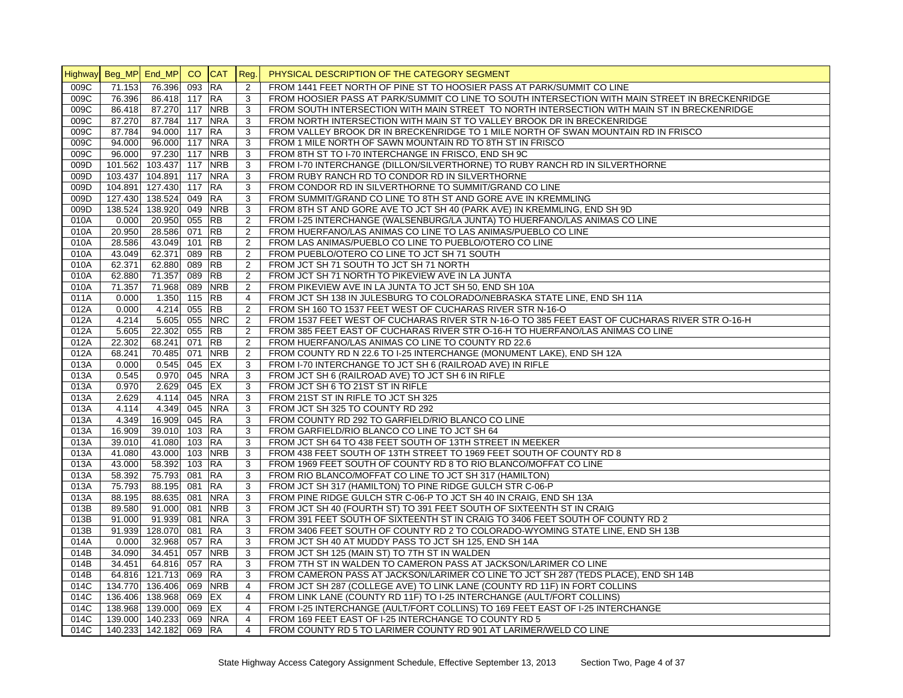| Highway | Beg_MP | End_MP | CO | CAT | Reg. | PHYSICAL DESCRIPTION OF THE CATEGORY SEGMENT |
|---|---|---|---|---|---|---|
| 009C | 71.153 | 76.396 | 093 | RA | 2 | FROM 1441 FEET NORTH OF PINE ST TO HOOSIER PASS AT PARK/SUMMIT CO LINE |
| 009C | 76.396 | 86.418 | 117 | RA | 3 | FROM HOOSIER PASS AT PARK/SUMMIT CO LINE TO SOUTH INTERSECTION WITH MAIN STREET IN BRECKENRIDGE |
| 009C | 86.418 | 87.270 | 117 | NRB | 3 | FROM SOUTH INTERSECTION WITH MAIN STREET TO NORTH INTERSECTION WITH MAIN ST IN BRECKENRIDGE |
| 009C | 87.270 | 87.784 | 117 | NRA | 3 | FROM NORTH INTERSECTION WITH MAIN ST TO VALLEY BROOK DR IN BRECKENRIDGE |
| 009C | 87.784 | 94.000 | 117 | RA | 3 | FROM VALLEY BROOK DR IN BRECKENRIDGE TO 1 MILE NORTH OF SWAN MOUNTAIN RD IN FRISCO |
| 009C | 94.000 | 96.000 | 117 | NRA | 3 | FROM 1 MILE NORTH OF SAWN MOUNTAIN RD TO 8TH ST IN FRISCO |
| 009C | 96.000 | 97.230 | 117 | NRB | 3 | FROM 8TH ST TO I-70 INTERCHANGE IN FRISCO, END SH 9C |
| 009D | 101.562 | 103.437 | 117 | NRB | 3 | FROM I-70 INTERCHANGE (DILLON/SILVERTHORNE) TO RUBY RANCH RD IN SILVERTHORNE |
| 009D | 103.437 | 104.891 | 117 | NRA | 3 | FROM RUBY RANCH RD TO CONDOR RD IN SILVERTHORNE |
| 009D | 104.891 | 127.430 | 117 | RA | 3 | FROM CONDOR RD IN SILVERTHORNE TO SUMMIT/GRAND CO LINE |
| 009D | 127.430 | 138.524 | 049 | RA | 3 | FROM SUMMIT/GRAND CO LINE TO 8TH ST AND GORE AVE IN KREMMLING |
| 009D | 138.524 | 138.920 | 049 | NRB | 3 | FROM 8TH ST AND GORE AVE TO JCT SH 40 (PARK AVE) IN KREMMLING, END SH 9D |
| 010A | 0.000 | 20.950 | 055 | RB | 2 | FROM I-25 INTERCHANGE (WALSENBURG/LA JUNTA) TO HUERFANO/LAS ANIMAS CO LINE |
| 010A | 20.950 | 28.586 | 071 | RB | 2 | FROM HUERFANO/LAS ANIMAS CO LINE TO LAS ANIMAS/PUEBLO CO LINE |
| 010A | 28.586 | 43.049 | 101 | RB | 2 | FROM LAS ANIMAS/PUEBLO CO LINE TO PUEBLO/OTERO CO LINE |
| 010A | 43.049 | 62.371 | 089 | RB | 2 | FROM PUEBLO/OTERO CO LINE TO JCT SH 71 SOUTH |
| 010A | 62.371 | 62.880 | 089 | RB | 2 | FROM JCT SH 71 SOUTH TO JCT SH 71 NORTH |
| 010A | 62.880 | 71.357 | 089 | RB | 2 | FROM JCT SH 71 NORTH TO PIKEVIEW AVE IN LA JUNTA |
| 010A | 71.357 | 71.968 | 089 | NRB | 2 | FROM PIKEVIEW AVE IN LA JUNTA TO JCT SH 50, END SH 10A |
| 011A | 0.000 | 1.350 | 115 | RB | 4 | FROM JCT SH 138 IN JULESBURG TO COLORADO/NEBRASKA STATE LINE, END SH 11A |
| 012A | 0.000 | 4.214 | 055 | RB | 2 | FROM SH 160 TO 1537 FEET WEST OF CUCHARAS RIVER STR N-16-O |
| 012A | 4.214 | 5.605 | 055 | NRC | 2 | FROM 1537 FEET WEST OF CUCHARAS RIVER STR N-16-O TO 385 FEET EAST OF CUCHARAS RIVER STR O-16-H |
| 012A | 5.605 | 22.302 | 055 | RB | 2 | FROM 385 FEET EAST OF CUCHARAS RIVER STR O-16-H TO HUERFANO/LAS ANIMAS CO LINE |
| 012A | 22.302 | 68.241 | 071 | RB | 2 | FROM HUERFANO/LAS ANIMAS CO LINE TO COUNTY RD 22.6 |
| 012A | 68.241 | 70.485 | 071 | NRB | 2 | FROM COUNTY RD N 22.6 TO I-25 INTERCHANGE (MONUMENT LAKE), END SH 12A |
| 013A | 0.000 | 0.545 | 045 | EX | 3 | FROM I-70 INTERCHANGE TO JCT SH 6 (RAILROAD AVE) IN RIFLE |
| 013A | 0.545 | 0.970 | 045 | NRA | 3 | FROM JCT SH 6 (RAILROAD AVE) TO JCT SH 6 IN RIFLE |
| 013A | 0.970 | 2.629 | 045 | EX | 3 | FROM JCT SH 6 TO 21ST ST IN RIFLE |
| 013A | 2.629 | 4.114 | 045 | NRA | 3 | FROM 21ST ST IN RIFLE TO JCT SH 325 |
| 013A | 4.114 | 4.349 | 045 | NRA | 3 | FROM JCT SH 325 TO COUNTY RD 292 |
| 013A | 4.349 | 16.909 | 045 | RA | 3 | FROM COUNTY RD 292 TO GARFIELD/RIO BLANCO CO LINE |
| 013A | 16.909 | 39.010 | 103 | RA | 3 | FROM GARFIELD/RIO BLANCO CO LINE TO JCT SH 64 |
| 013A | 39.010 | 41.080 | 103 | RA | 3 | FROM JCT SH 64 TO 438 FEET SOUTH OF 13TH STREET IN MEEKER |
| 013A | 41.080 | 43.000 | 103 | NRB | 3 | FROM 438 FEET SOUTH OF 13TH STREET TO 1969 FEET SOUTH OF COUNTY RD 8 |
| 013A | 43.000 | 58.392 | 103 | RA | 3 | FROM 1969 FEET SOUTH OF COUNTY RD 8 TO RIO BLANCO/MOFFAT CO LINE |
| 013A | 58.392 | 75.793 | 081 | RA | 3 | FROM RIO BLANCO/MOFFAT CO LINE TO JCT SH 317 (HAMILTON) |
| 013A | 75.793 | 88.195 | 081 | RA | 3 | FROM JCT SH 317 (HAMILTON) TO PINE RIDGE GULCH STR C-06-P |
| 013A | 88.195 | 88.635 | 081 | NRA | 3 | FROM PINE RIDGE GULCH STR C-06-P TO JCT SH 40 IN CRAIG, END SH 13A |
| 013B | 89.580 | 91.000 | 081 | NRB | 3 | FROM JCT SH 40 (FOURTH ST) TO 391 FEET SOUTH OF SIXTEENTH ST IN CRAIG |
| 013B | 91.000 | 91.939 | 081 | NRA | 3 | FROM 391 FEET SOUTH OF SIXTEENTH ST IN CRAIG TO 3406 FEET SOUTH OF COUNTY RD 2 |
| 013B | 91.939 | 128.070 | 081 | RA | 3 | FROM 3406 FEET SOUTH OF COUNTY RD 2 TO COLORADO-WYOMING STATE LINE, END SH 13B |
| 014A | 0.000 | 32.968 | 057 | RA | 3 | FROM JCT SH 40 AT MUDDY PASS TO JCT SH 125, END SH 14A |
| 014B | 34.090 | 34.451 | 057 | NRB | 3 | FROM JCT SH 125 (MAIN ST) TO 7TH ST IN WALDEN |
| 014B | 34.451 | 64.816 | 057 | RA | 3 | FROM 7TH ST IN WALDEN TO CAMERON PASS AT JACKSON/LARIMER CO LINE |
| 014B | 64.816 | 121.713 | 069 | RA | 3 | FROM CAMERON PASS AT JACKSON/LARIMER CO LINE TO JCT SH 287 (TEDS PLACE), END SH 14B |
| 014C | 134.770 | 136.406 | 069 | NRB | 4 | FROM JCT SH 287 (COLLEGE AVE) TO LINK LANE (COUNTY RD 11F) IN FORT COLLINS |
| 014C | 136.406 | 138.968 | 069 | EX | 4 | FROM LINK LANE (COUNTY RD 11F) TO I-25 INTERCHANGE (AULT/FORT COLLINS) |
| 014C | 138.968 | 139.000 | 069 | EX | 4 | FROM I-25 INTERCHANGE (AULT/FORT COLLINS) TO 169 FEET EAST OF I-25 INTERCHANGE |
| 014C | 139.000 | 140.233 | 069 | NRA | 4 | FROM 169 FEET EAST OF I-25 INTERCHANGE TO COUNTY RD 5 |
| 014C | 140.233 | 142.182 | 069 | RA | 4 | FROM COUNTY RD 5 TO LARIMER COUNTY RD 901 AT LARIMER/WELD CO LINE |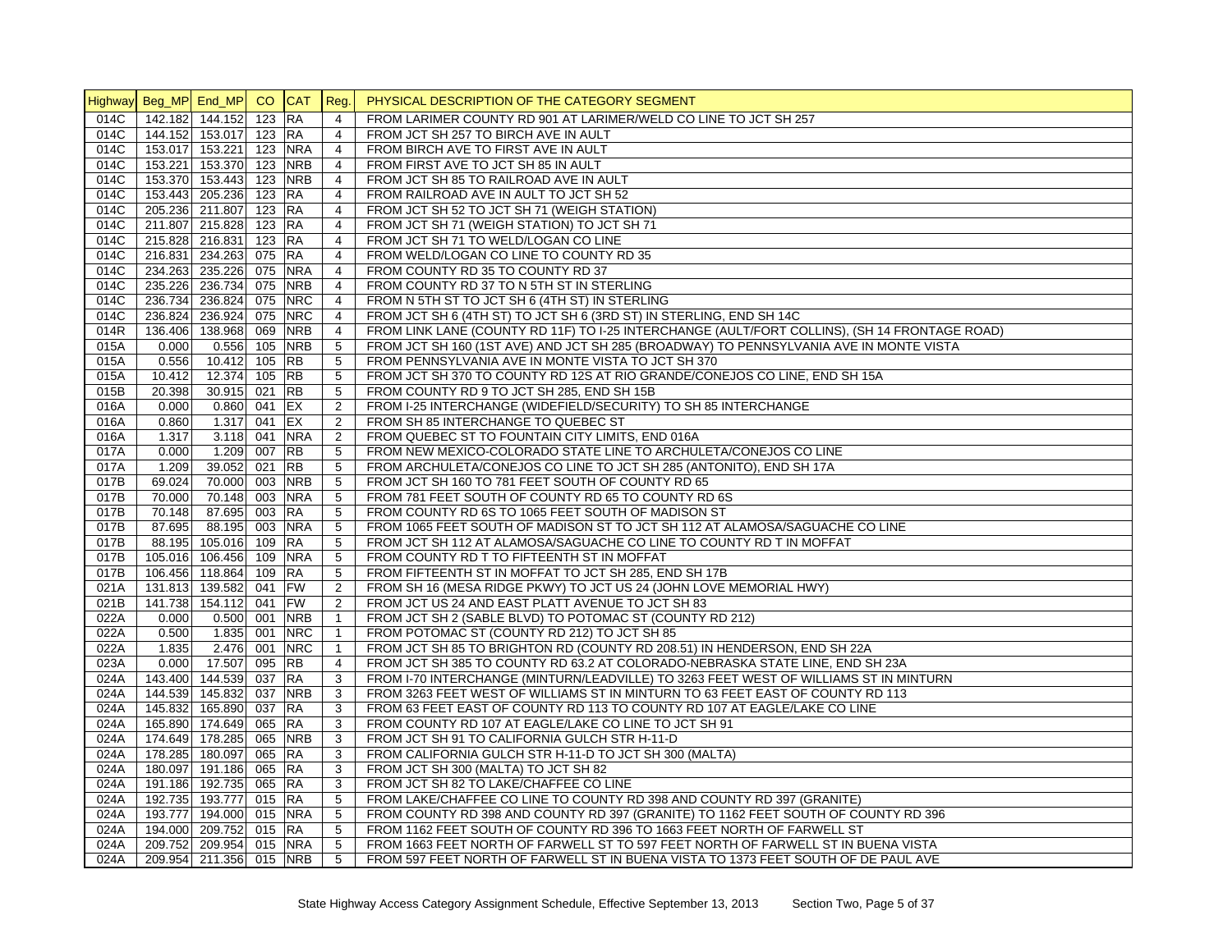| Highway | Beg_MP | End_MP | CO | CAT | Reg. | PHYSICAL DESCRIPTION OF THE CATEGORY SEGMENT |
|---|---|---|---|---|---|---|
| 014C | 142.182 | 144.152 | 123 | RA | 4 | FROM LARIMER COUNTY RD 901 AT LARIMER/WELD CO LINE TO JCT SH 257 |
| 014C | 144.152 | 153.017 | 123 | RA | 4 | FROM JCT SH 257 TO BIRCH AVE IN AULT |
| 014C | 153.017 | 153.221 | 123 | NRA | 4 | FROM BIRCH AVE TO FIRST AVE IN AULT |
| 014C | 153.221 | 153.370 | 123 | NRB | 4 | FROM FIRST AVE TO JCT SH 85 IN AULT |
| 014C | 153.370 | 153.443 | 123 | NRB | 4 | FROM JCT SH 85 TO RAILROAD AVE IN AULT |
| 014C | 153.443 | 205.236 | 123 | RA | 4 | FROM RAILROAD AVE IN AULT TO JCT SH 52 |
| 014C | 205.236 | 211.807 | 123 | RA | 4 | FROM JCT SH 52 TO JCT SH 71 (WEIGH STATION) |
| 014C | 211.807 | 215.828 | 123 | RA | 4 | FROM JCT SH 71 (WEIGH STATION) TO JCT SH 71 |
| 014C | 215.828 | 216.831 | 123 | RA | 4 | FROM JCT SH 71 TO WELD/LOGAN CO LINE |
| 014C | 216.831 | 234.263 | 075 | RA | 4 | FROM WELD/LOGAN CO LINE TO COUNTY RD 35 |
| 014C | 234.263 | 235.226 | 075 | NRA | 4 | FROM COUNTY RD 35 TO COUNTY RD 37 |
| 014C | 235.226 | 236.734 | 075 | NRB | 4 | FROM COUNTY RD 37 TO N 5TH ST IN STERLING |
| 014C | 236.734 | 236.824 | 075 | NRC | 4 | FROM N 5TH ST TO JCT SH 6 (4TH ST) IN STERLING |
| 014C | 236.824 | 236.924 | 075 | NRC | 4 | FROM JCT SH 6 (4TH ST) TO JCT SH 6 (3RD ST) IN STERLING, END SH 14C |
| 014R | 136.406 | 138.968 | 069 | NRB | 4 | FROM LINK LANE (COUNTY RD 11F) TO I-25 INTERCHANGE (AULT/FORT COLLINS), (SH 14 FRONTAGE ROAD) |
| 015A | 0.000 | 0.556 | 105 | NRB | 5 | FROM JCT SH 160 (1ST AVE) AND JCT SH 285 (BROADWAY) TO PENNSYLVANIA AVE IN MONTE VISTA |
| 015A | 0.556 | 10.412 | 105 | RB | 5 | FROM PENNSYLVANIA AVE IN MONTE VISTA TO JCT SH 370 |
| 015A | 10.412 | 12.374 | 105 | RB | 5 | FROM JCT SH 370 TO COUNTY RD 12S AT RIO GRANDE/CONEJOS CO LINE, END SH 15A |
| 015B | 20.398 | 30.915 | 021 | RB | 5 | FROM COUNTY RD 9 TO JCT SH 285, END SH 15B |
| 016A | 0.000 | 0.860 | 041 | EX | 2 | FROM I-25 INTERCHANGE (WIDEFIELD/SECURITY) TO SH 85 INTERCHANGE |
| 016A | 0.860 | 1.317 | 041 | EX | 2 | FROM SH 85 INTERCHANGE TO QUEBEC ST |
| 016A | 1.317 | 3.118 | 041 | NRA | 2 | FROM QUEBEC ST TO FOUNTAIN CITY LIMITS, END 016A |
| 017A | 0.000 | 1.209 | 007 | RB | 5 | FROM NEW MEXICO-COLORADO STATE LINE TO ARCHULETA/CONEJOS CO LINE |
| 017A | 1.209 | 39.052 | 021 | RB | 5 | FROM ARCHULETA/CONEJOS CO LINE TO JCT SH 285 (ANTONITO), END SH 17A |
| 017B | 69.024 | 70.000 | 003 | NRB | 5 | FROM JCT SH 160 TO 781 FEET SOUTH OF COUNTY RD 65 |
| 017B | 70.000 | 70.148 | 003 | NRA | 5 | FROM 781 FEET SOUTH OF COUNTY RD 65 TO COUNTY RD 6S |
| 017B | 70.148 | 87.695 | 003 | RA | 5 | FROM COUNTY RD 6S TO 1065 FEET SOUTH OF MADISON ST |
| 017B | 87.695 | 88.195 | 003 | NRA | 5 | FROM 1065 FEET SOUTH OF MADISON ST TO JCT SH 112 AT ALAMOSA/SAGUACHE CO LINE |
| 017B | 88.195 | 105.016 | 109 | RA | 5 | FROM JCT SH 112 AT ALAMOSA/SAGUACHE CO LINE TO COUNTY RD T IN MOFFAT |
| 017B | 105.016 | 106.456 | 109 | NRA | 5 | FROM COUNTY RD T TO FIFTEENTH ST IN MOFFAT |
| 017B | 106.456 | 118.864 | 109 | RA | 5 | FROM FIFTEENTH ST IN MOFFAT TO JCT SH 285, END SH 17B |
| 021A | 131.813 | 139.582 | 041 | FW | 2 | FROM SH 16 (MESA RIDGE PKWY) TO JCT US 24 (JOHN LOVE MEMORIAL HWY) |
| 021B | 141.738 | 154.112 | 041 | FW | 2 | FROM JCT US 24 AND EAST PLATT AVENUE TO JCT SH 83 |
| 022A | 0.000 | 0.500 | 001 | NRB | 1 | FROM JCT SH 2 (SABLE BLVD) TO POTOMAC ST (COUNTY RD 212) |
| 022A | 0.500 | 1.835 | 001 | NRC | 1 | FROM POTOMAC ST (COUNTY RD 212) TO JCT SH 85 |
| 022A | 1.835 | 2.476 | 001 | NRC | 1 | FROM JCT SH 85 TO BRIGHTON RD (COUNTY RD 208.51) IN HENDERSON, END SH 22A |
| 023A | 0.000 | 17.507 | 095 | RB | 4 | FROM JCT SH 385 TO COUNTY RD 63.2 AT COLORADO-NEBRASKA STATE LINE, END SH 23A |
| 024A | 143.400 | 144.539 | 037 | RA | 3 | FROM I-70 INTERCHANGE (MINTURN/LEADVILLE) TO 3263 FEET WEST OF WILLIAMS ST IN MINTURN |
| 024A | 144.539 | 145.832 | 037 | NRB | 3 | FROM 3263 FEET WEST OF WILLIAMS ST IN MINTURN TO 63 FEET EAST OF COUNTY RD 113 |
| 024A | 145.832 | 165.890 | 037 | RA | 3 | FROM 63 FEET EAST OF COUNTY RD 113 TO COUNTY RD 107 AT EAGLE/LAKE CO LINE |
| 024A | 165.890 | 174.649 | 065 | RA | 3 | FROM COUNTY RD 107 AT EAGLE/LAKE CO LINE TO JCT SH 91 |
| 024A | 174.649 | 178.285 | 065 | NRB | 3 | FROM JCT SH 91 TO CALIFORNIA GULCH STR H-11-D |
| 024A | 178.285 | 180.097 | 065 | RA | 3 | FROM CALIFORNIA GULCH STR H-11-D TO JCT SH 300 (MALTA) |
| 024A | 180.097 | 191.186 | 065 | RA | 3 | FROM JCT SH 300 (MALTA) TO JCT SH 82 |
| 024A | 191.186 | 192.735 | 065 | RA | 3 | FROM JCT SH 82 TO LAKE/CHAFFEE CO LINE |
| 024A | 192.735 | 193.777 | 015 | RA | 5 | FROM LAKE/CHAFFEE CO LINE TO COUNTY RD 398 AND COUNTY RD 397 (GRANITE) |
| 024A | 193.777 | 194.000 | 015 | NRA | 5 | FROM COUNTY RD 398 AND COUNTY RD 397 (GRANITE) TO 1162 FEET SOUTH OF COUNTY RD 396 |
| 024A | 194.000 | 209.752 | 015 | RA | 5 | FROM 1162 FEET SOUTH OF COUNTY RD 396 TO 1663 FEET NORTH OF FARWELL ST |
| 024A | 209.752 | 209.954 | 015 | NRA | 5 | FROM 1663 FEET NORTH OF FARWELL ST TO 597 FEET NORTH OF FARWELL ST IN BUENA VISTA |
| 024A | 209.954 | 211.356 | 015 | NRB | 5 | FROM 597 FEET NORTH OF FARWELL ST IN BUENA VISTA TO 1373 FEET SOUTH OF DE PAUL AVE |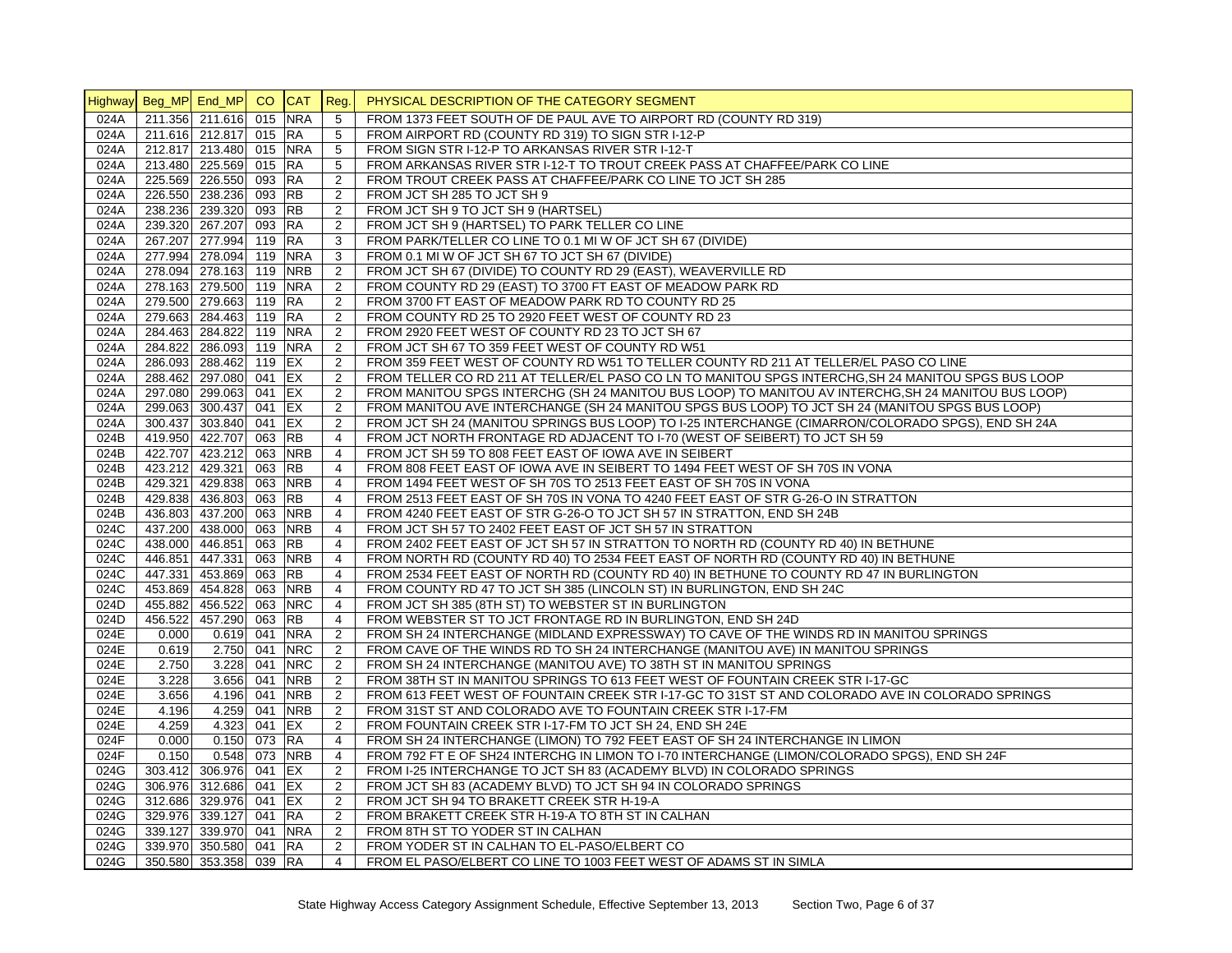| Highway | Beg_MP | End_MP | CO | CAT | Reg. | PHYSICAL DESCRIPTION OF THE CATEGORY SEGMENT |
|---|---|---|---|---|---|---|
| 024A | 211.356 | 211.616 | 015 | NRA | 5 | FROM 1373 FEET SOUTH OF DE PAUL AVE TO AIRPORT RD (COUNTY RD 319) |
| 024A | 211.616 | 212.817 | 015 | RA | 5 | FROM AIRPORT RD (COUNTY RD 319) TO SIGN STR I-12-P |
| 024A | 212.817 | 213.480 | 015 | NRA | 5 | FROM SIGN STR I-12-P TO ARKANSAS RIVER STR I-12-T |
| 024A | 213.480 | 225.569 | 015 | RA | 5 | FROM ARKANSAS RIVER STR I-12-T TO TROUT CREEK PASS AT CHAFFEE/PARK CO LINE |
| 024A | 225.569 | 226.550 | 093 | RA | 2 | FROM TROUT CREEK PASS AT CHAFFEE/PARK CO LINE TO JCT SH 285 |
| 024A | 226.550 | 238.236 | 093 | RB | 2 | FROM JCT SH 285 TO JCT SH 9 |
| 024A | 238.236 | 239.320 | 093 | RB | 2 | FROM JCT SH 9 TO JCT SH 9 (HARTSEL) |
| 024A | 239.320 | 267.207 | 093 | RA | 2 | FROM JCT SH 9 (HARTSEL) TO PARK TELLER CO LINE |
| 024A | 267.207 | 277.994 | 119 | RA | 3 | FROM PARK/TELLER CO LINE TO 0.1 MI W OF JCT SH 67 (DIVIDE) |
| 024A | 277.994 | 278.094 | 119 | NRA | 3 | FROM 0.1 MI W OF JCT SH 67 TO JCT SH 67 (DIVIDE) |
| 024A | 278.094 | 278.163 | 119 | NRB | 2 | FROM JCT SH 67 (DIVIDE) TO COUNTY RD 29 (EAST), WEAVERVILLE RD |
| 024A | 278.163 | 279.500 | 119 | NRA | 2 | FROM COUNTY RD 29 (EAST) TO 3700 FT EAST OF MEADOW PARK RD |
| 024A | 279.500 | 279.663 | 119 | RA | 2 | FROM 3700 FT EAST OF MEADOW PARK RD TO COUNTY RD 25 |
| 024A | 279.663 | 284.463 | 119 | RA | 2 | FROM COUNTY RD 25 TO 2920 FEET WEST OF COUNTY RD 23 |
| 024A | 284.463 | 284.822 | 119 | NRA | 2 | FROM 2920 FEET WEST OF COUNTY RD 23 TO JCT SH 67 |
| 024A | 284.822 | 286.093 | 119 | NRA | 2 | FROM JCT SH 67 TO 359 FEET WEST OF COUNTY RD W51 |
| 024A | 286.093 | 288.462 | 119 | EX | 2 | FROM 359 FEET WEST OF COUNTY RD W51 TO TELLER COUNTY RD 211 AT TELLER/EL PASO CO LINE |
| 024A | 288.462 | 297.080 | 041 | EX | 2 | FROM TELLER CO RD 211 AT TELLER/EL PASO CO LN TO MANITOU SPGS INTERCHG,SH 24 MANITOU SPGS BUS LOOP |
| 024A | 297.080 | 299.063 | 041 | EX | 2 | FROM MANITOU SPGS INTERCHG (SH 24 MANITOU BUS LOOP) TO MANITOU AV INTERCHG,SH 24 MANITOU BUS LOOP) |
| 024A | 299.063 | 300.437 | 041 | EX | 2 | FROM MANITOU AVE INTERCHANGE (SH 24 MANITOU SPGS BUS LOOP) TO JCT SH 24 (MANITOU SPGS BUS LOOP) |
| 024A | 300.437 | 303.840 | 041 | EX | 2 | FROM JCT SH 24 (MANITOU SPRINGS BUS LOOP) TO I-25 INTERCHANGE (CIMARRON/COLORADO SPGS), END SH 24A |
| 024B | 419.950 | 422.707 | 063 | RB | 4 | FROM JCT NORTH FRONTAGE RD ADJACENT TO I-70 (WEST OF SEIBERT) TO JCT SH 59 |
| 024B | 422.707 | 423.212 | 063 | NRB | 4 | FROM JCT SH 59 TO 808 FEET EAST OF IOWA AVE IN SEIBERT |
| 024B | 423.212 | 429.321 | 063 | RB | 4 | FROM 808 FEET EAST OF IOWA AVE IN SEIBERT TO 1494 FEET WEST OF SH 70S IN VONA |
| 024B | 429.321 | 429.838 | 063 | NRB | 4 | FROM 1494 FEET WEST OF SH 70S TO 2513 FEET EAST OF SH 70S IN VONA |
| 024B | 429.838 | 436.803 | 063 | RB | 4 | FROM 2513 FEET EAST OF SH 70S IN VONA TO 4240 FEET EAST OF STR G-26-O IN STRATTON |
| 024B | 436.803 | 437.200 | 063 | NRB | 4 | FROM 4240 FEET EAST OF STR G-26-O TO JCT SH 57 IN STRATTON, END SH 24B |
| 024C | 437.200 | 438.000 | 063 | NRB | 4 | FROM JCT SH 57 TO 2402 FEET EAST OF JCT SH 57 IN STRATTON |
| 024C | 438.000 | 446.851 | 063 | RB | 4 | FROM 2402 FEET EAST OF JCT SH 57 IN STRATTON TO NORTH RD (COUNTY RD 40) IN BETHUNE |
| 024C | 446.851 | 447.331 | 063 | NRB | 4 | FROM NORTH RD (COUNTY RD 40) TO 2534 FEET EAST OF NORTH RD (COUNTY RD 40) IN BETHUNE |
| 024C | 447.331 | 453.869 | 063 | RB | 4 | FROM 2534 FEET EAST OF NORTH RD (COUNTY RD 40) IN BETHUNE TO COUNTY RD 47 IN BURLINGTON |
| 024C | 453.869 | 454.828 | 063 | NRB | 4 | FROM COUNTY RD 47 TO JCT SH 385 (LINCOLN ST) IN BURLINGTON, END SH 24C |
| 024D | 455.882 | 456.522 | 063 | NRC | 4 | FROM JCT SH 385 (8TH ST) TO WEBSTER ST IN BURLINGTON |
| 024D | 456.522 | 457.290 | 063 | RB | 4 | FROM WEBSTER ST TO JCT FRONTAGE RD IN BURLINGTON, END SH 24D |
| 024E | 0.000 | 0.619 | 041 | NRA | 2 | FROM SH 24 INTERCHANGE (MIDLAND EXPRESSWAY) TO CAVE OF THE WINDS RD IN MANITOU SPRINGS |
| 024E | 0.619 | 2.750 | 041 | NRC | 2 | FROM CAVE OF THE WINDS RD TO SH 24 INTERCHANGE (MANITOU AVE) IN MANITOU SPRINGS |
| 024E | 2.750 | 3.228 | 041 | NRC | 2 | FROM SH 24 INTERCHANGE (MANITOU AVE) TO 38TH ST IN MANITOU SPRINGS |
| 024E | 3.228 | 3.656 | 041 | NRB | 2 | FROM 38TH ST IN MANITOU SPRINGS TO 613 FEET WEST OF FOUNTAIN CREEK STR I-17-GC |
| 024E | 3.656 | 4.196 | 041 | NRB | 2 | FROM 613 FEET WEST OF FOUNTAIN CREEK STR I-17-GC TO 31ST ST AND COLORADO AVE IN COLORADO SPRINGS |
| 024E | 4.196 | 4.259 | 041 | NRB | 2 | FROM 31ST ST AND COLORADO AVE TO FOUNTAIN CREEK STR I-17-FM |
| 024E | 4.259 | 4.323 | 041 | EX | 2 | FROM FOUNTAIN CREEK STR I-17-FM TO JCT SH 24, END SH 24E |
| 024F | 0.000 | 0.150 | 073 | RA | 4 | FROM SH 24 INTERCHANGE (LIMON) TO 792 FEET EAST OF SH 24 INTERCHANGE IN LIMON |
| 024F | 0.150 | 0.548 | 073 | NRB | 4 | FROM 792 FT E OF SH24 INTERCHG IN LIMON TO I-70 INTERCHANGE (LIMON/COLORADO SPGS), END SH 24F |
| 024G | 303.412 | 306.976 | 041 | EX | 2 | FROM I-25 INTERCHANGE TO JCT SH 83 (ACADEMY BLVD) IN COLORADO SPRINGS |
| 024G | 306.976 | 312.686 | 041 | EX | 2 | FROM JCT SH 83 (ACADEMY BLVD) TO JCT SH 94 IN COLORADO SPRINGS |
| 024G | 312.686 | 329.976 | 041 | EX | 2 | FROM JCT SH 94 TO BRAKETT CREEK STR H-19-A |
| 024G | 329.976 | 339.127 | 041 | RA | 2 | FROM BRAKETT CREEK STR H-19-A TO 8TH ST IN CALHAN |
| 024G | 339.127 | 339.970 | 041 | NRA | 2 | FROM 8TH ST TO YODER ST IN CALHAN |
| 024G | 339.970 | 350.580 | 041 | RA | 2 | FROM YODER ST IN CALHAN TO EL-PASO/ELBERT CO |
| 024G | 350.580 | 353.358 | 039 | RA | 4 | FROM EL PASO/ELBERT CO LINE TO 1003 FEET WEST OF ADAMS ST IN SIMLA |

State Highway Access Category Assignment Schedule, Effective September 13, 2013 Section Two, Page 6 of 37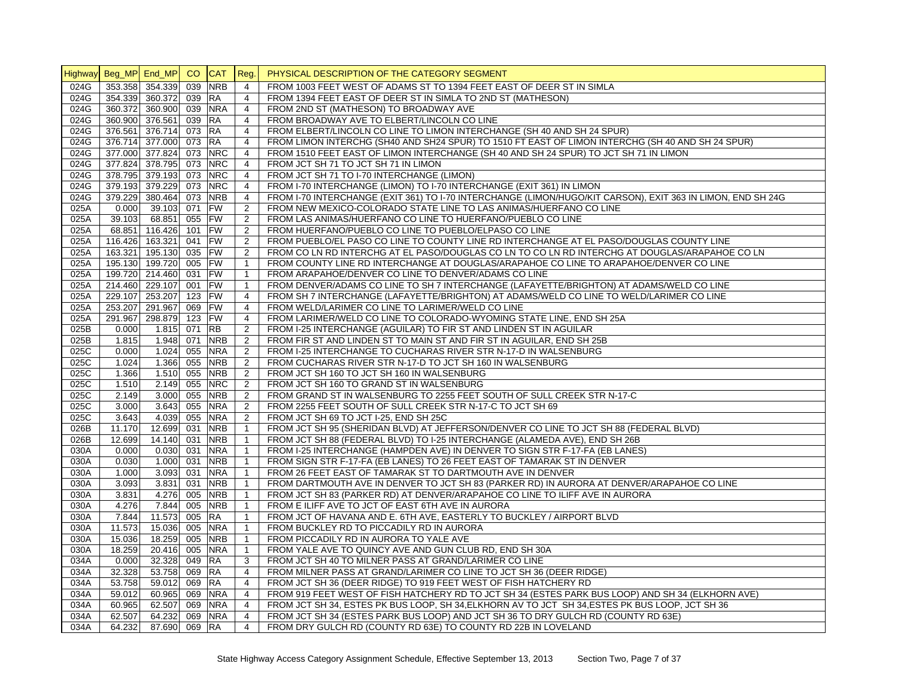| Highway | Beg_MP | End_MP | CO | CAT | Reg. | PHYSICAL DESCRIPTION OF THE CATEGORY SEGMENT |
|---|---|---|---|---|---|---|
| 024G | 353.358 | 354.339 | 039 | NRB | 4 | FROM 1003 FEET WEST OF ADAMS ST TO 1394 FEET EAST OF DEER ST IN SIMLA |
| 024G | 354.339 | 360.372 | 039 | RA | 4 | FROM 1394 FEET EAST OF DEER ST IN SIMLA TO 2ND ST (MATHESON) |
| 024G | 360.372 | 360.900 | 039 | NRA | 4 | FROM 2ND ST (MATHESON) TO BROADWAY AVE |
| 024G | 360.900 | 376.561 | 039 | RA | 4 | FROM BROADWAY AVE TO ELBERT/LINCOLN CO LINE |
| 024G | 376.561 | 376.714 | 073 | RA | 4 | FROM ELBERT/LINCOLN CO LINE TO LIMON INTERCHANGE (SH 40 AND SH 24 SPUR) |
| 024G | 376.714 | 377.000 | 073 | RA | 4 | FROM LIMON INTERCHG (SH40 AND SH24 SPUR) TO 1510 FT EAST OF LIMON INTERCHG (SH 40 AND SH 24 SPUR) |
| 024G | 377.000 | 377.824 | 073 | NRC | 4 | FROM 1510 FEET EAST OF LIMON INTERCHANGE (SH 40 AND SH 24 SPUR) TO JCT SH 71 IN LIMON |
| 024G | 377.824 | 378.795 | 073 | NRC | 4 | FROM JCT SH 71 TO JCT SH 71 IN LIMON |
| 024G | 378.795 | 379.193 | 073 | NRC | 4 | FROM JCT SH 71 TO I-70 INTERCHANGE (LIMON) |
| 024G | 379.193 | 379.229 | 073 | NRC | 4 | FROM I-70 INTERCHANGE (LIMON) TO I-70 INTERCHANGE (EXIT 361) IN LIMON |
| 024G | 379.229 | 380.464 | 073 | NRB | 4 | FROM I-70 INTERCHANGE (EXIT 361) TO I-70 INTERCHANGE (LIMON/HUGO/KIT CARSON), EXIT 363 IN LIMON, END SH 24G |
| 025A | 0.000 | 39.103 | 071 | FW | 2 | FROM NEW MEXICO-COLORADO STATE LINE TO LAS ANIMAS/HUERFANO CO LINE |
| 025A | 39.103 | 68.851 | 055 | FW | 2 | FROM LAS ANIMAS/HUERFANO CO LINE TO HUERFANO/PUEBLO CO LINE |
| 025A | 68.851 | 116.426 | 101 | FW | 2 | FROM HUERFANO/PUEBLO CO LINE TO PUEBLO/ELPASO CO LINE |
| 025A | 116.426 | 163.321 | 041 | FW | 2 | FROM PUEBLO/EL PASO CO LINE TO COUNTY LINE RD INTERCHANGE AT EL PASO/DOUGLAS COUNTY LINE |
| 025A | 163.321 | 195.130 | 035 | FW | 2 | FROM CO LN RD INTERCHG AT EL PASO/DOUGLAS CO LN TO CO LN RD INTERCHG AT DOUGLAS/ARAPAHOE CO LN |
| 025A | 195.130 | 199.720 | 005 | FW | 1 | FROM COUNTY LINE RD INTERCHANGE AT DOUGLAS/ARAPAHOE CO LINE TO ARAPAHOE/DENVER CO LINE |
| 025A | 199.720 | 214.460 | 031 | FW | 1 | FROM ARAPAHOE/DENVER CO LINE TO DENVER/ADAMS CO LINE |
| 025A | 214.460 | 229.107 | 001 | FW | 1 | FROM DENVER/ADAMS CO LINE TO SH 7 INTERCHANGE (LAFAYETTE/BRIGHTON) AT ADAMS/WELD CO LINE |
| 025A | 229.107 | 253.207 | 123 | FW | 4 | FROM SH 7 INTERCHANGE (LAFAYETTE/BRIGHTON) AT ADAMS/WELD CO LINE TO WELD/LARIMER CO LINE |
| 025A | 253.207 | 291.967 | 069 | FW | 4 | FROM WELD/LARIMER CO LINE TO LARIMER/WELD CO LINE |
| 025A | 291.967 | 298.879 | 123 | FW | 4 | FROM LARIMER/WELD CO LINE TO COLORADO-WYOMING STATE LINE, END SH 25A |
| 025B | 0.000 | 1.815 | 071 | RB | 2 | FROM I-25 INTERCHANGE (AGUILAR) TO FIR ST AND LINDEN ST IN AGUILAR |
| 025B | 1.815 | 1.948 | 071 | NRB | 2 | FROM FIR ST AND LINDEN ST TO MAIN ST AND FIR ST IN AGUILAR, END SH 25B |
| 025C | 0.000 | 1.024 | 055 | NRA | 2 | FROM I-25 INTERCHANGE TO CUCHARAS RIVER STR N-17-D IN WALSENBURG |
| 025C | 1.024 | 1.366 | 055 | NRB | 2 | FROM CUCHARAS RIVER STR N-17-D TO JCT SH 160 IN WALSENBURG |
| 025C | 1.366 | 1.510 | 055 | NRB | 2 | FROM JCT SH 160 TO JCT SH 160 IN WALSENBURG |
| 025C | 1.510 | 2.149 | 055 | NRC | 2 | FROM JCT SH 160 TO GRAND ST IN WALSENBURG |
| 025C | 2.149 | 3.000 | 055 | NRB | 2 | FROM GRAND ST IN WALSENBURG TO 2255 FEET SOUTH OF SULL CREEK STR N-17-C |
| 025C | 3.000 | 3.643 | 055 | NRA | 2 | FROM 2255 FEET SOUTH OF SULL CREEK STR N-17-C TO JCT SH 69 |
| 025C | 3.643 | 4.039 | 055 | NRA | 2 | FROM JCT SH 69 TO JCT I-25, END SH 25C |
| 026B | 11.170 | 12.699 | 031 | NRB | 1 | FROM JCT SH 95 (SHERIDAN BLVD) AT JEFFERSON/DENVER CO LINE TO JCT SH 88 (FEDERAL BLVD) |
| 026B | 12.699 | 14.140 | 031 | NRB | 1 | FROM JCT SH 88 (FEDERAL BLVD) TO I-25 INTERCHANGE (ALAMEDA AVE), END SH 26B |
| 030A | 0.000 | 0.030 | 031 | NRA | 1 | FROM I-25 INTERCHANGE (HAMPDEN AVE) IN DENVER TO SIGN STR F-17-FA (EB LANES) |
| 030A | 0.030 | 1.000 | 031 | NRB | 1 | FROM SIGN STR F-17-FA (EB LANES) TO 26 FEET EAST OF TAMARAK ST IN DENVER |
| 030A | 1.000 | 3.093 | 031 | NRA | 1 | FROM 26 FEET EAST OF TAMARAK ST TO DARTMOUTH AVE IN DENVER |
| 030A | 3.093 | 3.831 | 031 | NRB | 1 | FROM DARTMOUTH AVE IN DENVER TO JCT SH 83 (PARKER RD) IN AURORA AT DENVER/ARAPAHOE CO LINE |
| 030A | 3.831 | 4.276 | 005 | NRB | 1 | FROM JCT SH 83 (PARKER RD) AT DENVER/ARAPAHOE CO LINE TO ILIFF AVE IN AURORA |
| 030A | 4.276 | 7.844 | 005 | NRB | 1 | FROM E ILIFF AVE TO JCT OF EAST 6TH AVE IN AURORA |
| 030A | 7.844 | 11.573 | 005 | RA | 1 | FROM JCT OF HAVANA AND E. 6TH AVE, EASTERLY TO BUCKLEY / AIRPORT BLVD |
| 030A | 11.573 | 15.036 | 005 | NRA | 1 | FROM BUCKLEY RD TO PICCADILY RD IN AURORA |
| 030A | 15.036 | 18.259 | 005 | NRB | 1 | FROM PICCADILY RD IN AURORA TO YALE AVE |
| 030A | 18.259 | 20.416 | 005 | NRA | 1 | FROM YALE AVE TO QUINCY AVE AND GUN CLUB RD, END SH 30A |
| 034A | 0.000 | 32.328 | 049 | RA | 3 | FROM JCT SH 40 TO MILNER PASS AT GRAND/LARIMER CO LINE |
| 034A | 32.328 | 53.758 | 069 | RA | 4 | FROM MILNER PASS AT GRAND/LARIMER CO LINE TO JCT SH 36 (DEER RIDGE) |
| 034A | 53.758 | 59.012 | 069 | RA | 4 | FROM JCT SH 36 (DEER RIDGE) TO 919 FEET WEST OF FISH HATCHERY RD |
| 034A | 59.012 | 60.965 | 069 | NRA | 4 | FROM 919 FEET WEST OF FISH HATCHERY RD TO JCT SH 34 (ESTES PARK BUS LOOP) AND SH 34 (ELKHORN AVE) |
| 034A | 60.965 | 62.507 | 069 | NRA | 4 | FROM JCT SH 34, ESTES PK BUS LOOP, SH 34,ELKHORN AV TO JCT SH 34,ESTES PK BUS LOOP, JCT SH 36 |
| 034A | 62.507 | 64.232 | 069 | NRA | 4 | FROM JCT SH 34 (ESTES PARK BUS LOOP) AND JCT SH 36 TO DRY GULCH RD (COUNTY RD 63E) |
| 034A | 64.232 | 87.690 | 069 | RA | 4 | FROM DRY GULCH RD (COUNTY RD 63E) TO COUNTY RD 22B IN LOVELAND |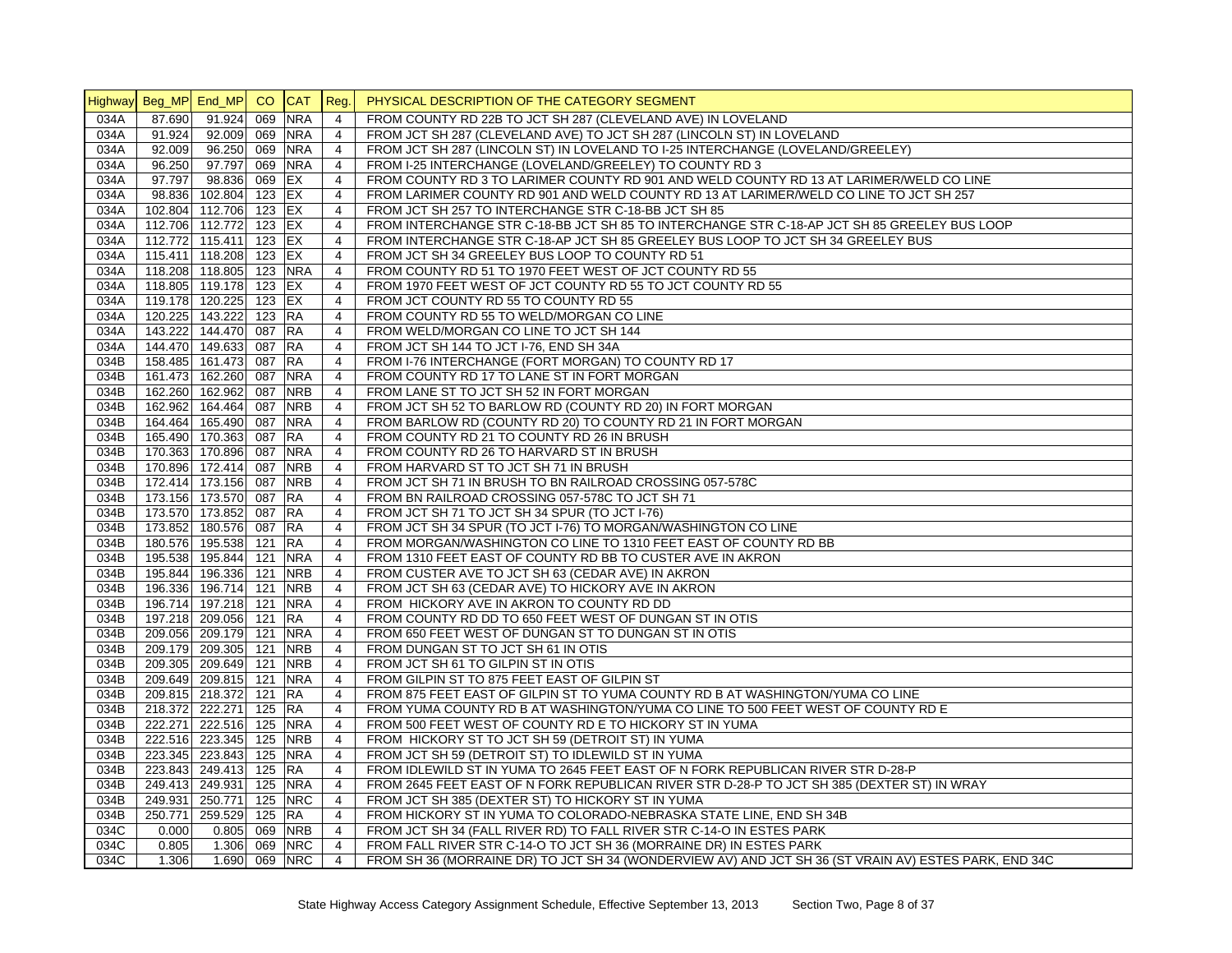| Highway | Beg_MP | End_MP | CO | CAT | Reg. | PHYSICAL DESCRIPTION OF THE CATEGORY SEGMENT |
|---|---|---|---|---|---|---|
| 034A | 87.690 | 91.924 | 069 | NRA | 4 | FROM COUNTY RD 22B TO JCT SH 287 (CLEVELAND AVE) IN LOVELAND |
| 034A | 91.924 | 92.009 | 069 | NRA | 4 | FROM JCT SH 287 (CLEVELAND AVE) TO JCT SH 287 (LINCOLN ST) IN LOVELAND |
| 034A | 92.009 | 96.250 | 069 | NRA | 4 | FROM JCT SH 287 (LINCOLN ST) IN LOVELAND TO I-25 INTERCHANGE (LOVELAND/GREELEY) |
| 034A | 96.250 | 97.797 | 069 | NRA | 4 | FROM I-25 INTERCHANGE (LOVELAND/GREELEY) TO COUNTY RD 3 |
| 034A | 97.797 | 98.836 | 069 | EX | 4 | FROM COUNTY RD 3 TO LARIMER COUNTY RD 901 AND WELD COUNTY RD 13 AT LARIMER/WELD CO LINE |
| 034A | 98.836 | 102.804 | 123 | EX | 4 | FROM LARIMER COUNTY RD 901 AND WELD COUNTY RD 13 AT LARIMER/WELD CO LINE TO JCT SH 257 |
| 034A | 102.804 | 112.706 | 123 | EX | 4 | FROM JCT SH 257 TO INTERCHANGE STR C-18-BB JCT SH 85 |
| 034A | 112.706 | 112.772 | 123 | EX | 4 | FROM INTERCHANGE STR C-18-BB JCT SH 85 TO INTERCHANGE STR C-18-AP JCT SH 85 GREELEY BUS LOOP |
| 034A | 112.772 | 115.411 | 123 | EX | 4 | FROM INTERCHANGE STR C-18-AP JCT SH 85 GREELEY BUS LOOP TO JCT SH 34 GREELEY BUS |
| 034A | 115.411 | 118.208 | 123 | EX | 4 | FROM JCT SH 34 GREELEY BUS LOOP TO COUNTY RD 51 |
| 034A | 118.208 | 118.805 | 123 | NRA | 4 | FROM COUNTY RD 51 TO 1970 FEET WEST OF JCT COUNTY RD 55 |
| 034A | 118.805 | 119.178 | 123 | EX | 4 | FROM 1970 FEET WEST OF JCT COUNTY RD 55 TO JCT COUNTY RD 55 |
| 034A | 119.178 | 120.225 | 123 | EX | 4 | FROM JCT COUNTY RD 55 TO COUNTY RD 55 |
| 034A | 120.225 | 143.222 | 123 | RA | 4 | FROM COUNTY RD 55 TO WELD/MORGAN CO LINE |
| 034A | 143.222 | 144.470 | 087 | RA | 4 | FROM WELD/MORGAN CO LINE TO JCT SH 144 |
| 034A | 144.470 | 149.633 | 087 | RA | 4 | FROM JCT SH 144 TO JCT I-76, END SH 34A |
| 034B | 158.485 | 161.473 | 087 | RA | 4 | FROM I-76 INTERCHANGE (FORT MORGAN) TO COUNTY RD 17 |
| 034B | 161.473 | 162.260 | 087 | NRA | 4 | FROM COUNTY RD 17 TO LANE ST IN FORT MORGAN |
| 034B | 162.260 | 162.962 | 087 | NRB | 4 | FROM LANE ST TO JCT SH 52 IN FORT MORGAN |
| 034B | 162.962 | 164.464 | 087 | NRB | 4 | FROM JCT SH 52 TO BARLOW RD (COUNTY RD 20) IN FORT MORGAN |
| 034B | 164.464 | 165.490 | 087 | NRA | 4 | FROM BARLOW RD (COUNTY RD 20) TO COUNTY RD 21 IN FORT MORGAN |
| 034B | 165.490 | 170.363 | 087 | RA | 4 | FROM COUNTY RD 21 TO COUNTY RD 26 IN BRUSH |
| 034B | 170.363 | 170.896 | 087 | NRA | 4 | FROM COUNTY RD 26 TO HARVARD ST IN BRUSH |
| 034B | 170.896 | 172.414 | 087 | NRB | 4 | FROM HARVARD ST TO JCT SH 71 IN BRUSH |
| 034B | 172.414 | 173.156 | 087 | NRB | 4 | FROM JCT SH 71 IN BRUSH TO BN RAILROAD CROSSING 057-578C |
| 034B | 173.156 | 173.570 | 087 | RA | 4 | FROM BN RAILROAD CROSSING 057-578C TO JCT SH 71 |
| 034B | 173.570 | 173.852 | 087 | RA | 4 | FROM JCT SH 71 TO JCT SH 34 SPUR (TO JCT I-76) |
| 034B | 173.852 | 180.576 | 087 | RA | 4 | FROM JCT SH 34 SPUR (TO JCT I-76) TO MORGAN/WASHINGTON CO LINE |
| 034B | 180.576 | 195.538 | 121 | RA | 4 | FROM MORGAN/WASHINGTON CO LINE TO 1310 FEET EAST OF COUNTY RD BB |
| 034B | 195.538 | 195.844 | 121 | NRA | 4 | FROM 1310 FEET EAST OF COUNTY RD BB TO CUSTER AVE IN AKRON |
| 034B | 195.844 | 196.336 | 121 | NRB | 4 | FROM CUSTER AVE TO JCT SH 63 (CEDAR AVE) IN AKRON |
| 034B | 196.336 | 196.714 | 121 | NRB | 4 | FROM JCT SH 63 (CEDAR AVE) TO HICKORY AVE IN AKRON |
| 034B | 196.714 | 197.218 | 121 | NRA | 4 | FROM HICKORY AVE IN AKRON TO COUNTY RD DD |
| 034B | 197.218 | 209.056 | 121 | RA | 4 | FROM COUNTY RD DD TO 650 FEET WEST OF DUNGAN ST IN OTIS |
| 034B | 209.056 | 209.179 | 121 | NRA | 4 | FROM 650 FEET WEST OF DUNGAN ST TO DUNGAN ST IN OTIS |
| 034B | 209.179 | 209.305 | 121 | NRB | 4 | FROM DUNGAN ST TO JCT SH 61 IN OTIS |
| 034B | 209.305 | 209.649 | 121 | NRB | 4 | FROM JCT SH 61 TO GILPIN ST IN OTIS |
| 034B | 209.649 | 209.815 | 121 | NRA | 4 | FROM GILPIN ST TO 875 FEET EAST OF GILPIN ST |
| 034B | 209.815 | 218.372 | 121 | RA | 4 | FROM 875 FEET EAST OF GILPIN ST TO YUMA COUNTY RD B AT WASHINGTON/YUMA CO LINE |
| 034B | 218.372 | 222.271 | 125 | RA | 4 | FROM YUMA COUNTY RD B AT WASHINGTON/YUMA CO LINE TO 500 FEET WEST OF COUNTY RD E |
| 034B | 222.271 | 222.516 | 125 | NRA | 4 | FROM 500 FEET WEST OF COUNTY RD E TO HICKORY ST IN YUMA |
| 034B | 222.516 | 223.345 | 125 | NRB | 4 | FROM HICKORY ST TO JCT SH 59 (DETROIT ST) IN YUMA |
| 034B | 223.345 | 223.843 | 125 | NRA | 4 | FROM JCT SH 59 (DETROIT ST) TO IDLEWILD ST IN YUMA |
| 034B | 223.843 | 249.413 | 125 | RA | 4 | FROM IDLEWILD ST IN YUMA TO 2645 FEET EAST OF N FORK REPUBLICAN RIVER STR D-28-P |
| 034B | 249.413 | 249.931 | 125 | NRA | 4 | FROM 2645 FEET EAST OF N FORK REPUBLICAN RIVER STR D-28-P TO JCT SH 385 (DEXTER ST) IN WRAY |
| 034B | 249.931 | 250.771 | 125 | NRC | 4 | FROM JCT SH 385 (DEXTER ST) TO HICKORY ST IN YUMA |
| 034B | 250.771 | 259.529 | 125 | RA | 4 | FROM HICKORY ST IN YUMA TO COLORADO-NEBRASKA STATE LINE, END SH 34B |
| 034C | 0.000 | 0.805 | 069 | NRB | 4 | FROM JCT SH 34 (FALL RIVER RD) TO FALL RIVER STR C-14-O IN ESTES PARK |
| 034C | 0.805 | 1.306 | 069 | NRC | 4 | FROM FALL RIVER STR C-14-O TO JCT SH 36 (MORRAINE DR) IN ESTES PARK |
| 034C | 1.306 | 1.690 | 069 | NRC | 4 | FROM SH 36 (MORRAINE DR) TO JCT SH 34 (WONDERVIEW AV) AND JCT SH 36 (ST VRAIN AV) ESTES PARK, END 34C |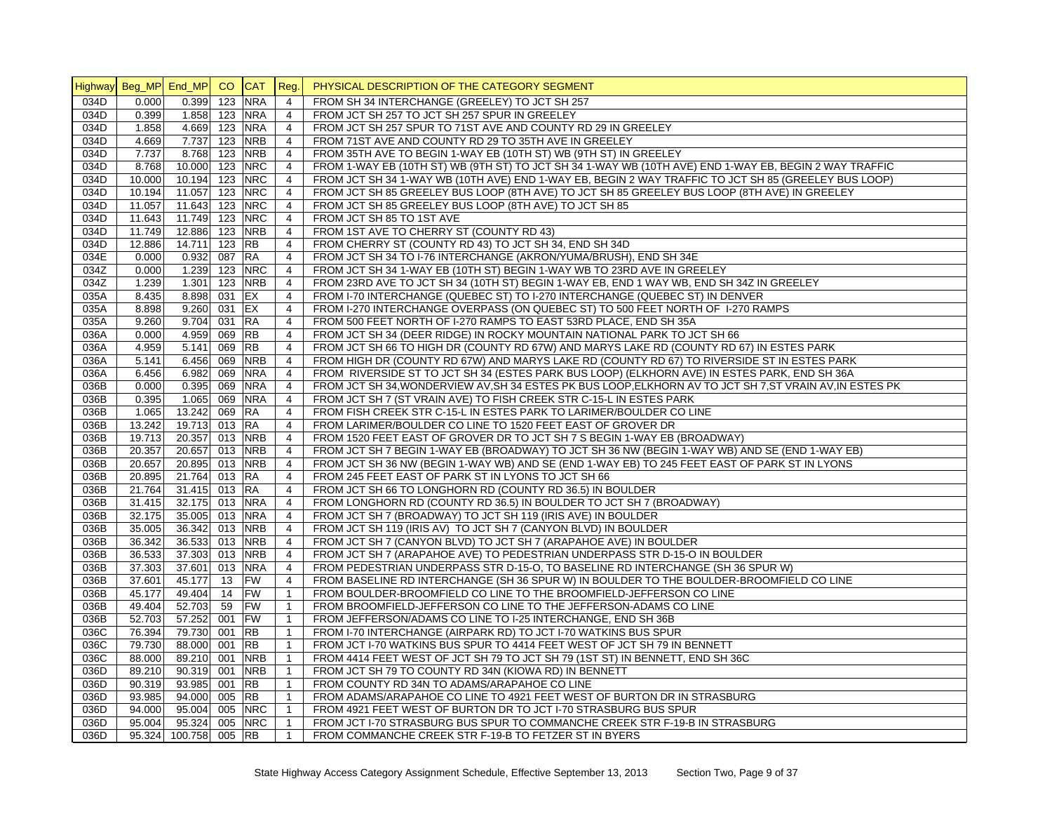| Highway | Beg_MP | End_MP | CO | CAT | Reg. | PHYSICAL DESCRIPTION OF THE CATEGORY SEGMENT |
|---|---|---|---|---|---|---|
| 034D | 0.000 | 0.399 | 123 | NRA | 4 | FROM SH 34 INTERCHANGE (GREELEY) TO JCT SH 257 |
| 034D | 0.399 | 1.858 | 123 | NRA | 4 | FROM JCT SH 257 TO JCT SH 257 SPUR IN GREELEY |
| 034D | 1.858 | 4.669 | 123 | NRA | 4 | FROM JCT SH 257 SPUR TO 71ST AVE AND COUNTY RD 29 IN GREELEY |
| 034D | 4.669 | 7.737 | 123 | NRB | 4 | FROM 71ST AVE AND COUNTY RD 29 TO 35TH AVE IN GREELEY |
| 034D | 7.737 | 8.768 | 123 | NRB | 4 | FROM 35TH AVE TO BEGIN 1-WAY EB (10TH ST) WB (9TH ST) IN GREELEY |
| 034D | 8.768 | 10.000 | 123 | NRC | 4 | FROM 1-WAY EB (10TH ST) WB (9TH ST) TO JCT SH 34 1-WAY WB (10TH AVE) END 1-WAY EB, BEGIN 2 WAY TRAFFIC |
| 034D | 10.000 | 10.194 | 123 | NRC | 4 | FROM JCT SH 34 1-WAY WB (10TH AVE) END 1-WAY EB, BEGIN 2 WAY TRAFFIC TO JCT SH 85 (GREELEY BUS LOOP) |
| 034D | 10.194 | 11.057 | 123 | NRC | 4 | FROM JCT SH 85 GREELEY BUS LOOP (8TH AVE) TO JCT SH 85 GREELEY BUS LOOP (8TH AVE) IN GREELEY |
| 034D | 11.057 | 11.643 | 123 | NRC | 4 | FROM JCT SH 85 GREELEY BUS LOOP (8TH AVE) TO JCT SH 85 |
| 034D | 11.643 | 11.749 | 123 | NRC | 4 | FROM JCT SH 85 TO 1ST AVE |
| 034D | 11.749 | 12.886 | 123 | NRB | 4 | FROM 1ST AVE TO CHERRY ST (COUNTY RD 43) |
| 034D | 12.886 | 14.711 | 123 | RB | 4 | FROM CHERRY ST (COUNTY RD 43) TO JCT SH 34, END SH 34D |
| 034E | 0.000 | 0.932 | 087 | RA | 4 | FROM JCT SH 34 TO I-76 INTERCHANGE (AKRON/YUMA/BRUSH), END SH 34E |
| 034Z | 0.000 | 1.239 | 123 | NRC | 4 | FROM JCT SH 34 1-WAY EB (10TH ST) BEGIN 1-WAY WB TO 23RD AVE IN GREELEY |
| 034Z | 1.239 | 1.301 | 123 | NRB | 4 | FROM 23RD AVE TO JCT SH 34 (10TH ST) BEGIN 1-WAY EB, END 1 WAY WB, END SH 34Z IN GREELEY |
| 035A | 8.435 | 8.898 | 031 | EX | 4 | FROM I-70 INTERCHANGE (QUEBEC ST) TO I-270 INTERCHANGE (QUEBEC ST) IN DENVER |
| 035A | 8.898 | 9.260 | 031 | EX | 4 | FROM I-270 INTERCHANGE OVERPASS (ON QUEBEC ST) TO 500 FEET NORTH OF I-270 RAMPS |
| 035A | 9.260 | 9.704 | 031 | RA | 4 | FROM 500 FEET NORTH OF I-270 RAMPS TO EAST 53RD PLACE, END SH 35A |
| 036A | 0.000 | 4.959 | 069 | RB | 4 | FROM JCT SH 34 (DEER RIDGE) IN ROCKY MOUNTAIN NATIONAL PARK TO JCT SH 66 |
| 036A | 4.959 | 5.141 | 069 | RB | 4 | FROM JCT SH 66 TO HIGH DR (COUNTY RD 67W) AND MARYS LAKE RD (COUNTY RD 67) IN ESTES PARK |
| 036A | 5.141 | 6.456 | 069 | NRB | 4 | FROM HIGH DR (COUNTY RD 67W) AND MARYS LAKE RD (COUNTY RD 67) TO RIVERSIDE ST IN ESTES PARK |
| 036A | 6.456 | 6.982 | 069 | NRA | 4 | FROM RIVERSIDE ST TO JCT SH 34 (ESTES PARK BUS LOOP) (ELKHORN AVE) IN ESTES PARK, END SH 36A |
| 036B | 0.000 | 0.395 | 069 | NRA | 4 | FROM JCT SH 34,WONDERVIEW AV,SH 34 ESTES PK BUS LOOP,ELKHORN AV TO JCT SH 7,ST VRAIN AV,IN ESTES PK |
| 036B | 0.395 | 1.065 | 069 | NRA | 4 | FROM JCT SH 7 (ST VRAIN AVE) TO FISH CREEK STR C-15-L IN ESTES PARK |
| 036B | 1.065 | 13.242 | 069 | RA | 4 | FROM FISH CREEK STR C-15-L IN ESTES PARK TO LARIMER/BOULDER CO LINE |
| 036B | 13.242 | 19.713 | 013 | RA | 4 | FROM LARIMER/BOULDER CO LINE TO 1520 FEET EAST OF GROVER DR |
| 036B | 19.713 | 20.357 | 013 | NRB | 4 | FROM 1520 FEET EAST OF GROVER DR TO JCT SH 7 S BEGIN 1-WAY EB (BROADWAY) |
| 036B | 20.357 | 20.657 | 013 | NRB | 4 | FROM JCT SH 7 BEGIN 1-WAY EB (BROADWAY) TO JCT SH 36 NW (BEGIN 1-WAY WB) AND SE (END 1-WAY EB) |
| 036B | 20.657 | 20.895 | 013 | NRB | 4 | FROM JCT SH 36 NW (BEGIN 1-WAY WB) AND SE (END 1-WAY EB) TO 245 FEET EAST OF PARK ST IN LYONS |
| 036B | 20.895 | 21.764 | 013 | RA | 4 | FROM 245 FEET EAST OF PARK ST IN LYONS TO JCT SH 66 |
| 036B | 21.764 | 31.415 | 013 | RA | 4 | FROM JCT SH 66 TO LONGHORN RD (COUNTY RD 36.5) IN BOULDER |
| 036B | 31.415 | 32.175 | 013 | NRA | 4 | FROM LONGHORN RD (COUNTY RD 36.5) IN BOULDER TO JCT SH 7 (BROADWAY) |
| 036B | 32.175 | 35.005 | 013 | NRA | 4 | FROM JCT SH 7 (BROADWAY) TO JCT SH 119 (IRIS AVE) IN BOULDER |
| 036B | 35.005 | 36.342 | 013 | NRB | 4 | FROM JCT SH 119 (IRIS AV) TO JCT SH 7 (CANYON BLVD) IN BOULDER |
| 036B | 36.342 | 36.533 | 013 | NRB | 4 | FROM JCT SH 7 (CANYON BLVD) TO JCT SH 7 (ARAPAHOE AVE) IN BOULDER |
| 036B | 36.533 | 37.303 | 013 | NRB | 4 | FROM JCT SH 7 (ARAPAHOE AVE) TO PEDESTRIAN UNDERPASS STR D-15-O IN BOULDER |
| 036B | 37.303 | 37.601 | 013 | NRA | 4 | FROM PEDESTRIAN UNDERPASS STR D-15-O, TO BASELINE RD INTERCHANGE (SH 36 SPUR W) |
| 036B | 37.601 | 45.177 | 13 | FW | 4 | FROM BASELINE RD INTERCHANGE (SH 36 SPUR W) IN BOULDER TO THE BOULDER-BROOMFIELD CO LINE |
| 036B | 45.177 | 49.404 | 14 | FW | 1 | FROM BOULDER-BROOMFIELD CO LINE TO THE BROOMFIELD-JEFFERSON CO LINE |
| 036B | 49.404 | 52.703 | 59 | FW | 1 | FROM BROOMFIELD-JEFFERSON CO LINE TO THE JEFFERSON-ADAMS CO LINE |
| 036B | 52.703 | 57.252 | 001 | FW | 1 | FROM JEFFERSON/ADAMS CO LINE TO I-25 INTERCHANGE, END SH 36B |
| 036C | 76.394 | 79.730 | 001 | RB | 1 | FROM I-70 INTERCHANGE (AIRPARK RD) TO JCT I-70 WATKINS BUS SPUR |
| 036C | 79.730 | 88.000 | 001 | RB | 1 | FROM JCT I-70 WATKINS BUS SPUR TO 4414 FEET WEST OF JCT SH 79 IN BENNETT |
| 036C | 88.000 | 89.210 | 001 | NRB | 1 | FROM 4414 FEET WEST OF JCT SH 79 TO JCT SH 79 (1ST ST) IN BENNETT, END SH 36C |
| 036D | 89.210 | 90.319 | 001 | NRB | 1 | FROM JCT SH 79 TO COUNTY RD 34N (KIOWA RD) IN BENNETT |
| 036D | 90.319 | 93.985 | 001 | RB | 1 | FROM COUNTY RD 34N TO ADAMS/ARAPAHOE CO LINE |
| 036D | 93.985 | 94.000 | 005 | RB | 1 | FROM ADAMS/ARAPAHOE CO LINE TO 4921 FEET WEST OF BURTON DR IN STRASBURG |
| 036D | 94.000 | 95.004 | 005 | NRC | 1 | FROM 4921 FEET WEST OF BURTON DR TO JCT I-70 STRASBURG BUS SPUR |
| 036D | 95.004 | 95.324 | 005 | NRC | 1 | FROM JCT I-70 STRASBURG BUS SPUR TO COMMANCHE CREEK STR F-19-B IN STRASBURG |
| 036D | 95.324 | 100.758 | 005 | RB | 1 | FROM COMMANCHE CREEK STR F-19-B TO FETZER ST IN BYERS |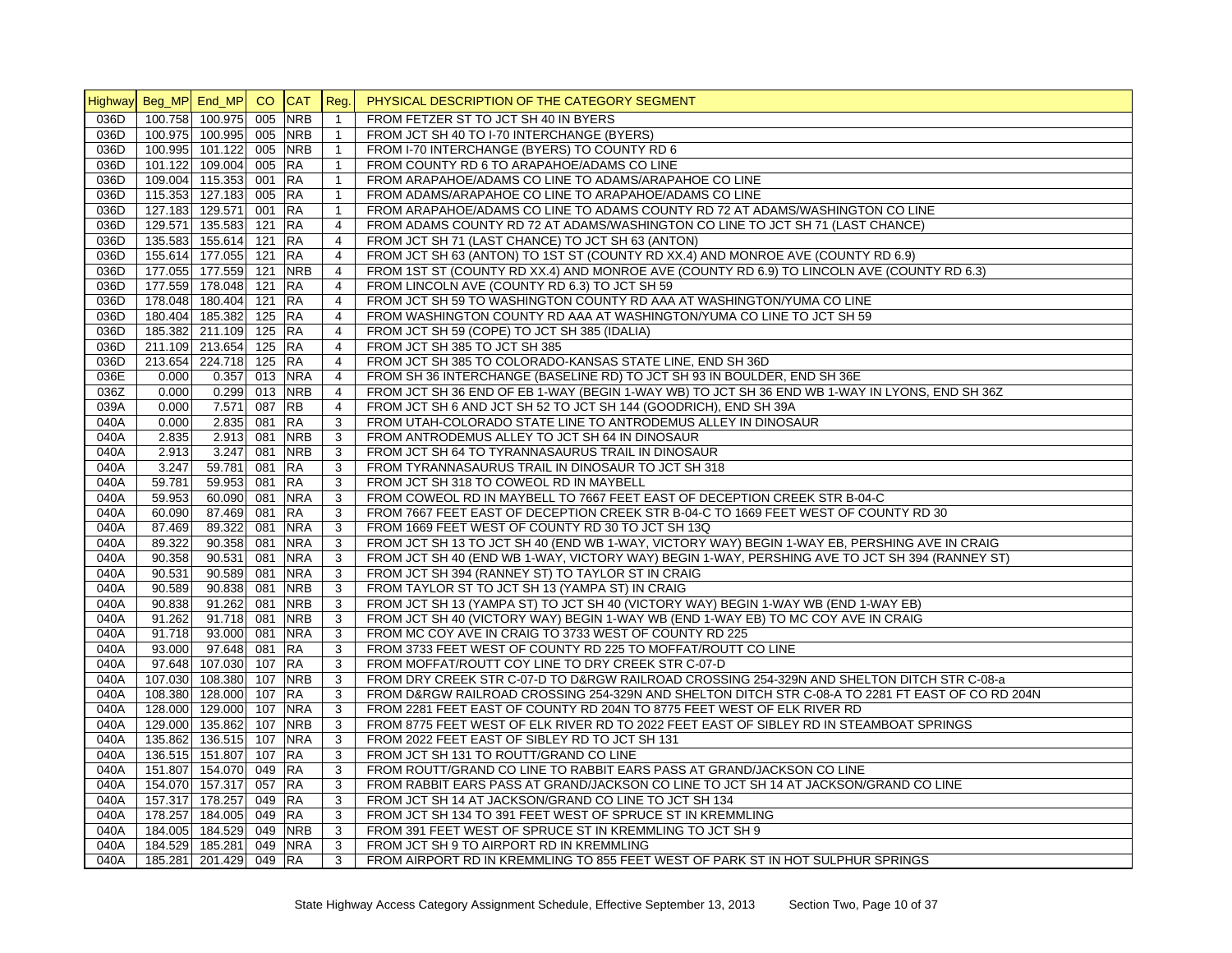| Highway | Beg_MP | End_MP | CO | CAT | Reg. | PHYSICAL DESCRIPTION OF THE CATEGORY SEGMENT |
|---|---|---|---|---|---|---|
| 036D | 100.758 | 100.975 | 005 | NRB | 1 | FROM FETZER ST TO JCT SH 40 IN BYERS |
| 036D | 100.975 | 100.995 | 005 | NRB | 1 | FROM JCT SH 40 TO I-70 INTERCHANGE (BYERS) |
| 036D | 100.995 | 101.122 | 005 | NRB | 1 | FROM I-70 INTERCHANGE (BYERS) TO COUNTY RD 6 |
| 036D | 101.122 | 109.004 | 005 | RA | 1 | FROM COUNTY RD 6 TO ARAPAHOE/ADAMS CO LINE |
| 036D | 109.004 | 115.353 | 001 | RA | 1 | FROM ARAPAHOE/ADAMS CO LINE TO ADAMS/ARAPAHOE CO LINE |
| 036D | 115.353 | 127.183 | 005 | RA | 1 | FROM ADAMS/ARAPAHOE CO LINE TO ARAPAHOE/ADAMS CO LINE |
| 036D | 127.183 | 129.571 | 001 | RA | 1 | FROM ARAPAHOE/ADAMS CO LINE TO ADAMS COUNTY RD 72 AT ADAMS/WASHINGTON CO LINE |
| 036D | 129.571 | 135.583 | 121 | RA | 4 | FROM ADAMS COUNTY RD 72 AT ADAMS/WASHINGTON CO LINE TO JCT SH 71 (LAST CHANCE) |
| 036D | 135.583 | 155.614 | 121 | RA | 4 | FROM JCT SH 71 (LAST CHANCE) TO JCT SH 63 (ANTON) |
| 036D | 155.614 | 177.055 | 121 | RA | 4 | FROM JCT SH 63 (ANTON) TO 1ST ST (COUNTY RD XX.4) AND MONROE AVE (COUNTY RD 6.9) |
| 036D | 177.055 | 177.559 | 121 | NRB | 4 | FROM 1ST ST (COUNTY RD XX.4) AND MONROE AVE (COUNTY RD 6.9) TO LINCOLN AVE (COUNTY RD 6.3) |
| 036D | 177.559 | 178.048 | 121 | RA | 4 | FROM LINCOLN AVE (COUNTY RD 6.3) TO JCT SH 59 |
| 036D | 178.048 | 180.404 | 121 | RA | 4 | FROM JCT SH 59 TO WASHINGTON COUNTY RD AAA AT WASHINGTON/YUMA CO LINE |
| 036D | 180.404 | 185.382 | 125 | RA | 4 | FROM WASHINGTON COUNTY RD AAA AT WASHINGTON/YUMA CO LINE TO JCT SH 59 |
| 036D | 185.382 | 211.109 | 125 | RA | 4 | FROM JCT SH 59 (COPE) TO JCT SH 385 (IDALIA) |
| 036D | 211.109 | 213.654 | 125 | RA | 4 | FROM JCT SH 385 TO JCT SH 385 |
| 036D | 213.654 | 224.718 | 125 | RA | 4 | FROM JCT SH 385 TO COLORADO-KANSAS STATE LINE, END SH 36D |
| 036E | 0.000 | 0.357 | 013 | NRA | 4 | FROM SH 36 INTERCHANGE (BASELINE RD) TO JCT SH 93 IN BOULDER, END SH 36E |
| 036Z | 0.000 | 0.299 | 013 | NRB | 4 | FROM JCT SH 36 END OF EB 1-WAY (BEGIN 1-WAY WB) TO JCT SH 36 END WB 1-WAY IN LYONS, END SH 36Z |
| 039A | 0.000 | 7.571 | 087 | RB | 4 | FROM JCT SH 6 AND JCT SH 52 TO JCT SH 144 (GOODRICH), END SH 39A |
| 040A | 0.000 | 2.835 | 081 | RA | 3 | FROM UTAH-COLORADO STATE LINE TO ANTRODEMUS ALLEY IN DINOSAUR |
| 040A | 2.835 | 2.913 | 081 | NRB | 3 | FROM ANTRODEMUS ALLEY TO JCT SH 64 IN DINOSAUR |
| 040A | 2.913 | 3.247 | 081 | NRB | 3 | FROM JCT SH 64 TO TYRANNASAURUS TRAIL IN DINOSAUR |
| 040A | 3.247 | 59.781 | 081 | RA | 3 | FROM TYRANNASAURUS TRAIL IN DINOSAUR TO JCT SH 318 |
| 040A | 59.781 | 59.953 | 081 | RA | 3 | FROM JCT SH 318 TO COWEOL RD IN MAYBELL |
| 040A | 59.953 | 60.090 | 081 | NRA | 3 | FROM COWEOL RD IN MAYBELL TO 7667 FEET EAST OF DECEPTION CREEK STR B-04-C |
| 040A | 60.090 | 87.469 | 081 | RA | 3 | FROM 7667 FEET EAST OF DECEPTION CREEK STR B-04-C TO 1669 FEET WEST OF COUNTY RD 30 |
| 040A | 87.469 | 89.322 | 081 | NRA | 3 | FROM 1669 FEET WEST OF COUNTY RD 30 TO JCT SH 13Q |
| 040A | 89.322 | 90.358 | 081 | NRA | 3 | FROM JCT SH 13 TO JCT SH 40 (END WB 1-WAY, VICTORY WAY) BEGIN 1-WAY EB, PERSHING AVE IN CRAIG |
| 040A | 90.358 | 90.531 | 081 | NRA | 3 | FROM JCT SH 40 (END WB 1-WAY, VICTORY WAY) BEGIN 1-WAY, PERSHING AVE TO JCT SH 394 (RANNEY ST) |
| 040A | 90.531 | 90.589 | 081 | NRA | 3 | FROM JCT SH 394 (RANNEY ST) TO TAYLOR ST IN CRAIG |
| 040A | 90.589 | 90.838 | 081 | NRB | 3 | FROM TAYLOR ST TO JCT SH 13 (YAMPA ST) IN CRAIG |
| 040A | 90.838 | 91.262 | 081 | NRB | 3 | FROM JCT SH 13 (YAMPA ST) TO JCT SH 40 (VICTORY WAY) BEGIN 1-WAY WB (END 1-WAY EB) |
| 040A | 91.262 | 91.718 | 081 | NRB | 3 | FROM JCT SH 40 (VICTORY WAY) BEGIN 1-WAY WB (END 1-WAY EB) TO MC COY AVE IN CRAIG |
| 040A | 91.718 | 93.000 | 081 | NRA | 3 | FROM MC COY AVE IN CRAIG TO 3733 WEST OF COUNTY RD 225 |
| 040A | 93.000 | 97.648 | 081 | RA | 3 | FROM 3733 FEET WEST OF COUNTY RD 225 TO MOFFAT/ROUTT CO LINE |
| 040A | 97.648 | 107.030 | 107 | RA | 3 | FROM MOFFAT/ROUTT COY LINE TO DRY CREEK STR C-07-D |
| 040A | 107.030 | 108.380 | 107 | NRB | 3 | FROM DRY CREEK STR C-07-D TO D&RGW RAILROAD CROSSING 254-329N AND SHELTON DITCH STR C-08-a |
| 040A | 108.380 | 128.000 | 107 | RA | 3 | FROM D&RGW RAILROAD CROSSING 254-329N AND SHELTON DITCH STR C-08-A TO 2281 FT EAST OF CO RD 204N |
| 040A | 128.000 | 129.000 | 107 | NRA | 3 | FROM 2281 FEET EAST OF COUNTY RD 204N TO 8775 FEET WEST OF ELK RIVER RD |
| 040A | 129.000 | 135.862 | 107 | NRB | 3 | FROM 8775 FEET WEST OF ELK RIVER RD TO 2022 FEET EAST OF SIBLEY RD IN STEAMBOAT SPRINGS |
| 040A | 135.862 | 136.515 | 107 | NRA | 3 | FROM 2022 FEET EAST OF SIBLEY RD TO JCT SH 131 |
| 040A | 136.515 | 151.807 | 107 | RA | 3 | FROM JCT SH 131 TO ROUTT/GRAND CO LINE |
| 040A | 151.807 | 154.070 | 049 | RA | 3 | FROM ROUTT/GRAND CO LINE TO RABBIT EARS PASS AT GRAND/JACKSON CO LINE |
| 040A | 154.070 | 157.317 | 057 | RA | 3 | FROM RABBIT EARS PASS AT GRAND/JACKSON CO LINE TO JCT SH 14 AT JACKSON/GRAND CO LINE |
| 040A | 157.317 | 178.257 | 049 | RA | 3 | FROM JCT SH 14 AT JACKSON/GRAND CO LINE TO JCT SH 134 |
| 040A | 178.257 | 184.005 | 049 | RA | 3 | FROM JCT SH 134 TO 391 FEET WEST OF SPRUCE ST IN KREMMLING |
| 040A | 184.005 | 184.529 | 049 | NRB | 3 | FROM 391 FEET WEST OF SPRUCE ST IN KREMMLING TO JCT SH 9 |
| 040A | 184.529 | 185.281 | 049 | NRA | 3 | FROM JCT SH 9 TO AIRPORT RD IN KREMMLING |
| 040A | 185.281 | 201.429 | 049 | RA | 3 | FROM AIRPORT RD IN KREMMLING TO 855 FEET WEST OF PARK ST IN HOT SULPHUR SPRINGS |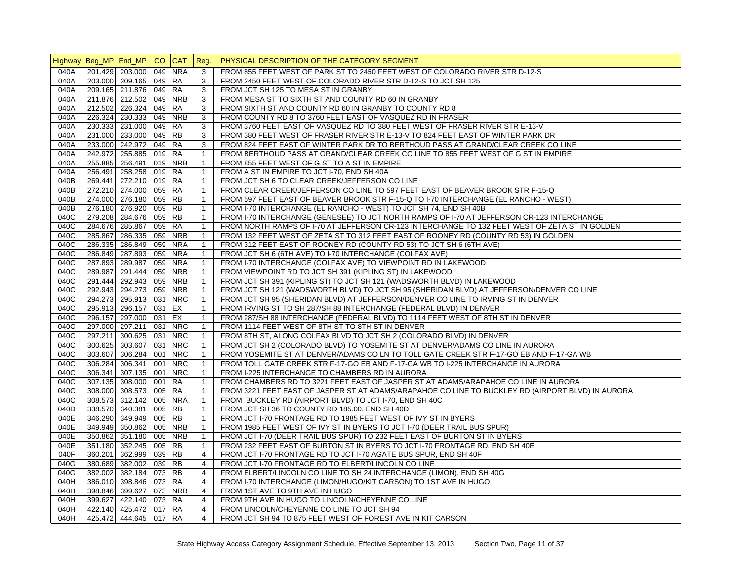| Highway | Beg_MP | End_MP | CO | CAT | Reg. | PHYSICAL DESCRIPTION OF THE CATEGORY SEGMENT |
|---|---|---|---|---|---|---|
| 040A | 201.429 | 203.000 | 049 | NRA | 3 | FROM 855 FEET WEST OF PARK ST TO 2450 FEET WEST OF COLORADO RIVER STR D-12-S |
| 040A | 203.000 | 209.165 | 049 | RA | 3 | FROM 2450 FEET WEST OF COLORADO RIVER STR D-12-S TO JCT SH 125 |
| 040A | 209.165 | 211.876 | 049 | RA | 3 | FROM JCT SH 125 TO MESA ST IN GRANBY |
| 040A | 211.876 | 212.502 | 049 | NRB | 3 | FROM MESA ST TO SIXTH ST AND COUNTY RD 60 IN GRANBY |
| 040A | 212.502 | 226.324 | 049 | RA | 3 | FROM SIXTH ST AND COUNTY RD 60 IN GRANBY TO COUNTY RD 8 |
| 040A | 226.324 | 230.333 | 049 | NRB | 3 | FROM COUNTY RD 8 TO 3760 FEET EAST OF VASQUEZ RD IN FRASER |
| 040A | 230.333 | 231.000 | 049 | RA | 3 | FROM 3760 FEET EAST OF VASQUEZ RD TO 380 FEET WEST OF FRASER RIVER STR E-13-V |
| 040A | 231.000 | 233.000 | 049 | RB | 3 | FROM 380 FEET WEST OF FRASER RIVER STR E-13-V TO 824 FEET EAST OF WINTER PARK DR |
| 040A | 233.000 | 242.972 | 049 | RA | 3 | FROM 824 FEET EAST OF WINTER PARK DR TO BERTHOUD PASS AT GRAND/CLEAR CREEK CO LINE |
| 040A | 242.972 | 255.885 | 019 | RA | 1 | FROM BERTHOUD PASS AT GRAND/CLEAR CREEK CO LINE TO 855 FEET WEST OF G ST IN EMPIRE |
| 040A | 255.885 | 256.491 | 019 | NRB | 1 | FROM 855 FEET WEST OF G ST TO A ST IN EMPIRE |
| 040A | 256.491 | 258.258 | 019 | RA | 1 | FROM A ST IN EMPIRE TO JCT I-70, END SH 40A |
| 040B | 269.441 | 272.210 | 019 | RA | 1 | FROM JCT SH 6 TO CLEAR CREEK/JEFFERSON CO LINE |
| 040B | 272.210 | 274.000 | 059 | RA | 1 | FROM CLEAR CREEK/JEFFERSON CO LINE TO 597 FEET EAST OF BEAVER BROOK STR F-15-Q |
| 040B | 274.000 | 276.180 | 059 | RB | 1 | FROM 597 FEET EAST OF BEAVER BROOK STR F-15-Q TO I-70 INTERCHANGE (EL RANCHO - WEST) |
| 040B | 276.180 | 276.920 | 059 | RB | 1 | FROM I-70 INTERCHANGE (EL RANCHO - WEST) TO JCT SH 74, END SH 40B |
| 040C | 279.208 | 284.676 | 059 | RB | 1 | FROM I-70 INTERCHANGE (GENESEE) TO JCT NORTH RAMPS OF I-70 AT JEFFERSON CR-123 INTERCHANGE |
| 040C | 284.676 | 285.867 | 059 | RA | 1 | FROM NORTH RAMPS OF I-70 AT JEFFERSON CR-123 INTERCHANGE TO 132 FEET WEST OF ZETA ST IN GOLDEN |
| 040C | 285.867 | 286.335 | 059 | NRB | 1 | FROM 132 FEET WEST OF ZETA ST TO 312 FEET EAST OF ROONEY RD (COUNTY RD 53) IN GOLDEN |
| 040C | 286.335 | 286.849 | 059 | NRA | 1 | FROM 312 FEET EAST OF ROONEY RD (COUNTY RD 53) TO JCT SH 6 (6TH AVE) |
| 040C | 286.849 | 287.893 | 059 | NRA | 1 | FROM JCT SH 6 (6TH AVE) TO I-70 INTERCHANGE (COLFAX AVE) |
| 040C | 287.893 | 289.987 | 059 | NRA | 1 | FROM I-70 INTERCHANGE (COLFAX AVE) TO VIEWPOINT RD IN LAKEWOOD |
| 040C | 289.987 | 291.444 | 059 | NRB | 1 | FROM VIEWPOINT RD TO JCT SH 391 (KIPLING ST) IN LAKEWOOD |
| 040C | 291.444 | 292.943 | 059 | NRB | 1 | FROM JCT SH 391 (KIPLING ST) TO JCT SH 121 (WADSWORTH BLVD) IN LAKEWOOD |
| 040C | 292.943 | 294.273 | 059 | NRB | 1 | FROM JCT SH 121 (WADSWORTH BLVD) TO JCT SH 95 (SHERIDAN BLVD) AT JEFFERSON/DENVER CO LINE |
| 040C | 294.273 | 295.913 | 031 | NRC | 1 | FROM JCT SH 95 (SHERIDAN BLVD) AT JEFFERSON/DENVER CO LINE TO IRVING ST IN DENVER |
| 040C | 295.913 | 296.157 | 031 | EX | 1 | FROM IRVING ST TO SH 287/SH 88 INTERCHANGE (FEDERAL BLVD) IN DENVER |
| 040C | 296.157 | 297.000 | 031 | EX | 1 | FROM 287/SH 88 INTERCHANGE (FEDERAL BLVD) TO 1114 FEET WEST OF 8TH ST IN DENVER |
| 040C | 297.000 | 297.211 | 031 | NRC | 1 | FROM 1114 FEET WEST OF 8TH ST TO 8TH ST IN DENVER |
| 040C | 297.211 | 300.625 | 031 | NRC | 1 | FROM 8TH ST, ALONG COLFAX BLVD TO JCT SH 2 (COLORADO BLVD) IN DENVER |
| 040C | 300.625 | 303.607 | 031 | NRC | 1 | FROM JCT SH 2 (COLORADO BLVD) TO YOSEMITE ST AT DENVER/ADAMS CO LINE IN AURORA |
| 040C | 303.607 | 306.284 | 001 | NRC | 1 | FROM YOSEMITE ST AT DENVER/ADAMS CO LN TO TOLL GATE CREEK STR F-17-GO EB AND F-17-GA WB |
| 040C | 306.284 | 306.341 | 001 | NRC | 1 | FROM TOLL GATE CREEK STR F-17-GO EB AND F-17-GA WB TO I-225 INTERCHANGE IN AURORA |
| 040C | 306.341 | 307.135 | 001 | NRC | 1 | FROM I-225 INTERCHANGE TO CHAMBERS RD IN AURORA |
| 040C | 307.135 | 308.000 | 001 | RA | 1 | FROM CHAMBERS RD TO 3221 FEET EAST OF JASPER ST AT ADAMS/ARAPAHOE CO LINE IN AURORA |
| 040C | 308.000 | 308.573 | 005 | RA | 1 | FROM 3221 FEET EAST OF JASPER ST AT ADAMS/ARAPAHOE CO LINE TO BUCKLEY RD (AIRPORT BLVD) IN AURORA |
| 040C | 308.573 | 312.142 | 005 | NRA | 1 | FROM BUCKLEY RD (AIRPORT BLVD) TO JCT I-70, END SH 40C |
| 040D | 338.570 | 340.381 | 005 | RB | 1 | FROM JCT SH 36 TO COUNTY RD 185.00, END SH 40D |
| 040E | 346.290 | 349.949 | 005 | RB | 1 | FROM JCT I-70 FRONTAGE RD TO 1985 FEET WEST OF IVY ST IN BYERS |
| 040E | 349.949 | 350.862 | 005 | NRB | 1 | FROM 1985 FEET WEST OF IVY ST IN BYERS TO JCT I-70 (DEER TRAIL BUS SPUR) |
| 040E | 350.862 | 351.180 | 005 | NRB | 1 | FROM JCT I-70 (DEER TRAIL BUS SPUR) TO 232 FEET EAST OF BURTON ST IN BYERS |
| 040E | 351.180 | 352.245 | 005 | RB | 1 | FROM 232 FEET EAST OF BURTON ST IN BYERS TO JCT I-70 FRONTAGE RD, END SH 40E |
| 040F | 360.201 | 362.999 | 039 | RB | 4 | FROM JCT I-70 FRONTAGE RD TO JCT I-70 AGATE BUS SPUR, END SH 40F |
| 040G | 380.689 | 382.002 | 039 | RB | 4 | FROM JCT I-70 FRONTAGE RD TO ELBERT/LINCOLN CO LINE |
| 040G | 382.002 | 382.184 | 073 | RB | 4 | FROM ELBERT/LINCOLN CO LINE TO SH 24 INTERCHANGE (LIMON), END SH 40G |
| 040H | 386.010 | 398.846 | 073 | RA | 4 | FROM I-70 INTERCHANGE (LIMON/HUGO/KIT CARSON) TO 1ST AVE IN HUGO |
| 040H | 398.846 | 399.627 | 073 | NRB | 4 | FROM 1ST AVE TO 9TH AVE IN HUGO |
| 040H | 399.627 | 422.140 | 073 | RA | 4 | FROM 9TH AVE IN HUGO TO LINCOLN/CHEYENNE CO LINE |
| 040H | 422.140 | 425.472 | 017 | RA | 4 | FROM LINCOLN/CHEYENNE CO LINE TO JCT SH 94 |
| 040H | 425.472 | 444.645 | 017 | RA | 4 | FROM JCT SH 94 TO 875 FEET WEST OF FOREST AVE IN KIT CARSON |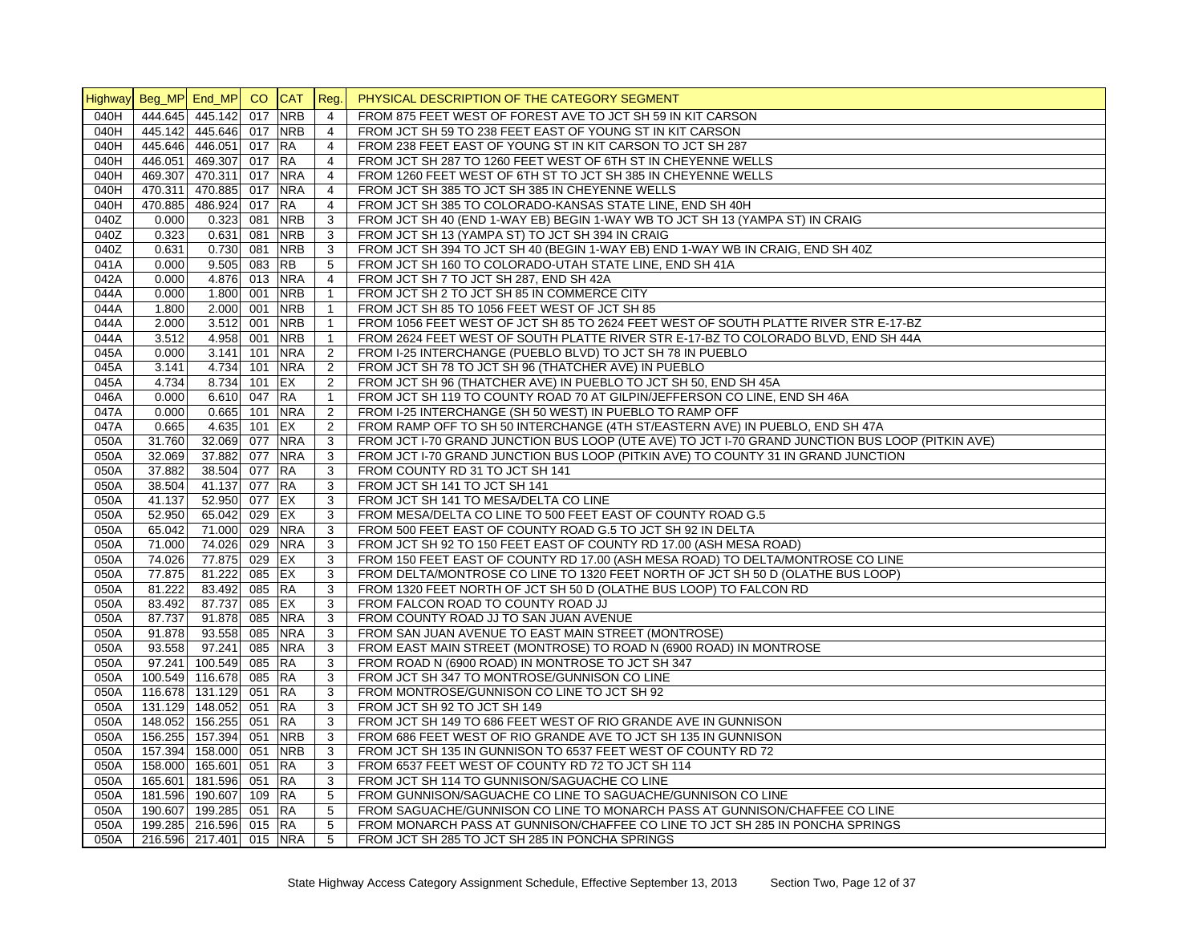| Highway | Beg_MP | End_MP | CO | CAT | Reg. | PHYSICAL DESCRIPTION OF THE CATEGORY SEGMENT |
|---|---|---|---|---|---|---|
| 040H | 444.645 | 445.142 | 017 | NRB | 4 | FROM 875 FEET WEST OF FOREST AVE TO JCT SH 59 IN KIT CARSON |
| 040H | 445.142 | 445.646 | 017 | NRB | 4 | FROM JCT SH 59 TO 238 FEET EAST OF YOUNG ST IN KIT CARSON |
| 040H | 445.646 | 446.051 | 017 | RA | 4 | FROM 238 FEET EAST OF YOUNG ST IN KIT CARSON TO JCT SH 287 |
| 040H | 446.051 | 469.307 | 017 | RA | 4 | FROM JCT SH 287 TO 1260 FEET WEST OF 6TH ST IN CHEYENNE WELLS |
| 040H | 469.307 | 470.311 | 017 | NRA | 4 | FROM 1260 FEET WEST OF 6TH ST TO JCT SH 385 IN CHEYENNE WELLS |
| 040H | 470.311 | 470.885 | 017 | NRA | 4 | FROM JCT SH 385 TO JCT SH 385 IN CHEYENNE WELLS |
| 040H | 470.885 | 486.924 | 017 | RA | 4 | FROM JCT SH 385 TO COLORADO-KANSAS STATE LINE, END SH 40H |
| 040Z | 0.000 | 0.323 | 081 | NRB | 3 | FROM JCT SH 40 (END 1-WAY EB) BEGIN 1-WAY WB TO JCT SH 13 (YAMPA ST) IN CRAIG |
| 040Z | 0.323 | 0.631 | 081 | NRB | 3 | FROM JCT SH 13 (YAMPA ST) TO JCT SH 394 IN CRAIG |
| 040Z | 0.631 | 0.730 | 081 | NRB | 3 | FROM JCT SH 394 TO JCT SH 40 (BEGIN 1-WAY EB) END 1-WAY WB IN CRAIG, END SH 40Z |
| 041A | 0.000 | 9.505 | 083 | RB | 5 | FROM JCT SH 160 TO COLORADO-UTAH STATE LINE, END SH 41A |
| 042A | 0.000 | 4.876 | 013 | NRA | 4 | FROM JCT SH 7 TO JCT SH 287, END SH 42A |
| 044A | 0.000 | 1.800 | 001 | NRB | 1 | FROM JCT SH 2 TO JCT SH 85 IN COMMERCE CITY |
| 044A | 1.800 | 2.000 | 001 | NRB | 1 | FROM JCT SH 85 TO 1056 FEET WEST OF JCT SH 85 |
| 044A | 2.000 | 3.512 | 001 | NRB | 1 | FROM 1056 FEET WEST OF JCT SH 85 TO 2624 FEET WEST OF SOUTH PLATTE RIVER STR E-17-BZ |
| 044A | 3.512 | 4.958 | 001 | NRB | 1 | FROM 2624 FEET WEST OF SOUTH PLATTE RIVER STR E-17-BZ TO COLORADO BLVD, END SH 44A |
| 045A | 0.000 | 3.141 | 101 | NRA | 2 | FROM I-25 INTERCHANGE (PUEBLO BLVD) TO JCT SH 78 IN PUEBLO |
| 045A | 3.141 | 4.734 | 101 | NRA | 2 | FROM JCT SH 78 TO JCT SH 96 (THATCHER AVE) IN PUEBLO |
| 045A | 4.734 | 8.734 | 101 | EX | 2 | FROM JCT SH 96 (THATCHER AVE) IN PUEBLO TO JCT SH 50, END SH 45A |
| 046A | 0.000 | 6.610 | 047 | RA | 1 | FROM JCT SH 119 TO COUNTY ROAD 70 AT GILPIN/JEFFERSON CO LINE, END SH 46A |
| 047A | 0.000 | 0.665 | 101 | NRA | 2 | FROM I-25 INTERCHANGE (SH 50 WEST) IN PUEBLO TO RAMP OFF |
| 047A | 0.665 | 4.635 | 101 | EX | 2 | FROM RAMP OFF TO SH 50 INTERCHANGE (4TH ST/EASTERN AVE) IN PUEBLO, END SH 47A |
| 050A | 31.760 | 32.069 | 077 | NRA | 3 | FROM JCT I-70 GRAND JUNCTION BUS LOOP (UTE AVE) TO JCT I-70 GRAND JUNCTION BUS LOOP (PITKIN AVE) |
| 050A | 32.069 | 37.882 | 077 | NRA | 3 | FROM JCT I-70 GRAND JUNCTION BUS LOOP (PITKIN AVE) TO COUNTY 31 IN GRAND JUNCTION |
| 050A | 37.882 | 38.504 | 077 | RA | 3 | FROM COUNTY RD 31 TO JCT SH 141 |
| 050A | 38.504 | 41.137 | 077 | RA | 3 | FROM JCT SH 141 TO JCT SH 141 |
| 050A | 41.137 | 52.950 | 077 | EX | 3 | FROM JCT SH 141 TO MESA/DELTA CO LINE |
| 050A | 52.950 | 65.042 | 029 | EX | 3 | FROM MESA/DELTA CO LINE TO 500 FEET EAST OF COUNTY ROAD G.5 |
| 050A | 65.042 | 71.000 | 029 | NRA | 3 | FROM 500 FEET EAST OF COUNTY ROAD G.5 TO JCT SH 92 IN DELTA |
| 050A | 71.000 | 74.026 | 029 | NRA | 3 | FROM JCT SH 92 TO 150 FEET EAST OF COUNTY RD 17.00 (ASH MESA ROAD) |
| 050A | 74.026 | 77.875 | 029 | EX | 3 | FROM 150 FEET EAST OF COUNTY RD 17.00 (ASH MESA ROAD) TO DELTA/MONTROSE CO LINE |
| 050A | 77.875 | 81.222 | 085 | EX | 3 | FROM DELTA/MONTROSE CO LINE TO 1320 FEET NORTH OF JCT SH 50 D (OLATHE BUS LOOP) |
| 050A | 81.222 | 83.492 | 085 | RA | 3 | FROM 1320 FEET NORTH OF JCT SH 50 D (OLATHE BUS LOOP) TO FALCON RD |
| 050A | 83.492 | 87.737 | 085 | EX | 3 | FROM FALCON ROAD TO COUNTY ROAD JJ |
| 050A | 87.737 | 91.878 | 085 | NRA | 3 | FROM COUNTY ROAD JJ TO SAN JUAN AVENUE |
| 050A | 91.878 | 93.558 | 085 | NRA | 3 | FROM SAN JUAN AVENUE TO EAST MAIN STREET (MONTROSE) |
| 050A | 93.558 | 97.241 | 085 | NRA | 3 | FROM EAST MAIN STREET (MONTROSE) TO ROAD N (6900 ROAD) IN MONTROSE |
| 050A | 97.241 | 100.549 | 085 | RA | 3 | FROM ROAD N (6900 ROAD) IN MONTROSE TO JCT SH 347 |
| 050A | 100.549 | 116.678 | 085 | RA | 3 | FROM JCT SH 347 TO MONTROSE/GUNNISON CO LINE |
| 050A | 116.678 | 131.129 | 051 | RA | 3 | FROM MONTROSE/GUNNISON CO LINE TO JCT SH 92 |
| 050A | 131.129 | 148.052 | 051 | RA | 3 | FROM JCT SH 92 TO JCT SH 149 |
| 050A | 148.052 | 156.255 | 051 | RA | 3 | FROM JCT SH 149 TO 686 FEET WEST OF RIO GRANDE AVE IN GUNNISON |
| 050A | 156.255 | 157.394 | 051 | NRB | 3 | FROM 686 FEET WEST OF RIO GRANDE AVE TO JCT SH 135 IN GUNNISON |
| 050A | 157.394 | 158.000 | 051 | NRB | 3 | FROM JCT SH 135 IN GUNNISON TO 6537 FEET WEST OF COUNTY RD 72 |
| 050A | 158.000 | 165.601 | 051 | RA | 3 | FROM 6537 FEET WEST OF COUNTY RD 72 TO JCT SH 114 |
| 050A | 165.601 | 181.596 | 051 | RA | 3 | FROM JCT SH 114 TO GUNNISON/SAGUACHE CO LINE |
| 050A | 181.596 | 190.607 | 109 | RA | 5 | FROM GUNNISON/SAGUACHE CO LINE TO SAGUACHE/GUNNISON CO LINE |
| 050A | 190.607 | 199.285 | 051 | RA | 5 | FROM SAGUACHE/GUNNISON CO LINE TO MONARCH PASS AT GUNNISON/CHAFFEE CO LINE |
| 050A | 199.285 | 216.596 | 015 | RA | 5 | FROM MONARCH PASS AT GUNNISON/CHAFFEE CO LINE TO JCT SH 285 IN PONCHA SPRINGS |
| 050A | 216.596 | 217.401 | 015 | NRA | 5 | FROM JCT SH 285 TO JCT SH 285 IN PONCHA SPRINGS |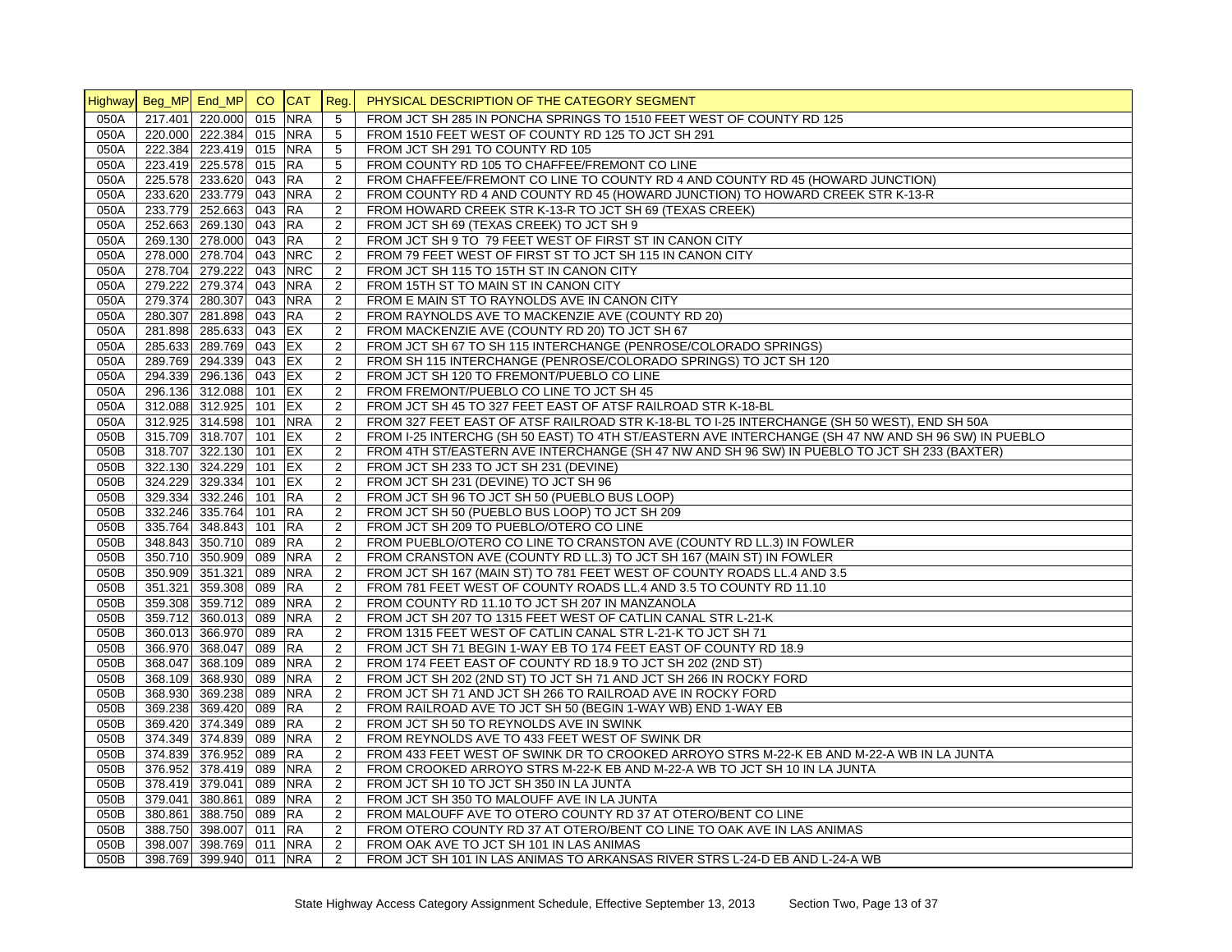| Highway | Beg_MP | End_MP | CO | CAT | Reg. | PHYSICAL DESCRIPTION OF THE CATEGORY SEGMENT |
|---|---|---|---|---|---|---|
| 050A | 217.401 | 220.000 | 015 | NRA | 5 | FROM JCT SH 285 IN PONCHA SPRINGS TO 1510 FEET WEST OF COUNTY RD 125 |
| 050A | 220.000 | 222.384 | 015 | NRA | 5 | FROM 1510 FEET WEST OF COUNTY RD 125 TO JCT SH 291 |
| 050A | 222.384 | 223.419 | 015 | NRA | 5 | FROM JCT SH 291 TO COUNTY RD 105 |
| 050A | 223.419 | 225.578 | 015 | RA | 5 | FROM COUNTY RD 105 TO CHAFFEE/FREMONT CO LINE |
| 050A | 225.578 | 233.620 | 043 | RA | 2 | FROM CHAFFEE/FREMONT CO LINE TO COUNTY RD 4 AND COUNTY RD 45 (HOWARD JUNCTION) |
| 050A | 233.620 | 233.779 | 043 | NRA | 2 | FROM COUNTY RD 4 AND COUNTY RD 45 (HOWARD JUNCTION) TO HOWARD CREEK STR K-13-R |
| 050A | 233.779 | 252.663 | 043 | RA | 2 | FROM HOWARD CREEK STR K-13-R TO JCT SH 69 (TEXAS CREEK) |
| 050A | 252.663 | 269.130 | 043 | RA | 2 | FROM JCT SH 69 (TEXAS CREEK) TO JCT SH 9 |
| 050A | 269.130 | 278.000 | 043 | RA | 2 | FROM JCT SH 9 TO 79 FEET WEST OF FIRST ST IN CANON CITY |
| 050A | 278.000 | 278.704 | 043 | NRC | 2 | FROM 79 FEET WEST OF FIRST ST TO JCT SH 115 IN CANON CITY |
| 050A | 278.704 | 279.222 | 043 | NRC | 2 | FROM JCT SH 115 TO 15TH ST IN CANON CITY |
| 050A | 279.222 | 279.374 | 043 | NRA | 2 | FROM 15TH ST TO MAIN ST IN CANON CITY |
| 050A | 279.374 | 280.307 | 043 | NRA | 2 | FROM E MAIN ST TO RAYNOLDS AVE IN CANON CITY |
| 050A | 280.307 | 281.898 | 043 | RA | 2 | FROM RAYNOLDS AVE TO MACKENZIE AVE (COUNTY RD 20) |
| 050A | 281.898 | 285.633 | 043 | EX | 2 | FROM MACKENZIE AVE (COUNTY RD 20) TO JCT SH 67 |
| 050A | 285.633 | 289.769 | 043 | EX | 2 | FROM JCT SH 67 TO SH 115 INTERCHANGE (PENROSE/COLORADO SPRINGS) |
| 050A | 289.769 | 294.339 | 043 | EX | 2 | FROM SH 115 INTERCHANGE (PENROSE/COLORADO SPRINGS) TO JCT SH 120 |
| 050A | 294.339 | 296.136 | 043 | EX | 2 | FROM JCT SH 120 TO FREMONT/PUEBLO CO LINE |
| 050A | 296.136 | 312.088 | 101 | EX | 2 | FROM FREMONT/PUEBLO CO LINE TO JCT SH 45 |
| 050A | 312.088 | 312.925 | 101 | EX | 2 | FROM JCT SH 45 TO 327 FEET EAST OF ATSF RAILROAD STR K-18-BL |
| 050A | 312.925 | 314.598 | 101 | NRA | 2 | FROM 327 FEET EAST OF ATSF RAILROAD STR K-18-BL TO I-25 INTERCHANGE (SH 50 WEST), END SH 50A |
| 050B | 315.709 | 318.707 | 101 | EX | 2 | FROM I-25 INTERCHG (SH 50 EAST) TO 4TH ST/EASTERN AVE INTERCHANGE (SH 47 NW AND SH 96 SW) IN PUEBLO |
| 050B | 318.707 | 322.130 | 101 | EX | 2 | FROM 4TH ST/EASTERN AVE INTERCHANGE (SH 47 NW AND SH 96 SW) IN PUEBLO TO JCT SH 233 (BAXTER) |
| 050B | 322.130 | 324.229 | 101 | EX | 2 | FROM JCT SH 233 TO JCT SH 231 (DEVINE) |
| 050B | 324.229 | 329.334 | 101 | EX | 2 | FROM JCT SH 231 (DEVINE) TO JCT SH 96 |
| 050B | 329.334 | 332.246 | 101 | RA | 2 | FROM JCT SH 96 TO JCT SH 50 (PUEBLO BUS LOOP) |
| 050B | 332.246 | 335.764 | 101 | RA | 2 | FROM JCT SH 50 (PUEBLO BUS LOOP) TO JCT SH 209 |
| 050B | 335.764 | 348.843 | 101 | RA | 2 | FROM JCT SH 209 TO PUEBLO/OTERO CO LINE |
| 050B | 348.843 | 350.710 | 089 | RA | 2 | FROM PUEBLO/OTERO CO LINE TO CRANSTON AVE (COUNTY RD LL.3) IN FOWLER |
| 050B | 350.710 | 350.909 | 089 | NRA | 2 | FROM CRANSTON AVE (COUNTY RD LL.3) TO JCT SH 167 (MAIN ST) IN FOWLER |
| 050B | 350.909 | 351.321 | 089 | NRA | 2 | FROM JCT SH 167 (MAIN ST) TO 781 FEET WEST OF COUNTY ROADS LL.4 AND 3.5 |
| 050B | 351.321 | 359.308 | 089 | RA | 2 | FROM 781 FEET WEST OF COUNTY ROADS LL.4 AND 3.5 TO COUNTY RD 11.10 |
| 050B | 359.308 | 359.712 | 089 | NRA | 2 | FROM COUNTY RD 11.10 TO JCT SH 207 IN MANZANOLA |
| 050B | 359.712 | 360.013 | 089 | NRA | 2 | FROM JCT SH 207 TO 1315 FEET WEST OF CATLIN CANAL STR L-21-K |
| 050B | 360.013 | 366.970 | 089 | RA | 2 | FROM 1315 FEET WEST OF CATLIN CANAL STR L-21-K TO JCT SH 71 |
| 050B | 366.970 | 368.047 | 089 | RA | 2 | FROM JCT SH 71 BEGIN 1-WAY EB TO 174 FEET EAST OF COUNTY RD 18.9 |
| 050B | 368.047 | 368.109 | 089 | NRA | 2 | FROM 174 FEET EAST OF COUNTY RD 18.9 TO JCT SH 202 (2ND ST) |
| 050B | 368.109 | 368.930 | 089 | NRA | 2 | FROM JCT SH 202 (2ND ST) TO JCT SH 71 AND JCT SH 266 IN ROCKY FORD |
| 050B | 368.930 | 369.238 | 089 | NRA | 2 | FROM JCT SH 71 AND JCT SH 266 TO RAILROAD AVE IN ROCKY FORD |
| 050B | 369.238 | 369.420 | 089 | RA | 2 | FROM RAILROAD AVE TO JCT SH 50 (BEGIN 1-WAY WB) END 1-WAY EB |
| 050B | 369.420 | 374.349 | 089 | RA | 2 | FROM JCT SH 50 TO REYNOLDS AVE IN SWINK |
| 050B | 374.349 | 374.839 | 089 | NRA | 2 | FROM REYNOLDS AVE TO 433 FEET WEST OF SWINK DR |
| 050B | 374.839 | 376.952 | 089 | RA | 2 | FROM 433 FEET WEST OF SWINK DR TO CROOKED ARROYO STRS M-22-K EB AND M-22-A WB IN LA JUNTA |
| 050B | 376.952 | 378.419 | 089 | NRA | 2 | FROM CROOKED ARROYO STRS M-22-K EB AND M-22-A WB TO JCT SH 10 IN LA JUNTA |
| 050B | 378.419 | 379.041 | 089 | NRA | 2 | FROM JCT SH 10 TO JCT SH 350 IN LA JUNTA |
| 050B | 379.041 | 380.861 | 089 | NRA | 2 | FROM JCT SH 350 TO MALOUFF AVE IN LA JUNTA |
| 050B | 380.861 | 388.750 | 089 | RA | 2 | FROM MALOUFF AVE TO OTERO COUNTY RD 37 AT OTERO/BENT CO LINE |
| 050B | 388.750 | 398.007 | 011 | RA | 2 | FROM OTERO COUNTY RD 37 AT OTERO/BENT CO LINE TO OAK AVE IN LAS ANIMAS |
| 050B | 398.007 | 398.769 | 011 | NRA | 2 | FROM OAK AVE TO JCT SH 101 IN LAS ANIMAS |
| 050B | 398.769 | 399.940 | 011 | NRA | 2 | FROM JCT SH 101 IN LAS ANIMAS TO ARKANSAS RIVER STRS L-24-D EB AND L-24-A WB |

State Highway Access Category Assignment Schedule, Effective September 13, 2013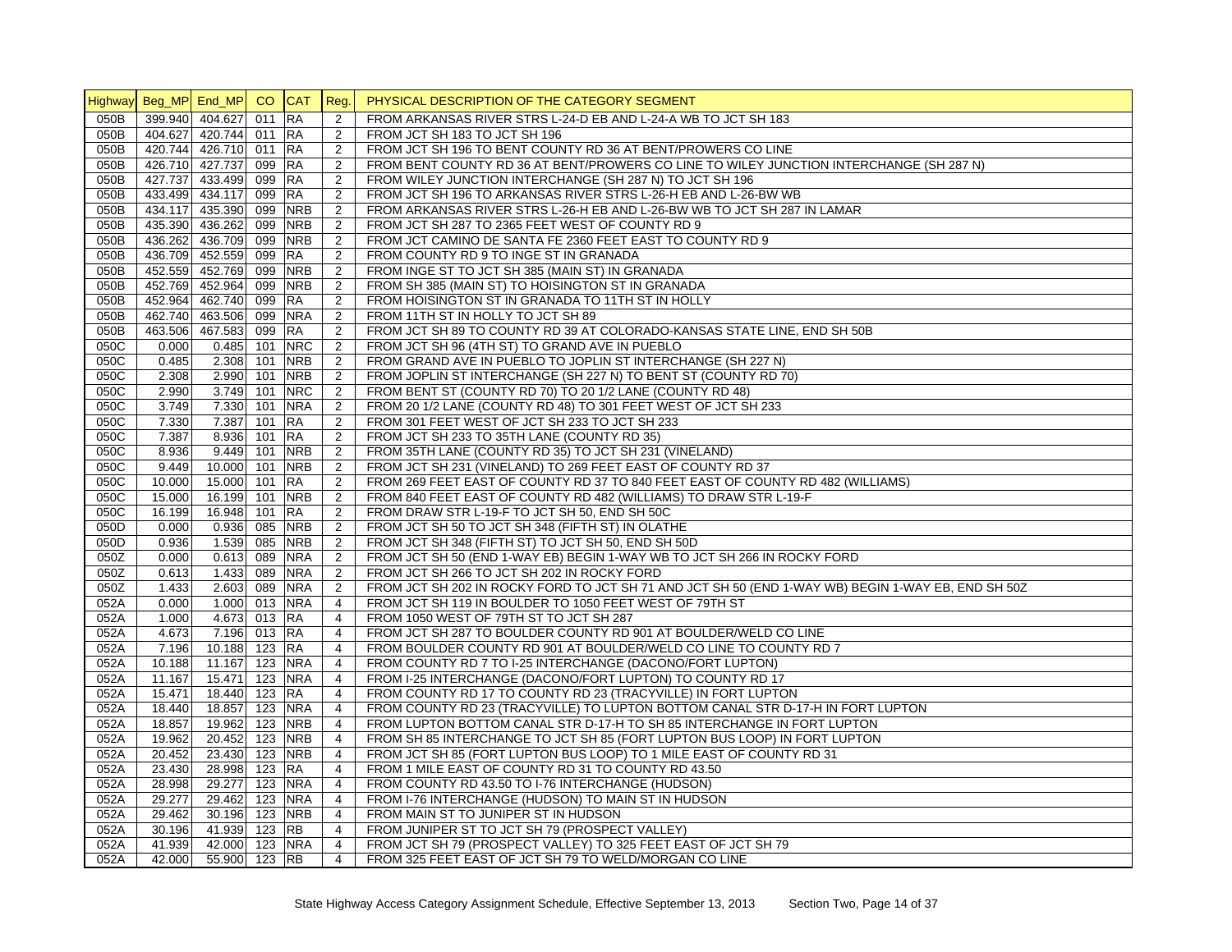| Highway | Beg_MP | End_MP | CO | CAT | Reg. | PHYSICAL DESCRIPTION OF THE CATEGORY SEGMENT |
|---|---|---|---|---|---|---|
| 050B | 399.940 | 404.627 | 011 | RA | 2 | FROM ARKANSAS RIVER STRS L-24-D EB AND L-24-A WB TO JCT SH 183 |
| 050B | 404.627 | 420.744 | 011 | RA | 2 | FROM JCT SH 183 TO JCT SH 196 |
| 050B | 420.744 | 426.710 | 011 | RA | 2 | FROM JCT SH 196 TO BENT COUNTY RD 36 AT BENT/PROWERS CO LINE |
| 050B | 426.710 | 427.737 | 099 | RA | 2 | FROM BENT COUNTY RD 36 AT BENT/PROWERS CO LINE TO WILEY JUNCTION INTERCHANGE (SH 287 N) |
| 050B | 427.737 | 433.499 | 099 | RA | 2 | FROM WILEY JUNCTION INTERCHANGE (SH 287 N) TO JCT SH 196 |
| 050B | 433.499 | 434.117 | 099 | RA | 2 | FROM JCT SH 196 TO ARKANSAS RIVER STRS L-26-H EB AND L-26-BW WB |
| 050B | 434.117 | 435.390 | 099 | NRB | 2 | FROM ARKANSAS RIVER STRS L-26-H EB AND L-26-BW WB TO JCT SH 287 IN LAMAR |
| 050B | 435.390 | 436.262 | 099 | NRB | 2 | FROM JCT SH 287 TO 2365 FEET WEST OF COUNTY RD 9 |
| 050B | 436.262 | 436.709 | 099 | NRB | 2 | FROM JCT CAMINO DE SANTA FE 2360 FEET EAST TO COUNTY RD 9 |
| 050B | 436.709 | 452.559 | 099 | RA | 2 | FROM COUNTY RD 9 TO INGE ST IN GRANADA |
| 050B | 452.559 | 452.769 | 099 | NRB | 2 | FROM INGE ST TO JCT SH 385 (MAIN ST) IN GRANADA |
| 050B | 452.769 | 452.964 | 099 | NRB | 2 | FROM SH 385 (MAIN ST) TO HOISINGTON ST IN GRANADA |
| 050B | 452.964 | 462.740 | 099 | RA | 2 | FROM HOISINGTON ST IN GRANADA TO 11TH ST IN HOLLY |
| 050B | 462.740 | 463.506 | 099 | NRA | 2 | FROM 11TH ST IN HOLLY TO JCT SH 89 |
| 050B | 463.506 | 467.583 | 099 | RA | 2 | FROM JCT SH 89 TO COUNTY RD 39 AT COLORADO-KANSAS STATE LINE, END SH 50B |
| 050C | 0.000 | 0.485 | 101 | NRC | 2 | FROM JCT SH 96 (4TH ST) TO GRAND AVE IN PUEBLO |
| 050C | 0.485 | 2.308 | 101 | NRB | 2 | FROM GRAND AVE IN PUEBLO TO JOPLIN ST INTERCHANGE (SH 227 N) |
| 050C | 2.308 | 2.990 | 101 | NRB | 2 | FROM JOPLIN ST INTERCHANGE (SH 227 N) TO BENT ST (COUNTY RD 70) |
| 050C | 2.990 | 3.749 | 101 | NRC | 2 | FROM BENT ST (COUNTY RD 70) TO 20 1/2 LANE (COUNTY RD 48) |
| 050C | 3.749 | 7.330 | 101 | NRA | 2 | FROM 20 1/2 LANE (COUNTY RD 48) TO 301 FEET WEST OF JCT SH 233 |
| 050C | 7.330 | 7.387 | 101 | RA | 2 | FROM 301 FEET WEST OF JCT SH 233 TO JCT SH 233 |
| 050C | 7.387 | 8.936 | 101 | RA | 2 | FROM JCT SH 233 TO 35TH LANE (COUNTY RD 35) |
| 050C | 8.936 | 9.449 | 101 | NRB | 2 | FROM 35TH LANE (COUNTY RD 35) TO JCT SH 231 (VINELAND) |
| 050C | 9.449 | 10.000 | 101 | NRB | 2 | FROM JCT SH 231 (VINELAND) TO 269 FEET EAST OF COUNTY RD 37 |
| 050C | 10.000 | 15.000 | 101 | RA | 2 | FROM 269 FEET EAST OF COUNTY RD 37 TO 840 FEET EAST OF COUNTY RD 482 (WILLIAMS) |
| 050C | 15.000 | 16.199 | 101 | NRB | 2 | FROM 840 FEET EAST OF COUNTY RD 482 (WILLIAMS) TO DRAW STR L-19-F |
| 050C | 16.199 | 16.948 | 101 | RA | 2 | FROM DRAW STR L-19-F TO JCT SH 50, END SH 50C |
| 050D | 0.000 | 0.936 | 085 | NRB | 2 | FROM JCT SH 50 TO JCT SH 348 (FIFTH ST) IN OLATHE |
| 050D | 0.936 | 1.539 | 085 | NRB | 2 | FROM JCT SH 348 (FIFTH ST) TO JCT SH 50, END SH 50D |
| 050Z | 0.000 | 0.613 | 089 | NRA | 2 | FROM JCT SH 50 (END 1-WAY EB) BEGIN 1-WAY WB TO JCT SH 266 IN ROCKY FORD |
| 050Z | 0.613 | 1.433 | 089 | NRA | 2 | FROM JCT SH 266 TO JCT SH 202 IN ROCKY FORD |
| 050Z | 1.433 | 2.603 | 089 | NRA | 2 | FROM JCT SH 202 IN ROCKY FORD TO JCT SH 71 AND JCT SH 50 (END 1-WAY WB) BEGIN 1-WAY EB, END SH 50Z |
| 052A | 0.000 | 1.000 | 013 | NRA | 4 | FROM JCT SH 119 IN BOULDER TO 1050 FEET WEST OF 79TH ST |
| 052A | 1.000 | 4.673 | 013 | RA | 4 | FROM 1050 WEST OF 79TH ST TO JCT SH 287 |
| 052A | 4.673 | 7.196 | 013 | RA | 4 | FROM JCT SH 287 TO BOULDER COUNTY RD 901 AT BOULDER/WELD CO LINE |
| 052A | 7.196 | 10.188 | 123 | RA | 4 | FROM BOULDER COUNTY RD 901 AT BOULDER/WELD CO LINE TO COUNTY RD 7 |
| 052A | 10.188 | 11.167 | 123 | NRA | 4 | FROM COUNTY RD 7 TO I-25 INTERCHANGE (DACONO/FORT LUPTON) |
| 052A | 11.167 | 15.471 | 123 | NRA | 4 | FROM I-25 INTERCHANGE (DACONO/FORT LUPTON) TO COUNTY RD 17 |
| 052A | 15.471 | 18.440 | 123 | RA | 4 | FROM COUNTY RD 17 TO COUNTY RD 23 (TRACYVILLE) IN FORT LUPTON |
| 052A | 18.440 | 18.857 | 123 | NRA | 4 | FROM COUNTY RD 23 (TRACYVILLE) TO LUPTON BOTTOM CANAL STR D-17-H IN FORT LUPTON |
| 052A | 18.857 | 19.962 | 123 | NRB | 4 | FROM LUPTON BOTTOM CANAL STR D-17-H TO SH 85 INTERCHANGE IN FORT LUPTON |
| 052A | 19.962 | 20.452 | 123 | NRB | 4 | FROM SH 85 INTERCHANGE TO JCT SH 85 (FORT LUPTON BUS LOOP) IN FORT LUPTON |
| 052A | 20.452 | 23.430 | 123 | NRB | 4 | FROM JCT SH 85 (FORT LUPTON BUS LOOP) TO 1 MILE EAST OF COUNTY RD 31 |
| 052A | 23.430 | 28.998 | 123 | RA | 4 | FROM 1 MILE EAST OF COUNTY RD 31 TO COUNTY RD 43.50 |
| 052A | 28.998 | 29.277 | 123 | NRA | 4 | FROM COUNTY RD 43.50 TO I-76 INTERCHANGE (HUDSON) |
| 052A | 29.277 | 29.462 | 123 | NRA | 4 | FROM I-76 INTERCHANGE (HUDSON) TO MAIN ST IN HUDSON |
| 052A | 29.462 | 30.196 | 123 | NRB | 4 | FROM MAIN ST TO JUNIPER ST IN HUDSON |
| 052A | 30.196 | 41.939 | 123 | RB | 4 | FROM JUNIPER ST TO JCT SH 79 (PROSPECT VALLEY) |
| 052A | 41.939 | 42.000 | 123 | NRA | 4 | FROM JCT SH 79 (PROSPECT VALLEY) TO 325 FEET EAST OF JCT SH 79 |
| 052A | 42.000 | 55.900 | 123 | RB | 4 | FROM 325 FEET EAST OF JCT SH 79 TO WELD/MORGAN CO LINE |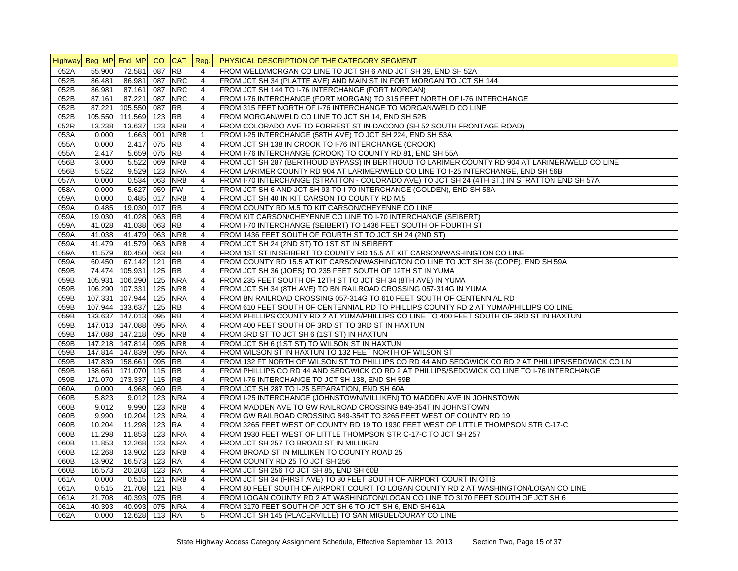| Highway | Beg_MP | End_MP | CO | CAT | Reg. | PHYSICAL DESCRIPTION OF THE CATEGORY SEGMENT |
|---|---|---|---|---|---|---|
| 052A | 55.900 | 72.581 | 087 | RB | 4 | FROM WELD/MORGAN CO LINE TO JCT SH 6 AND JCT SH 39, END SH 52A |
| 052B | 86.481 | 86.981 | 087 | NRC | 4 | FROM JCT SH 34 (PLATTE AVE) AND MAIN ST IN FORT MORGAN TO JCT SH 144 |
| 052B | 86.981 | 87.161 | 087 | NRC | 4 | FROM JCT SH 144 TO I-76 INTERCHANGE (FORT MORGAN) |
| 052B | 87.161 | 87.221 | 087 | NRC | 4 | FROM I-76 INTERCHANGE (FORT MORGAN) TO 315 FEET NORTH OF I-76 INTERCHANGE |
| 052B | 87.221 | 105.550 | 087 | RB | 4 | FROM 315 FEET NORTH OF I-76 INTERCHANGE TO MORGAN/WELD CO LINE |
| 052B | 105.550 | 111.569 | 123 | RB | 4 | FROM MORGAN/WELD CO LINE TO JCT SH 14, END SH 52B |
| 052R | 13.238 | 13.637 | 123 | NRB | 4 | FROM COLORADO AVE TO FORREST ST IN DACONO (SH 52 SOUTH FRONTAGE ROAD) |
| 053A | 0.000 | 1.663 | 001 | NRB | 1 | FROM I-25 INTERCHANGE (58TH AVE) TO JCT SH 224, END SH 53A |
| 055A | 0.000 | 2.417 | 075 | RB | 4 | FROM JCT SH 138 IN CROOK TO I-76 INTERCHANGE (CROOK) |
| 055A | 2.417 | 5.659 | 075 | RB | 4 | FROM I-76 INTERCHANGE (CROOK) TO COUNTY RD 81, END SH 55A |
| 056B | 3.000 | 5.522 | 069 | NRB | 4 | FROM JCT SH 287 (BERTHOUD BYPASS) IN BERTHOUD TO LARIMER COUNTY RD 904 AT LARIMER/WELD CO LINE |
| 056B | 5.522 | 9.529 | 123 | NRA | 4 | FROM LARIMER COUNTY RD 904 AT LARIMER/WELD CO LINE TO I-25 INTERCHANGE, END SH 56B |
| 057A | 0.000 | 0.534 | 063 | NRB | 4 | FROM I-70 INTERCHANGE (STRATTON - COLORADO AVE) TO JCT SH 24 (4TH ST.) IN STRATTON END SH 57A |
| 058A | 0.000 | 5.627 | 059 | FW | 1 | FROM JCT SH 6 AND JCT SH 93 TO I-70 INTERCHANGE (GOLDEN), END SH 58A |
| 059A | 0.000 | 0.485 | 017 | NRB | 4 | FROM JCT SH 40 IN KIT CARSON TO COUNTY RD M.5 |
| 059A | 0.485 | 19.030 | 017 | RB | 4 | FROM COUNTY RD M.5 TO KIT CARSON/CHEYENNE CO LINE |
| 059A | 19.030 | 41.028 | 063 | RB | 4 | FROM KIT CARSON/CHEYENNE CO LINE TO I-70 INTERCHANGE (SEIBERT) |
| 059A | 41.028 | 41.038 | 063 | RB | 4 | FROM I-70 INTERCHANGE (SEIBERT) TO 1436 FEET SOUTH OF FOURTH ST |
| 059A | 41.038 | 41.479 | 063 | NRB | 4 | FROM 1436 FEET SOUTH OF FOURTH ST TO JCT SH 24 (2ND ST) |
| 059A | 41.479 | 41.579 | 063 | NRB | 4 | FROM JCT SH 24 (2ND ST) TO 1ST ST IN SEIBERT |
| 059A | 41.579 | 60.450 | 063 | RB | 4 | FROM 1ST ST IN SEIBERT TO COUNTY RD 15.5 AT KIT CARSON/WASHINGTON CO LINE |
| 059A | 60.450 | 67.142 | 121 | RB | 4 | FROM COUNTY RD 15.5 AT KIT CARSON/WASHINGTON CO LINE TO JCT SH 36 (COPE), END SH 59A |
| 059B | 74.474 | 105.931 | 125 | RB | 4 | FROM JCT SH 36 (JOES) TO 235 FEET SOUTH OF 12TH ST IN YUMA |
| 059B | 105.931 | 106.290 | 125 | NRA | 4 | FROM 235 FEET SOUTH OF 12TH ST TO JCT SH 34 (8TH AVE) IN YUMA |
| 059B | 106.290 | 107.331 | 125 | NRB | 4 | FROM JCT SH 34 (8TH AVE) TO BN RAILROAD CROSSING 057-314G IN YUMA |
| 059B | 107.331 | 107.944 | 125 | NRA | 4 | FROM BN RAILROAD CROSSING 057-314G TO 610 FEET SOUTH OF CENTENNIAL RD |
| 059B | 107.944 | 133.637 | 125 | RB | 4 | FROM 610 FEET SOUTH OF CENTENNIAL RD TO PHILLIPS COUNTY RD 2 AT YUMA/PHILLIPS CO LINE |
| 059B | 133.637 | 147.013 | 095 | RB | 4 | FROM PHILLIPS COUNTY RD 2 AT YUMA/PHILLIPS CO LINE TO 400 FEET SOUTH OF 3RD ST IN HAXTUN |
| 059B | 147.013 | 147.088 | 095 | NRA | 4 | FROM 400 FEET SOUTH OF 3RD ST TO 3RD ST IN HAXTUN |
| 059B | 147.088 | 147.218 | 095 | NRB | 4 | FROM 3RD ST TO JCT SH 6 (1ST ST) IN HAXTUN |
| 059B | 147.218 | 147.814 | 095 | NRB | 4 | FROM JCT SH 6 (1ST ST) TO WILSON ST IN HAXTUN |
| 059B | 147.814 | 147.839 | 095 | NRA | 4 | FROM WILSON ST IN HAXTUN TO 132 FEET NORTH OF WILSON ST |
| 059B | 147.839 | 158.661 | 095 | RB | 4 | FROM 132 FT NORTH OF WILSON ST TO PHILLIPS CO RD 44 AND SEDGWICK CO RD 2 AT PHILLIPS/SEDGWICK CO LN |
| 059B | 158.661 | 171.070 | 115 | RB | 4 | FROM PHILLIPS CO RD 44 AND SEDGWICK CO RD 2 AT PHILLIPS/SEDGWICK CO LINE TO I-76 INTERCHANGE |
| 059B | 171.070 | 173.337 | 115 | RB | 4 | FROM I-76 INTERCHANGE TO JCT SH 138, END SH 59B |
| 060A | 0.000 | 4.968 | 069 | RB | 4 | FROM JCT SH 287 TO I-25 SEPARATION, END SH 60A |
| 060B | 5.823 | 9.012 | 123 | NRA | 4 | FROM I-25 INTERCHANGE (JOHNSTOWN/MILLIKEN) TO MADDEN AVE IN JOHNSTOWN |
| 060B | 9.012 | 9.990 | 123 | NRB | 4 | FROM MADDEN AVE TO GW RAILROAD CROSSING 849-354T IN JOHNSTOWN |
| 060B | 9.990 | 10.204 | 123 | NRA | 4 | FROM GW RAILROAD CROSSING 849-354T TO 3265 FEET WEST OF COUNTY RD 19 |
| 060B | 10.204 | 11.298 | 123 | RA | 4 | FROM 3265 FEET WEST OF COUNTY RD 19 TO 1930 FEET WEST OF LITTLE THOMPSON STR C-17-C |
| 060B | 11.298 | 11.853 | 123 | NRA | 4 | FROM 1930 FEET WEST OF LITTLE THOMPSON STR C-17-C TO JCT SH 257 |
| 060B | 11.853 | 12.268 | 123 | NRA | 4 | FROM JCT SH 257 TO BROAD ST IN MILLIKEN |
| 060B | 12.268 | 13.902 | 123 | NRB | 4 | FROM BROAD ST IN MILLIKEN TO COUNTY ROAD 25 |
| 060B | 13.902 | 16.573 | 123 | RA | 4 | FROM COUNTY RD 25 TO JCT SH 256 |
| 060B | 16.573 | 20.203 | 123 | RA | 4 | FROM JCT SH 256 TO JCT SH 85, END SH 60B |
| 061A | 0.000 | 0.515 | 121 | NRB | 4 | FROM JCT SH 34 (FIRST AVE) TO 80 FEET SOUTH OF AIRPORT COURT IN OTIS |
| 061A | 0.515 | 21.708 | 121 | RB | 4 | FROM 80 FEET SOUTH OF AIRPORT COURT TO LOGAN COUNTY RD 2 AT WASHINGTON/LOGAN CO LINE |
| 061A | 21.708 | 40.393 | 075 | RB | 4 | FROM LOGAN COUNTY RD 2 AT WASHINGTON/LOGAN CO LINE TO 3170 FEET SOUTH OF JCT SH 6 |
| 061A | 40.393 | 40.993 | 075 | NRA | 4 | FROM 3170 FEET SOUTH OF JCT SH 6 TO JCT SH 6, END SH 61A |
| 062A | 0.000 | 12.628 | 113 | RA | 5 | FROM JCT SH 145 (PLACERVILLE) TO SAN MIGUEL/OURAY CO LINE |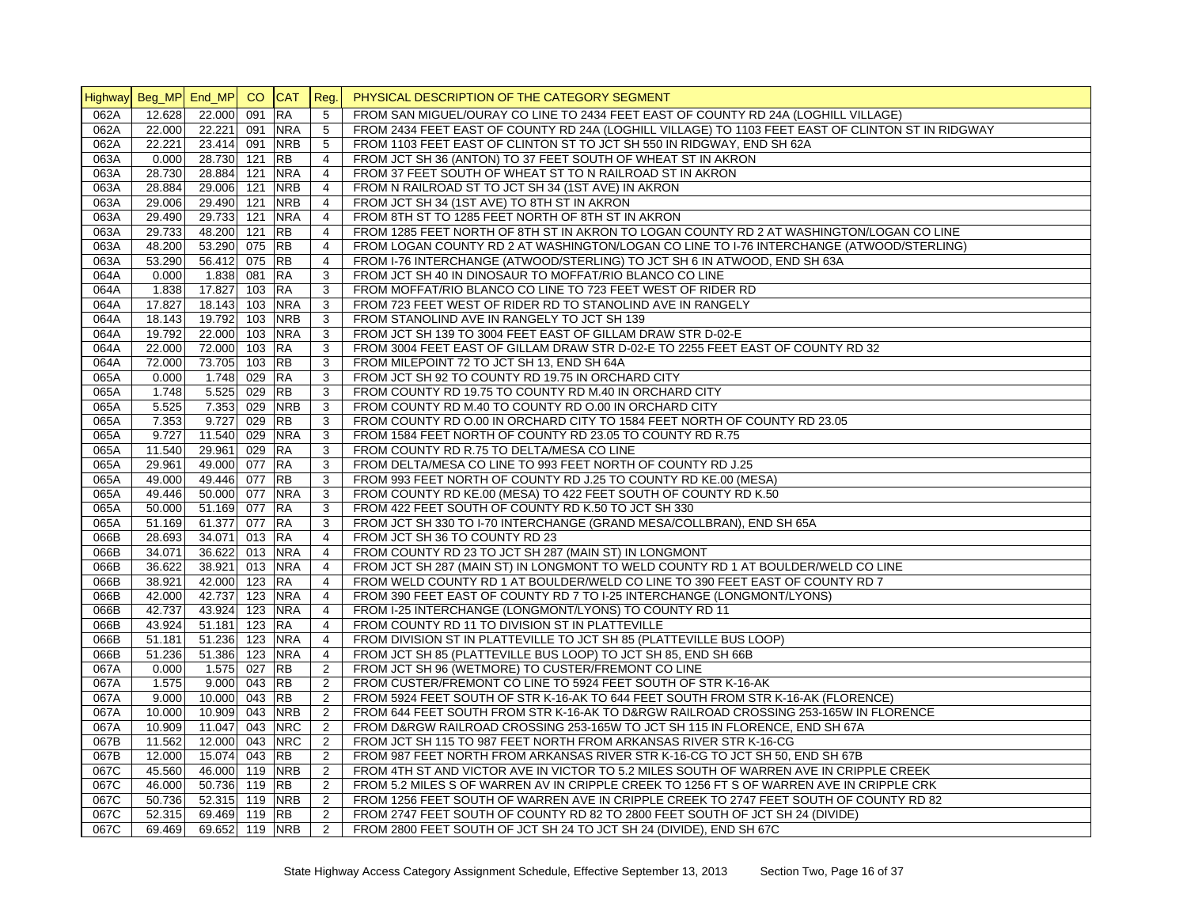| Highway | Beg_MP | End_MP | CO | CAT | Reg. | PHYSICAL DESCRIPTION OF THE CATEGORY SEGMENT |
|---|---|---|---|---|---|---|
| 062A | 12.628 | 22.000 | 091 | RA | 5 | FROM SAN MIGUEL/OURAY CO LINE TO 2434 FEET EAST OF COUNTY RD 24A (LOGHILL VILLAGE) |
| 062A | 22.000 | 22.221 | 091 | NRA | 5 | FROM 2434 FEET EAST OF COUNTY RD 24A (LOGHILL VILLAGE) TO 1103 FEET EAST OF CLINTON ST IN RIDGWAY |
| 062A | 22.221 | 23.414 | 091 | NRB | 5 | FROM 1103 FEET EAST OF CLINTON ST TO JCT SH 550 IN RIDGWAY, END SH 62A |
| 063A | 0.000 | 28.730 | 121 | RB | 4 | FROM JCT SH 36 (ANTON) TO 37 FEET SOUTH OF WHEAT ST IN AKRON |
| 063A | 28.730 | 28.884 | 121 | NRA | 4 | FROM 37 FEET SOUTH OF WHEAT ST TO N RAILROAD ST IN AKRON |
| 063A | 28.884 | 29.006 | 121 | NRB | 4 | FROM N RAILROAD ST TO JCT SH 34 (1ST AVE) IN AKRON |
| 063A | 29.006 | 29.490 | 121 | NRB | 4 | FROM JCT SH 34 (1ST AVE) TO 8TH ST IN AKRON |
| 063A | 29.490 | 29.733 | 121 | NRA | 4 | FROM 8TH ST TO 1285 FEET NORTH OF 8TH ST IN AKRON |
| 063A | 29.733 | 48.200 | 121 | RB | 4 | FROM 1285 FEET NORTH OF 8TH ST IN AKRON TO LOGAN COUNTY RD 2 AT WASHINGTON/LOGAN CO LINE |
| 063A | 48.200 | 53.290 | 075 | RB | 4 | FROM LOGAN COUNTY RD 2 AT WASHINGTON/LOGAN CO LINE TO I-76 INTERCHANGE (ATWOOD/STERLING) |
| 063A | 53.290 | 56.412 | 075 | RB | 4 | FROM I-76 INTERCHANGE (ATWOOD/STERLING) TO JCT SH 6 IN ATWOOD, END SH 63A |
| 064A | 0.000 | 1.838 | 081 | RA | 3 | FROM JCT SH 40 IN DINOSAUR TO MOFFAT/RIO BLANCO CO LINE |
| 064A | 1.838 | 17.827 | 103 | RA | 3 | FROM MOFFAT/RIO BLANCO CO LINE TO 723 FEET WEST OF RIDER RD |
| 064A | 17.827 | 18.143 | 103 | NRA | 3 | FROM 723 FEET WEST OF RIDER RD TO STANOLIND AVE IN RANGELY |
| 064A | 18.143 | 19.792 | 103 | NRB | 3 | FROM STANOLIND AVE IN RANGELY TO JCT SH 139 |
| 064A | 19.792 | 22.000 | 103 | NRA | 3 | FROM JCT SH 139 TO 3004 FEET EAST OF GILLAM DRAW STR D-02-E |
| 064A | 22.000 | 72.000 | 103 | RA | 3 | FROM 3004 FEET EAST OF GILLAM DRAW STR D-02-E TO 2255 FEET EAST OF COUNTY RD 32 |
| 064A | 72.000 | 73.705 | 103 | RB | 3 | FROM MILEPOINT 72 TO JCT SH 13, END SH 64A |
| 065A | 0.000 | 1.748 | 029 | RA | 3 | FROM JCT SH 92 TO COUNTY RD 19.75 IN ORCHARD CITY |
| 065A | 1.748 | 5.525 | 029 | RB | 3 | FROM COUNTY RD 19.75 TO COUNTY RD M.40 IN ORCHARD CITY |
| 065A | 5.525 | 7.353 | 029 | NRB | 3 | FROM COUNTY RD M.40 TO COUNTY RD O.00 IN ORCHARD CITY |
| 065A | 7.353 | 9.727 | 029 | RB | 3 | FROM COUNTY RD O.00 IN ORCHARD CITY TO 1584 FEET NORTH OF COUNTY RD 23.05 |
| 065A | 9.727 | 11.540 | 029 | NRA | 3 | FROM 1584 FEET NORTH OF COUNTY RD 23.05 TO COUNTY RD R.75 |
| 065A | 11.540 | 29.961 | 029 | RA | 3 | FROM COUNTY RD R.75 TO DELTA/MESA CO LINE |
| 065A | 29.961 | 49.000 | 077 | RA | 3 | FROM DELTA/MESA CO LINE TO 993 FEET NORTH OF COUNTY RD J.25 |
| 065A | 49.000 | 49.446 | 077 | RB | 3 | FROM 993 FEET NORTH OF COUNTY RD J.25 TO COUNTY RD KE.00 (MESA) |
| 065A | 49.446 | 50.000 | 077 | NRA | 3 | FROM COUNTY RD KE.00 (MESA) TO 422 FEET SOUTH OF COUNTY RD K.50 |
| 065A | 50.000 | 51.169 | 077 | RA | 3 | FROM 422 FEET SOUTH OF COUNTY RD K.50 TO JCT SH 330 |
| 065A | 51.169 | 61.377 | 077 | RA | 3 | FROM JCT SH 330 TO I-70 INTERCHANGE (GRAND MESA/COLLBRAN), END SH 65A |
| 066B | 28.693 | 34.071 | 013 | RA | 4 | FROM JCT SH 36 TO COUNTY RD 23 |
| 066B | 34.071 | 36.622 | 013 | NRA | 4 | FROM COUNTY RD 23 TO JCT SH 287 (MAIN ST) IN LONGMONT |
| 066B | 36.622 | 38.921 | 013 | NRA | 4 | FROM JCT SH 287 (MAIN ST) IN LONGMONT TO WELD COUNTY RD 1 AT BOULDER/WELD CO LINE |
| 066B | 38.921 | 42.000 | 123 | RA | 4 | FROM WELD COUNTY RD 1 AT BOULDER/WELD CO LINE TO 390 FEET EAST OF COUNTY RD 7 |
| 066B | 42.000 | 42.737 | 123 | NRA | 4 | FROM 390 FEET EAST OF COUNTY RD 7 TO I-25 INTERCHANGE (LONGMONT/LYONS) |
| 066B | 42.737 | 43.924 | 123 | NRA | 4 | FROM I-25 INTERCHANGE (LONGMONT/LYONS) TO COUNTY RD 11 |
| 066B | 43.924 | 51.181 | 123 | RA | 4 | FROM COUNTY RD 11 TO DIVISION ST IN PLATTEVILLE |
| 066B | 51.181 | 51.236 | 123 | NRA | 4 | FROM DIVISION ST IN PLATTEVILLE TO JCT SH 85 (PLATTEVILLE BUS LOOP) |
| 066B | 51.236 | 51.386 | 123 | NRA | 4 | FROM JCT SH 85 (PLATTEVILLE BUS LOOP) TO JCT SH 85, END SH 66B |
| 067A | 0.000 | 1.575 | 027 | RB | 2 | FROM JCT SH 96 (WETMORE) TO CUSTER/FREMONT CO LINE |
| 067A | 1.575 | 9.000 | 043 | RB | 2 | FROM CUSTER/FREMONT CO LINE TO 5924 FEET SOUTH OF STR K-16-AK |
| 067A | 9.000 | 10.000 | 043 | RB | 2 | FROM 5924 FEET SOUTH OF STR K-16-AK TO 644 FEET SOUTH FROM STR K-16-AK (FLORENCE) |
| 067A | 10.000 | 10.909 | 043 | NRB | 2 | FROM 644 FEET SOUTH FROM STR K-16-AK TO D&RGW RAILROAD CROSSING 253-165W IN FLORENCE |
| 067A | 10.909 | 11.047 | 043 | NRC | 2 | FROM D&RGW RAILROAD CROSSING 253-165W TO JCT SH 115 IN FLORENCE, END SH 67A |
| 067B | 11.562 | 12.000 | 043 | NRC | 2 | FROM JCT SH 115 TO 987 FEET NORTH FROM ARKANSAS RIVER STR K-16-CG |
| 067B | 12.000 | 15.074 | 043 | RB | 2 | FROM 987 FEET NORTH FROM ARKANSAS RIVER STR K-16-CG TO JCT SH 50, END SH 67B |
| 067C | 45.560 | 46.000 | 119 | NRB | 2 | FROM 4TH ST AND VICTOR AVE IN VICTOR TO 5.2 MILES SOUTH OF WARREN AVE IN CRIPPLE CREEK |
| 067C | 46.000 | 50.736 | 119 | RB | 2 | FROM 5.2 MILES S OF WARREN AV IN CRIPPLE CREEK TO 1256 FT S OF WARREN AVE IN CRIPPLE CRK |
| 067C | 50.736 | 52.315 | 119 | NRB | 2 | FROM 1256 FEET SOUTH OF WARREN AVE IN CRIPPLE CREEK TO 2747 FEET SOUTH OF COUNTY RD 82 |
| 067C | 52.315 | 69.469 | 119 | RB | 2 | FROM 2747 FEET SOUTH OF COUNTY RD 82 TO 2800 FEET SOUTH OF JCT SH 24 (DIVIDE) |
| 067C | 69.469 | 69.652 | 119 | NRB | 2 | FROM 2800 FEET SOUTH OF JCT SH 24 TO JCT SH 24 (DIVIDE), END SH 67C |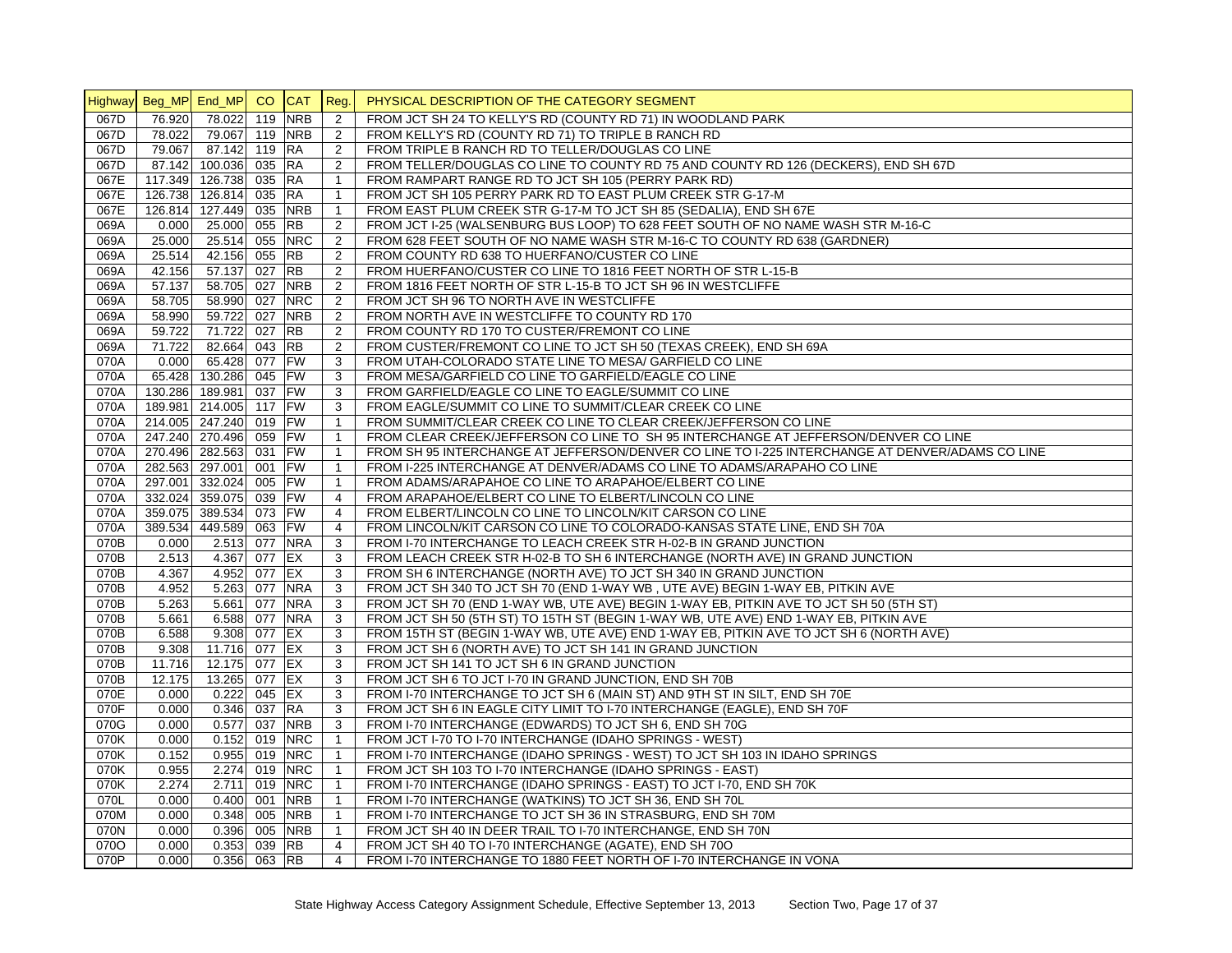| Highway | Beg_MP | End_MP | CO | CAT | Reg. | PHYSICAL DESCRIPTION OF THE CATEGORY SEGMENT |
|---|---|---|---|---|---|---|
| 067D | 76.920 | 78.022 | 119 | NRB | 2 | FROM JCT SH 24 TO KELLY'S RD (COUNTY RD 71) IN WOODLAND PARK |
| 067D | 78.022 | 79.067 | 119 | NRB | 2 | FROM KELLY'S RD (COUNTY RD 71) TO TRIPLE B RANCH RD |
| 067D | 79.067 | 87.142 | 119 | RA | 2 | FROM TRIPLE B RANCH RD TO TELLER/DOUGLAS CO LINE |
| 067D | 87.142 | 100.036 | 035 | RA | 2 | FROM TELLER/DOUGLAS CO LINE TO COUNTY RD 75 AND COUNTY RD 126 (DECKERS), END SH 67D |
| 067E | 117.349 | 126.738 | 035 | RA | 1 | FROM RAMPART RANGE RD TO JCT SH 105 (PERRY PARK RD) |
| 067E | 126.738 | 126.814 | 035 | RA | 1 | FROM JCT SH 105 PERRY PARK RD TO EAST PLUM CREEK STR G-17-M |
| 067E | 126.814 | 127.449 | 035 | NRB | 1 | FROM EAST PLUM CREEK STR G-17-M TO JCT SH 85 (SEDALIA), END SH 67E |
| 069A | 0.000 | 25.000 | 055 | RB | 2 | FROM JCT I-25 (WALSENBURG BUS LOOP) TO 628 FEET SOUTH OF NO NAME WASH STR M-16-C |
| 069A | 25.000 | 25.514 | 055 | NRC | 2 | FROM 628 FEET SOUTH OF NO NAME WASH STR M-16-C TO COUNTY RD 638 (GARDNER) |
| 069A | 25.514 | 42.156 | 055 | RB | 2 | FROM COUNTY RD 638 TO HUERFANO/CUSTER CO LINE |
| 069A | 42.156 | 57.137 | 027 | RB | 2 | FROM HUERFANO/CUSTER CO LINE TO 1816 FEET NORTH OF STR L-15-B |
| 069A | 57.137 | 58.705 | 027 | NRB | 2 | FROM 1816 FEET NORTH OF STR L-15-B TO JCT SH 96 IN WESTCLIFFE |
| 069A | 58.705 | 58.990 | 027 | NRC | 2 | FROM JCT SH 96 TO NORTH AVE IN WESTCLIFFE |
| 069A | 58.990 | 59.722 | 027 | NRB | 2 | FROM NORTH AVE IN WESTCLIFFE TO COUNTY RD 170 |
| 069A | 59.722 | 71.722 | 027 | RB | 2 | FROM COUNTY RD 170 TO CUSTER/FREMONT CO LINE |
| 069A | 71.722 | 82.664 | 043 | RB | 2 | FROM CUSTER/FREMONT CO LINE TO JCT SH 50 (TEXAS CREEK), END SH 69A |
| 070A | 0.000 | 65.428 | 077 | FW | 3 | FROM UTAH-COLORADO STATE LINE TO MESA/ GARFIELD CO LINE |
| 070A | 65.428 | 130.286 | 045 | FW | 3 | FROM MESA/GARFIELD CO LINE TO GARFIELD/EAGLE CO LINE |
| 070A | 130.286 | 189.981 | 037 | FW | 3 | FROM GARFIELD/EAGLE CO LINE TO EAGLE/SUMMIT CO LINE |
| 070A | 189.981 | 214.005 | 117 | FW | 3 | FROM EAGLE/SUMMIT CO LINE TO SUMMIT/CLEAR CREEK CO LINE |
| 070A | 214.005 | 247.240 | 019 | FW | 1 | FROM SUMMIT/CLEAR CREEK CO LINE TO CLEAR CREEK/JEFFERSON CO LINE |
| 070A | 247.240 | 270.496 | 059 | FW | 1 | FROM CLEAR CREEK/JEFFERSON CO LINE TO SH 95 INTERCHANGE AT JEFFERSON/DENVER CO LINE |
| 070A | 270.496 | 282.563 | 031 | FW | 1 | FROM SH 95 INTERCHANGE AT JEFFERSON/DENVER CO LINE TO I-225 INTERCHANGE AT DENVER/ADAMS CO LINE |
| 070A | 282.563 | 297.001 | 001 | FW | 1 | FROM I-225 INTERCHANGE AT DENVER/ADAMS CO LINE TO ADAMS/ARAPAHO CO LINE |
| 070A | 297.001 | 332.024 | 005 | FW | 1 | FROM ADAMS/ARAPAHOE CO LINE TO ARAPAHOE/ELBERT CO LINE |
| 070A | 332.024 | 359.075 | 039 | FW | 4 | FROM ARAPAHOE/ELBERT CO LINE TO ELBERT/LINCOLN CO LINE |
| 070A | 359.075 | 389.534 | 073 | FW | 4 | FROM ELBERT/LINCOLN CO LINE TO LINCOLN/KIT CARSON CO LINE |
| 070A | 389.534 | 449.589 | 063 | FW | 4 | FROM LINCOLN/KIT CARSON CO LINE TO COLORADO-KANSAS STATE LINE, END SH 70A |
| 070B | 0.000 | 2.513 | 077 | NRA | 3 | FROM I-70 INTERCHANGE TO LEACH CREEK STR H-02-B IN GRAND JUNCTION |
| 070B | 2.513 | 4.367 | 077 | EX | 3 | FROM LEACH CREEK STR H-02-B TO SH 6 INTERCHANGE (NORTH AVE) IN GRAND JUNCTION |
| 070B | 4.367 | 4.952 | 077 | EX | 3 | FROM SH 6 INTERCHANGE (NORTH AVE) TO JCT SH 340 IN GRAND JUNCTION |
| 070B | 4.952 | 5.263 | 077 | NRA | 3 | FROM JCT SH 340 TO JCT SH 70 (END 1-WAY WB , UTE AVE) BEGIN 1-WAY EB, PITKIN AVE |
| 070B | 5.263 | 5.661 | 077 | NRA | 3 | FROM JCT SH 70 (END 1-WAY WB, UTE AVE) BEGIN 1-WAY EB, PITKIN AVE TO JCT SH 50 (5TH ST) |
| 070B | 5.661 | 6.588 | 077 | NRA | 3 | FROM JCT SH 50 (5TH ST) TO 15TH ST (BEGIN 1-WAY WB, UTE AVE) END 1-WAY EB, PITKIN AVE |
| 070B | 6.588 | 9.308 | 077 | EX | 3 | FROM 15TH ST (BEGIN 1-WAY WB, UTE AVE) END 1-WAY EB, PITKIN AVE TO JCT SH 6 (NORTH AVE) |
| 070B | 9.308 | 11.716 | 077 | EX | 3 | FROM JCT SH 6 (NORTH AVE) TO JCT SH 141 IN GRAND JUNCTION |
| 070B | 11.716 | 12.175 | 077 | EX | 3 | FROM JCT SH 141 TO JCT SH 6 IN GRAND JUNCTION |
| 070B | 12.175 | 13.265 | 077 | EX | 3 | FROM JCT SH 6 TO JCT I-70 IN GRAND JUNCTION, END SH 70B |
| 070E | 0.000 | 0.222 | 045 | EX | 3 | FROM I-70 INTERCHANGE TO JCT SH 6 (MAIN ST) AND 9TH ST IN SILT, END SH 70E |
| 070F | 0.000 | 0.346 | 037 | RA | 3 | FROM JCT SH 6 IN EAGLE CITY LIMIT TO I-70 INTERCHANGE (EAGLE), END SH 70F |
| 070G | 0.000 | 0.577 | 037 | NRB | 3 | FROM I-70 INTERCHANGE (EDWARDS) TO JCT SH 6, END SH 70G |
| 070K | 0.000 | 0.152 | 019 | NRC | 1 | FROM JCT I-70 TO I-70 INTERCHANGE (IDAHO SPRINGS - WEST) |
| 070K | 0.152 | 0.955 | 019 | NRC | 1 | FROM I-70 INTERCHANGE (IDAHO SPRINGS - WEST) TO JCT SH 103 IN IDAHO SPRINGS |
| 070K | 0.955 | 2.274 | 019 | NRC | 1 | FROM JCT SH 103 TO I-70 INTERCHANGE (IDAHO SPRINGS - EAST) |
| 070K | 2.274 | 2.711 | 019 | NRC | 1 | FROM I-70 INTERCHANGE (IDAHO SPRINGS - EAST) TO JCT I-70, END SH 70K |
| 070L | 0.000 | 0.400 | 001 | NRB | 1 | FROM I-70 INTERCHANGE (WATKINS) TO JCT SH 36, END SH 70L |
| 070M | 0.000 | 0.348 | 005 | NRB | 1 | FROM I-70 INTERCHANGE TO JCT SH 36 IN STRASBURG, END SH 70M |
| 070N | 0.000 | 0.396 | 005 | NRB | 1 | FROM JCT SH 40 IN DEER TRAIL TO I-70 INTERCHANGE, END SH 70N |
| 070O | 0.000 | 0.353 | 039 | RB | 4 | FROM JCT SH 40 TO I-70 INTERCHANGE (AGATE), END SH 70O |
| 070P | 0.000 | 0.356 | 063 | RB | 4 | FROM I-70 INTERCHANGE TO 1880 FEET NORTH OF I-70 INTERCHANGE IN VONA |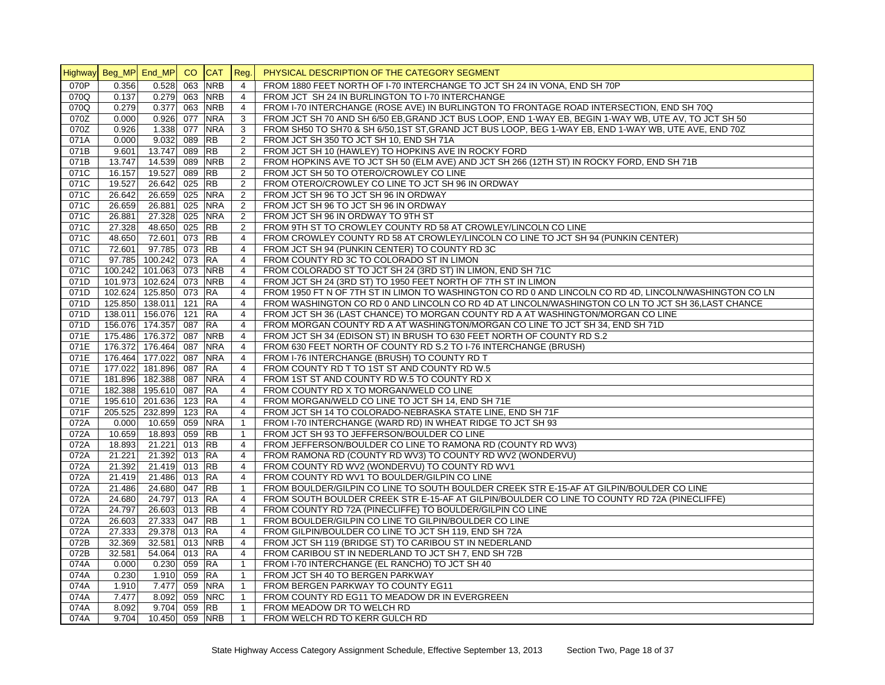| Highway | Beg_MP | End_MP | CO | CAT | Reg. | PHYSICAL DESCRIPTION OF THE CATEGORY SEGMENT |
|---|---|---|---|---|---|---|
| 070P | 0.356 | 0.528 | 063 | NRB | 4 | FROM 1880 FEET NORTH OF I-70 INTERCHANGE TO JCT SH 24 IN VONA, END SH 70P |
| 070Q | 0.137 | 0.279 | 063 | NRB | 4 | FROM JCT SH 24 IN BURLINGTON TO I-70 INTERCHANGE |
| 070Q | 0.279 | 0.377 | 063 | NRB | 4 | FROM I-70 INTERCHANGE (ROSE AVE) IN BURLINGTON TO FRONTAGE ROAD INTERSECTION, END SH 70Q |
| 070Z | 0.000 | 0.926 | 077 | NRA | 3 | FROM JCT SH 70 AND SH 6/50 EB,GRAND JCT BUS LOOP, END 1-WAY EB, BEGIN 1-WAY WB, UTE AV, TO JCT SH 50 |
| 070Z | 0.926 | 1.338 | 077 | NRA | 3 | FROM SH50 TO SH70 & SH 6/50,1ST ST,GRAND JCT BUS LOOP, BEG 1-WAY EB, END 1-WAY WB, UTE AVE, END 70Z |
| 071A | 0.000 | 9.032 | 089 | RB | 2 | FROM JCT SH 350 TO JCT SH 10, END SH 71A |
| 071B | 9.601 | 13.747 | 089 | RB | 2 | FROM JCT SH 10 (HAWLEY) TO HOPKINS AVE IN ROCKY FORD |
| 071B | 13.747 | 14.539 | 089 | NRB | 2 | FROM HOPKINS AVE TO JCT SH 50 (ELM AVE) AND JCT SH 266 (12TH ST) IN ROCKY FORD, END SH 71B |
| 071C | 16.157 | 19.527 | 089 | RB | 2 | FROM JCT SH 50 TO OTERO/CROWLEY CO LINE |
| 071C | 19.527 | 26.642 | 025 | RB | 2 | FROM OTERO/CROWLEY CO LINE TO JCT SH 96 IN ORDWAY |
| 071C | 26.642 | 26.659 | 025 | NRA | 2 | FROM JCT SH 96 TO JCT SH 96 IN ORDWAY |
| 071C | 26.659 | 26.881 | 025 | NRA | 2 | FROM JCT SH 96 TO JCT SH 96 IN ORDWAY |
| 071C | 26.881 | 27.328 | 025 | NRA | 2 | FROM JCT SH 96 IN ORDWAY TO 9TH ST |
| 071C | 27.328 | 48.650 | 025 | RB | 2 | FROM 9TH ST TO CROWLEY COUNTY RD 58 AT CROWLEY/LINCOLN CO LINE |
| 071C | 48.650 | 72.601 | 073 | RB | 4 | FROM CROWLEY COUNTY RD 58 AT CROWLEY/LINCOLN CO LINE TO JCT SH 94 (PUNKIN CENTER) |
| 071C | 72.601 | 97.785 | 073 | RB | 4 | FROM JCT SH 94 (PUNKIN CENTER) TO COUNTY RD 3C |
| 071C | 97.785 | 100.242 | 073 | RA | 4 | FROM COUNTY RD 3C TO COLORADO ST IN LIMON |
| 071C | 100.242 | 101.063 | 073 | NRB | 4 | FROM COLORADO ST TO JCT SH 24 (3RD ST) IN LIMON, END SH 71C |
| 071D | 101.973 | 102.624 | 073 | NRB | 4 | FROM JCT SH 24 (3RD ST) TO 1950 FEET NORTH OF 7TH ST IN LIMON |
| 071D | 102.624 | 125.850 | 073 | RA | 4 | FROM 1950 FT N OF 7TH ST IN LIMON TO WASHINGTON CO RD 0 AND LINCOLN CO RD 4D, LINCOLN/WASHINGTON CO LN |
| 071D | 125.850 | 138.011 | 121 | RA | 4 | FROM WASHINGTON CO RD 0 AND LINCOLN CO RD 4D AT LINCOLN/WASHINGTON CO LN TO JCT SH 36,LAST CHANCE |
| 071D | 138.011 | 156.076 | 121 | RA | 4 | FROM JCT SH 36 (LAST CHANCE) TO MORGAN COUNTY RD A AT WASHINGTON/MORGAN CO LINE |
| 071D | 156.076 | 174.357 | 087 | RA | 4 | FROM MORGAN COUNTY RD A AT WASHINGTON/MORGAN CO LINE TO JCT SH 34, END SH 71D |
| 071E | 175.486 | 176.372 | 087 | NRB | 4 | FROM JCT SH 34 (EDISON ST) IN BRUSH TO 630 FEET NORTH OF COUNTY RD S.2 |
| 071E | 176.372 | 176.464 | 087 | NRA | 4 | FROM 630 FEET NORTH OF COUNTY RD S.2 TO I-76 INTERCHANGE (BRUSH) |
| 071E | 176.464 | 177.022 | 087 | NRA | 4 | FROM I-76 INTERCHANGE (BRUSH) TO COUNTY RD T |
| 071E | 177.022 | 181.896 | 087 | RA | 4 | FROM COUNTY RD T TO 1ST ST AND COUNTY RD W.5 |
| 071E | 181.896 | 182.388 | 087 | NRA | 4 | FROM 1ST ST AND COUNTY RD W.5 TO COUNTY RD X |
| 071E | 182.388 | 195.610 | 087 | RA | 4 | FROM COUNTY RD X TO MORGAN/WELD CO LINE |
| 071E | 195.610 | 201.636 | 123 | RA | 4 | FROM MORGAN/WELD CO LINE TO JCT SH 14, END SH 71E |
| 071F | 205.525 | 232.899 | 123 | RA | 4 | FROM JCT SH 14 TO COLORADO-NEBRASKA STATE LINE, END SH 71F |
| 072A | 0.000 | 10.659 | 059 | NRA | 1 | FROM I-70 INTERCHANGE (WARD RD) IN WHEAT RIDGE TO JCT SH 93 |
| 072A | 10.659 | 18.893 | 059 | RB | 1 | FROM JCT SH 93 TO JEFFERSON/BOULDER CO LINE |
| 072A | 18.893 | 21.221 | 013 | RB | 4 | FROM JEFFERSON/BOULDER CO LINE TO RAMONA RD (COUNTY RD WV3) |
| 072A | 21.221 | 21.392 | 013 | RA | 4 | FROM RAMONA RD (COUNTY RD WV3) TO COUNTY RD WV2 (WONDERVU) |
| 072A | 21.392 | 21.419 | 013 | RB | 4 | FROM COUNTY RD WV2 (WONDERVU) TO COUNTY RD WV1 |
| 072A | 21.419 | 21.486 | 013 | RA | 4 | FROM COUNTY RD WV1 TO BOULDER/GILPIN CO LINE |
| 072A | 21.486 | 24.680 | 047 | RB | 1 | FROM BOULDER/GILPIN CO LINE TO SOUTH BOULDER CREEK STR E-15-AF AT GILPIN/BOULDER CO LINE |
| 072A | 24.680 | 24.797 | 013 | RA | 4 | FROM SOUTH BOULDER CREEK STR E-15-AF AT GILPIN/BOULDER CO LINE TO COUNTY RD 72A (PINECLIFFE) |
| 072A | 24.797 | 26.603 | 013 | RB | 4 | FROM COUNTY RD 72A (PINECLIFFE) TO BOULDER/GILPIN CO LINE |
| 072A | 26.603 | 27.333 | 047 | RB | 1 | FROM BOULDER/GILPIN CO LINE TO GILPIN/BOULDER CO LINE |
| 072A | 27.333 | 29.378 | 013 | RA | 4 | FROM GILPIN/BOULDER CO LINE TO JCT SH 119, END SH 72A |
| 072B | 32.369 | 32.581 | 013 | NRB | 4 | FROM JCT SH 119 (BRIDGE ST) TO CARIBOU ST IN NEDERLAND |
| 072B | 32.581 | 54.064 | 013 | RA | 4 | FROM CARIBOU ST IN NEDERLAND TO JCT SH 7, END SH 72B |
| 074A | 0.000 | 0.230 | 059 | RA | 1 | FROM I-70 INTERCHANGE (EL RANCHO) TO JCT SH 40 |
| 074A | 0.230 | 1.910 | 059 | RA | 1 | FROM JCT SH 40 TO BERGEN PARKWAY |
| 074A | 1.910 | 7.477 | 059 | NRA | 1 | FROM BERGEN PARKWAY TO COUNTY EG11 |
| 074A | 7.477 | 8.092 | 059 | NRC | 1 | FROM COUNTY RD EG11 TO MEADOW DR IN EVERGREEN |
| 074A | 8.092 | 9.704 | 059 | RB | 1 | FROM MEADOW DR TO WELCH RD |
| 074A | 9.704 | 10.450 | 059 | NRB | 1 | FROM WELCH RD TO KERR GULCH RD |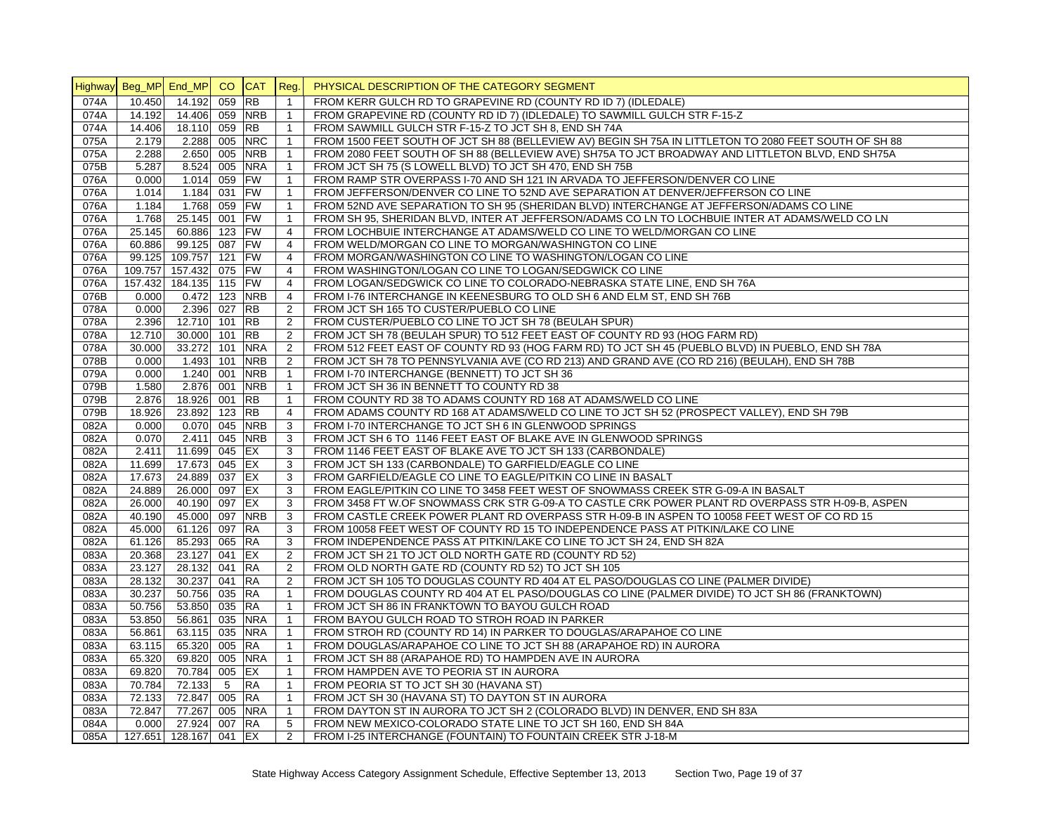| Highway | Beg_MP | End_MP | CO | CAT | Reg. | PHYSICAL DESCRIPTION OF THE CATEGORY SEGMENT |
|---|---|---|---|---|---|---|
| 074A | 10.450 | 14.192 | 059 | RB | 1 | FROM KERR GULCH RD TO GRAPEVINE RD (COUNTY RD ID 7) (IDLEDALE) |
| 074A | 14.192 | 14.406 | 059 | NRB | 1 | FROM GRAPEVINE RD (COUNTY RD ID 7) (IDLEDALE) TO SAWMILL GULCH STR F-15-Z |
| 074A | 14.406 | 18.110 | 059 | RB | 1 | FROM SAWMILL GULCH STR F-15-Z TO JCT SH 8, END SH 74A |
| 075A | 2.179 | 2.288 | 005 | NRC | 1 | FROM 1500 FEET SOUTH OF JCT SH 88 (BELLEVIEW AV) BEGIN SH 75A IN LITTLETON TO 2080 FEET SOUTH OF SH 88 |
| 075A | 2.288 | 2.650 | 005 | NRB | 1 | FROM 2080 FEET SOUTH OF SH 88 (BELLEVIEW AVE) SH75A TO JCT BROADWAY AND LITTLETON BLVD, END SH75A |
| 075B | 5.287 | 8.524 | 005 | NRA | 1 | FROM JCT SH 75 (S LOWELL BLVD) TO JCT SH 470, END SH 75B |
| 076A | 0.000 | 1.014 | 059 | FW | 1 | FROM RAMP STR OVERPASS I-70 AND SH 121 IN ARVADA TO JEFFERSON/DENVER CO LINE |
| 076A | 1.014 | 1.184 | 031 | FW | 1 | FROM JEFFERSON/DENVER CO LINE TO 52ND AVE SEPARATION AT DENVER/JEFFERSON CO LINE |
| 076A | 1.184 | 1.768 | 059 | FW | 1 | FROM 52ND AVE SEPARATION TO SH 95 (SHERIDAN BLVD) INTERCHANGE AT JEFFERSON/ADAMS CO LINE |
| 076A | 1.768 | 25.145 | 001 | FW | 1 | FROM SH 95, SHERIDAN BLVD, INTER AT JEFFERSON/ADAMS CO LN TO LOCHBUIE INTER AT ADAMS/WELD CO LN |
| 076A | 25.145 | 60.886 | 123 | FW | 4 | FROM LOCHBUIE INTERCHANGE AT ADAMS/WELD CO LINE TO WELD/MORGAN CO LINE |
| 076A | 60.886 | 99.125 | 087 | FW | 4 | FROM WELD/MORGAN CO LINE TO MORGAN/WASHINGTON CO LINE |
| 076A | 99.125 | 109.757 | 121 | FW | 4 | FROM MORGAN/WASHINGTON CO LINE TO WASHINGTON/LOGAN CO LINE |
| 076A | 109.757 | 157.432 | 075 | FW | 4 | FROM WASHINGTON/LOGAN CO LINE TO LOGAN/SEDGWICK CO LINE |
| 076A | 157.432 | 184.135 | 115 | FW | 4 | FROM LOGAN/SEDGWICK CO LINE TO COLORADO-NEBRASKA STATE LINE, END SH 76A |
| 076B | 0.000 | 0.472 | 123 | NRB | 4 | FROM I-76 INTERCHANGE IN KEENESBURG TO OLD SH 6 AND ELM ST, END SH 76B |
| 078A | 0.000 | 2.396 | 027 | RB | 2 | FROM JCT SH 165 TO CUSTER/PUEBLO CO LINE |
| 078A | 2.396 | 12.710 | 101 | RB | 2 | FROM CUSTER/PUEBLO CO LINE TO JCT SH 78 (BEULAH SPUR) |
| 078A | 12.710 | 30.000 | 101 | RB | 2 | FROM JCT SH 78 (BEULAH SPUR) TO 512 FEET EAST OF COUNTY RD 93 (HOG FARM RD) |
| 078A | 30.000 | 33.272 | 101 | NRA | 2 | FROM 512 FEET EAST OF COUNTY RD 93 (HOG FARM RD) TO JCT SH 45 (PUEBLO BLVD) IN PUEBLO, END SH 78A |
| 078B | 0.000 | 1.493 | 101 | NRB | 2 | FROM JCT SH 78 TO PENNSYLVANIA AVE (CO RD 213) AND GRAND AVE (CO RD 216) (BEULAH), END SH 78B |
| 079A | 0.000 | 1.240 | 001 | NRB | 1 | FROM I-70 INTERCHANGE (BENNETT) TO JCT SH 36 |
| 079B | 1.580 | 2.876 | 001 | NRB | 1 | FROM JCT SH 36 IN BENNETT TO COUNTY RD 38 |
| 079B | 2.876 | 18.926 | 001 | RB | 1 | FROM COUNTY RD 38 TO ADAMS COUNTY RD 168 AT ADAMS/WELD CO LINE |
| 079B | 18.926 | 23.892 | 123 | RB | 4 | FROM ADAMS COUNTY RD 168 AT ADAMS/WELD CO LINE TO JCT SH 52 (PROSPECT VALLEY), END SH 79B |
| 082A | 0.000 | 0.070 | 045 | NRB | 3 | FROM I-70 INTERCHANGE TO JCT SH 6 IN GLENWOOD SPRINGS |
| 082A | 0.070 | 2.411 | 045 | NRB | 3 | FROM JCT SH 6 TO 1146 FEET EAST OF BLAKE AVE IN GLENWOOD SPRINGS |
| 082A | 2.411 | 11.699 | 045 | EX | 3 | FROM 1146 FEET EAST OF BLAKE AVE TO JCT SH 133 (CARBONDALE) |
| 082A | 11.699 | 17.673 | 045 | EX | 3 | FROM JCT SH 133 (CARBONDALE) TO GARFIELD/EAGLE CO LINE |
| 082A | 17.673 | 24.889 | 037 | EX | 3 | FROM GARFIELD/EAGLE CO LINE TO EAGLE/PITKIN CO LINE IN BASALT |
| 082A | 24.889 | 26.000 | 097 | EX | 3 | FROM EAGLE/PITKIN CO LINE TO 3458 FEET WEST OF SNOWMASS CREEK STR G-09-A IN BASALT |
| 082A | 26.000 | 40.190 | 097 | EX | 3 | FROM 3458 FT W.OF SNOWMASS CRK STR G-09-A TO CASTLE CRK POWER PLANT RD OVERPASS STR H-09-B, ASPEN |
| 082A | 40.190 | 45.000 | 097 | NRB | 3 | FROM CASTLE CREEK POWER PLANT RD OVERPASS STR H-09-B IN ASPEN TO 10058 FEET WEST OF CO RD 15 |
| 082A | 45.000 | 61.126 | 097 | RA | 3 | FROM 10058 FEET WEST OF COUNTY RD 15 TO INDEPENDENCE PASS AT PITKIN/LAKE CO LINE |
| 082A | 61.126 | 85.293 | 065 | RA | 3 | FROM INDEPENDENCE PASS AT PITKIN/LAKE CO LINE TO JCT SH 24, END SH 82A |
| 083A | 20.368 | 23.127 | 041 | EX | 2 | FROM JCT SH 21 TO JCT OLD NORTH GATE RD (COUNTY RD 52) |
| 083A | 23.127 | 28.132 | 041 | RA | 2 | FROM OLD NORTH GATE RD (COUNTY RD 52) TO JCT SH 105 |
| 083A | 28.132 | 30.237 | 041 | RA | 2 | FROM JCT SH 105 TO DOUGLAS COUNTY RD 404 AT EL PASO/DOUGLAS CO LINE (PALMER DIVIDE) |
| 083A | 30.237 | 50.756 | 035 | RA | 1 | FROM DOUGLAS COUNTY RD 404 AT EL PASO/DOUGLAS CO LINE (PALMER DIVIDE) TO JCT SH 86 (FRANKTOWN) |
| 083A | 50.756 | 53.850 | 035 | RA | 1 | FROM JCT SH 86 IN FRANKTOWN TO BAYOU GULCH ROAD |
| 083A | 53.850 | 56.861 | 035 | NRA | 1 | FROM BAYOU GULCH ROAD TO STROH ROAD IN PARKER |
| 083A | 56.861 | 63.115 | 035 | NRA | 1 | FROM STROH RD (COUNTY RD 14) IN PARKER TO DOUGLAS/ARAPAHOE CO LINE |
| 083A | 63.115 | 65.320 | 005 | RA | 1 | FROM DOUGLAS/ARAPAHOE CO LINE TO JCT SH 88 (ARAPAHOE RD) IN AURORA |
| 083A | 65.320 | 69.820 | 005 | NRA | 1 | FROM JCT SH 88 (ARAPAHOE RD) TO HAMPDEN AVE IN AURORA |
| 083A | 69.820 | 70.784 | 005 | EX | 1 | FROM HAMPDEN AVE TO PEORIA ST IN AURORA |
| 083A | 70.784 | 72.133 | 5 | RA | 1 | FROM PEORIA ST TO JCT SH 30 (HAVANA ST) |
| 083A | 72.133 | 72.847 | 005 | RA | 1 | FROM JCT SH 30 (HAVANA ST) TO DAYTON ST IN AURORA |
| 083A | 72.847 | 77.267 | 005 | NRA | 1 | FROM DAYTON ST IN AURORA TO JCT SH 2 (COLORADO BLVD) IN DENVER, END SH 83A |
| 084A | 0.000 | 27.924 | 007 | RA | 5 | FROM NEW MEXICO-COLORADO STATE LINE TO JCT SH 160, END SH 84A |
| 085A | 127.651 | 128.167 | 041 | EX | 2 | FROM I-25 INTERCHANGE (FOUNTAIN) TO FOUNTAIN CREEK STR J-18-M |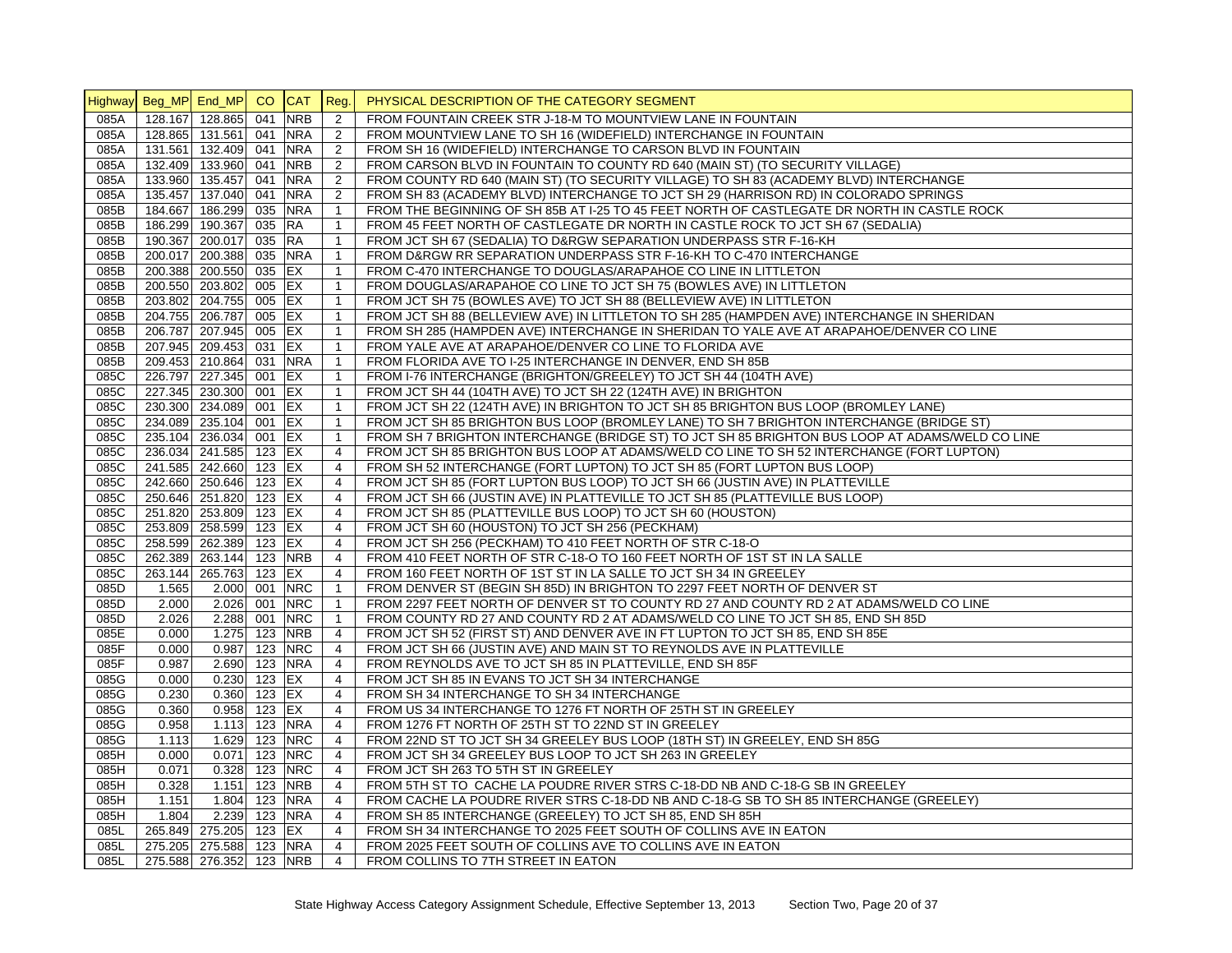| Highway | Beg_MP | End_MP | CO | CAT | Reg. | PHYSICAL DESCRIPTION OF THE CATEGORY SEGMENT |
|---|---|---|---|---|---|---|
| 085A | 128.167 | 128.865 | 041 | NRB | 2 | FROM FOUNTAIN CREEK STR J-18-M TO MOUNTVIEW LANE IN FOUNTAIN |
| 085A | 128.865 | 131.561 | 041 | NRA | 2 | FROM MOUNTVIEW LANE TO SH 16 (WIDEFIELD) INTERCHANGE IN FOUNTAIN |
| 085A | 131.561 | 132.409 | 041 | NRA | 2 | FROM SH 16 (WIDEFIELD) INTERCHANGE TO CARSON BLVD IN FOUNTAIN |
| 085A | 132.409 | 133.960 | 041 | NRB | 2 | FROM CARSON BLVD IN FOUNTAIN TO COUNTY RD 640 (MAIN ST) (TO SECURITY VILLAGE) |
| 085A | 133.960 | 135.457 | 041 | NRA | 2 | FROM COUNTY RD 640 (MAIN ST) (TO SECURITY VILLAGE) TO SH 83 (ACADEMY BLVD) INTERCHANGE |
| 085A | 135.457 | 137.040 | 041 | NRA | 2 | FROM SH 83 (ACADEMY BLVD) INTERCHANGE TO JCT SH 29 (HARRISON RD) IN COLORADO SPRINGS |
| 085B | 184.667 | 186.299 | 035 | NRA | 1 | FROM THE BEGINNING OF SH 85B AT I-25 TO 45 FEET NORTH OF CASTLEGATE DR NORTH IN CASTLE ROCK |
| 085B | 186.299 | 190.367 | 035 | RA | 1 | FROM 45 FEET NORTH OF CASTLEGATE DR NORTH IN CASTLE ROCK TO JCT SH 67 (SEDALIA) |
| 085B | 190.367 | 200.017 | 035 | RA | 1 | FROM JCT SH 67 (SEDALIA) TO D&RGW SEPARATION UNDERPASS STR F-16-KH |
| 085B | 200.017 | 200.388 | 035 | NRA | 1 | FROM D&RGW RR SEPARATION UNDERPASS STR F-16-KH TO C-470 INTERCHANGE |
| 085B | 200.388 | 200.550 | 035 | EX | 1 | FROM C-470 INTERCHANGE TO DOUGLAS/ARAPAHOE CO LINE IN LITTLETON |
| 085B | 200.550 | 203.802 | 005 | EX | 1 | FROM DOUGLAS/ARAPAHOE CO LINE TO JCT SH 75 (BOWLES AVE) IN LITTLETON |
| 085B | 203.802 | 204.755 | 005 | EX | 1 | FROM JCT SH 75 (BOWLES AVE) TO JCT SH 88 (BELLEVIEW AVE) IN LITTLETON |
| 085B | 204.755 | 206.787 | 005 | EX | 1 | FROM JCT SH 88 (BELLEVIEW AVE) IN LITTLETON TO SH 285 (HAMPDEN AVE) INTERCHANGE IN SHERIDAN |
| 085B | 206.787 | 207.945 | 005 | EX | 1 | FROM SH 285 (HAMPDEN AVE) INTERCHANGE IN SHERIDAN TO YALE AVE AT ARAPAHOE/DENVER CO LINE |
| 085B | 207.945 | 209.453 | 031 | EX | 1 | FROM YALE AVE AT ARAPAHOE/DENVER CO LINE TO FLORIDA AVE |
| 085B | 209.453 | 210.864 | 031 | NRA | 1 | FROM FLORIDA AVE TO I-25 INTERCHANGE IN DENVER, END SH 85B |
| 085C | 226.797 | 227.345 | 001 | EX | 1 | FROM I-76 INTERCHANGE (BRIGHTON/GREELEY) TO JCT SH 44 (104TH AVE) |
| 085C | 227.345 | 230.300 | 001 | EX | 1 | FROM JCT SH 44 (104TH AVE) TO JCT SH 22 (124TH AVE) IN BRIGHTON |
| 085C | 230.300 | 234.089 | 001 | EX | 1 | FROM JCT SH 22 (124TH AVE) IN BRIGHTON TO JCT SH 85 BRIGHTON BUS LOOP (BROMLEY LANE) |
| 085C | 234.089 | 235.104 | 001 | EX | 1 | FROM JCT SH 85 BRIGHTON BUS LOOP (BROMLEY LANE) TO SH 7 BRIGHTON INTERCHANGE (BRIDGE ST) |
| 085C | 235.104 | 236.034 | 001 | EX | 1 | FROM SH 7 BRIGHTON INTERCHANGE (BRIDGE ST) TO JCT SH 85 BRIGHTON BUS LOOP AT ADAMS/WELD CO LINE |
| 085C | 236.034 | 241.585 | 123 | EX | 4 | FROM JCT SH 85 BRIGHTON BUS LOOP AT ADAMS/WELD CO LINE TO SH 52 INTERCHANGE (FORT LUPTON) |
| 085C | 241.585 | 242.660 | 123 | EX | 4 | FROM SH 52 INTERCHANGE (FORT LUPTON) TO JCT SH 85 (FORT LUPTON BUS LOOP) |
| 085C | 242.660 | 250.646 | 123 | EX | 4 | FROM JCT SH 85 (FORT LUPTON BUS LOOP) TO JCT SH 66 (JUSTIN AVE) IN PLATTEVILLE |
| 085C | 250.646 | 251.820 | 123 | EX | 4 | FROM JCT SH 66 (JUSTIN AVE) IN PLATTEVILLE TO JCT SH 85 (PLATTEVILLE BUS LOOP) |
| 085C | 251.820 | 253.809 | 123 | EX | 4 | FROM JCT SH 85 (PLATTEVILLE BUS LOOP) TO JCT SH 60 (HOUSTON) |
| 085C | 253.809 | 258.599 | 123 | EX | 4 | FROM JCT SH 60 (HOUSTON) TO JCT SH 256 (PECKHAM) |
| 085C | 258.599 | 262.389 | 123 | EX | 4 | FROM JCT SH 256 (PECKHAM) TO 410 FEET NORTH OF STR C-18-O |
| 085C | 262.389 | 263.144 | 123 | NRB | 4 | FROM 410 FEET NORTH OF STR C-18-O TO 160 FEET NORTH OF 1ST ST IN LA SALLE |
| 085C | 263.144 | 265.763 | 123 | EX | 4 | FROM 160 FEET NORTH OF 1ST ST IN LA SALLE TO JCT SH 34 IN GREELEY |
| 085D | 1.565 | 2.000 | 001 | NRC | 1 | FROM DENVER ST (BEGIN SH 85D) IN BRIGHTON TO 2297 FEET NORTH OF DENVER ST |
| 085D | 2.000 | 2.026 | 001 | NRC | 1 | FROM 2297 FEET NORTH OF DENVER ST TO COUNTY RD 27 AND COUNTY RD 2 AT ADAMS/WELD CO LINE |
| 085D | 2.026 | 2.288 | 001 | NRC | 1 | FROM COUNTY RD 27 AND COUNTY RD 2 AT ADAMS/WELD CO LINE TO JCT SH 85, END SH 85D |
| 085E | 0.000 | 1.275 | 123 | NRB | 4 | FROM JCT SH 52 (FIRST ST) AND DENVER AVE IN FT LUPTON TO JCT SH 85, END SH 85E |
| 085F | 0.000 | 0.987 | 123 | NRC | 4 | FROM JCT SH 66 (JUSTIN AVE) AND MAIN ST TO REYNOLDS AVE IN PLATTEVILLE |
| 085F | 0.987 | 2.690 | 123 | NRA | 4 | FROM REYNOLDS AVE TO JCT SH 85 IN PLATTEVILLE, END SH 85F |
| 085G | 0.000 | 0.230 | 123 | EX | 4 | FROM JCT SH 85 IN EVANS TO JCT SH 34 INTERCHANGE |
| 085G | 0.230 | 0.360 | 123 | EX | 4 | FROM SH 34 INTERCHANGE TO SH 34 INTERCHANGE |
| 085G | 0.360 | 0.958 | 123 | EX | 4 | FROM US 34 INTERCHANGE TO 1276 FT NORTH OF 25TH ST IN GREELEY |
| 085G | 0.958 | 1.113 | 123 | NRA | 4 | FROM 1276 FT NORTH OF 25TH ST TO 22ND ST IN GREELEY |
| 085G | 1.113 | 1.629 | 123 | NRC | 4 | FROM 22ND ST TO JCT SH 34 GREELEY BUS LOOP (18TH ST) IN GREELEY, END SH 85G |
| 085H | 0.000 | 0.071 | 123 | NRC | 4 | FROM JCT SH 34 GREELEY BUS LOOP TO JCT SH 263 IN GREELEY |
| 085H | 0.071 | 0.328 | 123 | NRC | 4 | FROM JCT SH 263 TO 5TH ST IN GREELEY |
| 085H | 0.328 | 1.151 | 123 | NRB | 4 | FROM 5TH ST TO CACHE LA POUDRE RIVER STRS C-18-DD NB AND C-18-G SB IN GREELEY |
| 085H | 1.151 | 1.804 | 123 | NRA | 4 | FROM CACHE LA POUDRE RIVER STRS C-18-DD NB AND C-18-G SB TO SH 85 INTERCHANGE (GREELEY) |
| 085H | 1.804 | 2.239 | 123 | NRA | 4 | FROM SH 85 INTERCHANGE (GREELEY) TO JCT SH 85, END SH 85H |
| 085L | 265.849 | 275.205 | 123 | EX | 4 | FROM SH 34 INTERCHANGE TO 2025 FEET SOUTH OF COLLINS AVE IN EATON |
| 085L | 275.205 | 275.588 | 123 | NRA | 4 | FROM 2025 FEET SOUTH OF COLLINS AVE TO COLLINS AVE IN EATON |
| 085L | 275.588 | 276.352 | 123 | NRB | 4 | FROM COLLINS TO 7TH STREET IN EATON |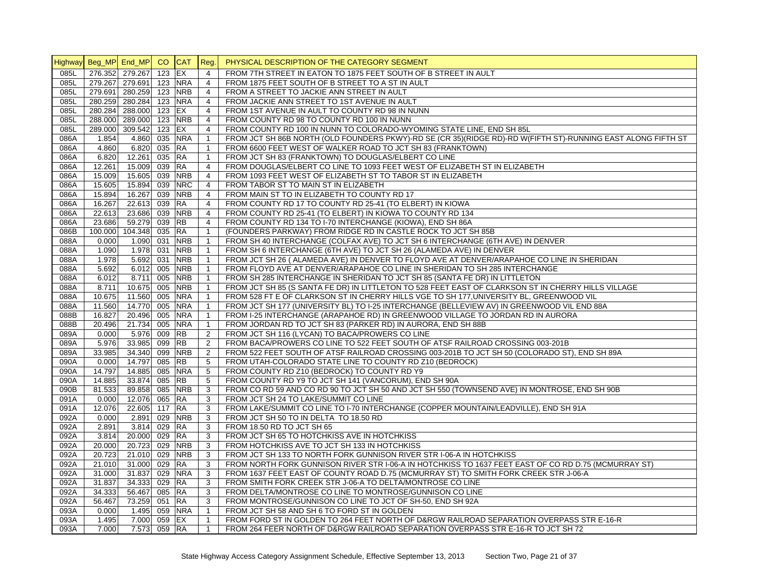| Highway | Beg_MP | End_MP | CO | CAT | Reg. | PHYSICAL DESCRIPTION OF THE CATEGORY SEGMENT |
|---|---|---|---|---|---|---|
| 085L | 276.352 | 279.267 | 123 | EX | 4 | FROM 7TH STREET IN EATON TO 1875 FEET SOUTH OF B STREET IN AULT |
| 085L | 279.267 | 279.691 | 123 | NRA | 4 | FROM 1875 FEET SOUTH OF B STREET TO A ST IN AULT |
| 085L | 279.691 | 280.259 | 123 | NRB | 4 | FROM A STREET TO JACKIE ANN STREET IN AULT |
| 085L | 280.259 | 280.284 | 123 | NRA | 4 | FROM JACKIE ANN STREET TO 1ST AVENUE IN AULT |
| 085L | 280.284 | 288.000 | 123 | EX | 4 | FROM 1ST AVENUE IN AULT TO COUNTY RD 98 IN NUNN |
| 085L | 288.000 | 289.000 | 123 | NRB | 4 | FROM COUNTY RD 98 TO COUNTY RD 100 IN NUNN |
| 085L | 289.000 | 309.542 | 123 | EX | 4 | FROM COUNTY RD 100 IN NUNN TO COLORADO-WYOMING STATE LINE, END SH 85L |
| 086A | 1.854 | 4.860 | 035 | NRA | 1 | FROM JCT SH 86B NORTH (OLD FOUNDERS PKWY)-RD SE (CR 35)(RIDGE RD)-RD W(FIFTH ST)-RUNNING EAST ALONG FIFTH ST |
| 086A | 4.860 | 6.820 | 035 | RA | 1 | FROM 6600 FEET WEST OF WALKER ROAD TO JCT SH 83 (FRANKTOWN) |
| 086A | 6.820 | 12.261 | 035 | RA | 1 | FROM JCT SH 83 (FRANKTOWN) TO DOUGLAS/ELBERT CO LINE |
| 086A | 12.261 | 15.009 | 039 | RA | 4 | FROM DOUGLAS/ELBERT CO LINE TO 1093 FEET WEST OF ELIZABETH ST IN ELIZABETH |
| 086A | 15.009 | 15.605 | 039 | NRB | 4 | FROM 1093 FEET WEST OF ELIZABETH ST TO TABOR ST IN ELIZABETH |
| 086A | 15.605 | 15.894 | 039 | NRC | 4 | FROM TABOR ST TO MAIN ST IN ELIZABETH |
| 086A | 15.894 | 16.267 | 039 | NRB | 4 | FROM MAIN ST TO IN ELIZABETH TO COUNTY RD 17 |
| 086A | 16.267 | 22.613 | 039 | RA | 4 | FROM COUNTY RD 17 TO COUNTY RD 25-41 (TO ELBERT) IN KIOWA |
| 086A | 22.613 | 23.686 | 039 | NRB | 4 | FROM COUNTY RD 25-41 (TO ELBERT) IN KIOWA TO COUNTY RD 134 |
| 086A | 23.686 | 59.279 | 039 | RB | 4 | FROM COUNTY RD 134 TO I-70 INTERCHANGE (KIOWA), END SH 86A |
| 086B | 100.000 | 104.348 | 035 | RA | 1 | (FOUNDERS PARKWAY) FROM RIDGE RD IN CASTLE ROCK TO JCT SH 85B |
| 088A | 0.000 | 1.090 | 031 | NRB | 1 | FROM SH 40 INTERCHANGE (COLFAX AVE) TO JCT SH 6 INTERCHANGE (6TH AVE) IN DENVER |
| 088A | 1.090 | 1.978 | 031 | NRB | 1 | FROM SH 6 INTERCHANGE (6TH AVE) TO JCT SH 26 (ALAMEDA AVE) IN DENVER |
| 088A | 1.978 | 5.692 | 031 | NRB | 1 | FROM JCT SH 26 ( ALAMEDA AVE) IN DENVER TO FLOYD AVE AT DENVER/ARAPAHOE CO LINE IN SHERIDAN |
| 088A | 5.692 | 6.012 | 005 | NRB | 1 | FROM FLOYD AVE AT DENVER/ARAPAHOE CO LINE IN SHERIDAN TO SH 285 INTERCHANGE |
| 088A | 6.012 | 8.711 | 005 | NRB | 1 | FROM SH 285 INTERCHANGE IN SHERIDAN TO JCT SH 85 (SANTA FE DR) IN LITTLETON |
| 088A | 8.711 | 10.675 | 005 | NRB | 1 | FROM JCT SH 85 (S SANTA FE DR) IN LITTLETON TO 528 FEET EAST OF CLARKSON ST IN CHERRY HILLS VILLAGE |
| 088A | 10.675 | 11.560 | 005 | NRA | 1 | FROM 528 FT E OF CLARKSON ST IN CHERRY HILLS VGE TO SH 177,UNIVERSITY BL, GREENWOOD VIL |
| 088A | 11.560 | 14.770 | 005 | NRA | 1 | FROM JCT SH 177 (UNIVERSITY BL) TO I-25 INTERCHANGE (BELLEVIEW AV) IN GREENWOOD VIL END 88A |
| 088B | 16.827 | 20.496 | 005 | NRA | 1 | FROM I-25 INTERCHANGE (ARAPAHOE RD) IN GREENWOOD VILLAGE TO JORDAN RD IN AURORA |
| 088B | 20.496 | 21.734 | 005 | NRA | 1 | FROM JORDAN RD TO JCT SH 83 (PARKER RD) IN AURORA, END SH 88B |
| 089A | 0.000 | 5.976 | 009 | RB | 2 | FROM JCT SH 116 (LYCAN) TO BACA/PROWERS CO LINE |
| 089A | 5.976 | 33.985 | 099 | RB | 2 | FROM BACA/PROWERS CO LINE TO 522 FEET SOUTH OF ATSF RAILROAD CROSSING 003-201B |
| 089A | 33.985 | 34.340 | 099 | NRB | 2 | FROM 522 FEET SOUTH OF ATSF RAILROAD CROSSING 003-201B TO JCT SH 50 (COLORADO ST), END SH 89A |
| 090A | 0.000 | 14.797 | 085 | RB | 5 | FROM UTAH-COLORADO STATE LINE TO COUNTY RD Z10 (BEDROCK) |
| 090A | 14.797 | 14.885 | 085 | NRA | 5 | FROM COUNTY RD Z10 (BEDROCK) TO COUNTY RD Y9 |
| 090A | 14.885 | 33.874 | 085 | RB | 5 | FROM COUNTY RD Y9 TO JCT SH 141 (VANCORUM), END SH 90A |
| 090B | 81.533 | 89.858 | 085 | NRB | 3 | FROM CO RD 59 AND CO RD 90 TO JCT SH 50 AND JCT SH 550 (TOWNSEND AVE) IN MONTROSE, END SH 90B |
| 091A | 0.000 | 12.076 | 065 | RA | 3 | FROM JCT SH 24 TO LAKE/SUMMIT CO LINE |
| 091A | 12.076 | 22.605 | 117 | RA | 3 | FROM LAKE/SUMMIT CO LINE TO I-70 INTERCHANGE (COPPER MOUNTAIN/LEADVILLE), END SH 91A |
| 092A | 0.000 | 2.891 | 029 | NRB | 3 | FROM JCT SH 50 TO IN DELTA TO 18.50 RD |
| 092A | 2.891 | 3.814 | 029 | RA | 3 | FROM 18.50 RD TO JCT SH 65 |
| 092A | 3.814 | 20.000 | 029 | RA | 3 | FROM JCT SH 65 TO HOTCHKISS AVE IN HOTCHKISS |
| 092A | 20.000 | 20.723 | 029 | NRB | 3 | FROM HOTCHKISS AVE TO JCT SH 133 IN HOTCHKISS |
| 092A | 20.723 | 21.010 | 029 | NRB | 3 | FROM JCT SH 133 TO NORTH FORK GUNNISON RIVER STR I-06-A IN HOTCHKISS |
| 092A | 21.010 | 31.000 | 029 | RA | 3 | FROM NORTH FORK GUNNISON RIVER STR I-06-A IN HOTCHKISS TO 1637 FEET EAST OF CO RD D.75 (MCMURRAY ST) |
| 092A | 31.000 | 31.837 | 029 | NRA | 3 | FROM 1637 FEET EAST OF COUNTY ROAD D.75 (MCMURRAY ST) TO SMITH FORK CREEK STR J-06-A |
| 092A | 31.837 | 34.333 | 029 | RA | 3 | FROM SMITH FORK CREEK STR J-06-A TO DELTA/MONTROSE CO LINE |
| 092A | 34.333 | 56.467 | 085 | RA | 3 | FROM DELTA/MONTROSE CO LINE TO MONTROSE/GUNNISON CO LINE |
| 092A | 56.467 | 73.259 | 051 | RA | 3 | FROM MONTROSE/GUNNISON CO LINE TO JCT OF SH-50, END SH 92A |
| 093A | 0.000 | 1.495 | 059 | NRA | 1 | FROM JCT SH 58 AND SH 6 TO FORD ST IN GOLDEN |
| 093A | 1.495 | 7.000 | 059 | EX | 1 | FROM FORD ST IN GOLDEN TO 264 FEET NORTH OF D&RGW RAILROAD SEPARATION OVERPASS STR E-16-R |
| 093A | 7.000 | 7.573 | 059 | RA | 1 | FROM 264 FEER NORTH OF D&RGW RAILROAD SEPARATION OVERPASS STR E-16-R TO JCT SH 72 |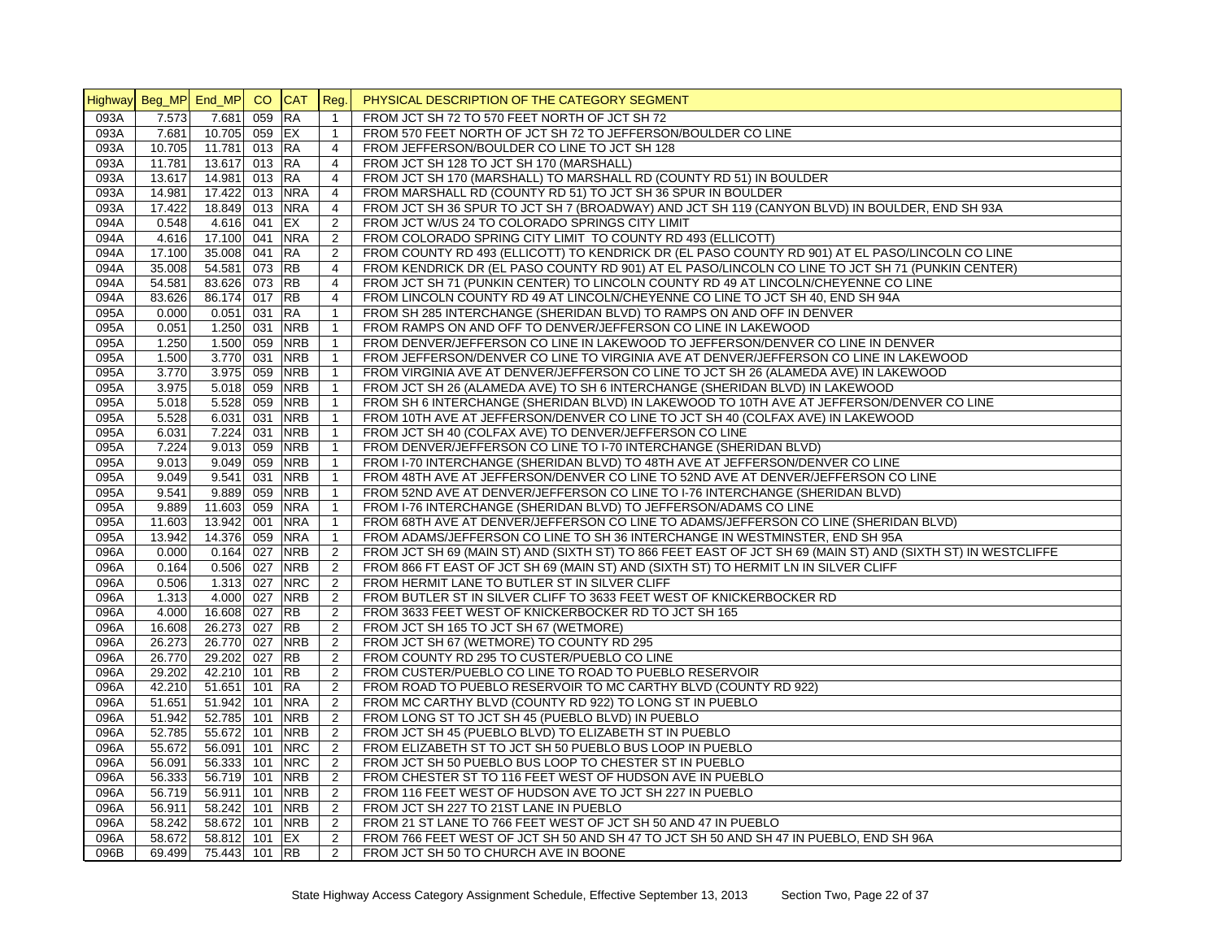| Highway | Beg_MP | End_MP | CO | CAT | Reg. | PHYSICAL DESCRIPTION OF THE CATEGORY SEGMENT |
|---|---|---|---|---|---|---|
| 093A | 7.573 | 7.681 | 059 | RA | 1 | FROM JCT SH 72 TO 570 FEET NORTH OF JCT SH 72 |
| 093A | 7.681 | 10.705 | 059 | EX | 1 | FROM 570 FEET NORTH OF JCT SH 72 TO JEFFERSON/BOULDER CO LINE |
| 093A | 10.705 | 11.781 | 013 | RA | 4 | FROM JEFFERSON/BOULDER CO LINE TO JCT SH 128 |
| 093A | 11.781 | 13.617 | 013 | RA | 4 | FROM JCT SH 128 TO JCT SH 170 (MARSHALL) |
| 093A | 13.617 | 14.981 | 013 | RA | 4 | FROM JCT SH 170 (MARSHALL) TO MARSHALL RD (COUNTY RD 51) IN BOULDER |
| 093A | 14.981 | 17.422 | 013 | NRA | 4 | FROM MARSHALL RD (COUNTY RD 51) TO JCT SH 36 SPUR IN BOULDER |
| 093A | 17.422 | 18.849 | 013 | NRA | 4 | FROM JCT SH 36 SPUR TO JCT SH 7 (BROADWAY) AND JCT SH 119 (CANYON BLVD) IN BOULDER, END SH 93A |
| 094A | 0.548 | 4.616 | 041 | EX | 2 | FROM JCT W/US 24 TO COLORADO SPRINGS CITY LIMIT |
| 094A | 4.616 | 17.100 | 041 | NRA | 2 | FROM COLORADO SPRING CITY LIMIT TO COUNTY RD 493 (ELLICOTT) |
| 094A | 17.100 | 35.008 | 041 | RA | 2 | FROM COUNTY RD 493 (ELLICOTT) TO KENDRICK DR (EL PASO COUNTY RD 901) AT EL PASO/LINCOLN CO LINE |
| 094A | 35.008 | 54.581 | 073 | RB | 4 | FROM KENDRICK DR (EL PASO COUNTY RD 901) AT EL PASO/LINCOLN CO LINE TO JCT SH 71 (PUNKIN CENTER) |
| 094A | 54.581 | 83.626 | 073 | RB | 4 | FROM JCT SH 71 (PUNKIN CENTER) TO LINCOLN COUNTY RD 49 AT LINCOLN/CHEYENNE CO LINE |
| 094A | 83.626 | 86.174 | 017 | RB | 4 | FROM LINCOLN COUNTY RD 49 AT LINCOLN/CHEYENNE CO LINE TO JCT SH 40, END SH 94A |
| 095A | 0.000 | 0.051 | 031 | RA | 1 | FROM SH 285 INTERCHANGE (SHERIDAN BLVD) TO RAMPS ON AND OFF IN DENVER |
| 095A | 0.051 | 1.250 | 031 | NRB | 1 | FROM RAMPS ON AND OFF TO DENVER/JEFFERSON CO LINE IN LAKEWOOD |
| 095A | 1.250 | 1.500 | 059 | NRB | 1 | FROM DENVER/JEFFERSON CO LINE IN LAKEWOOD TO JEFFERSON/DENVER CO LINE IN DENVER |
| 095A | 1.500 | 3.770 | 031 | NRB | 1 | FROM JEFFERSON/DENVER CO LINE TO VIRGINIA AVE AT DENVER/JEFFERSON CO LINE IN LAKEWOOD |
| 095A | 3.770 | 3.975 | 059 | NRB | 1 | FROM VIRGINIA AVE AT DENVER/JEFFERSON CO LINE TO JCT SH 26 (ALAMEDA AVE) IN LAKEWOOD |
| 095A | 3.975 | 5.018 | 059 | NRB | 1 | FROM JCT SH 26 (ALAMEDA AVE) TO SH 6 INTERCHANGE (SHERIDAN BLVD) IN LAKEWOOD |
| 095A | 5.018 | 5.528 | 059 | NRB | 1 | FROM SH 6 INTERCHANGE (SHERIDAN BLVD) IN LAKEWOOD TO 10TH AVE AT JEFFERSON/DENVER CO LINE |
| 095A | 5.528 | 6.031 | 031 | NRB | 1 | FROM 10TH AVE AT JEFFERSON/DENVER CO LINE TO JCT SH 40 (COLFAX AVE) IN LAKEWOOD |
| 095A | 6.031 | 7.224 | 031 | NRB | 1 | FROM JCT SH 40 (COLFAX AVE) TO DENVER/JEFFERSON CO LINE |
| 095A | 7.224 | 9.013 | 059 | NRB | 1 | FROM DENVER/JEFFERSON CO LINE TO I-70 INTERCHANGE (SHERIDAN BLVD) |
| 095A | 9.013 | 9.049 | 059 | NRB | 1 | FROM I-70 INTERCHANGE (SHERIDAN BLVD) TO 48TH AVE AT JEFFERSON/DENVER CO LINE |
| 095A | 9.049 | 9.541 | 031 | NRB | 1 | FROM 48TH AVE AT JEFFERSON/DENVER CO LINE TO 52ND AVE AT DENVER/JEFFERSON CO LINE |
| 095A | 9.541 | 9.889 | 059 | NRB | 1 | FROM 52ND AVE AT DENVER/JEFFERSON CO LINE TO I-76 INTERCHANGE (SHERIDAN BLVD) |
| 095A | 9.889 | 11.603 | 059 | NRA | 1 | FROM I-76 INTERCHANGE (SHERIDAN BLVD) TO JEFFERSON/ADAMS CO LINE |
| 095A | 11.603 | 13.942 | 001 | NRA | 1 | FROM 68TH AVE AT DENVER/JEFFERSON CO LINE TO ADAMS/JEFFERSON CO LINE (SHERIDAN BLVD) |
| 095A | 13.942 | 14.376 | 059 | NRA | 1 | FROM ADAMS/JEFFERSON CO LINE TO SH 36 INTERCHANGE IN WESTMINSTER, END SH 95A |
| 096A | 0.000 | 0.164 | 027 | NRB | 2 | FROM JCT SH 69 (MAIN ST) AND (SIXTH ST) TO 866 FEET EAST OF JCT SH 69 (MAIN ST) AND (SIXTH ST) IN WESTCLIFFE |
| 096A | 0.164 | 0.506 | 027 | NRB | 2 | FROM 866 FT EAST OF JCT SH 69 (MAIN ST) AND (SIXTH ST) TO HERMIT LN IN SILVER CLIFF |
| 096A | 0.506 | 1.313 | 027 | NRC | 2 | FROM HERMIT LANE TO BUTLER ST IN SILVER CLIFF |
| 096A | 1.313 | 4.000 | 027 | NRB | 2 | FROM BUTLER ST IN SILVER CLIFF TO 3633 FEET WEST OF KNICKERBOCKER RD |
| 096A | 4.000 | 16.608 | 027 | RB | 2 | FROM 3633 FEET WEST OF KNICKERBOCKER RD TO JCT SH 165 |
| 096A | 16.608 | 26.273 | 027 | RB | 2 | FROM JCT SH 165 TO JCT SH 67 (WETMORE) |
| 096A | 26.273 | 26.770 | 027 | NRB | 2 | FROM JCT SH 67 (WETMORE) TO COUNTY RD 295 |
| 096A | 26.770 | 29.202 | 027 | RB | 2 | FROM COUNTY RD 295 TO CUSTER/PUEBLO CO LINE |
| 096A | 29.202 | 42.210 | 101 | RB | 2 | FROM CUSTER/PUEBLO CO LINE TO ROAD TO PUEBLO RESERVOIR |
| 096A | 42.210 | 51.651 | 101 | RA | 2 | FROM ROAD TO PUEBLO RESERVOIR TO MC CARTHY BLVD (COUNTY RD 922) |
| 096A | 51.651 | 51.942 | 101 | NRA | 2 | FROM MC CARTHY BLVD (COUNTY RD 922) TO LONG ST IN PUEBLO |
| 096A | 51.942 | 52.785 | 101 | NRB | 2 | FROM LONG ST TO JCT SH 45 (PUEBLO BLVD) IN PUEBLO |
| 096A | 52.785 | 55.672 | 101 | NRB | 2 | FROM JCT SH 45 (PUEBLO BLVD) TO ELIZABETH ST IN PUEBLO |
| 096A | 55.672 | 56.091 | 101 | NRC | 2 | FROM ELIZABETH ST TO JCT SH 50 PUEBLO BUS LOOP IN PUEBLO |
| 096A | 56.091 | 56.333 | 101 | NRC | 2 | FROM JCT SH 50 PUEBLO BUS LOOP TO CHESTER ST IN PUEBLO |
| 096A | 56.333 | 56.719 | 101 | NRB | 2 | FROM CHESTER ST TO 116 FEET WEST OF HUDSON AVE IN PUEBLO |
| 096A | 56.719 | 56.911 | 101 | NRB | 2 | FROM 116 FEET WEST OF HUDSON AVE TO JCT SH 227 IN PUEBLO |
| 096A | 56.911 | 58.242 | 101 | NRB | 2 | FROM JCT SH 227 TO 21ST LANE IN PUEBLO |
| 096A | 58.242 | 58.672 | 101 | NRB | 2 | FROM 21 ST LANE TO 766 FEET WEST OF JCT SH 50 AND 47 IN PUEBLO |
| 096A | 58.672 | 58.812 | 101 | EX | 2 | FROM 766 FEET WEST OF JCT SH 50 AND SH 47 TO JCT SH 50 AND SH 47 IN PUEBLO, END SH 96A |
| 096B | 69.499 | 75.443 | 101 | RB | 2 | FROM JCT SH 50 TO CHURCH AVE IN BOONE |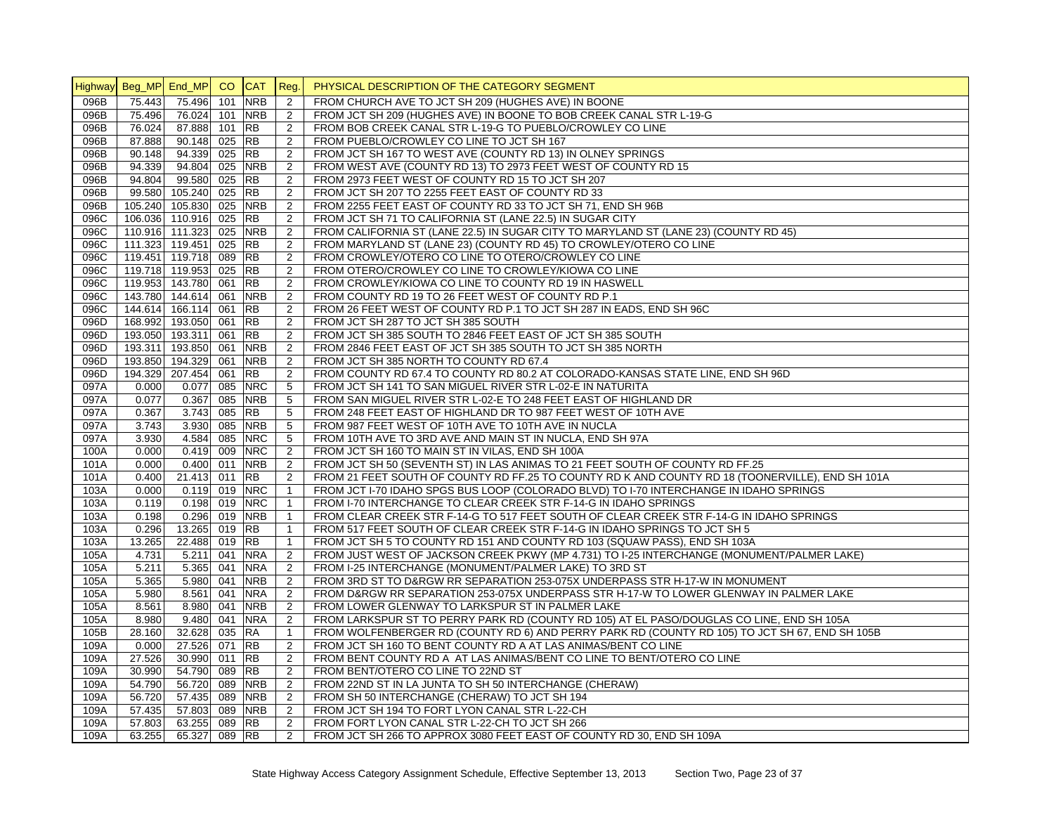| Highway | Beg_MP | End_MP | CO | CAT | Reg. | PHYSICAL DESCRIPTION OF THE CATEGORY SEGMENT |
|---|---|---|---|---|---|---|
| 096B | 75.443 | 75.496 | 101 | NRB | 2 | FROM CHURCH AVE TO JCT SH 209 (HUGHES AVE) IN BOONE |
| 096B | 75.496 | 76.024 | 101 | NRB | 2 | FROM JCT SH 209 (HUGHES AVE) IN BOONE TO BOB CREEK CANAL STR L-19-G |
| 096B | 76.024 | 87.888 | 101 | RB | 2 | FROM BOB CREEK CANAL STR L-19-G TO PUEBLO/CROWLEY CO LINE |
| 096B | 87.888 | 90.148 | 025 | RB | 2 | FROM PUEBLO/CROWLEY CO LINE TO JCT SH 167 |
| 096B | 90.148 | 94.339 | 025 | RB | 2 | FROM JCT SH 167 TO WEST AVE (COUNTY RD 13) IN OLNEY SPRINGS |
| 096B | 94.339 | 94.804 | 025 | NRB | 2 | FROM WEST AVE (COUNTY RD 13) TO 2973 FEET WEST OF COUNTY RD 15 |
| 096B | 94.804 | 99.580 | 025 | RB | 2 | FROM 2973 FEET WEST OF COUNTY RD 15 TO JCT SH 207 |
| 096B | 99.580 | 105.240 | 025 | RB | 2 | FROM JCT SH 207 TO 2255 FEET EAST OF COUNTY RD 33 |
| 096B | 105.240 | 105.830 | 025 | NRB | 2 | FROM 2255 FEET EAST OF COUNTY RD 33 TO JCT SH 71, END SH 96B |
| 096C | 106.036 | 110.916 | 025 | RB | 2 | FROM JCT SH 71 TO CALIFORNIA ST (LANE 22.5) IN SUGAR CITY |
| 096C | 110.916 | 111.323 | 025 | NRB | 2 | FROM CALIFORNIA ST (LANE 22.5) IN SUGAR CITY TO MARYLAND ST (LANE 23) (COUNTY RD 45) |
| 096C | 111.323 | 119.451 | 025 | RB | 2 | FROM MARYLAND ST (LANE 23) (COUNTY RD 45) TO CROWLEY/OTERO CO LINE |
| 096C | 119.451 | 119.718 | 089 | RB | 2 | FROM CROWLEY/OTERO CO LINE TO OTERO/CROWLEY CO LINE |
| 096C | 119.718 | 119.953 | 025 | RB | 2 | FROM OTERO/CROWLEY CO LINE TO CROWLEY/KIOWA CO LINE |
| 096C | 119.953 | 143.780 | 061 | RB | 2 | FROM CROWLEY/KIOWA CO LINE TO COUNTY RD 19 IN HASWELL |
| 096C | 143.780 | 144.614 | 061 | NRB | 2 | FROM COUNTY RD 19 TO 26 FEET WEST OF COUNTY RD P.1 |
| 096C | 144.614 | 166.114 | 061 | RB | 2 | FROM 26 FEET WEST OF COUNTY RD P.1 TO JCT SH 287 IN EADS, END SH 96C |
| 096D | 168.992 | 193.050 | 061 | RB | 2 | FROM JCT SH 287 TO JCT SH 385 SOUTH |
| 096D | 193.050 | 193.311 | 061 | RB | 2 | FROM JCT SH 385 SOUTH TO 2846 FEET EAST OF JCT SH 385 SOUTH |
| 096D | 193.311 | 193.850 | 061 | NRB | 2 | FROM 2846 FEET EAST OF JCT SH 385 SOUTH TO JCT SH 385 NORTH |
| 096D | 193.850 | 194.329 | 061 | NRB | 2 | FROM JCT SH 385 NORTH TO COUNTY RD 67.4 |
| 096D | 194.329 | 207.454 | 061 | RB | 2 | FROM COUNTY RD 67.4 TO COUNTY RD 80.2 AT COLORADO-KANSAS STATE LINE, END SH 96D |
| 097A | 0.000 | 0.077 | 085 | NRC | 5 | FROM JCT SH 141 TO SAN MIGUEL RIVER STR L-02-E IN NATURITA |
| 097A | 0.077 | 0.367 | 085 | NRB | 5 | FROM SAN MIGUEL RIVER STR L-02-E TO 248 FEET EAST OF HIGHLAND DR |
| 097A | 0.367 | 3.743 | 085 | RB | 5 | FROM 248 FEET EAST OF HIGHLAND DR TO 987 FEET WEST OF 10TH AVE |
| 097A | 3.743 | 3.930 | 085 | NRB | 5 | FROM 987 FEET WEST OF 10TH AVE TO 10TH AVE IN NUCLA |
| 097A | 3.930 | 4.584 | 085 | NRC | 5 | FROM 10TH AVE TO 3RD AVE AND MAIN ST IN NUCLA, END SH 97A |
| 100A | 0.000 | 0.419 | 009 | NRC | 2 | FROM JCT SH 160 TO MAIN ST IN VILAS, END SH 100A |
| 101A | 0.000 | 0.400 | 011 | NRB | 2 | FROM JCT SH 50 (SEVENTH ST) IN LAS ANIMAS TO 21 FEET SOUTH OF COUNTY RD FF.25 |
| 101A | 0.400 | 21.413 | 011 | RB | 2 | FROM 21 FEET SOUTH OF COUNTY RD FF.25 TO COUNTY RD K AND COUNTY RD 18 (TOONERVILLE), END SH 101A |
| 103A | 0.000 | 0.119 | 019 | NRC | 1 | FROM JCT I-70 IDAHO SPGS BUS LOOP (COLORADO BLVD) TO I-70 INTERCHANGE IN IDAHO SPRINGS |
| 103A | 0.119 | 0.198 | 019 | NRC | 1 | FROM I-70 INTERCHANGE TO CLEAR CREEK STR F-14-G IN IDAHO SPRINGS |
| 103A | 0.198 | 0.296 | 019 | NRB | 1 | FROM CLEAR CREEK STR F-14-G TO 517 FEET SOUTH OF CLEAR CREEK STR F-14-G IN IDAHO SPRINGS |
| 103A | 0.296 | 13.265 | 019 | RB | 1 | FROM 517 FEET SOUTH OF CLEAR CREEK STR F-14-G IN IDAHO SPRINGS TO JCT SH 5 |
| 103A | 13.265 | 22.488 | 019 | RB | 1 | FROM JCT SH 5 TO COUNTY RD 151 AND COUNTY RD 103 (SQUAW PASS), END SH 103A |
| 105A | 4.731 | 5.211 | 041 | NRA | 2 | FROM JUST WEST OF JACKSON CREEK PKWY (MP 4.731) TO I-25 INTERCHANGE (MONUMENT/PALMER LAKE) |
| 105A | 5.211 | 5.365 | 041 | NRA | 2 | FROM I-25 INTERCHANGE (MONUMENT/PALMER LAKE) TO 3RD ST |
| 105A | 5.365 | 5.980 | 041 | NRB | 2 | FROM 3RD ST TO D&RGW RR SEPARATION 253-075X UNDERPASS STR H-17-W IN MONUMENT |
| 105A | 5.980 | 8.561 | 041 | NRA | 2 | FROM D&RGW RR SEPARATION 253-075X UNDERPASS STR H-17-W TO LOWER GLENWAY IN PALMER LAKE |
| 105A | 8.561 | 8.980 | 041 | NRB | 2 | FROM LOWER GLENWAY TO LARKSPUR ST IN PALMER LAKE |
| 105A | 8.980 | 9.480 | 041 | NRA | 2 | FROM LARKSPUR ST TO PERRY PARK RD (COUNTY RD 105) AT EL PASO/DOUGLAS CO LINE, END SH 105A |
| 105B | 28.160 | 32.628 | 035 | RA | 1 | FROM WOLFENBERGER RD (COUNTY RD 6) AND PERRY PARK RD (COUNTY RD 105) TO JCT SH 67, END SH 105B |
| 109A | 0.000 | 27.526 | 071 | RB | 2 | FROM JCT SH 160 TO BENT COUNTY RD A AT LAS ANIMAS/BENT CO LINE |
| 109A | 27.526 | 30.990 | 011 | RB | 2 | FROM BENT COUNTY RD A AT LAS ANIMAS/BENT CO LINE TO BENT/OTERO CO LINE |
| 109A | 30.990 | 54.790 | 089 | RB | 2 | FROM BENT/OTERO CO LINE TO 22ND ST |
| 109A | 54.790 | 56.720 | 089 | NRB | 2 | FROM 22ND ST IN LA JUNTA TO SH 50 INTERCHANGE (CHERAW) |
| 109A | 56.720 | 57.435 | 089 | NRB | 2 | FROM SH 50 INTERCHANGE (CHERAW) TO JCT SH 194 |
| 109A | 57.435 | 57.803 | 089 | NRB | 2 | FROM JCT SH 194 TO FORT LYON CANAL STR L-22-CH |
| 109A | 57.803 | 63.255 | 089 | RB | 2 | FROM FORT LYON CANAL STR L-22-CH TO JCT SH 266 |
| 109A | 63.255 | 65.327 | 089 | RB | 2 | FROM JCT SH 266 TO APPROX 3080 FEET EAST OF COUNTY RD 30, END SH 109A |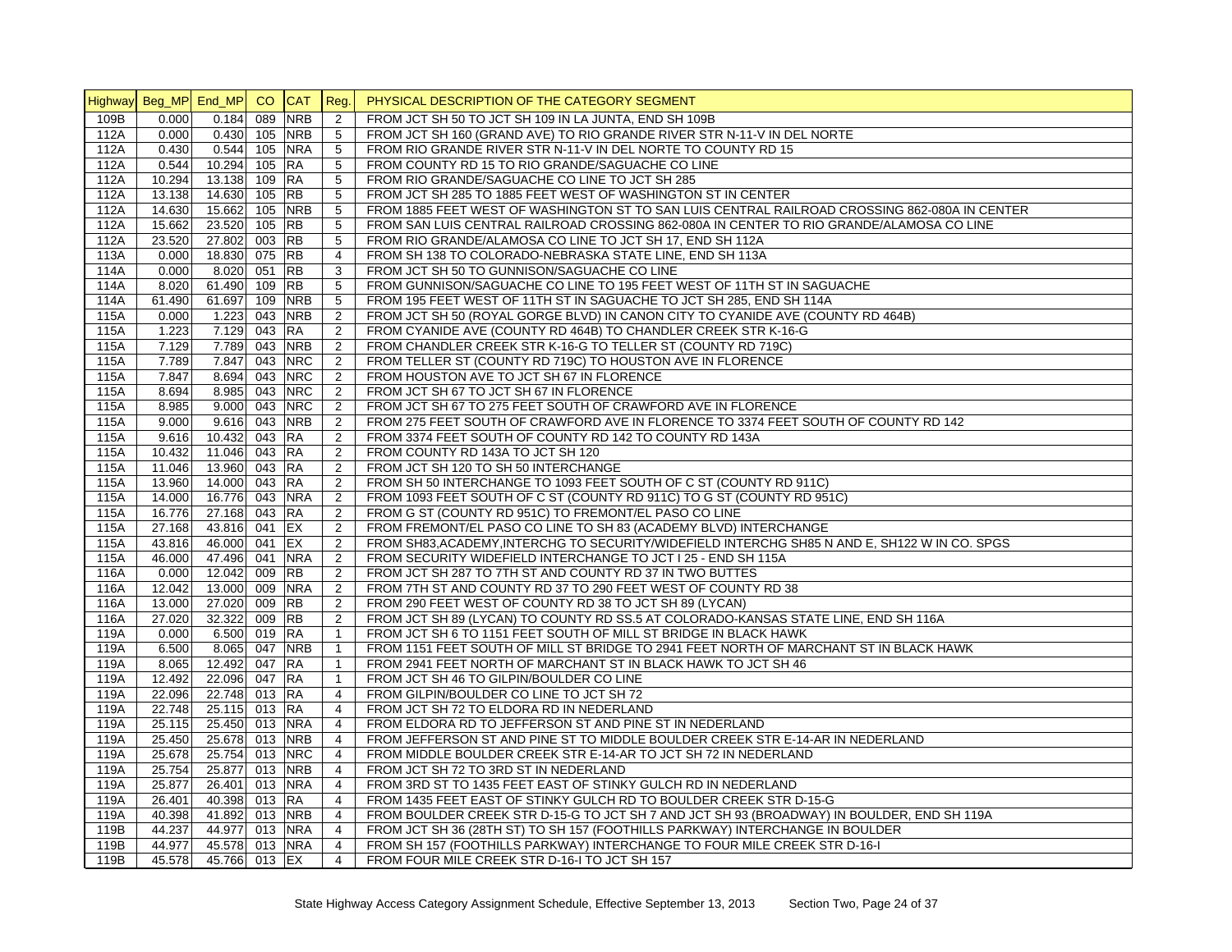| Highway | Beg_MP | End_MP | CO | CAT | Reg. | PHYSICAL DESCRIPTION OF THE CATEGORY SEGMENT |
|---|---|---|---|---|---|---|
| 109B | 0.000 | 0.184 | 089 | NRB | 2 | FROM JCT SH 50 TO JCT SH 109 IN LA JUNTA, END SH 109B |
| 112A | 0.000 | 0.430 | 105 | NRB | 5 | FROM JCT SH 160 (GRAND AVE) TO RIO GRANDE RIVER STR N-11-V IN DEL NORTE |
| 112A | 0.430 | 0.544 | 105 | NRA | 5 | FROM RIO GRANDE RIVER STR N-11-V IN DEL NORTE TO COUNTY RD 15 |
| 112A | 0.544 | 10.294 | 105 | RA | 5 | FROM COUNTY RD 15 TO RIO GRANDE/SAGUACHE CO LINE |
| 112A | 10.294 | 13.138 | 109 | RA | 5 | FROM RIO GRANDE/SAGUACHE CO LINE TO JCT SH 285 |
| 112A | 13.138 | 14.630 | 105 | RB | 5 | FROM JCT SH 285 TO 1885 FEET WEST OF WASHINGTON ST IN CENTER |
| 112A | 14.630 | 15.662 | 105 | NRB | 5 | FROM 1885 FEET WEST OF WASHINGTON ST TO SAN LUIS CENTRAL RAILROAD CROSSING 862-080A IN CENTER |
| 112A | 15.662 | 23.520 | 105 | RB | 5 | FROM SAN LUIS CENTRAL RAILROAD CROSSING 862-080A IN CENTER TO RIO GRANDE/ALAMOSA CO LINE |
| 112A | 23.520 | 27.802 | 003 | RB | 5 | FROM RIO GRANDE/ALAMOSA CO LINE TO JCT SH 17, END SH 112A |
| 113A | 0.000 | 18.830 | 075 | RB | 4 | FROM SH 138 TO COLORADO-NEBRASKA STATE LINE, END SH 113A |
| 114A | 0.000 | 8.020 | 051 | RB | 3 | FROM JCT SH 50 TO GUNNISON/SAGUACHE CO LINE |
| 114A | 8.020 | 61.490 | 109 | RB | 5 | FROM GUNNISON/SAGUACHE CO LINE TO 195 FEET WEST OF 11TH ST IN SAGUACHE |
| 114A | 61.490 | 61.697 | 109 | NRB | 5 | FROM 195 FEET WEST OF 11TH ST IN SAGUACHE TO JCT SH 285, END SH 114A |
| 115A | 0.000 | 1.223 | 043 | NRB | 2 | FROM JCT SH 50 (ROYAL GORGE BLVD) IN CANON CITY TO CYANIDE AVE (COUNTY RD 464B) |
| 115A | 1.223 | 7.129 | 043 | RA | 2 | FROM CYANIDE AVE (COUNTY RD 464B) TO CHANDLER CREEK STR K-16-G |
| 115A | 7.129 | 7.789 | 043 | NRB | 2 | FROM CHANDLER CREEK STR K-16-G TO TELLER ST (COUNTY RD 719C) |
| 115A | 7.789 | 7.847 | 043 | NRC | 2 | FROM TELLER ST (COUNTY RD 719C) TO HOUSTON AVE IN FLORENCE |
| 115A | 7.847 | 8.694 | 043 | NRC | 2 | FROM HOUSTON AVE TO JCT SH 67 IN FLORENCE |
| 115A | 8.694 | 8.985 | 043 | NRC | 2 | FROM JCT SH 67 TO JCT SH 67 IN FLORENCE |
| 115A | 8.985 | 9.000 | 043 | NRC | 2 | FROM JCT SH 67 TO 275 FEET SOUTH OF CRAWFORD AVE IN FLORENCE |
| 115A | 9.000 | 9.616 | 043 | NRB | 2 | FROM 275 FEET SOUTH OF CRAWFORD AVE IN FLORENCE TO 3374 FEET SOUTH OF COUNTY RD 142 |
| 115A | 9.616 | 10.432 | 043 | RA | 2 | FROM 3374 FEET SOUTH OF COUNTY RD 142 TO COUNTY RD 143A |
| 115A | 10.432 | 11.046 | 043 | RA | 2 | FROM COUNTY RD 143A TO JCT SH 120 |
| 115A | 11.046 | 13.960 | 043 | RA | 2 | FROM JCT SH 120 TO SH 50 INTERCHANGE |
| 115A | 13.960 | 14.000 | 043 | RA | 2 | FROM SH 50 INTERCHANGE TO 1093 FEET SOUTH OF C ST (COUNTY RD 911C) |
| 115A | 14.000 | 16.776 | 043 | NRA | 2 | FROM 1093 FEET SOUTH OF C ST (COUNTY RD 911C) TO G ST (COUNTY RD 951C) |
| 115A | 16.776 | 27.168 | 043 | RA | 2 | FROM G ST (COUNTY RD 951C) TO FREMONT/EL PASO CO LINE |
| 115A | 27.168 | 43.816 | 041 | EX | 2 | FROM FREMONT/EL PASO CO LINE TO SH 83 (ACADEMY BLVD) INTERCHANGE |
| 115A | 43.816 | 46.000 | 041 | EX | 2 | FROM SH83,ACADEMY,INTERCHG TO SECURITY/WIDEFIELD INTERCHG SH85 N AND E, SH122 W IN CO. SPGS |
| 115A | 46.000 | 47.496 | 041 | NRA | 2 | FROM SECURITY WIDEFIELD INTERCHANGE TO JCT I 25 - END SH 115A |
| 116A | 0.000 | 12.042 | 009 | RB | 2 | FROM JCT SH 287 TO 7TH ST AND COUNTY RD 37 IN TWO BUTTES |
| 116A | 12.042 | 13.000 | 009 | NRA | 2 | FROM 7TH ST AND COUNTY RD 37 TO 290 FEET WEST OF COUNTY RD 38 |
| 116A | 13.000 | 27.020 | 009 | RB | 2 | FROM 290 FEET WEST OF COUNTY RD 38 TO JCT SH 89 (LYCAN) |
| 116A | 27.020 | 32.322 | 009 | RB | 2 | FROM JCT SH 89 (LYCAN) TO COUNTY RD SS.5 AT COLORADO-KANSAS STATE LINE, END SH 116A |
| 119A | 0.000 | 6.500 | 019 | RA | 1 | FROM JCT SH 6 TO 1151 FEET SOUTH OF MILL ST BRIDGE IN BLACK HAWK |
| 119A | 6.500 | 8.065 | 047 | NRB | 1 | FROM 1151 FEET SOUTH OF MILL ST BRIDGE TO 2941 FEET NORTH OF MARCHANT ST IN BLACK HAWK |
| 119A | 8.065 | 12.492 | 047 | RA | 1 | FROM 2941 FEET NORTH OF MARCHANT ST IN BLACK HAWK TO JCT SH 46 |
| 119A | 12.492 | 22.096 | 047 | RA | 1 | FROM JCT SH 46 TO GILPIN/BOULDER CO LINE |
| 119A | 22.096 | 22.748 | 013 | RA | 4 | FROM GILPIN/BOULDER CO LINE TO JCT SH 72 |
| 119A | 22.748 | 25.115 | 013 | RA | 4 | FROM JCT SH 72 TO ELDORA RD IN NEDERLAND |
| 119A | 25.115 | 25.450 | 013 | NRA | 4 | FROM ELDORA RD TO JEFFERSON ST AND PINE ST IN NEDERLAND |
| 119A | 25.450 | 25.678 | 013 | NRB | 4 | FROM JEFFERSON ST AND PINE ST TO MIDDLE BOULDER CREEK STR E-14-AR IN NEDERLAND |
| 119A | 25.678 | 25.754 | 013 | NRC | 4 | FROM MIDDLE BOULDER CREEK STR E-14-AR TO JCT SH 72 IN NEDERLAND |
| 119A | 25.754 | 25.877 | 013 | NRB | 4 | FROM JCT SH 72 TO 3RD ST IN NEDERLAND |
| 119A | 25.877 | 26.401 | 013 | NRA | 4 | FROM 3RD ST TO 1435 FEET EAST OF STINKY GULCH RD IN NEDERLAND |
| 119A | 26.401 | 40.398 | 013 | RA | 4 | FROM 1435 FEET EAST OF STINKY GULCH RD TO BOULDER CREEK STR D-15-G |
| 119A | 40.398 | 41.892 | 013 | NRB | 4 | FROM BOULDER CREEK STR D-15-G TO JCT SH 7 AND JCT SH 93 (BROADWAY) IN BOULDER, END SH 119A |
| 119B | 44.237 | 44.977 | 013 | NRA | 4 | FROM JCT SH 36 (28TH ST) TO SH 157 (FOOTHILLS PARKWAY) INTERCHANGE IN BOULDER |
| 119B | 44.977 | 45.578 | 013 | NRA | 4 | FROM SH 157 (FOOTHILLS PARKWAY) INTERCHANGE TO FOUR MILE CREEK STR D-16-I |
| 119B | 45.578 | 45.766 | 013 | EX | 4 | FROM FOUR MILE CREEK STR D-16-I TO JCT SH 157 |

State Highway Access Category Assignment Schedule, Effective September 13, 2013 Section Two, Page 24 of 37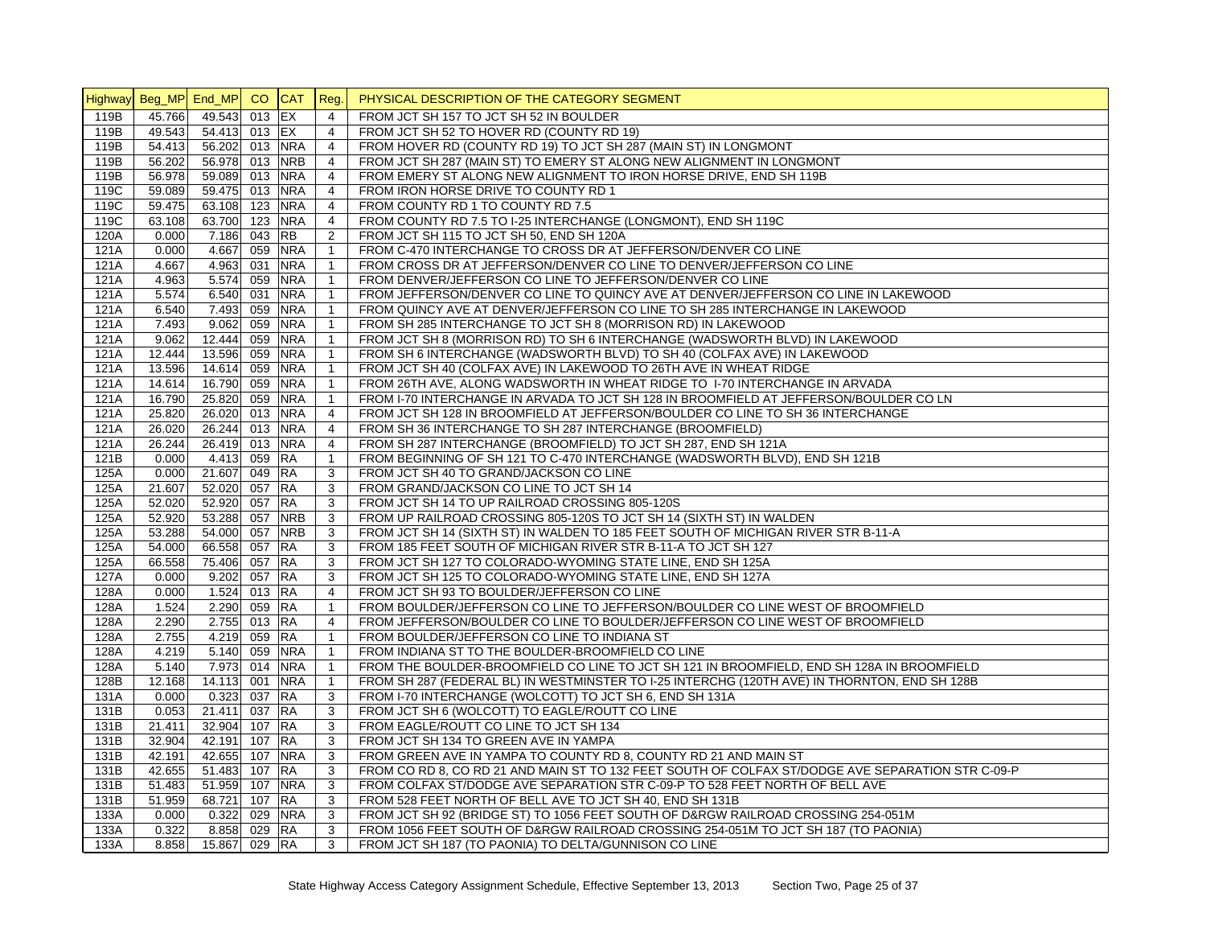| Highway | Beg_MP | End_MP | CO | CAT | Reg. | PHYSICAL DESCRIPTION OF THE CATEGORY SEGMENT |
|---|---|---|---|---|---|---|
| 119B | 45.766 | 49.543 | 013 | EX | 4 | FROM JCT SH 157 TO JCT SH 52 IN BOULDER |
| 119B | 49.543 | 54.413 | 013 | EX | 4 | FROM JCT SH 52 TO HOVER RD (COUNTY RD 19) |
| 119B | 54.413 | 56.202 | 013 | NRA | 4 | FROM HOVER RD (COUNTY RD 19) TO JCT SH 287 (MAIN ST) IN LONGMONT |
| 119B | 56.202 | 56.978 | 013 | NRB | 4 | FROM JCT SH 287 (MAIN ST) TO EMERY ST ALONG NEW ALIGNMENT IN LONGMONT |
| 119B | 56.978 | 59.089 | 013 | NRA | 4 | FROM EMERY ST ALONG NEW ALIGNMENT TO IRON HORSE DRIVE, END SH 119B |
| 119C | 59.089 | 59.475 | 013 | NRA | 4 | FROM IRON HORSE DRIVE TO COUNTY RD 1 |
| 119C | 59.475 | 63.108 | 123 | NRA | 4 | FROM COUNTY RD 1 TO COUNTY RD 7.5 |
| 119C | 63.108 | 63.700 | 123 | NRA | 4 | FROM COUNTY RD 7.5 TO I-25 INTERCHANGE (LONGMONT), END SH 119C |
| 120A | 0.000 | 7.186 | 043 | RB | 2 | FROM JCT SH 115 TO JCT SH 50, END SH 120A |
| 121A | 0.000 | 4.667 | 059 | NRA | 1 | FROM C-470 INTERCHANGE TO CROSS DR AT JEFFERSON/DENVER CO LINE |
| 121A | 4.667 | 4.963 | 031 | NRA | 1 | FROM CROSS DR AT JEFFERSON/DENVER CO LINE TO DENVER/JEFFERSON CO LINE |
| 121A | 4.963 | 5.574 | 059 | NRA | 1 | FROM DENVER/JEFFERSON CO LINE TO JEFFERSON/DENVER CO LINE |
| 121A | 5.574 | 6.540 | 031 | NRA | 1 | FROM JEFFERSON/DENVER CO LINE TO QUINCY AVE AT DENVER/JEFFERSON CO LINE IN LAKEWOOD |
| 121A | 6.540 | 7.493 | 059 | NRA | 1 | FROM QUINCY AVE AT DENVER/JEFFERSON CO LINE TO SH 285 INTERCHANGE IN LAKEWOOD |
| 121A | 7.493 | 9.062 | 059 | NRA | 1 | FROM SH 285 INTERCHANGE TO JCT SH 8 (MORRISON RD) IN LAKEWOOD |
| 121A | 9.062 | 12.444 | 059 | NRA | 1 | FROM JCT SH 8 (MORRISON RD) TO SH 6 INTERCHANGE (WADSWORTH BLVD) IN LAKEWOOD |
| 121A | 12.444 | 13.596 | 059 | NRA | 1 | FROM SH 6 INTERCHANGE (WADSWORTH BLVD) TO SH 40 (COLFAX AVE) IN LAKEWOOD |
| 121A | 13.596 | 14.614 | 059 | NRA | 1 | FROM JCT SH 40 (COLFAX AVE) IN LAKEWOOD TO 26TH AVE IN WHEAT RIDGE |
| 121A | 14.614 | 16.790 | 059 | NRA | 1 | FROM 26TH AVE, ALONG WADSWORTH IN WHEAT RIDGE TO I-70 INTERCHANGE IN ARVADA |
| 121A | 16.790 | 25.820 | 059 | NRA | 1 | FROM I-70 INTERCHANGE IN ARVADA TO JCT SH 128 IN BROOMFIELD AT JEFFERSON/BOULDER CO LN |
| 121A | 25.820 | 26.020 | 013 | NRA | 4 | FROM JCT SH 128 IN BROOMFIELD AT JEFFERSON/BOULDER CO LINE TO SH 36 INTERCHANGE |
| 121A | 26.020 | 26.244 | 013 | NRA | 4 | FROM SH 36 INTERCHANGE TO SH 287 INTERCHANGE (BROOMFIELD) |
| 121A | 26.244 | 26.419 | 013 | NRA | 4 | FROM SH 287 INTERCHANGE (BROOMFIELD) TO JCT SH 287, END SH 121A |
| 121B | 0.000 | 4.413 | 059 | RA | 1 | FROM BEGINNING OF SH 121 TO C-470 INTERCHANGE (WADSWORTH BLVD), END SH 121B |
| 125A | 0.000 | 21.607 | 049 | RA | 3 | FROM JCT SH 40 TO GRAND/JACKSON CO LINE |
| 125A | 21.607 | 52.020 | 057 | RA | 3 | FROM GRAND/JACKSON CO LINE TO JCT SH 14 |
| 125A | 52.020 | 52.920 | 057 | RA | 3 | FROM JCT SH 14 TO UP RAILROAD CROSSING 805-120S |
| 125A | 52.920 | 53.288 | 057 | NRB | 3 | FROM UP RAILROAD CROSSING 805-120S TO JCT SH 14 (SIXTH ST) IN WALDEN |
| 125A | 53.288 | 54.000 | 057 | NRB | 3 | FROM JCT SH 14 (SIXTH ST) IN WALDEN TO 185 FEET SOUTH OF MICHIGAN RIVER STR B-11-A |
| 125A | 54.000 | 66.558 | 057 | RA | 3 | FROM 185 FEET SOUTH OF MICHIGAN RIVER STR B-11-A TO JCT SH 127 |
| 125A | 66.558 | 75.406 | 057 | RA | 3 | FROM JCT SH 127 TO COLORADO-WYOMING STATE LINE, END SH 125A |
| 127A | 0.000 | 9.202 | 057 | RA | 3 | FROM JCT SH 125 TO COLORADO-WYOMING STATE LINE, END SH 127A |
| 128A | 0.000 | 1.524 | 013 | RA | 4 | FROM JCT SH 93 TO BOULDER/JEFFERSON CO LINE |
| 128A | 1.524 | 2.290 | 059 | RA | 1 | FROM BOULDER/JEFFERSON CO LINE TO JEFFERSON/BOULDER CO LINE WEST OF BROOMFIELD |
| 128A | 2.290 | 2.755 | 013 | RA | 4 | FROM JEFFERSON/BOULDER CO LINE TO BOULDER/JEFFERSON CO LINE WEST OF BROOMFIELD |
| 128A | 2.755 | 4.219 | 059 | RA | 1 | FROM BOULDER/JEFFERSON CO LINE TO INDIANA ST |
| 128A | 4.219 | 5.140 | 059 | NRA | 1 | FROM INDIANA ST TO THE BOULDER-BROOMFIELD CO LINE |
| 128A | 5.140 | 7.973 | 014 | NRA | 1 | FROM THE BOULDER-BROOMFIELD CO LINE TO JCT SH 121 IN BROOMFIELD, END SH 128A IN BROOMFIELD |
| 128B | 12.168 | 14.113 | 001 | NRA | 1 | FROM SH 287 (FEDERAL BL) IN WESTMINSTER TO I-25 INTERCHG (120TH AVE) IN THORNTON, END SH 128B |
| 131A | 0.000 | 0.323 | 037 | RA | 3 | FROM I-70 INTERCHANGE (WOLCOTT) TO JCT SH 6, END SH 131A |
| 131B | 0.053 | 21.411 | 037 | RA | 3 | FROM JCT SH 6 (WOLCOTT) TO EAGLE/ROUTT CO LINE |
| 131B | 21.411 | 32.904 | 107 | RA | 3 | FROM EAGLE/ROUTT CO LINE TO JCT SH 134 |
| 131B | 32.904 | 42.191 | 107 | RA | 3 | FROM JCT SH 134 TO GREEN AVE IN YAMPA |
| 131B | 42.191 | 42.655 | 107 | NRA | 3 | FROM GREEN AVE IN YAMPA TO COUNTY RD 8, COUNTY RD 21 AND MAIN ST |
| 131B | 42.655 | 51.483 | 107 | RA | 3 | FROM CO RD 8, CO RD 21 AND MAIN ST TO 132 FEET SOUTH OF COLFAX ST/DODGE AVE SEPARATION STR C-09-P |
| 131B | 51.483 | 51.959 | 107 | NRA | 3 | FROM COLFAX ST/DODGE AVE SEPARATION STR C-09-P TO 528 FEET NORTH OF BELL AVE |
| 131B | 51.959 | 68.721 | 107 | RA | 3 | FROM 528 FEET NORTH OF BELL AVE TO JCT SH 40, END SH 131B |
| 133A | 0.000 | 0.322 | 029 | NRA | 3 | FROM JCT SH 92 (BRIDGE ST) TO 1056 FEET SOUTH OF D&RGW RAILROAD CROSSING 254-051M |
| 133A | 0.322 | 8.858 | 029 | RA | 3 | FROM 1056 FEET SOUTH OF D&RGW RAILROAD CROSSING 254-051M TO JCT SH 187 (TO PAONIA) |
| 133A | 8.858 | 15.867 | 029 | RA | 3 | FROM JCT SH 187 (TO PAONIA) TO DELTA/GUNNISON CO LINE |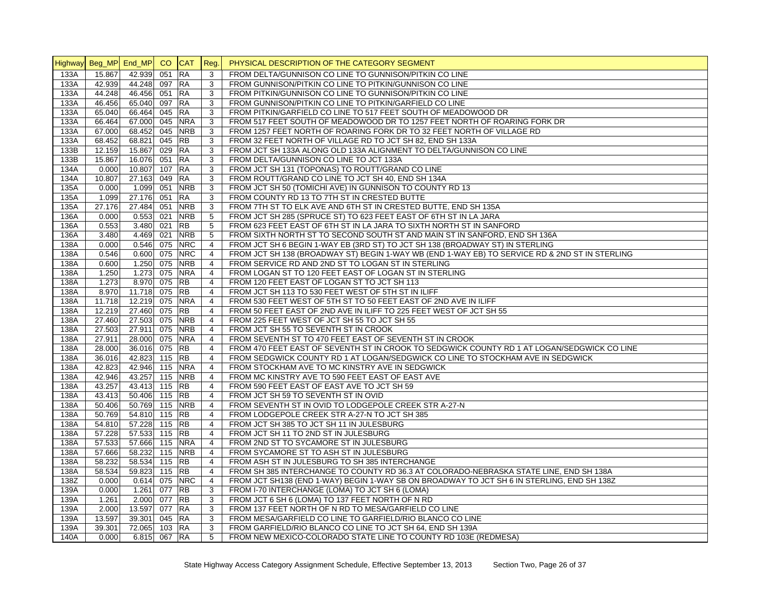| Highway | Beg_MP | End_MP | CO | CAT | Reg. | PHYSICAL DESCRIPTION OF THE CATEGORY SEGMENT |
|---|---|---|---|---|---|---|
| 133A | 15.867 | 42.939 | 051 | RA | 3 | FROM DELTA/GUNNISON CO LINE TO GUNNISON/PITKIN CO LINE |
| 133A | 42.939 | 44.248 | 097 | RA | 3 | FROM GUNNISON/PITKIN CO LINE TO PITKIN/GUNNISON CO LINE |
| 133A | 44.248 | 46.456 | 051 | RA | 3 | FROM PITKIN/GUNNISON CO LINE TO GUNNISON/PITKIN CO LINE |
| 133A | 46.456 | 65.040 | 097 | RA | 3 | FROM GUNNISON/PITKIN CO LINE TO PITKIN/GARFIELD CO LINE |
| 133A | 65.040 | 66.464 | 045 | RA | 3 | FROM PITKIN/GARFIELD CO LINE TO 517 FEET SOUTH OF MEADOWOOD DR |
| 133A | 66.464 | 67.000 | 045 | NRA | 3 | FROM 517 FEET SOUTH OF MEADOWOOD DR TO 1257 FEET NORTH OF ROARING FORK DR |
| 133A | 67.000 | 68.452 | 045 | NRB | 3 | FROM 1257 FEET NORTH OF ROARING FORK DR TO 32 FEET NORTH OF VILLAGE RD |
| 133A | 68.452 | 68.821 | 045 | RB | 3 | FROM 32 FEET NORTH OF VILLAGE RD TO JCT SH 82, END SH 133A |
| 133B | 12.159 | 15.867 | 029 | RA | 3 | FROM JCT SH 133A ALONG OLD 133A ALIGNMENT TO DELTA/GUNNISON CO LINE |
| 133B | 15.867 | 16.076 | 051 | RA | 3 | FROM DELTA/GUNNISON CO LINE TO JCT 133A |
| 134A | 0.000 | 10.807 | 107 | RA | 3 | FROM JCT SH 131 (TOPONAS) TO ROUTT/GRAND CO LINE |
| 134A | 10.807 | 27.163 | 049 | RA | 3 | FROM ROUTT/GRAND CO LINE TO JCT SH 40, END SH 134A |
| 135A | 0.000 | 1.099 | 051 | NRB | 3 | FROM JCT SH 50 (TOMICHI AVE) IN GUNNISON TO COUNTY RD 13 |
| 135A | 1.099 | 27.176 | 051 | RA | 3 | FROM COUNTY RD 13 TO 7TH ST IN CRESTED BUTTE |
| 135A | 27.176 | 27.484 | 051 | NRB | 3 | FROM 7TH ST TO ELK AVE AND 6TH ST IN CRESTED BUTTE, END SH 135A |
| 136A | 0.000 | 0.553 | 021 | NRB | 5 | FROM JCT SH 285 (SPRUCE ST) TO 623 FEET EAST OF 6TH ST IN LA JARA |
| 136A | 0.553 | 3.480 | 021 | RB | 5 | FROM 623 FEET EAST OF 6TH ST IN LA JARA TO SIXTH NORTH ST IN SANFORD |
| 136A | 3.480 | 4.469 | 021 | NRB | 5 | FROM SIXTH NORTH ST TO SECOND SOUTH ST AND MAIN ST IN SANFORD, END SH 136A |
| 138A | 0.000 | 0.546 | 075 | NRC | 4 | FROM JCT SH 6 BEGIN 1-WAY EB (3RD ST) TO JCT SH 138 (BROADWAY ST) IN STERLING |
| 138A | 0.546 | 0.600 | 075 | NRC | 4 | FROM JCT SH 138 (BROADWAY ST) BEGIN 1-WAY WB (END 1-WAY EB) TO SERVICE RD & 2ND ST IN STERLING |
| 138A | 0.600 | 1.250 | 075 | NRB | 4 | FROM SERVICE RD AND 2ND ST TO LOGAN ST IN STERLING |
| 138A | 1.250 | 1.273 | 075 | NRA | 4 | FROM LOGAN ST TO 120 FEET EAST OF LOGAN ST IN STERLING |
| 138A | 1.273 | 8.970 | 075 | RB | 4 | FROM 120 FEET EAST OF LOGAN ST TO JCT SH 113 |
| 138A | 8.970 | 11.718 | 075 | RB | 4 | FROM JCT SH 113 TO 530 FEET WEST OF 5TH ST IN ILIFF |
| 138A | 11.718 | 12.219 | 075 | NRA | 4 | FROM 530 FEET WEST OF 5TH ST TO 50 FEET EAST OF 2ND AVE IN ILIFF |
| 138A | 12.219 | 27.460 | 075 | RB | 4 | FROM 50 FEET EAST OF 2ND AVE IN ILIFF TO 225 FEET WEST OF JCT SH 55 |
| 138A | 27.460 | 27.503 | 075 | NRB | 4 | FROM 225 FEET WEST OF JCT SH 55 TO JCT SH 55 |
| 138A | 27.503 | 27.911 | 075 | NRB | 4 | FROM JCT SH 55 TO SEVENTH ST IN CROOK |
| 138A | 27.911 | 28.000 | 075 | NRA | 4 | FROM SEVENTH ST TO 470 FEET EAST OF SEVENTH ST IN CROOK |
| 138A | 28.000 | 36.016 | 075 | RB | 4 | FROM 470 FEET EAST OF SEVENTH ST IN CROOK TO SEDGWICK COUNTY RD 1 AT LOGAN/SEDGWICK CO LINE |
| 138A | 36.016 | 42.823 | 115 | RB | 4 | FROM SEDGWICK COUNTY RD 1 AT LOGAN/SEDGWICK CO LINE TO STOCKHAM AVE IN SEDGWICK |
| 138A | 42.823 | 42.946 | 115 | NRA | 4 | FROM STOCKHAM AVE TO MC KINSTRY AVE IN SEDGWICK |
| 138A | 42.946 | 43.257 | 115 | NRB | 4 | FROM MC KINSTRY AVE TO 590 FEET EAST OF EAST AVE |
| 138A | 43.257 | 43.413 | 115 | RB | 4 | FROM 590 FEET EAST OF EAST AVE TO JCT SH 59 |
| 138A | 43.413 | 50.406 | 115 | RB | 4 | FROM JCT SH 59 TO SEVENTH ST IN OVID |
| 138A | 50.406 | 50.769 | 115 | NRB | 4 | FROM SEVENTH ST IN OVID TO LODGEPOLE CREEK STR A-27-N |
| 138A | 50.769 | 54.810 | 115 | RB | 4 | FROM LODGEPOLE CREEK STR A-27-N TO JCT SH 385 |
| 138A | 54.810 | 57.228 | 115 | RB | 4 | FROM JCT SH 385 TO JCT SH 11 IN JULESBURG |
| 138A | 57.228 | 57.533 | 115 | RB | 4 | FROM JCT SH 11 TO 2ND ST IN JULESBURG |
| 138A | 57.533 | 57.666 | 115 | NRA | 4 | FROM 2ND ST TO SYCAMORE ST IN JULESBURG |
| 138A | 57.666 | 58.232 | 115 | NRB | 4 | FROM SYCAMORE ST TO ASH ST IN JULESBURG |
| 138A | 58.232 | 58.534 | 115 | RB | 4 | FROM ASH ST IN JULESBURG TO SH 385 INTERCHANGE |
| 138A | 58.534 | 59.823 | 115 | RB | 4 | FROM SH 385 INTERCHANGE TO COUNTY RD 36.3 AT COLORADO-NEBRASKA STATE LINE, END SH 138A |
| 138Z | 0.000 | 0.614 | 075 | NRC | 4 | FROM JCT SH138 (END 1-WAY) BEGIN 1-WAY SB ON BROADWAY TO JCT SH 6 IN STERLING, END SH 138Z |
| 139A | 0.000 | 1.261 | 077 | RB | 3 | FROM I-70 INTERCHANGE (LOMA) TO JCT SH 6 (LOMA) |
| 139A | 1.261 | 2.000 | 077 | RB | 3 | FROM JCT 6 SH 6 (LOMA) TO 137 FEET NORTH OF N RD |
| 139A | 2.000 | 13.597 | 077 | RA | 3 | FROM 137 FEET NORTH OF N RD TO MESA/GARFIELD CO LINE |
| 139A | 13.597 | 39.301 | 045 | RA | 3 | FROM MESA/GARFIELD CO LINE TO GARFIELD/RIO BLANCO CO LINE |
| 139A | 39.301 | 72.065 | 103 | RA | 3 | FROM GARFIELD/RIO BLANCO CO LINE TO JCT SH 64, END SH 139A |
| 140A | 0.000 | 6.815 | 067 | RA | 5 | FROM NEW MEXICO-COLORADO STATE LINE TO COUNTY RD 103E (REDMESA) |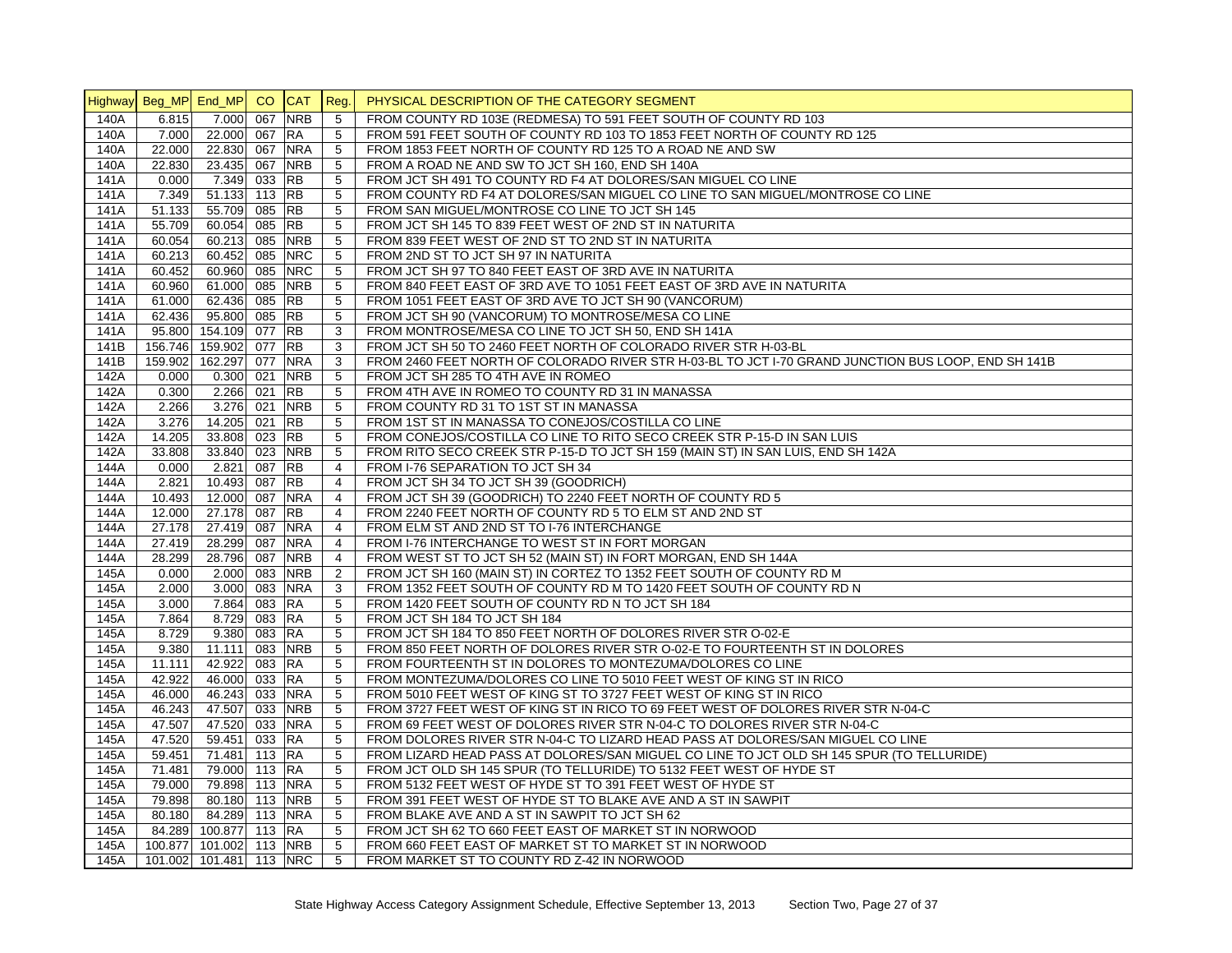| Highway | Beg_MP | End_MP | CO | CAT | Reg. | PHYSICAL DESCRIPTION OF THE CATEGORY SEGMENT |
|---|---|---|---|---|---|---|
| 140A | 6.815 | 7.000 | 067 | NRB | 5 | FROM COUNTY RD 103E (REDMESA) TO 591 FEET SOUTH OF COUNTY RD 103 |
| 140A | 7.000 | 22.000 | 067 | RA | 5 | FROM 591 FEET SOUTH OF COUNTY RD 103 TO 1853 FEET NORTH OF COUNTY RD 125 |
| 140A | 22.000 | 22.830 | 067 | NRA | 5 | FROM 1853 FEET NORTH OF COUNTY RD 125 TO A ROAD NE AND SW |
| 140A | 22.830 | 23.435 | 067 | NRB | 5 | FROM A ROAD NE AND SW TO JCT SH 160, END SH 140A |
| 141A | 0.000 | 7.349 | 033 | RB | 5 | FROM JCT SH 491 TO COUNTY RD F4 AT DOLORES/SAN MIGUEL CO LINE |
| 141A | 7.349 | 51.133 | 113 | RB | 5 | FROM COUNTY RD F4 AT DOLORES/SAN MIGUEL CO LINE TO SAN MIGUEL/MONTROSE CO LINE |
| 141A | 51.133 | 55.709 | 085 | RB | 5 | FROM SAN MIGUEL/MONTROSE CO LINE TO JCT SH 145 |
| 141A | 55.709 | 60.054 | 085 | RB | 5 | FROM JCT SH 145 TO 839 FEET WEST OF 2ND ST IN NATURITA |
| 141A | 60.054 | 60.213 | 085 | NRB | 5 | FROM 839 FEET WEST OF 2ND ST TO 2ND ST IN NATURITA |
| 141A | 60.213 | 60.452 | 085 | NRC | 5 | FROM 2ND ST TO JCT SH 97 IN NATURITA |
| 141A | 60.452 | 60.960 | 085 | NRC | 5 | FROM JCT SH 97 TO 840 FEET EAST OF 3RD AVE IN NATURITA |
| 141A | 60.960 | 61.000 | 085 | NRB | 5 | FROM 840 FEET EAST OF 3RD AVE TO 1051 FEET EAST OF 3RD AVE IN NATURITA |
| 141A | 61.000 | 62.436 | 085 | RB | 5 | FROM 1051 FEET EAST OF 3RD AVE TO JCT SH 90 (VANCORUM) |
| 141A | 62.436 | 95.800 | 085 | RB | 5 | FROM JCT SH 90 (VANCORUM) TO MONTROSE/MESA CO LINE |
| 141A | 95.800 | 154.109 | 077 | RB | 3 | FROM MONTROSE/MESA CO LINE TO JCT SH 50, END SH 141A |
| 141B | 156.746 | 159.902 | 077 | RB | 3 | FROM JCT SH 50 TO 2460 FEET NORTH OF COLORADO RIVER STR H-03-BL |
| 141B | 159.902 | 162.297 | 077 | NRA | 3 | FROM 2460 FEET NORTH OF COLORADO RIVER STR H-03-BL TO JCT I-70 GRAND JUNCTION BUS LOOP, END SH 141B |
| 142A | 0.000 | 0.300 | 021 | NRB | 5 | FROM JCT SH 285 TO 4TH AVE IN ROMEO |
| 142A | 0.300 | 2.266 | 021 | RB | 5 | FROM 4TH AVE IN ROMEO TO COUNTY RD 31 IN MANASSA |
| 142A | 2.266 | 3.276 | 021 | NRB | 5 | FROM COUNTY RD 31 TO 1ST ST IN MANASSA |
| 142A | 3.276 | 14.205 | 021 | RB | 5 | FROM 1ST ST IN MANASSA TO CONEJOS/COSTILLA CO LINE |
| 142A | 14.205 | 33.808 | 023 | RB | 5 | FROM CONEJOS/COSTILLA CO LINE TO RITO SECO CREEK STR P-15-D IN SAN LUIS |
| 142A | 33.808 | 33.840 | 023 | NRB | 5 | FROM RITO SECO CREEK STR P-15-D TO JCT SH 159 (MAIN ST) IN SAN LUIS, END SH 142A |
| 144A | 0.000 | 2.821 | 087 | RB | 4 | FROM I-76 SEPARATION TO JCT SH 34 |
| 144A | 2.821 | 10.493 | 087 | RB | 4 | FROM JCT SH 34 TO JCT SH 39 (GOODRICH) |
| 144A | 10.493 | 12.000 | 087 | NRA | 4 | FROM JCT SH 39 (GOODRICH) TO 2240 FEET NORTH OF COUNTY RD 5 |
| 144A | 12.000 | 27.178 | 087 | RB | 4 | FROM 2240 FEET NORTH OF COUNTY RD 5 TO ELM ST AND 2ND ST |
| 144A | 27.178 | 27.419 | 087 | NRA | 4 | FROM ELM ST AND 2ND ST TO I-76 INTERCHANGE |
| 144A | 27.419 | 28.299 | 087 | NRA | 4 | FROM I-76 INTERCHANGE TO WEST ST IN FORT MORGAN |
| 144A | 28.299 | 28.796 | 087 | NRB | 4 | FROM WEST ST TO JCT SH 52 (MAIN ST) IN FORT MORGAN, END SH 144A |
| 145A | 0.000 | 2.000 | 083 | NRB | 2 | FROM JCT SH 160 (MAIN ST) IN CORTEZ TO 1352 FEET SOUTH OF COUNTY RD M |
| 145A | 2.000 | 3.000 | 083 | NRA | 3 | FROM 1352 FEET SOUTH OF COUNTY RD M TO 1420 FEET SOUTH OF COUNTY RD N |
| 145A | 3.000 | 7.864 | 083 | RA | 5 | FROM 1420 FEET SOUTH OF COUNTY RD N TO JCT SH 184 |
| 145A | 7.864 | 8.729 | 083 | RA | 5 | FROM JCT SH 184 TO JCT SH 184 |
| 145A | 8.729 | 9.380 | 083 | RA | 5 | FROM JCT SH 184 TO 850 FEET NORTH OF DOLORES RIVER STR O-02-E |
| 145A | 9.380 | 11.111 | 083 | NRB | 5 | FROM 850 FEET NORTH OF DOLORES RIVER STR O-02-E TO FOURTEENTH ST IN DOLORES |
| 145A | 11.111 | 42.922 | 083 | RA | 5 | FROM FOURTEENTH ST IN DOLORES TO MONTEZUMA/DOLORES CO LINE |
| 145A | 42.922 | 46.000 | 033 | RA | 5 | FROM MONTEZUMA/DOLORES CO LINE TO 5010 FEET WEST OF KING ST IN RICO |
| 145A | 46.000 | 46.243 | 033 | NRA | 5 | FROM 5010 FEET WEST OF KING ST TO 3727 FEET WEST OF KING ST IN RICO |
| 145A | 46.243 | 47.507 | 033 | NRB | 5 | FROM 3727 FEET WEST OF KING ST IN RICO TO 69 FEET WEST OF DOLORES RIVER STR N-04-C |
| 145A | 47.507 | 47.520 | 033 | NRA | 5 | FROM 69 FEET WEST OF DOLORES RIVER STR N-04-C TO DOLORES RIVER STR N-04-C |
| 145A | 47.520 | 59.451 | 033 | RA | 5 | FROM DOLORES RIVER STR N-04-C TO LIZARD HEAD PASS AT DOLORES/SAN MIGUEL CO LINE |
| 145A | 59.451 | 71.481 | 113 | RA | 5 | FROM LIZARD HEAD PASS AT DOLORES/SAN MIGUEL CO LINE TO JCT OLD SH 145 SPUR (TO TELLURIDE) |
| 145A | 71.481 | 79.000 | 113 | RA | 5 | FROM JCT OLD SH 145 SPUR (TO TELLURIDE) TO 5132 FEET WEST OF HYDE ST |
| 145A | 79.000 | 79.898 | 113 | NRA | 5 | FROM 5132 FEET WEST OF HYDE ST TO 391 FEET WEST OF HYDE ST |
| 145A | 79.898 | 80.180 | 113 | NRB | 5 | FROM 391 FEET WEST OF HYDE ST TO BLAKE AVE AND A ST IN SAWPIT |
| 145A | 80.180 | 84.289 | 113 | NRA | 5 | FROM BLAKE AVE AND A ST IN SAWPIT TO JCT SH 62 |
| 145A | 84.289 | 100.877 | 113 | RA | 5 | FROM JCT SH 62 TO 660 FEET EAST OF MARKET ST IN NORWOOD |
| 145A | 100.877 | 101.002 | 113 | NRB | 5 | FROM 660 FEET EAST OF MARKET ST TO MARKET ST IN NORWOOD |
| 145A | 101.002 | 101.481 | 113 | NRC | 5 | FROM MARKET ST TO COUNTY RD Z-42 IN NORWOOD |

State Highway Access Category Assignment Schedule, Effective September 13, 2013 Section Two, Page 27 of 37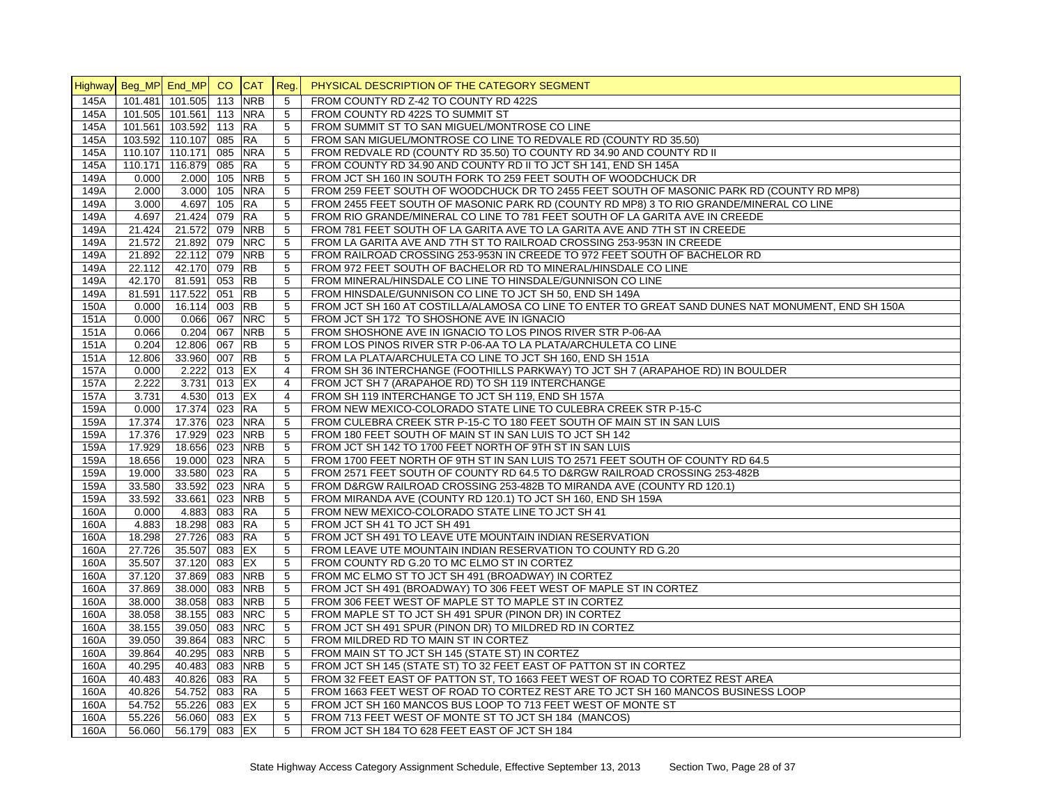| Highway | Beg_MP | End_MP | CO | CAT | Reg. | PHYSICAL DESCRIPTION OF THE CATEGORY SEGMENT |
|---|---|---|---|---|---|---|
| 145A | 101.481 | 101.505 | 113 | NRB | 5 | FROM COUNTY RD Z-42 TO COUNTY RD 422S |
| 145A | 101.505 | 101.561 | 113 | NRA | 5 | FROM COUNTY RD 422S TO SUMMIT ST |
| 145A | 101.561 | 103.592 | 113 | RA | 5 | FROM SUMMIT ST TO SAN MIGUEL/MONTROSE CO LINE |
| 145A | 103.592 | 110.107 | 085 | RA | 5 | FROM SAN MIGUEL/MONTROSE CO LINE TO REDVALE RD (COUNTY RD 35.50) |
| 145A | 110.107 | 110.171 | 085 | NRA | 5 | FROM REDVALE RD (COUNTY RD 35.50) TO COUNTY RD 34.90 AND COUNTY RD II |
| 145A | 110.171 | 116.879 | 085 | RA | 5 | FROM COUNTY RD 34.90 AND COUNTY RD II TO JCT SH 141, END SH 145A |
| 149A | 0.000 | 2.000 | 105 | NRB | 5 | FROM JCT SH 160 IN SOUTH FORK TO 259 FEET SOUTH OF WOODCHUCK DR |
| 149A | 2.000 | 3.000 | 105 | NRA | 5 | FROM 259 FEET SOUTH OF WOODCHUCK DR TO 2455 FEET SOUTH OF MASONIC PARK RD (COUNTY RD MP8) |
| 149A | 3.000 | 4.697 | 105 | RA | 5 | FROM 2455 FEET SOUTH OF MASONIC PARK RD (COUNTY RD MP8) 3 TO RIO GRANDE/MINERAL CO LINE |
| 149A | 4.697 | 21.424 | 079 | RA | 5 | FROM RIO GRANDE/MINERAL CO LINE TO 781 FEET SOUTH OF LA GARITA AVE IN CREEDE |
| 149A | 21.424 | 21.572 | 079 | NRB | 5 | FROM 781 FEET SOUTH OF LA GARITA AVE TO LA GARITA AVE AND 7TH ST IN CREEDE |
| 149A | 21.572 | 21.892 | 079 | NRC | 5 | FROM LA GARITA AVE AND 7TH ST TO RAILROAD CROSSING 253-953N IN CREEDE |
| 149A | 21.892 | 22.112 | 079 | NRB | 5 | FROM RAILROAD CROSSING 253-953N IN CREEDE TO 972 FEET SOUTH OF BACHELOR RD |
| 149A | 22.112 | 42.170 | 079 | RB | 5 | FROM 972 FEET SOUTH OF BACHELOR RD TO MINERAL/HINSDALE CO LINE |
| 149A | 42.170 | 81.591 | 053 | RB | 5 | FROM MINERAL/HINSDALE CO LINE TO HINSDALE/GUNNISON CO LINE |
| 149A | 81.591 | 117.522 | 051 | RB | 5 | FROM HINSDALE/GUNNISON CO LINE TO JCT SH 50, END SH 149A |
| 150A | 0.000 | 16.114 | 003 | RB | 5 | FROM JCT SH 160 AT COSTILLA/ALAMOSA CO LINE TO ENTER TO GREAT SAND DUNES NAT MONUMENT, END SH 150A |
| 151A | 0.000 | 0.066 | 067 | NRC | 5 | FROM JCT SH 172 TO SHOSHONE AVE IN IGNACIO |
| 151A | 0.066 | 0.204 | 067 | NRB | 5 | FROM SHOSHONE AVE IN IGNACIO TO LOS PINOS RIVER STR P-06-AA |
| 151A | 0.204 | 12.806 | 067 | RB | 5 | FROM LOS PINOS RIVER STR P-06-AA TO LA PLATA/ARCHULETA CO LINE |
| 151A | 12.806 | 33.960 | 007 | RB | 5 | FROM LA PLATA/ARCHULETA CO LINE TO JCT SH 160, END SH 151A |
| 157A | 0.000 | 2.222 | 013 | EX | 4 | FROM SH 36 INTERCHANGE (FOOTHILLS PARKWAY) TO JCT SH 7 (ARAPAHOE RD) IN BOULDER |
| 157A | 2.222 | 3.731 | 013 | EX | 4 | FROM JCT SH 7 (ARAPAHOE RD) TO SH 119 INTERCHANGE |
| 157A | 3.731 | 4.530 | 013 | EX | 4 | FROM SH 119 INTERCHANGE TO JCT SH 119, END SH 157A |
| 159A | 0.000 | 17.374 | 023 | RA | 5 | FROM NEW MEXICO-COLORADO STATE LINE TO CULEBRA CREEK STR P-15-C |
| 159A | 17.374 | 17.376 | 023 | NRA | 5 | FROM CULEBRA CREEK STR P-15-C TO 180 FEET SOUTH OF MAIN ST IN SAN LUIS |
| 159A | 17.376 | 17.929 | 023 | NRB | 5 | FROM 180 FEET SOUTH OF MAIN ST IN SAN LUIS TO JCT SH 142 |
| 159A | 17.929 | 18.656 | 023 | NRB | 5 | FROM JCT SH 142 TO 1700 FEET NORTH OF 9TH ST IN SAN LUIS |
| 159A | 18.656 | 19.000 | 023 | NRA | 5 | FROM 1700 FEET NORTH OF 9TH ST IN SAN LUIS TO 2571 FEET SOUTH OF COUNTY RD 64.5 |
| 159A | 19.000 | 33.580 | 023 | RA | 5 | FROM 2571 FEET SOUTH OF COUNTY RD 64.5 TO D&RGW RAILROAD CROSSING 253-482B |
| 159A | 33.580 | 33.592 | 023 | NRA | 5 | FROM D&RGW RAILROAD CROSSING 253-482B TO MIRANDA AVE (COUNTY RD 120.1) |
| 159A | 33.592 | 33.661 | 023 | NRB | 5 | FROM MIRANDA AVE (COUNTY RD 120.1) TO JCT SH 160, END SH 159A |
| 160A | 0.000 | 4.883 | 083 | RA | 5 | FROM NEW MEXICO-COLORADO STATE LINE TO JCT SH 41 |
| 160A | 4.883 | 18.298 | 083 | RA | 5 | FROM JCT SH 41 TO JCT SH 491 |
| 160A | 18.298 | 27.726 | 083 | RA | 5 | FROM JCT SH 491 TO LEAVE UTE MOUNTAIN INDIAN RESERVATION |
| 160A | 27.726 | 35.507 | 083 | EX | 5 | FROM LEAVE UTE MOUNTAIN INDIAN RESERVATION TO COUNTY RD G.20 |
| 160A | 35.507 | 37.120 | 083 | EX | 5 | FROM COUNTY RD G.20 TO MC ELMO ST IN CORTEZ |
| 160A | 37.120 | 37.869 | 083 | NRB | 5 | FROM MC ELMO ST TO JCT SH 491 (BROADWAY) IN CORTEZ |
| 160A | 37.869 | 38.000 | 083 | NRB | 5 | FROM JCT SH 491 (BROADWAY) TO 306 FEET WEST OF MAPLE ST IN CORTEZ |
| 160A | 38.000 | 38.058 | 083 | NRB | 5 | FROM 306 FEET WEST OF MAPLE ST TO MAPLE ST IN CORTEZ |
| 160A | 38.058 | 38.155 | 083 | NRC | 5 | FROM MAPLE ST TO JCT SH 491 SPUR (PINON DR) IN CORTEZ |
| 160A | 38.155 | 39.050 | 083 | NRC | 5 | FROM JCT SH 491 SPUR (PINON DR) TO MILDRED RD IN CORTEZ |
| 160A | 39.050 | 39.864 | 083 | NRC | 5 | FROM MILDRED RD TO MAIN ST IN CORTEZ |
| 160A | 39.864 | 40.295 | 083 | NRB | 5 | FROM MAIN ST TO JCT SH 145 (STATE ST) IN CORTEZ |
| 160A | 40.295 | 40.483 | 083 | NRB | 5 | FROM JCT SH 145 (STATE ST) TO 32 FEET EAST OF PATTON ST IN CORTEZ |
| 160A | 40.483 | 40.826 | 083 | RA | 5 | FROM 32 FEET EAST OF PATTON ST, TO 1663 FEET WEST OF ROAD TO CORTEZ REST AREA |
| 160A | 40.826 | 54.752 | 083 | RA | 5 | FROM 1663 FEET WEST OF ROAD TO CORTEZ REST ARE TO JCT SH 160 MANCOS BUSINESS LOOP |
| 160A | 54.752 | 55.226 | 083 | EX | 5 | FROM JCT SH 160 MANCOS BUS LOOP TO 713 FEET WEST OF MONTE ST |
| 160A | 55.226 | 56.060 | 083 | EX | 5 | FROM 713 FEET WEST OF MONTE ST TO JCT SH 184 (MANCOS) |
| 160A | 56.060 | 56.179 | 083 | EX | 5 | FROM JCT SH 184 TO 628 FEET EAST OF JCT SH 184 |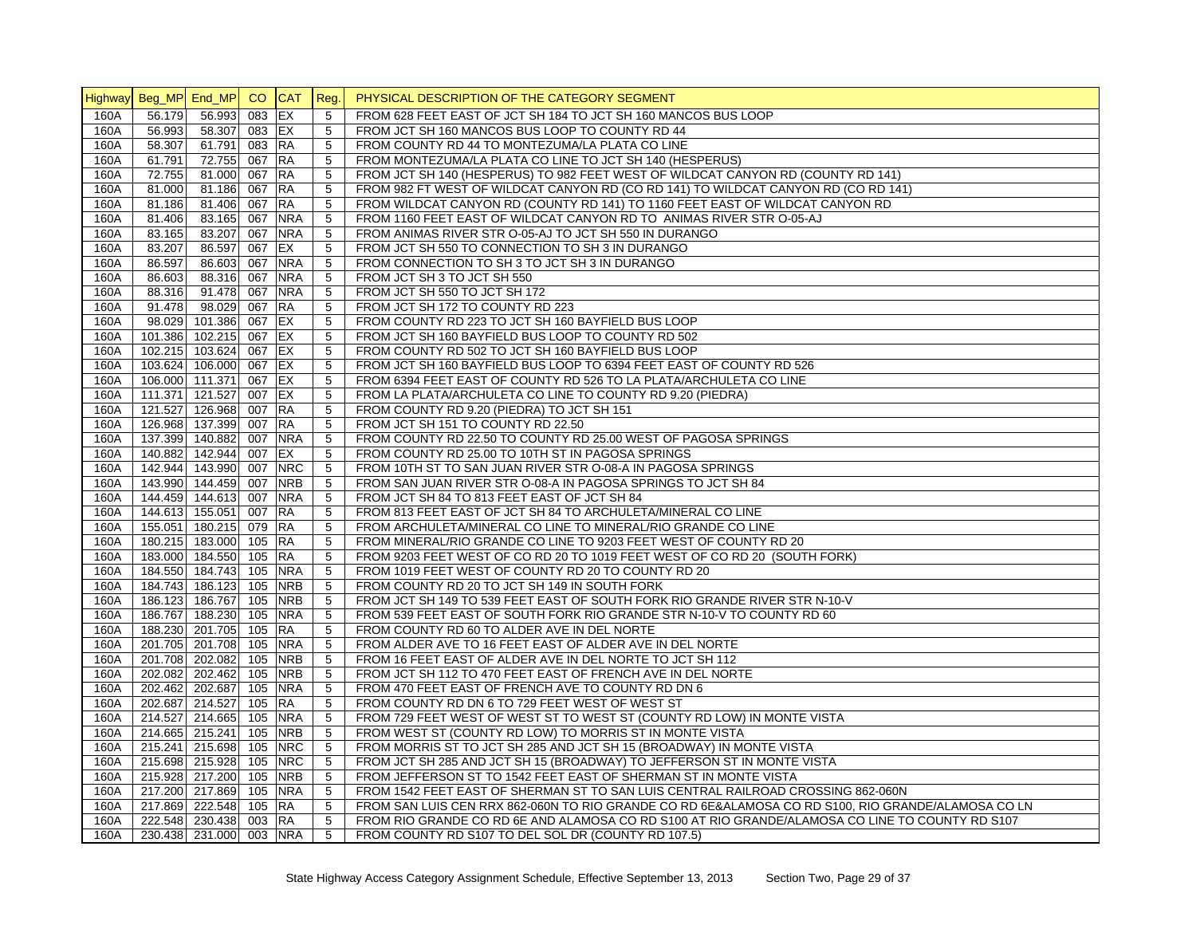| Highway | Beg_MP | End_MP | CO | CAT | Reg. | PHYSICAL DESCRIPTION OF THE CATEGORY SEGMENT |
|---|---|---|---|---|---|---|
| 160A | 56.179 | 56.993 | 083 | EX | 5 | FROM 628 FEET EAST OF JCT SH 184 TO JCT SH 160 MANCOS BUS LOOP |
| 160A | 56.993 | 58.307 | 083 | EX | 5 | FROM JCT SH 160 MANCOS BUS LOOP TO COUNTY RD 44 |
| 160A | 58.307 | 61.791 | 083 | RA | 5 | FROM COUNTY RD 44 TO MONTEZUMA/LA PLATA CO LINE |
| 160A | 61.791 | 72.755 | 067 | RA | 5 | FROM MONTEZUMA/LA PLATA CO LINE TO JCT SH 140 (HESPERUS) |
| 160A | 72.755 | 81.000 | 067 | RA | 5 | FROM JCT SH 140 (HESPERUS) TO 982 FEET WEST OF WILDCAT CANYON RD (COUNTY RD 141) |
| 160A | 81.000 | 81.186 | 067 | RA | 5 | FROM 982 FT WEST OF WILDCAT CANYON RD (CO RD 141) TO WILDCAT CANYON RD (CO RD 141) |
| 160A | 81.186 | 81.406 | 067 | RA | 5 | FROM WILDCAT CANYON RD (COUNTY RD 141) TO 1160 FEET EAST OF WILDCAT CANYON RD |
| 160A | 81.406 | 83.165 | 067 | NRA | 5 | FROM 1160 FEET EAST OF WILDCAT CANYON RD TO ANIMAS RIVER STR O-05-AJ |
| 160A | 83.165 | 83.207 | 067 | NRA | 5 | FROM ANIMAS RIVER STR O-05-AJ TO JCT SH 550 IN DURANGO |
| 160A | 83.207 | 86.597 | 067 | EX | 5 | FROM JCT SH 550 TO CONNECTION TO SH 3 IN DURANGO |
| 160A | 86.597 | 86.603 | 067 | NRA | 5 | FROM CONNECTION TO SH 3 TO JCT SH 3 IN DURANGO |
| 160A | 86.603 | 88.316 | 067 | NRA | 5 | FROM JCT SH 3 TO JCT SH 550 |
| 160A | 88.316 | 91.478 | 067 | NRA | 5 | FROM JCT SH 550 TO JCT SH 172 |
| 160A | 91.478 | 98.029 | 067 | RA | 5 | FROM JCT SH 172 TO COUNTY RD 223 |
| 160A | 98.029 | 101.386 | 067 | EX | 5 | FROM COUNTY RD 223 TO JCT SH 160 BAYFIELD BUS LOOP |
| 160A | 101.386 | 102.215 | 067 | EX | 5 | FROM JCT SH 160 BAYFIELD BUS LOOP TO COUNTY RD 502 |
| 160A | 102.215 | 103.624 | 067 | EX | 5 | FROM COUNTY RD 502 TO JCT SH 160 BAYFIELD BUS LOOP |
| 160A | 103.624 | 106.000 | 067 | EX | 5 | FROM JCT SH 160 BAYFIELD BUS LOOP TO 6394 FEET EAST OF COUNTY RD 526 |
| 160A | 106.000 | 111.371 | 067 | EX | 5 | FROM 6394 FEET EAST OF COUNTY RD 526 TO LA PLATA/ARCHULETA CO LINE |
| 160A | 111.371 | 121.527 | 007 | EX | 5 | FROM LA PLATA/ARCHULETA CO LINE TO COUNTY RD 9.20 (PIEDRA) |
| 160A | 121.527 | 126.968 | 007 | RA | 5 | FROM COUNTY RD 9.20 (PIEDRA) TO JCT SH 151 |
| 160A | 126.968 | 137.399 | 007 | RA | 5 | FROM JCT SH 151 TO COUNTY RD 22.50 |
| 160A | 137.399 | 140.882 | 007 | NRA | 5 | FROM COUNTY RD 22.50 TO COUNTY RD 25.00 WEST OF PAGOSA SPRINGS |
| 160A | 140.882 | 142.944 | 007 | EX | 5 | FROM COUNTY RD 25.00 TO 10TH ST IN PAGOSA SPRINGS |
| 160A | 142.944 | 143.990 | 007 | NRC | 5 | FROM 10TH ST TO SAN JUAN RIVER STR O-08-A IN PAGOSA SPRINGS |
| 160A | 143.990 | 144.459 | 007 | NRB | 5 | FROM SAN JUAN RIVER STR O-08-A IN PAGOSA SPRINGS TO JCT SH 84 |
| 160A | 144.459 | 144.613 | 007 | NRA | 5 | FROM JCT SH 84 TO 813 FEET EAST OF JCT SH 84 |
| 160A | 144.613 | 155.051 | 007 | RA | 5 | FROM 813 FEET EAST OF JCT SH 84 TO ARCHULETA/MINERAL CO LINE |
| 160A | 155.051 | 180.215 | 079 | RA | 5 | FROM ARCHULETA/MINERAL CO LINE TO MINERAL/RIO GRANDE CO LINE |
| 160A | 180.215 | 183.000 | 105 | RA | 5 | FROM MINERAL/RIO GRANDE CO LINE TO 9203 FEET WEST OF COUNTY RD 20 |
| 160A | 183.000 | 184.550 | 105 | RA | 5 | FROM 9203 FEET WEST OF CO RD 20 TO 1019 FEET WEST OF CO RD 20 (SOUTH FORK) |
| 160A | 184.550 | 184.743 | 105 | NRA | 5 | FROM 1019 FEET WEST OF COUNTY RD 20 TO COUNTY RD 20 |
| 160A | 184.743 | 186.123 | 105 | NRB | 5 | FROM COUNTY RD 20 TO JCT SH 149 IN SOUTH FORK |
| 160A | 186.123 | 186.767 | 105 | NRB | 5 | FROM JCT SH 149 TO 539 FEET EAST OF SOUTH FORK RIO GRANDE RIVER STR N-10-V |
| 160A | 186.767 | 188.230 | 105 | NRA | 5 | FROM 539 FEET EAST OF SOUTH FORK RIO GRANDE STR N-10-V TO COUNTY RD 60 |
| 160A | 188.230 | 201.705 | 105 | RA | 5 | FROM COUNTY RD 60 TO ALDER AVE IN DEL NORTE |
| 160A | 201.705 | 201.708 | 105 | NRA | 5 | FROM ALDER AVE TO 16 FEET EAST OF ALDER AVE IN DEL NORTE |
| 160A | 201.708 | 202.082 | 105 | NRB | 5 | FROM 16 FEET EAST OF ALDER AVE IN DEL NORTE TO JCT SH 112 |
| 160A | 202.082 | 202.462 | 105 | NRB | 5 | FROM JCT SH 112 TO 470 FEET EAST OF FRENCH AVE IN DEL NORTE |
| 160A | 202.462 | 202.687 | 105 | NRA | 5 | FROM 470 FEET EAST OF FRENCH AVE TO COUNTY RD DN 6 |
| 160A | 202.687 | 214.527 | 105 | RA | 5 | FROM COUNTY RD DN 6 TO 729 FEET WEST OF WEST ST |
| 160A | 214.527 | 214.665 | 105 | NRA | 5 | FROM 729 FEET WEST OF WEST ST TO WEST ST (COUNTY RD LOW) IN MONTE VISTA |
| 160A | 214.665 | 215.241 | 105 | NRB | 5 | FROM WEST ST (COUNTY RD LOW) TO MORRIS ST IN MONTE VISTA |
| 160A | 215.241 | 215.698 | 105 | NRC | 5 | FROM MORRIS ST TO JCT SH 285 AND JCT SH 15 (BROADWAY) IN MONTE VISTA |
| 160A | 215.698 | 215.928 | 105 | NRC | 5 | FROM JCT SH 285 AND JCT SH 15 (BROADWAY) TO JEFFERSON ST IN MONTE VISTA |
| 160A | 215.928 | 217.200 | 105 | NRB | 5 | FROM JEFFERSON ST TO 1542 FEET EAST OF SHERMAN ST IN MONTE VISTA |
| 160A | 217.200 | 217.869 | 105 | NRA | 5 | FROM 1542 FEET EAST OF SHERMAN ST TO SAN LUIS CENTRAL RAILROAD CROSSING 862-060N |
| 160A | 217.869 | 222.548 | 105 | RA | 5 | FROM SAN LUIS CEN RRX 862-060N TO RIO GRANDE CO RD 6E&ALAMOSA CO RD S100, RIO GRANDE/ALAMOSA CO LN |
| 160A | 222.548 | 230.438 | 003 | RA | 5 | FROM RIO GRANDE CO RD 6E AND ALAMOSA CO RD S100 AT RIO GRANDE/ALAMOSA CO LINE TO COUNTY RD S107 |
| 160A | 230.438 | 231.000 | 003 | NRA | 5 | FROM COUNTY RD S107 TO DEL SOL DR (COUNTY RD 107.5) |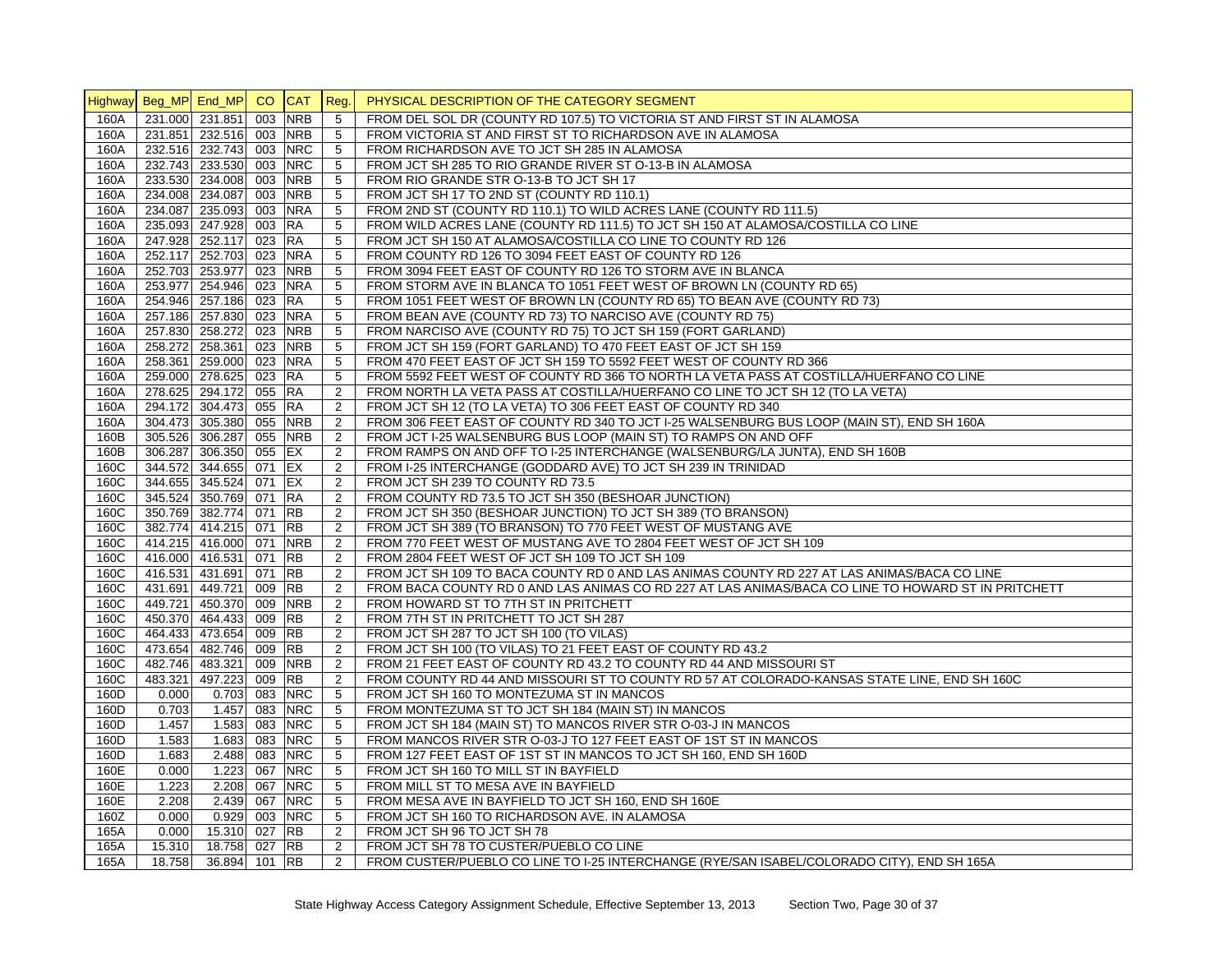| Highway | Beg_MP | End_MP | CO | CAT | Reg. | PHYSICAL DESCRIPTION OF THE CATEGORY SEGMENT |
|---|---|---|---|---|---|---|
| 160A | 231.000 | 231.851 | 003 | NRB | 5 | FROM DEL SOL DR (COUNTY RD 107.5) TO VICTORIA ST AND FIRST ST IN ALAMOSA |
| 160A | 231.851 | 232.516 | 003 | NRB | 5 | FROM VICTORIA ST AND FIRST ST TO RICHARDSON AVE IN ALAMOSA |
| 160A | 232.516 | 232.743 | 003 | NRC | 5 | FROM RICHARDSON AVE TO JCT SH 285 IN ALAMOSA |
| 160A | 232.743 | 233.530 | 003 | NRC | 5 | FROM JCT SH 285 TO RIO GRANDE RIVER ST O-13-B IN ALAMOSA |
| 160A | 233.530 | 234.008 | 003 | NRB | 5 | FROM RIO GRANDE STR O-13-B TO JCT SH 17 |
| 160A | 234.008 | 234.087 | 003 | NRB | 5 | FROM JCT SH 17 TO 2ND ST (COUNTY RD 110.1) |
| 160A | 234.087 | 235.093 | 003 | NRA | 5 | FROM 2ND ST (COUNTY RD 110.1) TO WILD ACRES LANE (COUNTY RD 111.5) |
| 160A | 235.093 | 247.928 | 003 | RA | 5 | FROM WILD ACRES LANE (COUNTY RD 111.5) TO JCT SH 150 AT ALAMOSA/COSTILLA CO LINE |
| 160A | 247.928 | 252.117 | 023 | RA | 5 | FROM JCT SH 150 AT ALAMOSA/COSTILLA CO LINE TO COUNTY RD 126 |
| 160A | 252.117 | 252.703 | 023 | NRA | 5 | FROM COUNTY RD 126 TO 3094 FEET EAST OF COUNTY RD 126 |
| 160A | 252.703 | 253.977 | 023 | NRB | 5 | FROM 3094 FEET EAST OF COUNTY RD 126 TO STORM AVE IN BLANCA |
| 160A | 253.977 | 254.946 | 023 | NRA | 5 | FROM STORM AVE IN BLANCA TO 1051 FEET WEST OF BROWN LN (COUNTY RD 65) |
| 160A | 254.946 | 257.186 | 023 | RA | 5 | FROM 1051 FEET WEST OF BROWN LN (COUNTY RD 65) TO BEAN AVE (COUNTY RD 73) |
| 160A | 257.186 | 257.830 | 023 | NRA | 5 | FROM BEAN AVE (COUNTY RD 73) TO NARCISO AVE (COUNTY RD 75) |
| 160A | 257.830 | 258.272 | 023 | NRB | 5 | FROM NARCISO AVE (COUNTY RD 75) TO JCT SH 159 (FORT GARLAND) |
| 160A | 258.272 | 258.361 | 023 | NRB | 5 | FROM JCT SH 159 (FORT GARLAND) TO 470 FEET EAST OF JCT SH 159 |
| 160A | 258.361 | 259.000 | 023 | NRA | 5 | FROM 470 FEET EAST OF JCT SH 159 TO 5592 FEET WEST OF COUNTY RD 366 |
| 160A | 259.000 | 278.625 | 023 | RA | 5 | FROM 5592 FEET WEST OF COUNTY RD 366 TO NORTH LA VETA PASS AT COSTILLA/HUERFANO CO LINE |
| 160A | 278.625 | 294.172 | 055 | RA | 2 | FROM NORTH LA VETA PASS AT COSTILLA/HUERFANO CO LINE TO JCT SH 12 (TO LA VETA) |
| 160A | 294.172 | 304.473 | 055 | RA | 2 | FROM JCT SH 12 (TO LA VETA) TO 306 FEET EAST OF COUNTY RD 340 |
| 160A | 304.473 | 305.380 | 055 | NRB | 2 | FROM 306 FEET EAST OF COUNTY RD 340 TO JCT I-25 WALSENBURG BUS LOOP (MAIN ST), END SH 160A |
| 160B | 305.526 | 306.287 | 055 | NRB | 2 | FROM JCT I-25 WALSENBURG BUS LOOP (MAIN ST) TO RAMPS ON AND OFF |
| 160B | 306.287 | 306.350 | 055 | EX | 2 | FROM RAMPS ON AND OFF TO I-25 INTERCHANGE (WALSENBURG/LA JUNTA), END SH 160B |
| 160C | 344.572 | 344.655 | 071 | EX | 2 | FROM I-25 INTERCHANGE (GODDARD AVE) TO JCT SH 239 IN TRINIDAD |
| 160C | 344.655 | 345.524 | 071 | EX | 2 | FROM JCT SH 239 TO COUNTY RD 73.5 |
| 160C | 345.524 | 350.769 | 071 | RA | 2 | FROM COUNTY RD 73.5 TO JCT SH 350 (BESHOAR JUNCTION) |
| 160C | 350.769 | 382.774 | 071 | RB | 2 | FROM JCT SH 350 (BESHOAR JUNCTION) TO JCT SH 389 (TO BRANSON) |
| 160C | 382.774 | 414.215 | 071 | RB | 2 | FROM JCT SH 389 (TO BRANSON) TO 770 FEET WEST OF MUSTANG AVE |
| 160C | 414.215 | 416.000 | 071 | NRB | 2 | FROM 770 FEET WEST OF MUSTANG AVE TO 2804 FEET WEST OF JCT SH 109 |
| 160C | 416.000 | 416.531 | 071 | RB | 2 | FROM 2804 FEET WEST OF JCT SH 109 TO JCT SH 109 |
| 160C | 416.531 | 431.691 | 071 | RB | 2 | FROM JCT SH 109 TO BACA COUNTY RD 0 AND LAS ANIMAS COUNTY RD 227 AT LAS ANIMAS/BACA CO LINE |
| 160C | 431.691 | 449.721 | 009 | RB | 2 | FROM BACA COUNTY RD 0 AND LAS ANIMAS CO RD 227 AT LAS ANIMAS/BACA CO LINE TO HOWARD ST IN PRITCHETT |
| 160C | 449.721 | 450.370 | 009 | NRB | 2 | FROM HOWARD ST TO 7TH ST IN PRITCHETT |
| 160C | 450.370 | 464.433 | 009 | RB | 2 | FROM 7TH ST IN PRITCHETT TO JCT SH 287 |
| 160C | 464.433 | 473.654 | 009 | RB | 2 | FROM JCT SH 287 TO JCT SH 100 (TO VILAS) |
| 160C | 473.654 | 482.746 | 009 | RB | 2 | FROM JCT SH 100 (TO VILAS) TO 21 FEET EAST OF COUNTY RD 43.2 |
| 160C | 482.746 | 483.321 | 009 | NRB | 2 | FROM 21 FEET EAST OF COUNTY RD 43.2 TO COUNTY RD 44 AND MISSOURI ST |
| 160C | 483.321 | 497.223 | 009 | RB | 2 | FROM COUNTY RD 44 AND MISSOURI ST TO COUNTY RD 57 AT COLORADO-KANSAS STATE LINE, END SH 160C |
| 160D | 0.000 | 0.703 | 083 | NRC | 5 | FROM JCT SH 160 TO MONTEZUMA ST IN MANCOS |
| 160D | 0.703 | 1.457 | 083 | NRC | 5 | FROM MONTEZUMA ST TO JCT SH 184 (MAIN ST) IN MANCOS |
| 160D | 1.457 | 1.583 | 083 | NRC | 5 | FROM JCT SH 184 (MAIN ST) TO MANCOS RIVER STR O-03-J IN MANCOS |
| 160D | 1.583 | 1.683 | 083 | NRC | 5 | FROM MANCOS RIVER STR O-03-J TO 127 FEET EAST OF 1ST ST IN MANCOS |
| 160D | 1.683 | 2.488 | 083 | NRC | 5 | FROM 127 FEET EAST OF 1ST ST IN MANCOS TO JCT SH 160, END SH 160D |
| 160E | 0.000 | 1.223 | 067 | NRC | 5 | FROM JCT SH 160 TO MILL ST IN BAYFIELD |
| 160E | 1.223 | 2.208 | 067 | NRC | 5 | FROM MILL ST TO MESA AVE IN BAYFIELD |
| 160E | 2.208 | 2.439 | 067 | NRC | 5 | FROM MESA AVE IN BAYFIELD TO JCT SH 160, END SH 160E |
| 160Z | 0.000 | 0.929 | 003 | NRC | 5 | FROM JCT SH 160 TO RICHARDSON AVE. IN ALAMOSA |
| 165A | 0.000 | 15.310 | 027 | RB | 2 | FROM JCT SH 96 TO JCT SH 78 |
| 165A | 15.310 | 18.758 | 027 | RB | 2 | FROM JCT SH 78 TO CUSTER/PUEBLO CO LINE |
| 165A | 18.758 | 36.894 | 101 | RB | 2 | FROM CUSTER/PUEBLO CO LINE TO I-25 INTERCHANGE (RYE/SAN ISABEL/COLORADO CITY), END SH 165A |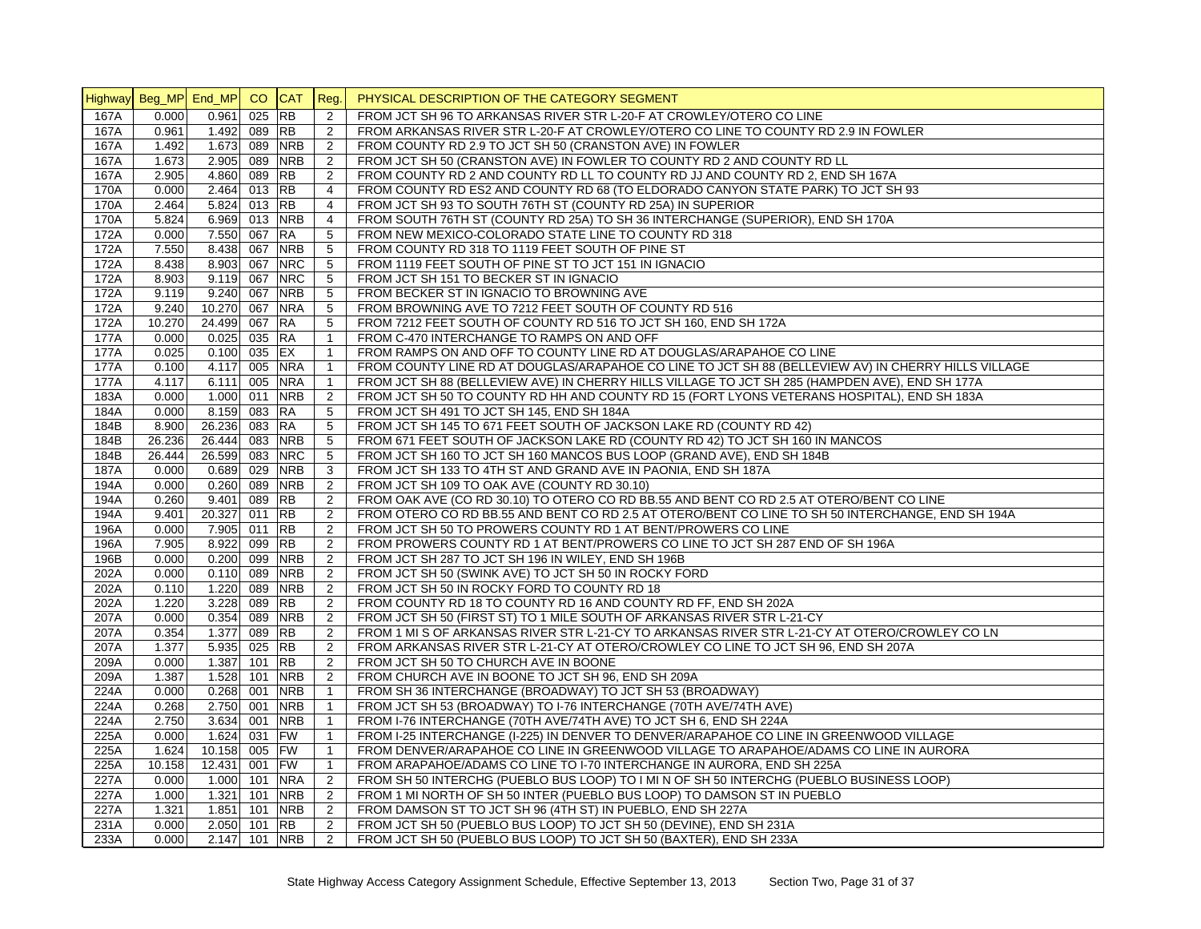| Highway | Beg_MP | End_MP | CO | CAT | Reg. | PHYSICAL DESCRIPTION OF THE CATEGORY SEGMENT |
|---|---|---|---|---|---|---|
| 167A | 0.000 | 0.961 | 025 | RB | 2 | FROM JCT SH 96 TO ARKANSAS RIVER STR L-20-F AT CROWLEY/OTERO CO LINE |
| 167A | 0.961 | 1.492 | 089 | RB | 2 | FROM ARKANSAS RIVER STR L-20-F AT CROWLEY/OTERO CO LINE TO COUNTY RD 2.9 IN FOWLER |
| 167A | 1.492 | 1.673 | 089 | NRB | 2 | FROM COUNTY RD 2.9 TO JCT SH 50 (CRANSTON AVE) IN FOWLER |
| 167A | 1.673 | 2.905 | 089 | NRB | 2 | FROM JCT SH 50 (CRANSTON AVE) IN FOWLER TO COUNTY RD 2 AND COUNTY RD LL |
| 167A | 2.905 | 4.860 | 089 | RB | 2 | FROM COUNTY RD 2 AND COUNTY RD LL TO COUNTY RD JJ AND COUNTY RD 2, END SH 167A |
| 170A | 0.000 | 2.464 | 013 | RB | 4 | FROM COUNTY RD ES2 AND COUNTY RD 68 (TO ELDORADO CANYON STATE PARK) TO JCT SH 93 |
| 170A | 2.464 | 5.824 | 013 | RB | 4 | FROM JCT SH 93 TO SOUTH 76TH ST (COUNTY RD 25A) IN SUPERIOR |
| 170A | 5.824 | 6.969 | 013 | NRB | 4 | FROM SOUTH 76TH ST (COUNTY RD 25A) TO SH 36 INTERCHANGE (SUPERIOR), END SH 170A |
| 172A | 0.000 | 7.550 | 067 | RA | 5 | FROM NEW MEXICO-COLORADO STATE LINE TO COUNTY RD 318 |
| 172A | 7.550 | 8.438 | 067 | NRB | 5 | FROM COUNTY RD 318 TO 1119 FEET SOUTH OF PINE ST |
| 172A | 8.438 | 8.903 | 067 | NRC | 5 | FROM 1119 FEET SOUTH OF PINE ST TO JCT 151 IN IGNACIO |
| 172A | 8.903 | 9.119 | 067 | NRC | 5 | FROM JCT SH 151 TO BECKER ST IN IGNACIO |
| 172A | 9.119 | 9.240 | 067 | NRB | 5 | FROM BECKER ST IN IGNACIO TO BROWNING AVE |
| 172A | 9.240 | 10.270 | 067 | NRA | 5 | FROM BROWNING AVE TO 7212 FEET SOUTH OF COUNTY RD 516 |
| 172A | 10.270 | 24.499 | 067 | RA | 5 | FROM 7212 FEET SOUTH OF COUNTY RD 516 TO JCT SH 160, END SH 172A |
| 177A | 0.000 | 0.025 | 035 | RA | 1 | FROM C-470 INTERCHANGE TO RAMPS ON AND OFF |
| 177A | 0.025 | 0.100 | 035 | EX | 1 | FROM RAMPS ON AND OFF TO COUNTY LINE RD AT DOUGLAS/ARAPAHOE CO LINE |
| 177A | 0.100 | 4.117 | 005 | NRA | 1 | FROM COUNTY LINE RD AT DOUGLAS/ARAPAHOE CO LINE TO JCT SH 88 (BELLEVIEW AV) IN CHERRY HILLS VILLAGE |
| 177A | 4.117 | 6.111 | 005 | NRA | 1 | FROM JCT SH 88 (BELLEVIEW AVE) IN CHERRY HILLS VILLAGE TO JCT SH 285 (HAMPDEN AVE), END SH 177A |
| 183A | 0.000 | 1.000 | 011 | NRB | 2 | FROM JCT SH 50 TO COUNTY RD HH AND COUNTY RD 15 (FORT LYONS VETERANS HOSPITAL), END SH 183A |
| 184A | 0.000 | 8.159 | 083 | RA | 5 | FROM JCT SH 491 TO JCT SH 145, END SH 184A |
| 184B | 8.900 | 26.236 | 083 | RA | 5 | FROM JCT SH 145 TO 671 FEET SOUTH OF JACKSON LAKE RD (COUNTY RD 42) |
| 184B | 26.236 | 26.444 | 083 | NRB | 5 | FROM 671 FEET SOUTH OF JACKSON LAKE RD (COUNTY RD 42) TO JCT SH 160 IN MANCOS |
| 184B | 26.444 | 26.599 | 083 | NRC | 5 | FROM JCT SH 160 TO JCT SH 160 MANCOS BUS LOOP (GRAND AVE), END SH 184B |
| 187A | 0.000 | 0.689 | 029 | NRB | 3 | FROM JCT SH 133 TO 4TH ST AND GRAND AVE IN PAONIA, END SH 187A |
| 194A | 0.000 | 0.260 | 089 | NRB | 2 | FROM JCT SH 109 TO OAK AVE (COUNTY RD 30.10) |
| 194A | 0.260 | 9.401 | 089 | RB | 2 | FROM OAK AVE (CO RD 30.10) TO OTERO CO RD BB.55 AND BENT CO RD 2.5 AT OTERO/BENT CO LINE |
| 194A | 9.401 | 20.327 | 011 | RB | 2 | FROM OTERO CO RD BB.55 AND BENT CO RD 2.5 AT OTERO/BENT CO LINE TO SH 50 INTERCHANGE, END SH 194A |
| 196A | 0.000 | 7.905 | 011 | RB | 2 | FROM JCT SH 50 TO PROWERS COUNTY RD 1 AT BENT/PROWERS CO LINE |
| 196A | 7.905 | 8.922 | 099 | RB | 2 | FROM PROWERS COUNTY RD 1 AT BENT/PROWERS CO LINE TO JCT SH 287 END OF SH 196A |
| 196B | 0.000 | 0.200 | 099 | NRB | 2 | FROM JCT SH 287 TO JCT SH 196 IN WILEY, END SH 196B |
| 202A | 0.000 | 0.110 | 089 | NRB | 2 | FROM JCT SH 50 (SWINK AVE) TO JCT SH 50 IN ROCKY FORD |
| 202A | 0.110 | 1.220 | 089 | NRB | 2 | FROM JCT SH 50 IN ROCKY FORD TO COUNTY RD 18 |
| 202A | 1.220 | 3.228 | 089 | RB | 2 | FROM COUNTY RD 18 TO COUNTY RD 16 AND COUNTY RD FF, END SH 202A |
| 207A | 0.000 | 0.354 | 089 | NRB | 2 | FROM JCT SH 50 (FIRST ST) TO 1 MILE SOUTH OF ARKANSAS RIVER STR L-21-CY |
| 207A | 0.354 | 1.377 | 089 | RB | 2 | FROM 1 MI S OF ARKANSAS RIVER STR L-21-CY TO ARKANSAS RIVER STR L-21-CY AT OTERO/CROWLEY CO LN |
| 207A | 1.377 | 5.935 | 025 | RB | 2 | FROM ARKANSAS RIVER STR L-21-CY AT OTERO/CROWLEY CO LINE TO JCT SH 96, END SH 207A |
| 209A | 0.000 | 1.387 | 101 | RB | 2 | FROM JCT SH 50 TO CHURCH AVE IN BOONE |
| 209A | 1.387 | 1.528 | 101 | NRB | 2 | FROM CHURCH AVE IN BOONE TO JCT SH 96, END SH 209A |
| 224A | 0.000 | 0.268 | 001 | NRB | 1 | FROM SH 36 INTERCHANGE (BROADWAY) TO JCT SH 53 (BROADWAY) |
| 224A | 0.268 | 2.750 | 001 | NRB | 1 | FROM JCT SH 53 (BROADWAY) TO I-76 INTERCHANGE (70TH AVE/74TH AVE) |
| 224A | 2.750 | 3.634 | 001 | NRB | 1 | FROM I-76 INTERCHANGE (70TH AVE/74TH AVE) TO JCT SH 6, END SH 224A |
| 225A | 0.000 | 1.624 | 031 | FW | 1 | FROM I-25 INTERCHANGE (I-225) IN DENVER TO DENVER/ARAPAHOE CO LINE IN GREENWOOD VILLAGE |
| 225A | 1.624 | 10.158 | 005 | FW | 1 | FROM DENVER/ARAPAHOE CO LINE IN GREENWOOD VILLAGE TO ARAPAHOE/ADAMS CO LINE IN AURORA |
| 225A | 10.158 | 12.431 | 001 | FW | 1 | FROM ARAPAHOE/ADAMS CO LINE TO I-70 INTERCHANGE IN AURORA, END SH 225A |
| 227A | 0.000 | 1.000 | 101 | NRA | 2 | FROM SH 50 INTERCHG (PUEBLO BUS LOOP) TO I MI N OF SH 50 INTERCHG (PUEBLO BUSINESS LOOP) |
| 227A | 1.000 | 1.321 | 101 | NRB | 2 | FROM 1 MI NORTH OF SH 50 INTER (PUEBLO BUS LOOP) TO DAMSON ST IN PUEBLO |
| 227A | 1.321 | 1.851 | 101 | NRB | 2 | FROM DAMSON ST TO JCT SH 96 (4TH ST) IN PUEBLO, END SH 227A |
| 231A | 0.000 | 2.050 | 101 | RB | 2 | FROM JCT SH 50 (PUEBLO BUS LOOP) TO JCT SH 50 (DEVINE), END SH 231A |
| 233A | 0.000 | 2.147 | 101 | NRB | 2 | FROM JCT SH 50 (PUEBLO BUS LOOP) TO JCT SH 50 (BAXTER), END SH 233A |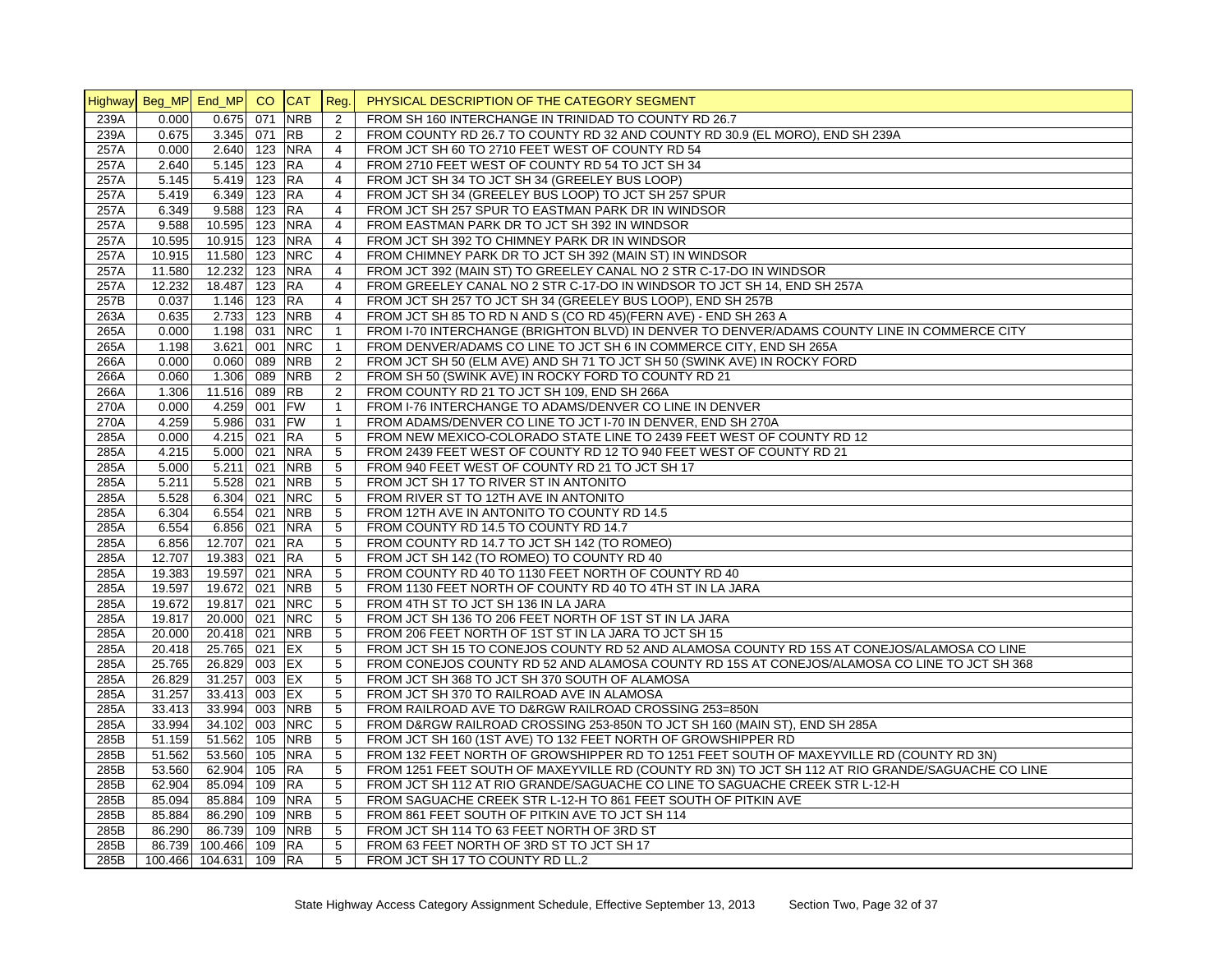| Highway | Beg_MP | End_MP | CO | CAT | Reg. | PHYSICAL DESCRIPTION OF THE CATEGORY SEGMENT |
|---|---|---|---|---|---|---|
| 239A | 0.000 | 0.675 | 071 | NRB | 2 | FROM SH 160 INTERCHANGE IN TRINIDAD TO COUNTY RD 26.7 |
| 239A | 0.675 | 3.345 | 071 | RB | 2 | FROM COUNTY RD 26.7 TO COUNTY RD 32 AND COUNTY RD 30.9 (EL MORO), END SH 239A |
| 257A | 0.000 | 2.640 | 123 | NRA | 4 | FROM JCT SH 60 TO 2710 FEET WEST OF COUNTY RD 54 |
| 257A | 2.640 | 5.145 | 123 | RA | 4 | FROM 2710 FEET WEST OF COUNTY RD 54 TO JCT SH 34 |
| 257A | 5.145 | 5.419 | 123 | RA | 4 | FROM JCT SH 34 TO JCT SH 34 (GREELEY BUS LOOP) |
| 257A | 5.419 | 6.349 | 123 | RA | 4 | FROM JCT SH 34 (GREELEY BUS LOOP) TO JCT SH 257 SPUR |
| 257A | 6.349 | 9.588 | 123 | RA | 4 | FROM JCT SH 257 SPUR TO EASTMAN PARK DR IN WINDSOR |
| 257A | 9.588 | 10.595 | 123 | NRA | 4 | FROM EASTMAN PARK DR TO JCT SH 392 IN WINDSOR |
| 257A | 10.595 | 10.915 | 123 | NRA | 4 | FROM JCT SH 392 TO CHIMNEY PARK DR IN WINDSOR |
| 257A | 10.915 | 11.580 | 123 | NRC | 4 | FROM CHIMNEY PARK DR TO JCT SH 392 (MAIN ST) IN WINDSOR |
| 257A | 11.580 | 12.232 | 123 | NRA | 4 | FROM JCT 392 (MAIN ST) TO GREELEY CANAL NO 2 STR C-17-DO IN WINDSOR |
| 257A | 12.232 | 18.487 | 123 | RA | 4 | FROM GREELEY CANAL NO 2 STR C-17-DO IN WINDSOR TO JCT SH 14, END SH 257A |
| 257B | 0.037 | 1.146 | 123 | RA | 4 | FROM JCT SH 257 TO JCT SH 34 (GREELEY BUS LOOP), END SH 257B |
| 263A | 0.635 | 2.733 | 123 | NRB | 4 | FROM JCT SH 85 TO RD N AND S (CO RD 45)(FERN AVE) - END SH 263 A |
| 265A | 0.000 | 1.198 | 031 | NRC | 1 | FROM I-70 INTERCHANGE (BRIGHTON BLVD) IN DENVER TO DENVER/ADAMS COUNTY LINE IN COMMERCE CITY |
| 265A | 1.198 | 3.621 | 001 | NRC | 1 | FROM DENVER/ADAMS CO LINE TO JCT SH 6 IN COMMERCE CITY, END SH 265A |
| 266A | 0.000 | 0.060 | 089 | NRB | 2 | FROM JCT SH 50 (ELM AVE) AND SH 71 TO JCT SH 50 (SWINK AVE) IN ROCKY FORD |
| 266A | 0.060 | 1.306 | 089 | NRB | 2 | FROM SH 50 (SWINK AVE) IN ROCKY FORD TO COUNTY RD 21 |
| 266A | 1.306 | 11.516 | 089 | RB | 2 | FROM COUNTY RD 21 TO JCT SH 109, END SH 266A |
| 270A | 0.000 | 4.259 | 001 | FW | 1 | FROM I-76 INTERCHANGE TO ADAMS/DENVER CO LINE IN DENVER |
| 270A | 4.259 | 5.986 | 031 | FW | 1 | FROM ADAMS/DENVER CO LINE TO JCT I-70 IN DENVER, END SH 270A |
| 285A | 0.000 | 4.215 | 021 | RA | 5 | FROM NEW MEXICO-COLORADO STATE LINE TO 2439 FEET WEST OF COUNTY RD 12 |
| 285A | 4.215 | 5.000 | 021 | NRA | 5 | FROM 2439 FEET WEST OF COUNTY RD 12 TO 940 FEET WEST OF COUNTY RD 21 |
| 285A | 5.000 | 5.211 | 021 | NRB | 5 | FROM 940 FEET WEST OF COUNTY RD 21 TO JCT SH 17 |
| 285A | 5.211 | 5.528 | 021 | NRB | 5 | FROM JCT SH 17 TO RIVER ST IN ANTONITO |
| 285A | 5.528 | 6.304 | 021 | NRC | 5 | FROM RIVER ST TO 12TH AVE IN ANTONITO |
| 285A | 6.304 | 6.554 | 021 | NRB | 5 | FROM 12TH AVE IN ANTONITO TO COUNTY RD 14.5 |
| 285A | 6.554 | 6.856 | 021 | NRA | 5 | FROM COUNTY RD 14.5 TO COUNTY RD 14.7 |
| 285A | 6.856 | 12.707 | 021 | RA | 5 | FROM COUNTY RD 14.7 TO JCT SH 142 (TO ROMEO) |
| 285A | 12.707 | 19.383 | 021 | RA | 5 | FROM JCT SH 142 (TO ROMEO) TO COUNTY RD 40 |
| 285A | 19.383 | 19.597 | 021 | NRA | 5 | FROM COUNTY RD 40 TO 1130 FEET NORTH OF COUNTY RD 40 |
| 285A | 19.597 | 19.672 | 021 | NRB | 5 | FROM 1130 FEET NORTH OF COUNTY RD 40 TO 4TH ST IN LA JARA |
| 285A | 19.672 | 19.817 | 021 | NRC | 5 | FROM 4TH ST TO JCT SH 136 IN LA JARA |
| 285A | 19.817 | 20.000 | 021 | NRC | 5 | FROM JCT SH 136 TO 206 FEET NORTH OF 1ST ST IN LA JARA |
| 285A | 20.000 | 20.418 | 021 | NRB | 5 | FROM 206 FEET NORTH OF 1ST ST IN LA JARA TO JCT SH 15 |
| 285A | 20.418 | 25.765 | 021 | EX | 5 | FROM JCT SH 15 TO CONEJOS COUNTY RD 52 AND ALAMOSA COUNTY RD 15S AT CONEJOS/ALAMOSA CO LINE |
| 285A | 25.765 | 26.829 | 003 | EX | 5 | FROM CONEJOS COUNTY RD 52 AND ALAMOSA COUNTY RD 15S AT CONEJOS/ALAMOSA CO LINE TO JCT SH 368 |
| 285A | 26.829 | 31.257 | 003 | EX | 5 | FROM JCT SH 368 TO JCT SH 370 SOUTH OF ALAMOSA |
| 285A | 31.257 | 33.413 | 003 | EX | 5 | FROM JCT SH 370 TO RAILROAD AVE IN ALAMOSA |
| 285A | 33.413 | 33.994 | 003 | NRB | 5 | FROM RAILROAD AVE TO D&RGW RAILROAD CROSSING 253=850N |
| 285A | 33.994 | 34.102 | 003 | NRC | 5 | FROM D&RGW RAILROAD CROSSING 253-850N TO JCT SH 160 (MAIN ST), END SH 285A |
| 285B | 51.159 | 51.562 | 105 | NRB | 5 | FROM JCT SH 160 (1ST AVE) TO 132 FEET NORTH OF GROWSHIPPER RD |
| 285B | 51.562 | 53.560 | 105 | NRA | 5 | FROM 132 FEET NORTH OF GROWSHIPPER RD TO 1251 FEET SOUTH OF MAXEYVILLE RD (COUNTY RD 3N) |
| 285B | 53.560 | 62.904 | 105 | RA | 5 | FROM 1251 FEET SOUTH OF MAXEYVILLE RD (COUNTY RD 3N) TO JCT SH 112 AT RIO GRANDE/SAGUACHE CO LINE |
| 285B | 62.904 | 85.094 | 109 | RA | 5 | FROM JCT SH 112 AT RIO GRANDE/SAGUACHE CO LINE TO SAGUACHE CREEK STR L-12-H |
| 285B | 85.094 | 85.884 | 109 | NRA | 5 | FROM SAGUACHE CREEK STR L-12-H TO 861 FEET SOUTH OF PITKIN AVE |
| 285B | 85.884 | 86.290 | 109 | NRB | 5 | FROM 861 FEET SOUTH OF PITKIN AVE TO JCT SH 114 |
| 285B | 86.290 | 86.739 | 109 | NRB | 5 | FROM JCT SH 114 TO 63 FEET NORTH OF 3RD ST |
| 285B | 86.739 | 100.466 | 109 | RA | 5 | FROM 63 FEET NORTH OF 3RD ST TO JCT SH 17 |
| 285B | 100.466 | 104.631 | 109 | RA | 5 | FROM JCT SH 17 TO COUNTY RD LL.2 |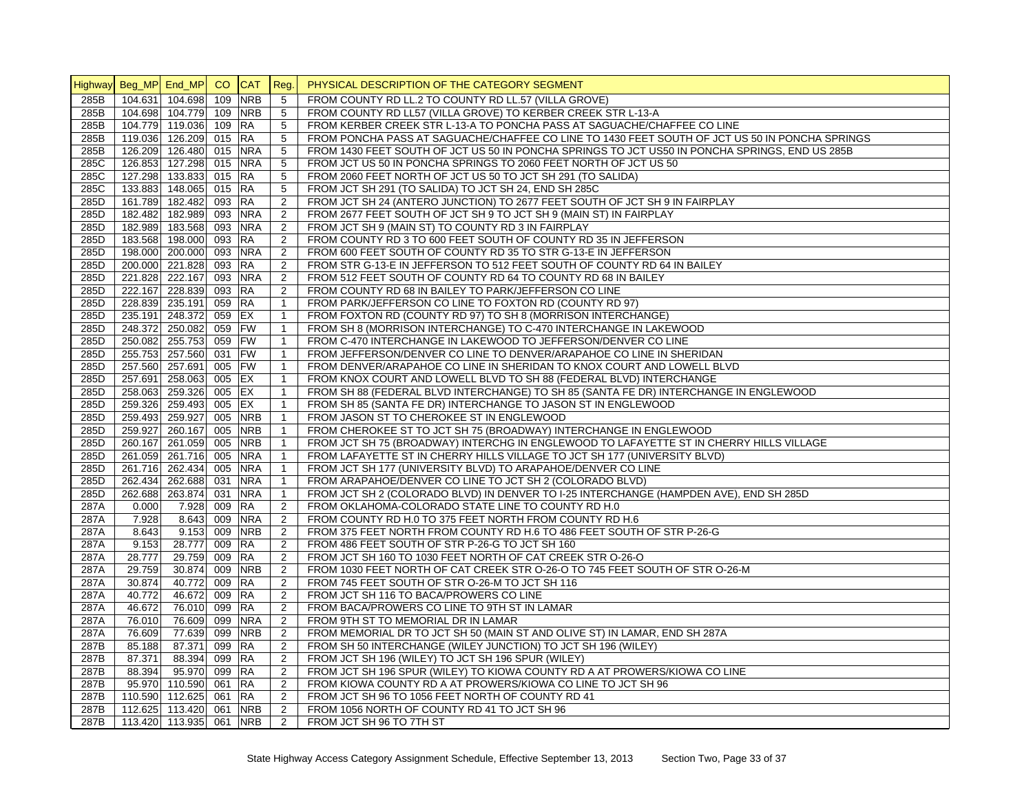| Highway | Beg_MP | End_MP | CO | CAT | Reg. | PHYSICAL DESCRIPTION OF THE CATEGORY SEGMENT |
|---|---|---|---|---|---|---|
| 285B | 104.631 | 104.698 | 109 | NRB | 5 | FROM COUNTY RD LL.2 TO COUNTY RD LL.57 (VILLA GROVE) |
| 285B | 104.698 | 104.779 | 109 | NRB | 5 | FROM COUNTY RD LL57 (VILLA GROVE) TO KERBER CREEK STR L-13-A |
| 285B | 104.779 | 119.036 | 109 | RA | 5 | FROM KERBER CREEK STR L-13-A TO PONCHA PASS AT SAGUACHE/CHAFFEE CO LINE |
| 285B | 119.036 | 126.209 | 015 | RA | 5 | FROM PONCHA PASS AT SAGUACHE/CHAFFEE CO LINE TO 1430 FEET SOUTH OF JCT US 50 IN PONCHA SPRINGS |
| 285B | 126.209 | 126.480 | 015 | NRA | 5 | FROM 1430 FEET SOUTH OF JCT US 50 IN PONCHA SPRINGS TO JCT US50 IN PONCHA SPRINGS, END US 285B |
| 285C | 126.853 | 127.298 | 015 | NRA | 5 | FROM JCT US 50 IN PONCHA SPRINGS TO 2060 FEET NORTH OF JCT US 50 |
| 285C | 127.298 | 133.833 | 015 | RA | 5 | FROM 2060 FEET NORTH OF JCT US 50 TO JCT SH 291 (TO SALIDA) |
| 285C | 133.883 | 148.065 | 015 | RA | 5 | FROM JCT SH 291 (TO SALIDA) TO JCT SH 24, END SH 285C |
| 285D | 161.789 | 182.482 | 093 | RA | 2 | FROM JCT SH 24 (ANTERO JUNCTION) TO 2677 FEET SOUTH OF JCT SH 9 IN FAIRPLAY |
| 285D | 182.482 | 182.989 | 093 | NRA | 2 | FROM 2677 FEET SOUTH OF JCT SH 9 TO JCT SH 9 (MAIN ST) IN FAIRPLAY |
| 285D | 182.989 | 183.568 | 093 | NRA | 2 | FROM JCT SH 9 (MAIN ST) TO COUNTY RD 3 IN FAIRPLAY |
| 285D | 183.568 | 198.000 | 093 | RA | 2 | FROM COUNTY RD 3 TO 600 FEET SOUTH OF COUNTY RD 35 IN JEFFERSON |
| 285D | 198.000 | 200.000 | 093 | NRA | 2 | FROM 600 FEET SOUTH OF COUNTY RD 35 TO STR G-13-E IN JEFFERSON |
| 285D | 200.000 | 221.828 | 093 | RA | 2 | FROM STR G-13-E IN JEFFERSON TO 512 FEET SOUTH OF COUNTY RD 64 IN BAILEY |
| 285D | 221.828 | 222.167 | 093 | NRA | 2 | FROM 512 FEET SOUTH OF COUNTY RD 64 TO COUNTY RD 68 IN BAILEY |
| 285D | 222.167 | 228.839 | 093 | RA | 2 | FROM COUNTY RD 68 IN BAILEY TO PARK/JEFFERSON CO LINE |
| 285D | 228.839 | 235.191 | 059 | RA | 1 | FROM PARK/JEFFERSON CO LINE TO FOXTON RD (COUNTY RD 97) |
| 285D | 235.191 | 248.372 | 059 | EX | 1 | FROM FOXTON RD (COUNTY RD 97) TO SH 8 (MORRISON INTERCHANGE) |
| 285D | 248.372 | 250.082 | 059 | FW | 1 | FROM SH 8 (MORRISON INTERCHANGE) TO C-470 INTERCHANGE IN LAKEWOOD |
| 285D | 250.082 | 255.753 | 059 | FW | 1 | FROM C-470 INTERCHANGE IN LAKEWOOD TO JEFFERSON/DENVER CO LINE |
| 285D | 255.753 | 257.560 | 031 | FW | 1 | FROM JEFFERSON/DENVER CO LINE TO DENVER/ARAPAHOE CO LINE IN SHERIDAN |
| 285D | 257.560 | 257.691 | 005 | FW | 1 | FROM DENVER/ARAPAHOE CO LINE IN SHERIDAN TO KNOX COURT AND LOWELL BLVD |
| 285D | 257.691 | 258.063 | 005 | EX | 1 | FROM KNOX COURT AND LOWELL BLVD TO SH 88 (FEDERAL BLVD) INTERCHANGE |
| 285D | 258.063 | 259.326 | 005 | EX | 1 | FROM SH 88 (FEDERAL BLVD INTERCHANGE) TO SH 85 (SANTA FE DR) INTERCHANGE IN ENGLEWOOD |
| 285D | 259.326 | 259.493 | 005 | EX | 1 | FROM SH 85 (SANTA FE DR) INTERCHANGE TO JASON ST IN ENGLEWOOD |
| 285D | 259.493 | 259.927 | 005 | NRB | 1 | FROM JASON ST TO CHEROKEE ST IN ENGLEWOOD |
| 285D | 259.927 | 260.167 | 005 | NRB | 1 | FROM CHEROKEE ST TO JCT SH 75 (BROADWAY) INTERCHANGE IN ENGLEWOOD |
| 285D | 260.167 | 261.059 | 005 | NRB | 1 | FROM JCT SH 75 (BROADWAY) INTERCHG IN ENGLEWOOD TO LAFAYETTE ST IN CHERRY HILLS VILLAGE |
| 285D | 261.059 | 261.716 | 005 | NRA | 1 | FROM LAFAYETTE ST IN CHERRY HILLS VILLAGE TO JCT SH 177 (UNIVERSITY BLVD) |
| 285D | 261.716 | 262.434 | 005 | NRA | 1 | FROM JCT SH 177 (UNIVERSITY BLVD) TO ARAPAHOE/DENVER CO LINE |
| 285D | 262.434 | 262.688 | 031 | NRA | 1 | FROM ARAPAHOE/DENVER CO LINE TO JCT SH 2 (COLORADO BLVD) |
| 285D | 262.688 | 263.874 | 031 | NRA | 1 | FROM JCT SH 2 (COLORADO BLVD) IN DENVER TO I-25 INTERCHANGE (HAMPDEN AVE), END SH 285D |
| 287A | 0.000 | 7.928 | 009 | RA | 2 | FROM OKLAHOMA-COLORADO STATE LINE TO COUNTY RD H.0 |
| 287A | 7.928 | 8.643 | 009 | NRA | 2 | FROM COUNTY RD H.0 TO 375 FEET NORTH FROM COUNTY RD H.6 |
| 287A | 8.643 | 9.153 | 009 | NRB | 2 | FROM 375 FEET NORTH FROM COUNTY RD H.6 TO 486 FEET SOUTH OF STR P-26-G |
| 287A | 9.153 | 28.777 | 009 | RA | 2 | FROM 486 FEET SOUTH OF STR P-26-G TO JCT SH 160 |
| 287A | 28.777 | 29.759 | 009 | RA | 2 | FROM JCT SH 160 TO 1030 FEET NORTH OF CAT CREEK STR O-26-O |
| 287A | 29.759 | 30.874 | 009 | NRB | 2 | FROM 1030 FEET NORTH OF CAT CREEK STR O-26-O TO 745 FEET SOUTH OF STR O-26-M |
| 287A | 30.874 | 40.772 | 009 | RA | 2 | FROM 745 FEET SOUTH OF STR O-26-M TO JCT SH 116 |
| 287A | 40.772 | 46.672 | 009 | RA | 2 | FROM JCT SH 116 TO BACA/PROWERS CO LINE |
| 287A | 46.672 | 76.010 | 099 | RA | 2 | FROM BACA/PROWERS CO LINE TO 9TH ST IN LAMAR |
| 287A | 76.010 | 76.609 | 099 | NRA | 2 | FROM 9TH ST TO MEMORIAL DR IN LAMAR |
| 287A | 76.609 | 77.639 | 099 | NRB | 2 | FROM MEMORIAL DR TO JCT SH 50 (MAIN ST AND OLIVE ST) IN LAMAR, END SH 287A |
| 287B | 85.188 | 87.371 | 099 | RA | 2 | FROM SH 50 INTERCHANGE (WILEY JUNCTION) TO JCT SH 196 (WILEY) |
| 287B | 87.371 | 88.394 | 099 | RA | 2 | FROM JCT SH 196 (WILEY) TO JCT SH 196 SPUR (WILEY) |
| 287B | 88.394 | 95.970 | 099 | RA | 2 | FROM JCT SH 196 SPUR (WILEY) TO KIOWA COUNTY RD A AT PROWERS/KIOWA CO LINE |
| 287B | 95.970 | 110.590 | 061 | RA | 2 | FROM KIOWA COUNTY RD A AT PROWERS/KIOWA CO LINE TO JCT SH 96 |
| 287B | 110.590 | 112.625 | 061 | RA | 2 | FROM JCT SH 96 TO 1056 FEET NORTH OF COUNTY RD 41 |
| 287B | 112.625 | 113.420 | 061 | NRB | 2 | FROM 1056 NORTH OF COUNTY RD 41 TO JCT SH 96 |
| 287B | 113.420 | 113.935 | 061 | NRB | 2 | FROM JCT SH 96 TO 7TH ST |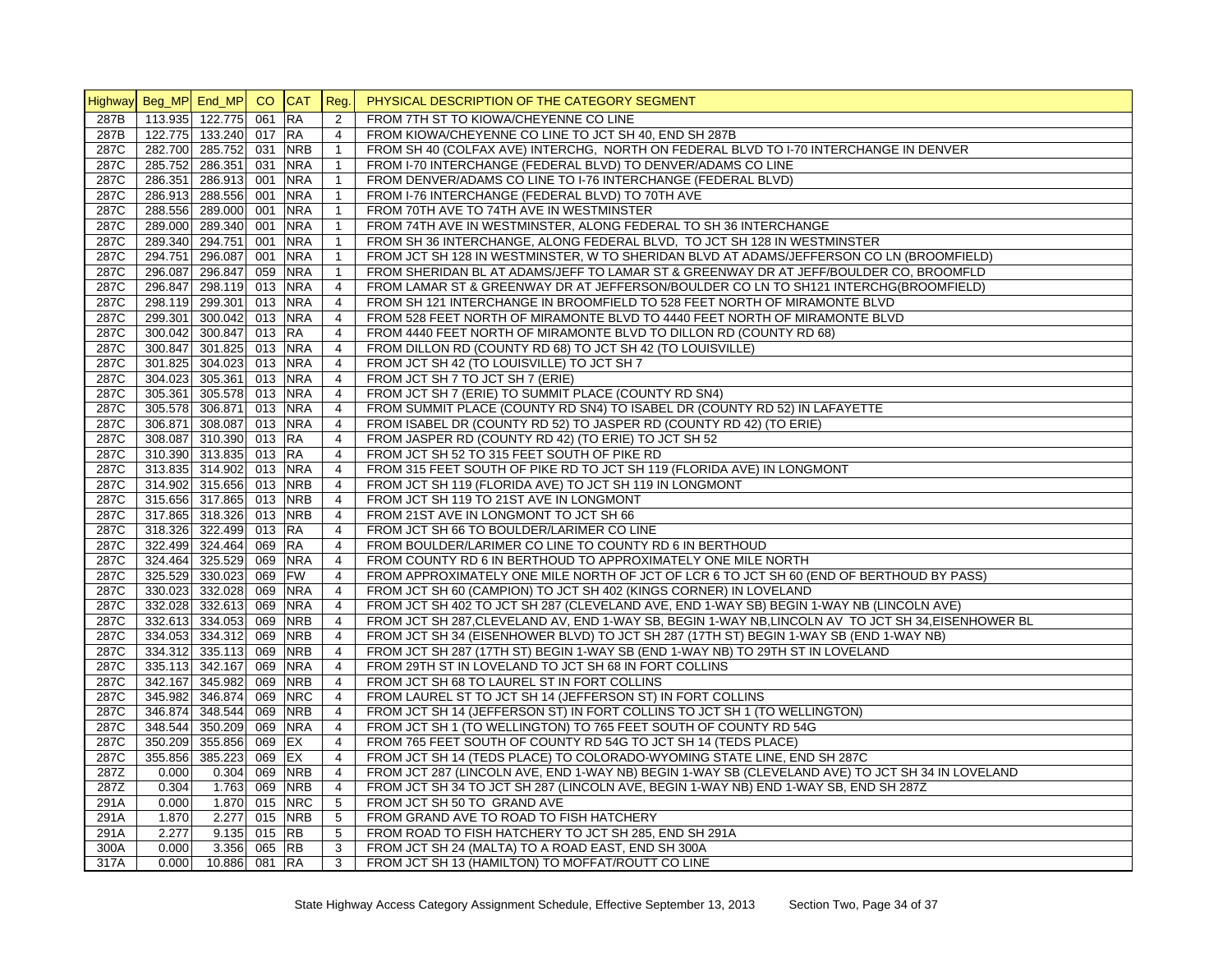| Highway | Beg_MP | End_MP | CO | CAT | Reg. | PHYSICAL DESCRIPTION OF THE CATEGORY SEGMENT |
|---|---|---|---|---|---|---|
| 287B | 113.935 | 122.775 | 061 | RA | 2 | FROM 7TH ST TO KIOWA/CHEYENNE CO LINE |
| 287B | 122.775 | 133.240 | 017 | RA | 4 | FROM KIOWA/CHEYENNE CO LINE TO JCT SH 40, END SH 287B |
| 287C | 282.700 | 285.752 | 031 | NRB | 1 | FROM SH 40 (COLFAX AVE) INTERCHG, NORTH ON FEDERAL BLVD TO I-70 INTERCHANGE IN DENVER |
| 287C | 285.752 | 286.351 | 031 | NRA | 1 | FROM I-70 INTERCHANGE (FEDERAL BLVD) TO DENVER/ADAMS CO LINE |
| 287C | 286.351 | 286.913 | 001 | NRA | 1 | FROM DENVER/ADAMS CO LINE TO I-76 INTERCHANGE (FEDERAL BLVD) |
| 287C | 286.913 | 288.556 | 001 | NRA | 1 | FROM I-76 INTERCHANGE (FEDERAL BLVD) TO 70TH AVE |
| 287C | 288.556 | 289.000 | 001 | NRA | 1 | FROM 70TH AVE TO 74TH AVE IN WESTMINSTER |
| 287C | 289.000 | 289.340 | 001 | NRA | 1 | FROM 74TH AVE IN WESTMINSTER, ALONG FEDERAL TO SH 36 INTERCHANGE |
| 287C | 289.340 | 294.751 | 001 | NRA | 1 | FROM SH 36 INTERCHANGE, ALONG FEDERAL BLVD, TO JCT SH 128 IN WESTMINSTER |
| 287C | 294.751 | 296.087 | 001 | NRA | 1 | FROM JCT SH 128 IN WESTMINSTER, W TO SHERIDAN BLVD AT ADAMS/JEFFERSON CO LN (BROOMFIELD) |
| 287C | 296.087 | 296.847 | 059 | NRA | 1 | FROM SHERIDAN BL AT ADAMS/JEFF TO LAMAR ST & GREENWAY DR AT JEFF/BOULDER CO, BROOMFLD |
| 287C | 296.847 | 298.119 | 013 | NRA | 4 | FROM LAMAR ST & GREENWAY DR AT JEFFERSON/BOULDER CO LN TO SH121 INTERCHG(BROOMFIELD) |
| 287C | 298.119 | 299.301 | 013 | NRA | 4 | FROM SH 121 INTERCHANGE IN BROOMFIELD TO 528 FEET NORTH OF MIRAMONTE BLVD |
| 287C | 299.301 | 300.042 | 013 | NRA | 4 | FROM 528 FEET NORTH OF MIRAMONTE BLVD TO 4440 FEET NORTH OF MIRAMONTE BLVD |
| 287C | 300.042 | 300.847 | 013 | RA | 4 | FROM 4440 FEET NORTH OF MIRAMONTE BLVD TO DILLON RD (COUNTY RD 68) |
| 287C | 300.847 | 301.825 | 013 | NRA | 4 | FROM DILLON RD (COUNTY RD 68) TO JCT SH 42 (TO LOUISVILLE) |
| 287C | 301.825 | 304.023 | 013 | NRA | 4 | FROM JCT SH 42 (TO LOUISVILLE) TO JCT SH 7 |
| 287C | 304.023 | 305.361 | 013 | NRA | 4 | FROM JCT SH 7 TO JCT SH 7 (ERIE) |
| 287C | 305.361 | 305.578 | 013 | NRA | 4 | FROM JCT SH 7 (ERIE) TO SUMMIT PLACE (COUNTY RD SN4) |
| 287C | 305.578 | 306.871 | 013 | NRA | 4 | FROM SUMMIT PLACE (COUNTY RD SN4) TO ISABEL DR (COUNTY RD 52) IN LAFAYETTE |
| 287C | 306.871 | 308.087 | 013 | NRA | 4 | FROM ISABEL DR (COUNTY RD 52) TO JASPER RD (COUNTY RD 42) (TO ERIE) |
| 287C | 308.087 | 310.390 | 013 | RA | 4 | FROM JASPER RD (COUNTY RD 42) (TO ERIE) TO JCT SH 52 |
| 287C | 310.390 | 313.835 | 013 | RA | 4 | FROM JCT SH 52 TO 315 FEET SOUTH OF PIKE RD |
| 287C | 313.835 | 314.902 | 013 | NRA | 4 | FROM 315 FEET SOUTH OF PIKE RD TO JCT SH 119 (FLORIDA AVE) IN LONGMONT |
| 287C | 314.902 | 315.656 | 013 | NRB | 4 | FROM JCT SH 119 (FLORIDA AVE) TO JCT SH 119 IN LONGMONT |
| 287C | 315.656 | 317.865 | 013 | NRB | 4 | FROM JCT SH 119 TO 21ST AVE IN LONGMONT |
| 287C | 317.865 | 318.326 | 013 | NRB | 4 | FROM 21ST AVE IN LONGMONT TO JCT SH 66 |
| 287C | 318.326 | 322.499 | 013 | RA | 4 | FROM JCT SH 66 TO BOULDER/LARIMER CO LINE |
| 287C | 322.499 | 324.464 | 069 | RA | 4 | FROM BOULDER/LARIMER CO LINE TO COUNTY RD 6 IN BERTHOUD |
| 287C | 324.464 | 325.529 | 069 | NRA | 4 | FROM COUNTY RD 6 IN BERTHOUD TO APPROXIMATELY ONE MILE NORTH |
| 287C | 325.529 | 330.023 | 069 | FW | 4 | FROM APPROXIMATELY ONE MILE NORTH OF JCT OF LCR 6 TO JCT SH 60 (END OF BERTHOUD BY PASS) |
| 287C | 330.023 | 332.028 | 069 | NRA | 4 | FROM JCT SH 60 (CAMPION) TO JCT SH 402 (KINGS CORNER) IN LOVELAND |
| 287C | 332.028 | 332.613 | 069 | NRA | 4 | FROM JCT SH 402 TO JCT SH 287 (CLEVELAND AVE, END 1-WAY SB) BEGIN 1-WAY NB (LINCOLN AVE) |
| 287C | 332.613 | 334.053 | 069 | NRB | 4 | FROM JCT SH 287,CLEVELAND AV, END 1-WAY SB, BEGIN 1-WAY NB,LINCOLN AV TO JCT SH 34,EISENHOWER BL |
| 287C | 334.053 | 334.312 | 069 | NRB | 4 | FROM JCT SH 34 (EISENHOWER BLVD) TO JCT SH 287 (17TH ST) BEGIN 1-WAY SB (END 1-WAY NB) |
| 287C | 334.312 | 335.113 | 069 | NRB | 4 | FROM JCT SH 287 (17TH ST) BEGIN 1-WAY SB (END 1-WAY NB) TO 29TH ST IN LOVELAND |
| 287C | 335.113 | 342.167 | 069 | NRA | 4 | FROM 29TH ST IN LOVELAND TO JCT SH 68 IN FORT COLLINS |
| 287C | 342.167 | 345.982 | 069 | NRB | 4 | FROM JCT SH 68 TO LAUREL ST IN FORT COLLINS |
| 287C | 345.982 | 346.874 | 069 | NRC | 4 | FROM LAUREL ST TO JCT SH 14 (JEFFERSON ST) IN FORT COLLINS |
| 287C | 346.874 | 348.544 | 069 | NRB | 4 | FROM JCT SH 14 (JEFFERSON ST) IN FORT COLLINS TO JCT SH 1 (TO WELLINGTON) |
| 287C | 348.544 | 350.209 | 069 | NRA | 4 | FROM JCT SH 1 (TO WELLINGTON) TO 765 FEET SOUTH OF COUNTY RD 54G |
| 287C | 350.209 | 355.856 | 069 | EX | 4 | FROM 765 FEET SOUTH OF COUNTY RD 54G TO JCT SH 14 (TEDS PLACE) |
| 287C | 355.856 | 385.223 | 069 | EX | 4 | FROM JCT SH 14 (TEDS PLACE) TO COLORADO-WYOMING STATE LINE, END SH 287C |
| 287Z | 0.000 | 0.304 | 069 | NRB | 4 | FROM JCT 287 (LINCOLN AVE, END 1-WAY NB) BEGIN 1-WAY SB (CLEVELAND AVE) TO JCT SH 34 IN LOVELAND |
| 287Z | 0.304 | 1.763 | 069 | NRB | 4 | FROM JCT SH 34 TO JCT SH 287 (LINCOLN AVE, BEGIN 1-WAY NB) END 1-WAY SB, END SH 287Z |
| 291A | 0.000 | 1.870 | 015 | NRC | 5 | FROM JCT SH 50 TO GRAND AVE |
| 291A | 1.870 | 2.277 | 015 | NRB | 5 | FROM GRAND AVE TO ROAD TO FISH HATCHERY |
| 291A | 2.277 | 9.135 | 015 | RB | 5 | FROM ROAD TO FISH HATCHERY TO JCT SH 285, END SH 291A |
| 300A | 0.000 | 3.356 | 065 | RB | 3 | FROM JCT SH 24 (MALTA) TO A ROAD EAST, END SH 300A |
| 317A | 0.000 | 10.886 | 081 | RA | 3 | FROM JCT SH 13 (HAMILTON) TO MOFFAT/ROUTT CO LINE |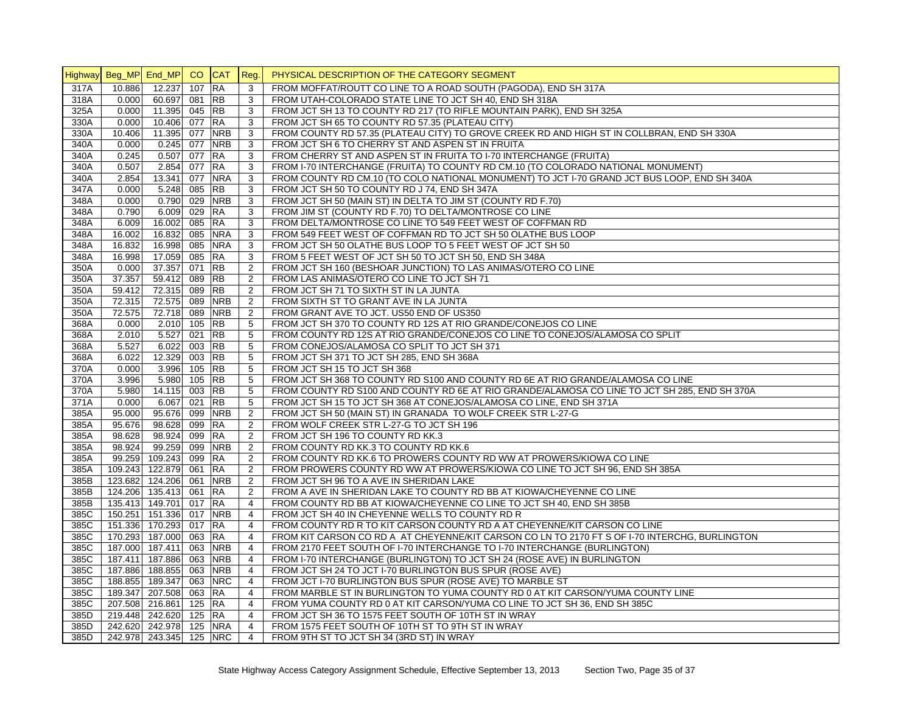| Highway | Beg_MP | End_MP | CO | CAT | Reg. | PHYSICAL DESCRIPTION OF THE CATEGORY SEGMENT |
|---|---|---|---|---|---|---|
| 317A | 10.886 | 12.237 | 107 | RA | 3 | FROM MOFFAT/ROUTT CO LINE TO A ROAD SOUTH (PAGODA), END SH 317A |
| 318A | 0.000 | 60.697 | 081 | RB | 3 | FROM UTAH-COLORADO STATE LINE TO JCT SH 40, END SH 318A |
| 325A | 0.000 | 11.395 | 045 | RB | 3 | FROM JCT SH 13 TO COUNTY RD 217 (TO RIFLE MOUNTAIN PARK), END SH 325A |
| 330A | 0.000 | 10.406 | 077 | RA | 3 | FROM JCT SH 65 TO COUNTY RD 57.35 (PLATEAU CITY) |
| 330A | 10.406 | 11.395 | 077 | NRB | 3 | FROM COUNTY RD 57.35 (PLATEAU CITY) TO GROVE CREEK RD AND HIGH ST IN COLLBRAN, END SH 330A |
| 340A | 0.000 | 0.245 | 077 | NRB | 3 | FROM JCT SH 6 TO CHERRY ST AND ASPEN ST IN FRUITA |
| 340A | 0.245 | 0.507 | 077 | RA | 3 | FROM CHERRY ST AND ASPEN ST IN FRUITA TO I-70 INTERCHANGE (FRUITA) |
| 340A | 0.507 | 2.854 | 077 | RA | 3 | FROM I-70 INTERCHANGE (FRUITA) TO COUNTY RD CM.10 (TO COLORADO NATIONAL MONUMENT) |
| 340A | 2.854 | 13.341 | 077 | NRA | 3 | FROM COUNTY RD CM.10 (TO COLO NATIONAL MONUMENT) TO JCT I-70 GRAND JCT BUS LOOP, END SH 340A |
| 347A | 0.000 | 5.248 | 085 | RB | 3 | FROM JCT SH 50 TO COUNTY RD J 74, END SH 347A |
| 348A | 0.000 | 0.790 | 029 | NRB | 3 | FROM JCT SH 50 (MAIN ST) IN DELTA TO JIM ST (COUNTY RD F.70) |
| 348A | 0.790 | 6.009 | 029 | RA | 3 | FROM JIM ST (COUNTY RD F.70) TO DELTA/MONTROSE CO LINE |
| 348A | 6.009 | 16.002 | 085 | RA | 3 | FROM DELTA/MONTROSE CO LINE TO 549 FEET WEST OF COFFMAN RD |
| 348A | 16.002 | 16.832 | 085 | NRA | 3 | FROM 549 FEET WEST OF COFFMAN RD TO JCT SH 50 OLATHE BUS LOOP |
| 348A | 16.832 | 16.998 | 085 | NRA | 3 | FROM JCT SH 50 OLATHE BUS LOOP TO 5 FEET WEST OF JCT SH 50 |
| 348A | 16.998 | 17.059 | 085 | RA | 3 | FROM 5 FEET WEST OF JCT SH 50 TO JCT SH 50, END SH 348A |
| 350A | 0.000 | 37.357 | 071 | RB | 2 | FROM JCT SH 160 (BESHOAR JUNCTION) TO LAS ANIMAS/OTERO CO LINE |
| 350A | 37.357 | 59.412 | 089 | RB | 2 | FROM LAS ANIMAS/OTERO CO LINE TO JCT SH 71 |
| 350A | 59.412 | 72.315 | 089 | RB | 2 | FROM JCT SH 71 TO SIXTH ST IN LA JUNTA |
| 350A | 72.315 | 72.575 | 089 | NRB | 2 | FROM SIXTH ST TO GRANT AVE IN LA JUNTA |
| 350A | 72.575 | 72.718 | 089 | NRB | 2 | FROM GRANT AVE TO JCT. US50 END OF US350 |
| 368A | 0.000 | 2.010 | 105 | RB | 5 | FROM JCT SH 370 TO COUNTY RD 12S AT RIO GRANDE/CONEJOS CO LINE |
| 368A | 2.010 | 5.527 | 021 | RB | 5 | FROM COUNTY RD 12S AT RIO GRANDE/CONEJOS CO LINE TO CONEJOS/ALAMOSA CO SPLIT |
| 368A | 5.527 | 6.022 | 003 | RB | 5 | FROM CONEJOS/ALAMOSA CO SPLIT TO JCT SH 371 |
| 368A | 6.022 | 12.329 | 003 | RB | 5 | FROM JCT SH 371 TO JCT SH 285, END SH 368A |
| 370A | 0.000 | 3.996 | 105 | RB | 5 | FROM JCT SH 15 TO JCT SH 368 |
| 370A | 3.996 | 5.980 | 105 | RB | 5 | FROM JCT SH 368 TO COUNTY RD S100 AND COUNTY RD 6E AT RIO GRANDE/ALAMOSA CO LINE |
| 370A | 5.980 | 14.115 | 003 | RB | 5 | FROM COUNTY RD S100 AND COUNTY RD 6E AT RIO GRANDE/ALAMOSA CO LINE TO JCT SH 285, END SH 370A |
| 371A | 0.000 | 6.067 | 021 | RB | 5 | FROM JCT SH 15 TO JCT SH 368 AT CONEJOS/ALAMOSA CO LINE, END SH 371A |
| 385A | 95.000 | 95.676 | 099 | NRB | 2 | FROM JCT SH 50 (MAIN ST) IN GRANADA TO WOLF CREEK STR L-27-G |
| 385A | 95.676 | 98.628 | 099 | RA | 2 | FROM WOLF CREEK STR L-27-G TO JCT SH 196 |
| 385A | 98.628 | 98.924 | 099 | RA | 2 | FROM JCT SH 196 TO COUNTY RD KK.3 |
| 385A | 98.924 | 99.259 | 099 | NRB | 2 | FROM COUNTY RD KK.3 TO COUNTY RD KK.6 |
| 385A | 99.259 | 109.243 | 099 | RA | 2 | FROM COUNTY RD KK.6 TO PROWERS COUNTY RD WW AT PROWERS/KIOWA CO LINE |
| 385A | 109.243 | 122.879 | 061 | RA | 2 | FROM PROWERS COUNTY RD WW AT PROWERS/KIOWA CO LINE TO JCT SH 96, END SH 385A |
| 385B | 123.682 | 124.206 | 061 | NRB | 2 | FROM JCT SH 96 TO A AVE IN SHERIDAN LAKE |
| 385B | 124.206 | 135.413 | 061 | RA | 2 | FROM A AVE IN SHERIDAN LAKE TO COUNTY RD BB AT KIOWA/CHEYENNE CO LINE |
| 385B | 135.413 | 149.701 | 017 | RA | 4 | FROM COUNTY RD BB AT KIOWA/CHEYENNE CO LINE TO JCT SH 40, END SH 385B |
| 385C | 150.251 | 151.336 | 017 | NRB | 4 | FROM JCT SH 40 IN CHEYENNE WELLS TO COUNTY RD R |
| 385C | 151.336 | 170.293 | 017 | RA | 4 | FROM COUNTY RD R TO KIT CARSON COUNTY RD A AT CHEYENNE/KIT CARSON CO LINE |
| 385C | 170.293 | 187.000 | 063 | RA | 4 | FROM KIT CARSON CO RD A AT CHEYENNE/KIT CARSON CO LN TO 2170 FT S OF I-70 INTERCHG, BURLINGTON |
| 385C | 187.000 | 187.411 | 063 | NRB | 4 | FROM 2170 FEET SOUTH OF I-70 INTERCHANGE TO I-70 INTERCHANGE (BURLINGTON) |
| 385C | 187.411 | 187.886 | 063 | NRB | 4 | FROM I-70 INTERCHANGE (BURLINGTON) TO JCT SH 24 (ROSE AVE) IN BURLINGTON |
| 385C | 187.886 | 188.855 | 063 | NRB | 4 | FROM JCT SH 24 TO JCT I-70 BURLINGTON BUS SPUR (ROSE AVE) |
| 385C | 188.855 | 189.347 | 063 | NRC | 4 | FROM JCT I-70 BURLINGTON BUS SPUR (ROSE AVE) TO MARBLE ST |
| 385C | 189.347 | 207.508 | 063 | RA | 4 | FROM MARBLE ST IN BURLINGTON TO YUMA COUNTY RD 0 AT KIT CARSON/YUMA COUNTY LINE |
| 385C | 207.508 | 216.861 | 125 | RA | 4 | FROM YUMA COUNTY RD 0 AT KIT CARSON/YUMA CO LINE TO JCT SH 36, END SH 385C |
| 385D | 219.448 | 242.620 | 125 | RA | 4 | FROM JCT SH 36 TO 1575 FEET SOUTH OF 10TH ST IN WRAY |
| 385D | 242.620 | 242.978 | 125 | NRA | 4 | FROM 1575 FEET SOUTH OF 10TH ST TO 9TH ST IN WRAY |
| 385D | 242.978 | 243.345 | 125 | NRC | 4 | FROM 9TH ST TO JCT SH 34 (3RD ST) IN WRAY |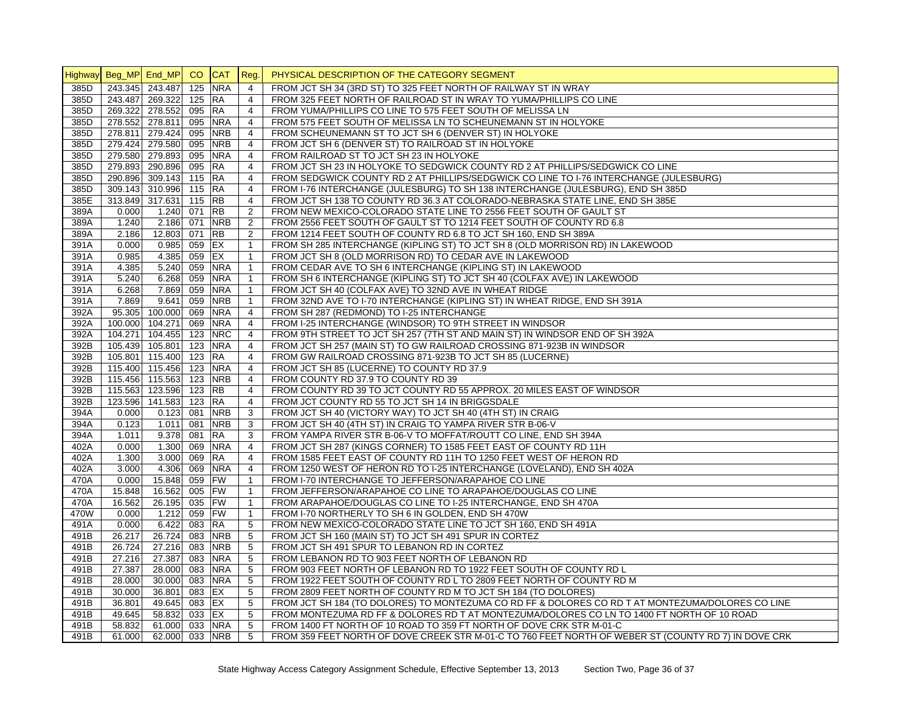| Highway | Beg_MP | End_MP | CO | CAT | Reg. | PHYSICAL DESCRIPTION OF THE CATEGORY SEGMENT |
|---|---|---|---|---|---|---|
| 385D | 243.345 | 243.487 | 125 | NRA | 4 | FROM JCT SH 34 (3RD ST) TO 325 FEET NORTH OF RAILWAY ST IN WRAY |
| 385D | 243.487 | 269.322 | 125 | RA | 4 | FROM 325 FEET NORTH OF RAILROAD ST IN WRAY TO YUMA/PHILLIPS CO LINE |
| 385D | 269.322 | 278.552 | 095 | RA | 4 | FROM YUMA/PHILLIPS CO LINE TO 575 FEET SOUTH OF MELISSA LN |
| 385D | 278.552 | 278.811 | 095 | NRA | 4 | FROM 575 FEET SOUTH OF MELISSA LN TO SCHEUNEMANN ST IN HOLYOKE |
| 385D | 278.811 | 279.424 | 095 | NRB | 4 | FROM SCHEUNEMANN ST TO JCT SH 6 (DENVER ST) IN HOLYOKE |
| 385D | 279.424 | 279.580 | 095 | NRB | 4 | FROM JCT SH 6 (DENVER ST) TO RAILROAD ST IN HOLYOKE |
| 385D | 279.580 | 279.893 | 095 | NRA | 4 | FROM RAILROAD ST TO JCT SH 23 IN HOLYOKE |
| 385D | 279.893 | 290.896 | 095 | RA | 4 | FROM JCT SH 23 IN HOLYOKE TO SEDGWICK COUNTY RD 2 AT PHILLIPS/SEDGWICK CO LINE |
| 385D | 290.896 | 309.143 | 115 | RA | 4 | FROM SEDGWICK COUNTY RD 2 AT PHILLIPS/SEDGWICK CO LINE TO I-76 INTERCHANGE (JULESBURG) |
| 385D | 309.143 | 310.996 | 115 | RA | 4 | FROM I-76 INTERCHANGE (JULESBURG) TO SH 138 INTERCHANGE (JULESBURG), END SH 385D |
| 385E | 313.849 | 317.631 | 115 | RB | 4 | FROM JCT SH 138 TO COUNTY RD 36.3 AT COLORADO-NEBRASKA STATE LINE, END SH 385E |
| 389A | 0.000 | 1.240 | 071 | RB | 2 | FROM NEW MEXICO-COLORADO STATE LINE TO 2556 FEET SOUTH OF GAULT ST |
| 389A | 1.240 | 2.186 | 071 | NRB | 2 | FROM 2556 FEET SOUTH OF GAULT ST TO 1214 FEET SOUTH OF COUNTY RD 6.8 |
| 389A | 2.186 | 12.803 | 071 | RB | 2 | FROM 1214 FEET SOUTH OF COUNTY RD 6.8 TO JCT SH 160, END SH 389A |
| 391A | 0.000 | 0.985 | 059 | EX | 1 | FROM SH 285 INTERCHANGE (KIPLING ST) TO JCT SH 8 (OLD MORRISON RD) IN LAKEWOOD |
| 391A | 0.985 | 4.385 | 059 | EX | 1 | FROM JCT SH 8 (OLD MORRISON RD) TO CEDAR AVE IN LAKEWOOD |
| 391A | 4.385 | 5.240 | 059 | NRA | 1 | FROM CEDAR AVE TO SH 6 INTERCHANGE (KIPLING ST) IN LAKEWOOD |
| 391A | 5.240 | 6.268 | 059 | NRA | 1 | FROM SH 6 INTERCHANGE (KIPLING ST) TO JCT SH 40 (COLFAX AVE) IN LAKEWOOD |
| 391A | 6.268 | 7.869 | 059 | NRA | 1 | FROM JCT SH 40 (COLFAX AVE) TO 32ND AVE IN WHEAT RIDGE |
| 391A | 7.869 | 9.641 | 059 | NRB | 1 | FROM 32ND AVE TO I-70 INTERCHANGE (KIPLING ST) IN WHEAT RIDGE, END SH 391A |
| 392A | 95.305 | 100.000 | 069 | NRA | 4 | FROM SH 287 (REDMOND) TO I-25 INTERCHANGE |
| 392A | 100.000 | 104.271 | 069 | NRA | 4 | FROM I-25 INTERCHANGE (WINDSOR) TO 9TH STREET IN WINDSOR |
| 392A | 104.271 | 104.455 | 123 | NRC | 4 | FROM 9TH STREET TO JCT SH 257 (7TH ST AND MAIN ST) IN WINDSOR END OF SH 392A |
| 392B | 105.439 | 105.801 | 123 | NRA | 4 | FROM JCT SH 257 (MAIN ST) TO GW RAILROAD CROSSING 871-923B IN WINDSOR |
| 392B | 105.801 | 115.400 | 123 | RA | 4 | FROM GW RAILROAD CROSSING 871-923B TO JCT SH 85 (LUCERNE) |
| 392B | 115.400 | 115.456 | 123 | NRA | 4 | FROM JCT SH 85 (LUCERNE) TO COUNTY RD 37.9 |
| 392B | 115.456 | 115.563 | 123 | NRB | 4 | FROM COUNTY RD 37.9 TO COUNTY RD 39 |
| 392B | 115.563 | 123.596 | 123 | RB | 4 | FROM COUNTY RD 39 TO JCT COUNTY RD 55 APPROX. 20 MILES EAST OF WINDSOR |
| 392B | 123.596 | 141.583 | 123 | RA | 4 | FROM JCT COUNTY RD 55 TO JCT SH 14 IN BRIGGSDALE |
| 394A | 0.000 | 0.123 | 081 | NRB | 3 | FROM JCT SH 40 (VICTORY WAY) TO JCT SH 40 (4TH ST) IN CRAIG |
| 394A | 0.123 | 1.011 | 081 | NRB | 3 | FROM JCT SH 40 (4TH ST) IN CRAIG TO YAMPA RIVER STR B-06-V |
| 394A | 1.011 | 9.378 | 081 | RA | 3 | FROM YAMPA RIVER STR B-06-V TO MOFFAT/ROUTT CO LINE, END SH 394A |
| 402A | 0.000 | 1.300 | 069 | NRA | 4 | FROM JCT SH 287 (KINGS CORNER) TO 1585 FEET EAST OF COUNTY RD 11H |
| 402A | 1.300 | 3.000 | 069 | RA | 4 | FROM 1585 FEET EAST OF COUNTY RD 11H TO 1250 FEET WEST OF HERON RD |
| 402A | 3.000 | 4.306 | 069 | NRA | 4 | FROM 1250 WEST OF HERON RD TO I-25 INTERCHANGE (LOVELAND), END SH 402A |
| 470A | 0.000 | 15.848 | 059 | FW | 1 | FROM I-70 INTERCHANGE TO JEFFERSON/ARAPAHOE CO LINE |
| 470A | 15.848 | 16.562 | 005 | FW | 1 | FROM JEFFERSON/ARAPAHOE CO LINE TO ARAPAHOE/DOUGLAS CO LINE |
| 470A | 16.562 | 26.195 | 035 | FW | 1 | FROM ARAPAHOE/DOUGLAS CO LINE TO I-25 INTERCHANGE, END SH 470A |
| 470W | 0.000 | 1.212 | 059 | FW | 1 | FROM I-70 NORTHERLY TO SH 6 IN GOLDEN, END SH 470W |
| 491A | 0.000 | 6.422 | 083 | RA | 5 | FROM NEW MEXICO-COLORADO STATE LINE TO JCT SH 160, END SH 491A |
| 491B | 26.217 | 26.724 | 083 | NRB | 5 | FROM JCT SH 160 (MAIN ST) TO JCT SH 491 SPUR IN CORTEZ |
| 491B | 26.724 | 27.216 | 083 | NRB | 5 | FROM JCT SH 491 SPUR TO LEBANON RD IN CORTEZ |
| 491B | 27.216 | 27.387 | 083 | NRA | 5 | FROM LEBANON RD TO 903 FEET NORTH OF LEBANON RD |
| 491B | 27.387 | 28.000 | 083 | NRA | 5 | FROM 903 FEET NORTH OF LEBANON RD TO 1922 FEET SOUTH OF COUNTY RD L |
| 491B | 28.000 | 30.000 | 083 | NRA | 5 | FROM 1922 FEET SOUTH OF COUNTY RD L TO 2809 FEET NORTH OF COUNTY RD M |
| 491B | 30.000 | 36.801 | 083 | EX | 5 | FROM 2809 FEET NORTH OF COUNTY RD M TO JCT SH 184 (TO DOLORES) |
| 491B | 36.801 | 49.645 | 083 | EX | 5 | FROM JCT SH 184 (TO DOLORES) TO MONTEZUMA CO RD FF & DOLORES CO RD T AT MONTEZUMA/DOLORES CO LINE |
| 491B | 49.645 | 58.832 | 033 | EX | 5 | FROM MONTEZUMA RD FF & DOLORES RD T AT MONTEZUMA/DOLORES CO LN TO 1400 FT NORTH OF 10 ROAD |
| 491B | 58.832 | 61.000 | 033 | NRA | 5 | FROM 1400 FT NORTH OF 10 ROAD TO 359 FT NORTH OF DOVE CRK STR M-01-C |
| 491B | 61.000 | 62.000 | 033 | NRB | 5 | FROM 359 FEET NORTH OF DOVE CREEK STR M-01-C TO 760 FEET NORTH OF WEBER ST (COUNTY RD 7) IN DOVE CRK |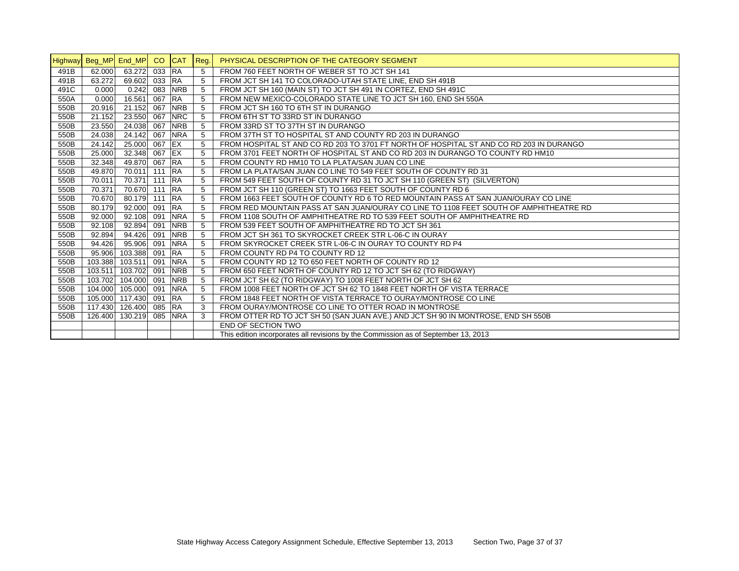| Highway | Beg_MP | End_MP | CO | CAT | Reg. | PHYSICAL DESCRIPTION OF THE CATEGORY SEGMENT |
|---|---|---|---|---|---|---|
| 491B | 62.000 | 63.272 | 033 | RA | 5 | FROM 760 FEET NORTH OF WEBER ST TO JCT SH 141 |
| 491B | 63.272 | 69.602 | 033 | RA | 5 | FROM JCT SH 141 TO COLORADO-UTAH STATE LINE, END SH 491B |
| 491C | 0.000 | 0.242 | 083 | NRB | 5 | FROM JCT SH 160 (MAIN ST) TO JCT SH 491 IN CORTEZ, END SH 491C |
| 550A | 0.000 | 16.561 | 067 | RA | 5 | FROM NEW MEXICO-COLORADO STATE LINE TO JCT SH 160, END SH 550A |
| 550B | 20.916 | 21.152 | 067 | NRB | 5 | FROM JCT SH 160 TO 6TH ST IN DURANGO |
| 550B | 21.152 | 23.550 | 067 | NRC | 5 | FROM 6TH ST TO 33RD ST IN DURANGO |
| 550B | 23.550 | 24.038 | 067 | NRB | 5 | FROM 33RD ST TO 37TH ST IN DURANGO |
| 550B | 24.038 | 24.142 | 067 | NRA | 5 | FROM 37TH ST TO HOSPITAL ST AND COUNTY RD 203 IN DURANGO |
| 550B | 24.142 | 25.000 | 067 | EX | 5 | FROM HOSPITAL ST AND CO RD 203 TO 3701 FT NORTH OF HOSPITAL ST AND CO RD 203 IN DURANGO |
| 550B | 25.000 | 32.348 | 067 | EX | 5 | FROM 3701 FEET NORTH OF HOSPITAL ST AND CO RD 203 IN DURANGO TO COUNTY RD HM10 |
| 550B | 32.348 | 49.870 | 067 | RA | 5 | FROM COUNTY RD HM10 TO LA PLATA/SAN JUAN CO LINE |
| 550B | 49.870 | 70.011 | 111 | RA | 5 | FROM LA PLATA/SAN JUAN CO LINE TO 549 FEET SOUTH OF COUNTY RD 31 |
| 550B | 70.011 | 70.371 | 111 | RA | 5 | FROM 549 FEET SOUTH OF COUNTY RD 31 TO JCT SH 110 (GREEN ST) (SILVERTON) |
| 550B | 70.371 | 70.670 | 111 | RA | 5 | FROM JCT SH 110 (GREEN ST) TO 1663 FEET SOUTH OF COUNTY RD 6 |
| 550B | 70.670 | 80.179 | 111 | RA | 5 | FROM 1663 FEET SOUTH OF COUNTY RD 6 TO RED MOUNTAIN PASS AT SAN JUAN/OURAY CO LINE |
| 550B | 80.179 | 92.000 | 091 | RA | 5 | FROM RED MOUNTAIN PASS AT SAN JUAN/OURAY CO LINE TO 1108 FEET SOUTH OF AMPHITHEATRE RD |
| 550B | 92.000 | 92.108 | 091 | NRA | 5 | FROM 1108 SOUTH OF AMPHITHEATRE RD TO 539 FEET SOUTH OF AMPHITHEATRE RD |
| 550B | 92.108 | 92.894 | 091 | NRB | 5 | FROM 539 FEET SOUTH OF AMPHITHEATRE RD TO JCT SH 361 |
| 550B | 92.894 | 94.426 | 091 | NRB | 5 | FROM JCT SH 361 TO SKYROCKET CREEK STR L-06-C IN OURAY |
| 550B | 94.426 | 95.906 | 091 | NRA | 5 | FROM SKYROCKET CREEK STR L-06-C IN OURAY TO COUNTY RD P4 |
| 550B | 95.906 | 103.388 | 091 | RA | 5 | FROM COUNTY RD P4 TO COUNTY RD 12 |
| 550B | 103.388 | 103.511 | 091 | NRA | 5 | FROM COUNTY RD 12 TO 650 FEET NORTH OF COUNTY RD 12 |
| 550B | 103.511 | 103.702 | 091 | NRB | 5 | FROM 650 FEET NORTH OF COUNTY RD 12 TO JCT SH 62 (TO RIDGWAY) |
| 550B | 103.702 | 104.000 | 091 | NRB | 5 | FROM JCT SH 62 (TO RIDGWAY) TO 1008 FEET NORTH OF JCT SH 62 |
| 550B | 104.000 | 105.000 | 091 | NRA | 5 | FROM 1008 FEET NORTH OF JCT SH 62 TO 1848 FEET NORTH OF VISTA TERRACE |
| 550B | 105.000 | 117.430 | 091 | RA | 5 | FROM 1848 FEET NORTH OF VISTA TERRACE TO OURAY/MONTROSE CO LINE |
| 550B | 117.430 | 126.400 | 085 | RA | 3 | FROM OURAY/MONTROSE CO LINE TO OTTER ROAD IN MONTROSE |
| 550B | 126.400 | 130.219 | 085 | NRA | 3 | FROM OTTER RD TO JCT SH 50 (SAN JUAN AVE.) AND JCT SH 90 IN MONTROSE, END SH 550B |
| | | | | | | END OF SECTION TWO |
| | | | | | | This edition incorporates all revisions by the Commission as of September 13, 2013 |